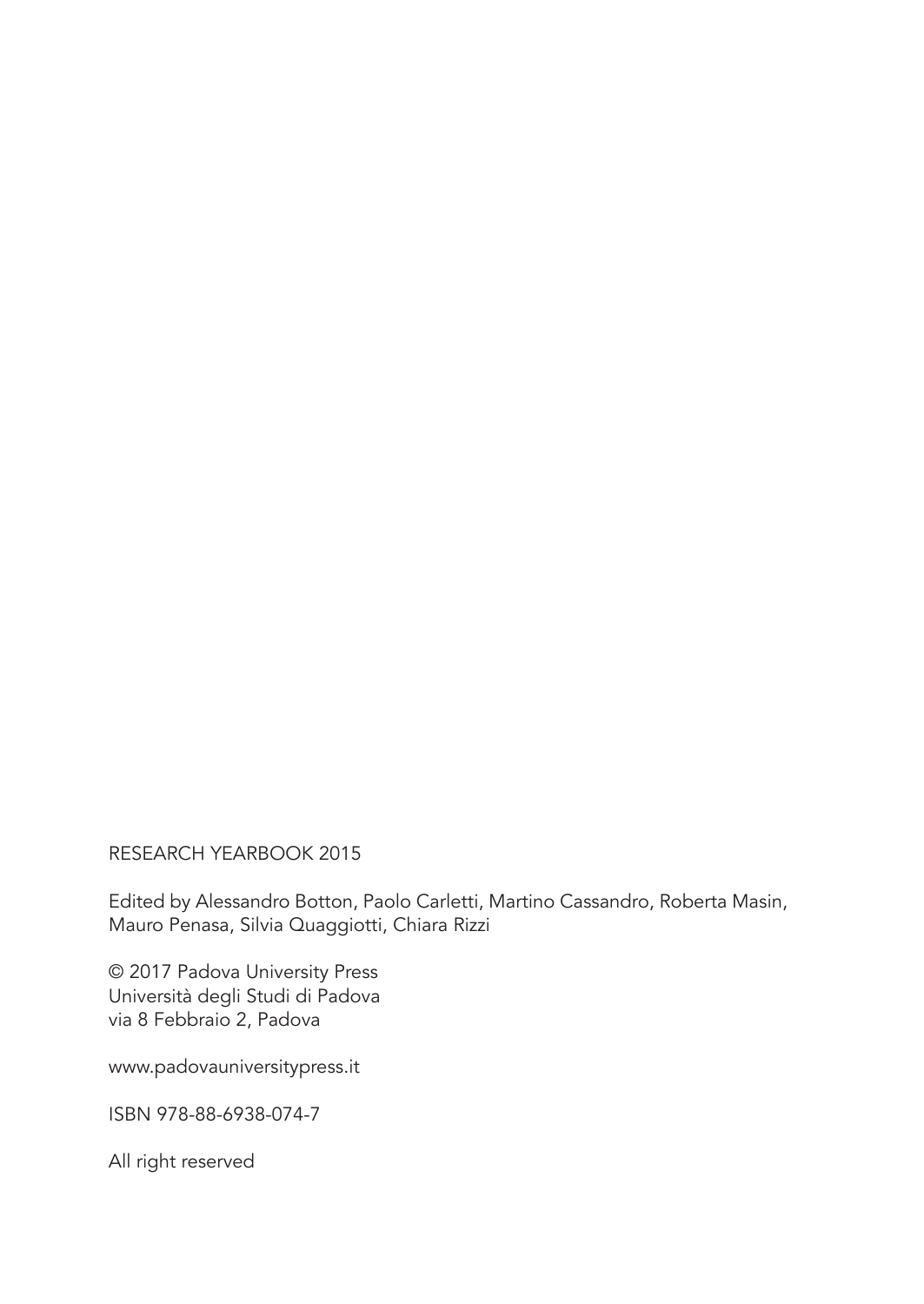RESEARCH YEARBOOK 2015

Edited by Alessandro Botton, Paolo Carletti, Martino Cassandro, Roberta Masin, Mauro Penasa, Silvia Quaggiotti, Chiara Rizzi

© 2017 Padova University Press
Università degli Studi di Padova
via 8 Febbraio 2, Padova

www.padovauniversitypress.it

ISBN 978-88-6938-074-7

All right reserved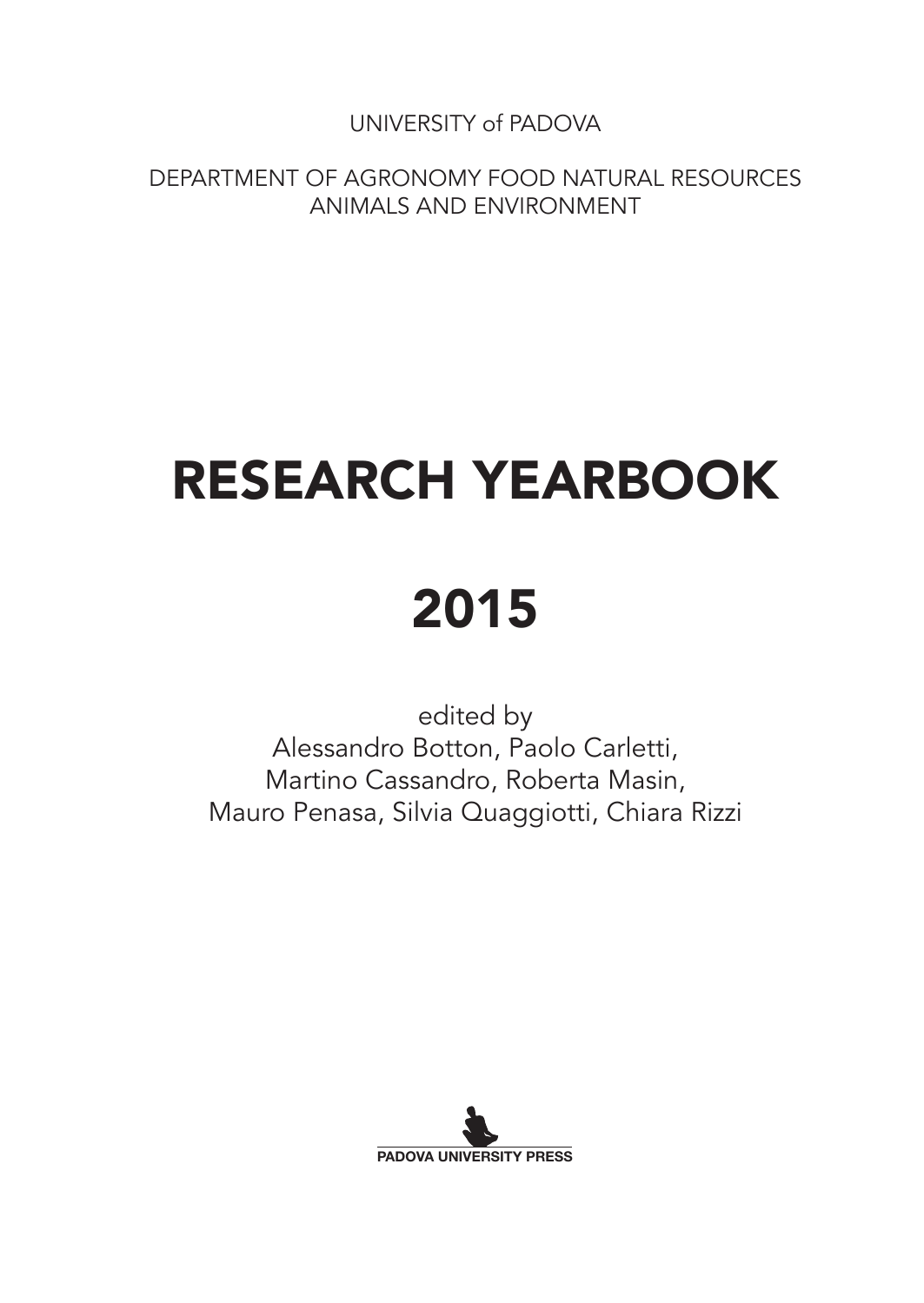UNIVERSITY of PADOVA

DEPARTMENT OF AGRONOMY FOOD NATURAL RESOURCES ANIMALS AND ENVIRONMENT

# RESEARCH YEARBOOK

# 2015

edited by
Alessandro Botton, Paolo Carletti,
Martino Cassandro, Roberta Masin,
Mauro Penasa, Silvia Quaggiotti, Chiara Rizzi

PADOVA UNIVERSITY PRESS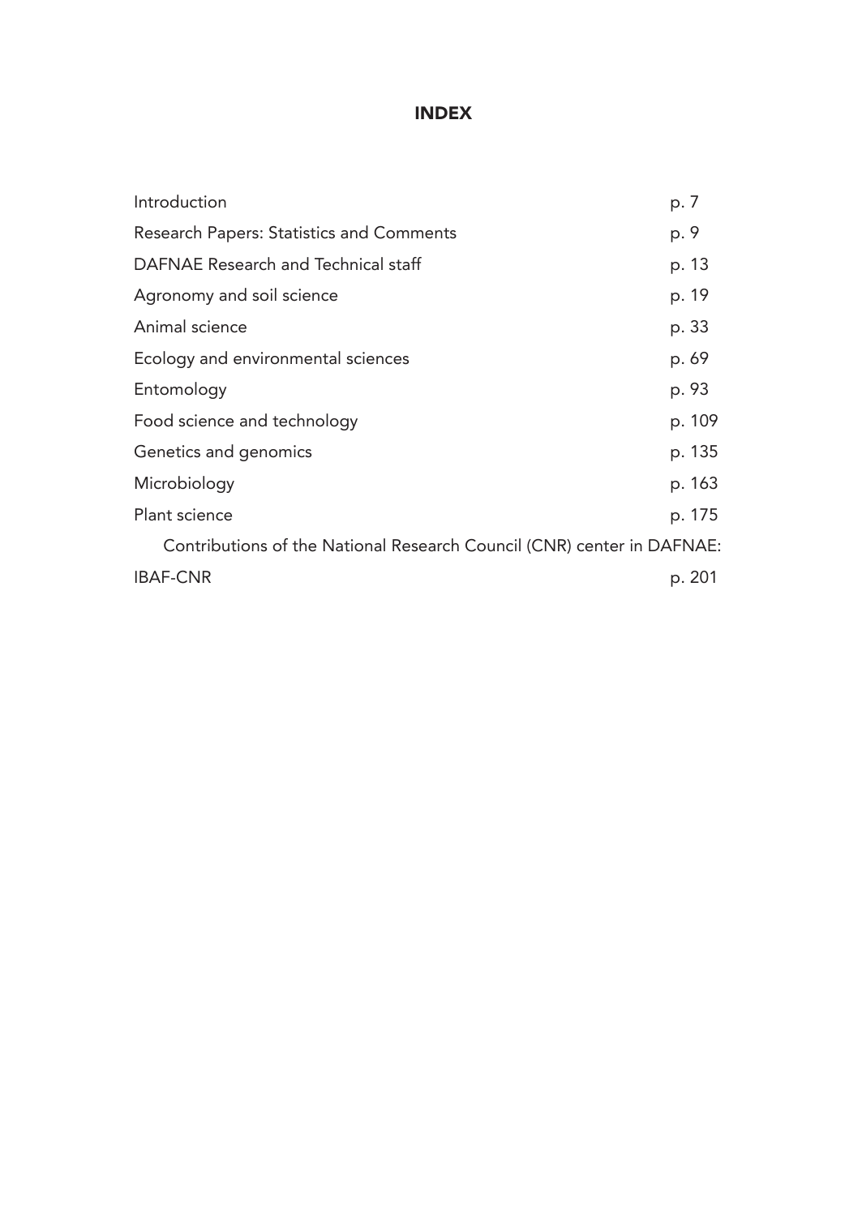# INDEX

| | |
|---|---|
| Introduction | p. 7 |
| Research Papers: Statistics and Comments | p. 9 |
| DAFNAE Research and Technical staff | p. 13 |
| Agronomy and soil science | p. 19 |
| Animal science | p. 33 |
| Ecology and environmental sciences | p. 69 |
| Entomology | p. 93 |
| Food science and technology | p. 109 |
| Genetics and genomics | p. 135 |
| Microbiology | p. 163 |
| Plant science | p. 175 |
| Contributions of the National Research Council (CNR) center in DAFNAE: | |
| IBAF-CNR | p. 201 |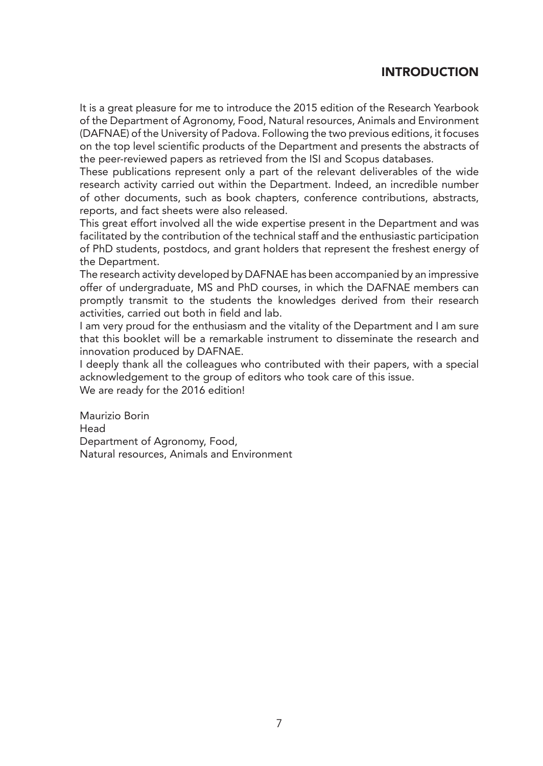# INTRODUCTION

It is a great pleasure for me to introduce the 2015 edition of the Research Yearbook of the Department of Agronomy, Food, Natural resources, Animals and Environment (DAFNAE) of the University of Padova. Following the two previous editions, it focuses on the top level scientific products of the Department and presents the abstracts of the peer-reviewed papers as retrieved from the ISI and Scopus databases.

These publications represent only a part of the relevant deliverables of the wide research activity carried out within the Department. Indeed, an incredible number of other documents, such as book chapters, conference contributions, abstracts, reports, and fact sheets were also released.

This great effort involved all the wide expertise present in the Department and was facilitated by the contribution of the technical staff and the enthusiastic participation of PhD students, postdocs, and grant holders that represent the freshest energy of the Department.

The research activity developed by DAFNAE has been accompanied by an impressive offer of undergraduate, MS and PhD courses, in which the DAFNAE members can promptly transmit to the students the knowledges derived from their research activities, carried out both in field and lab.

I am very proud for the enthusiasm and the vitality of the Department and I am sure that this booklet will be a remarkable instrument to disseminate the research and innovation produced by DAFNAE.

I deeply thank all the colleagues who contributed with their papers, with a special acknowledgement to the group of editors who took care of this issue.

We are ready for the 2016 edition!

Maurizio Borin
Head
Department of Agronomy, Food,
Natural resources, Animals and Environment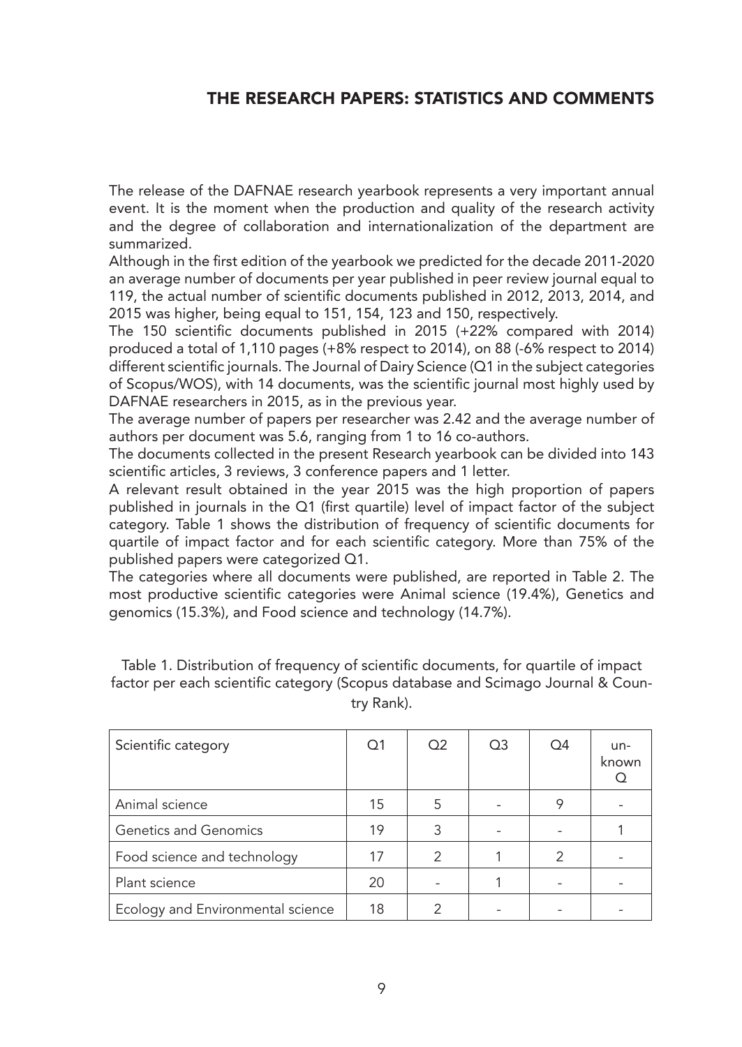## THE RESEARCH PAPERS: STATISTICS AND COMMENTS

The release of the DAFNAE research yearbook represents a very important annual event. It is the moment when the production and quality of the research activity and the degree of collaboration and internationalization of the department are summarized.

Although in the first edition of the yearbook we predicted for the decade 2011-2020 an average number of documents per year published in peer review journal equal to 119, the actual number of scientific documents published in 2012, 2013, 2014, and 2015 was higher, being equal to 151, 154, 123 and 150, respectively.

The 150 scientific documents published in 2015 (+22% compared with 2014) produced a total of 1,110 pages (+8% respect to 2014), on 88 (-6% respect to 2014) different scientific journals. The Journal of Dairy Science (Q1 in the subject categories of Scopus/WOS), with 14 documents, was the scientific journal most highly used by DAFNAE researchers in 2015, as in the previous year.

The average number of papers per researcher was 2.42 and the average number of authors per document was 5.6, ranging from 1 to 16 co-authors.

The documents collected in the present Research yearbook can be divided into 143 scientific articles, 3 reviews, 3 conference papers and 1 letter.

A relevant result obtained in the year 2015 was the high proportion of papers published in journals in the Q1 (first quartile) level of impact factor of the subject category. Table 1 shows the distribution of frequency of scientific documents for quartile of impact factor and for each scientific category. More than 75% of the published papers were categorized Q1.

The categories where all documents were published, are reported in Table 2. The most productive scientific categories were Animal science (19.4%), Genetics and genomics (15.3%), and Food science and technology (14.7%).

Table 1. Distribution of frequency of scientific documents, for quartile of impact factor per each scientific category (Scopus database and Scimago Journal & Country Rank).

| Scientific category | Q1 | Q2 | Q3 | Q4 | unknown Q |
|---|---|---|---|---|---|
| Animal science | 15 | 5 | - | 9 | - |
| Genetics and Genomics | 19 | 3 | - | - | 1 |
| Food science and technology | 17 | 2 | 1 | 2 | - |
| Plant science | 20 | - | 1 | - | - |
| Ecology and Environmental science | 18 | 2 | - | - | - |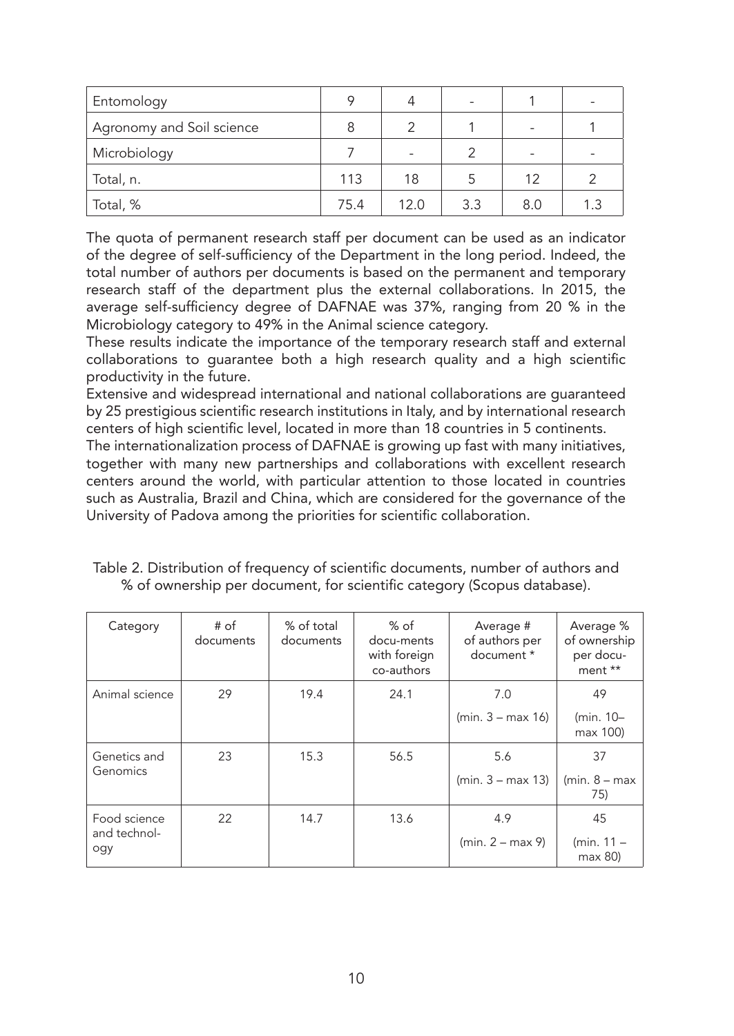| Entomology | 9 | 4 | - | 1 | - |
|---|---|---|---|---|---|
| Agronomy and Soil science | 8 | 2 | 1 | - | 1 |
| Microbiology | 7 | - | 2 | - | - |
| Total, n. | 113 | 18 | 5 | 12 | 2 |
| Total, % | 75.4 | 12.0 | 3.3 | 8.0 | 1.3 |

The quota of permanent research staff per document can be used as an indicator of the degree of self-sufficiency of the Department in the long period. Indeed, the total number of authors per documents is based on the permanent and temporary research staff of the department plus the external collaborations. In 2015, the average self-sufficiency degree of DAFNAE was 37%, ranging from 20 % in the Microbiology category to 49% in the Animal science category.

These results indicate the importance of the temporary research staff and external collaborations to guarantee both a high research quality and a high scientific productivity in the future.

Extensive and widespread international and national collaborations are guaranteed by 25 prestigious scientific research institutions in Italy, and by international research centers of high scientific level, located in more than 18 countries in 5 continents.

The internationalization process of DAFNAE is growing up fast with many initiatives, together with many new partnerships and collaborations with excellent research centers around the world, with particular attention to those located in countries such as Australia, Brazil and China, which are considered for the governance of the University of Padova among the priorities for scientific collaboration.

Table 2. Distribution of frequency of scientific documents, number of authors and % of ownership per document, for scientific category (Scopus database).

| Category | # of documents | % of total documents | % of docu-ments with foreign co-authors | Average # of authors per document * | Average % of ownership per docu-ment ** |
|---|---|---|---|---|---|
| Animal science | 29 | 19.4 | 24.1 | 7.0 (min. 3 – max 16) | 49 (min. 10– max 100) |
| Genetics and Genomics | 23 | 15.3 | 56.5 | 5.6 (min. 3 – max 13) | 37 (min. 8 – max 75) |
| Food science and technol-ogy | 22 | 14.7 | 13.6 | 4.9 (min. 2 – max 9) | 45 (min. 11 – max 80) |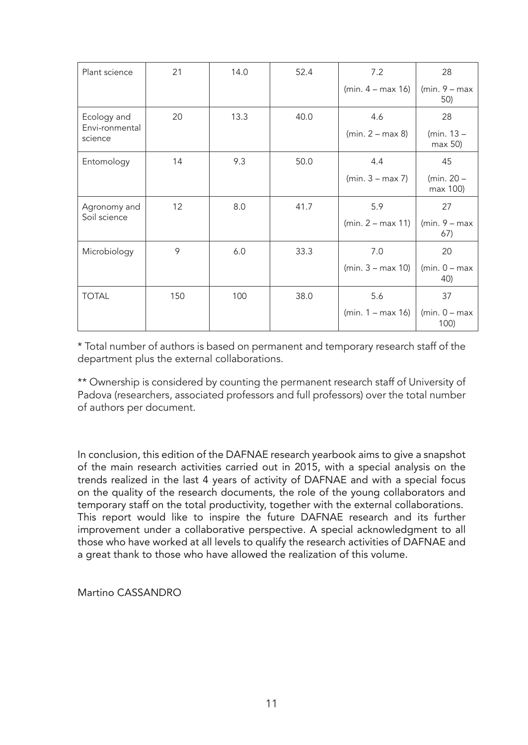| | | | | | |
|---|---|---|---|---|---|
| Plant science | 21 | 14.0 | 52.4 | 7.2 (min. 4 – max 16) | 28 (min. 9 – max 50) |
| Ecology and Envi-ronmental science | 20 | 13.3 | 40.0 | 4.6 (min. 2 – max 8) | 28 (min. 13 – max 50) |
| Entomology | 14 | 9.3 | 50.0 | 4.4 (min. 3 – max 7) | 45 (min. 20 – max 100) |
| Agronomy and Soil science | 12 | 8.0 | 41.7 | 5.9 (min. 2 – max 11) | 27 (min. 9 – max 67) |
| Microbiology | 9 | 6.0 | 33.3 | 7.0 (min. 3 – max 10) | 20 (min. 0 – max 40) |
| TOTAL | 150 | 100 | 38.0 | 5.6 (min. 1 – max 16) | 37 (min. 0 – max 100) |

* Total number of authors is based on permanent and temporary research staff of the department plus the external collaborations.

** Ownership is considered by counting the permanent research staff of University of Padova (researchers, associated professors and full professors) over the total number of authors per document.

In conclusion, this edition of the DAFNAE research yearbook aims to give a snapshot of the main research activities carried out in 2015, with a special analysis on the trends realized in the last 4 years of activity of DAFNAE and with a special focus on the quality of the research documents, the role of the young collaborators and temporary staff on the total productivity, together with the external collaborations. This report would like to inspire the future DAFNAE research and its further improvement under a collaborative perspective. A special acknowledgment to all those who have worked at all levels to qualify the research activities of DAFNAE and a great thank to those who have allowed the realization of this volume.

Martino CASSANDRO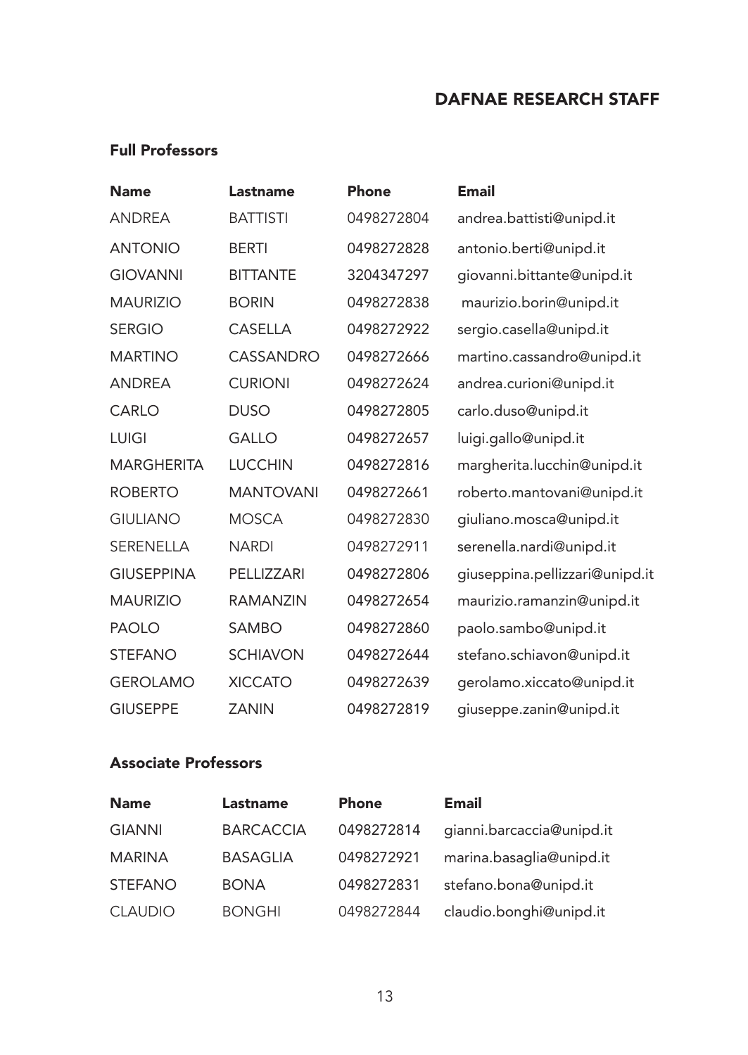# DAFNAE RESEARCH STAFF

## Full Professors

| Name | Lastname | Phone | Email |
|---|---|---|---|
| ANDREA | BATTISTI | 0498272804 | andrea.battisti@unipd.it |
| ANTONIO | BERTI | 0498272828 | antonio.berti@unipd.it |
| GIOVANNI | BITTANTE | 3204347297 | giovanni.bittante@unipd.it |
| MAURIZIO | BORIN | 0498272838 | maurizio.borin@unipd.it |
| SERGIO | CASELLA | 0498272922 | sergio.casella@unipd.it |
| MARTINO | CASSANDRO | 0498272666 | martino.cassandro@unipd.it |
| ANDREA | CURIONI | 0498272624 | andrea.curioni@unipd.it |
| CARLO | DUSO | 0498272805 | carlo.duso@unipd.it |
| LUIGI | GALLO | 0498272657 | luigi.gallo@unipd.it |
| MARGHERITA | LUCCHIN | 0498272816 | margherita.lucchin@unipd.it |
| ROBERTO | MANTOVANI | 0498272661 | roberto.mantovani@unipd.it |
| GIULIANO | MOSCA | 0498272830 | giuliano.mosca@unipd.it |
| SERENELLA | NARDI | 0498272911 | serenella.nardi@unipd.it |
| GIUSEPPINA | PELLIZZARI | 0498272806 | giuseppina.pellizzari@unipd.it |
| MAURIZIO | RAMANZIN | 0498272654 | maurizio.ramanzin@unipd.it |
| PAOLO | SAMBO | 0498272860 | paolo.sambo@unipd.it |
| STEFANO | SCHIAVON | 0498272644 | stefano.schiavon@unipd.it |
| GEROLAMO | XICCATO | 0498272639 | gerolamo.xiccato@unipd.it |
| GIUSEPPE | ZANIN | 0498272819 | giuseppe.zanin@unipd.it |

## Associate Professors

| Name | Lastname | Phone | Email |
|---|---|---|---|
| GIANNI | BARCACCIA | 0498272814 | gianni.barcaccia@unipd.it |
| MARINA | BASAGLIA | 0498272921 | marina.basaglia@unipd.it |
| STEFANO | BONA | 0498272831 | stefano.bona@unipd.it |
| CLAUDIO | BONGHI | 0498272844 | claudio.bonghi@unipd.it |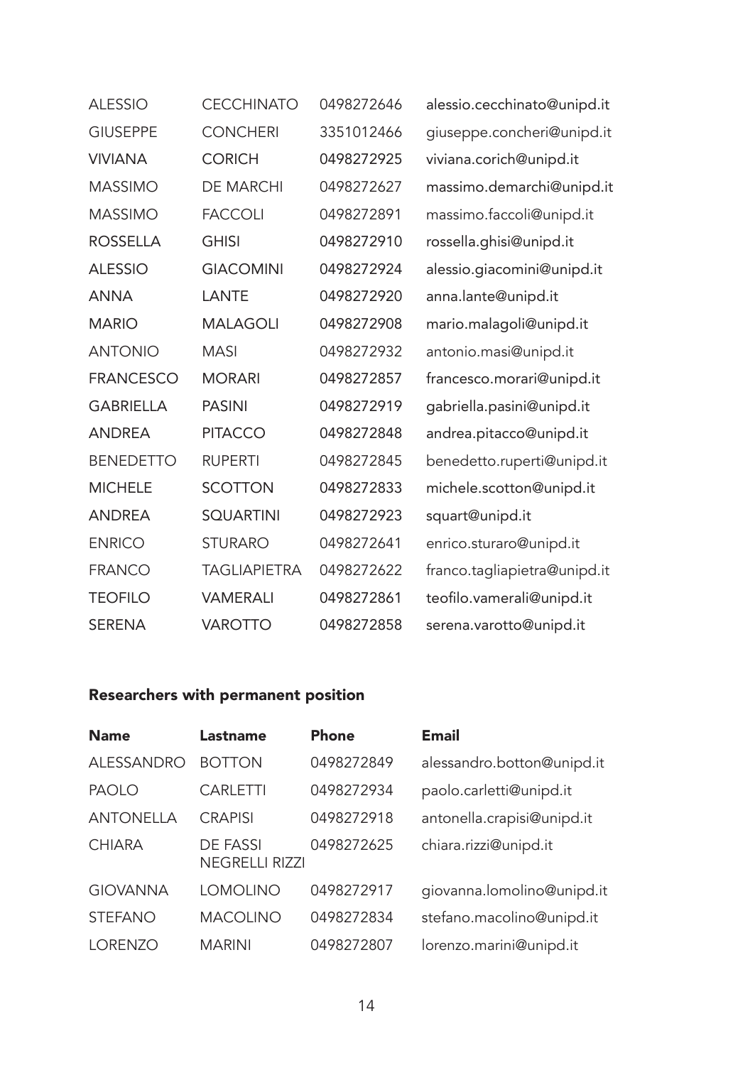| | | | |
|---|---|---|---|
| ALESSIO | CECCHINATO | 0498272646 | alessio.cecchinato@unipd.it |
| GIUSEPPE | CONCHERI | 3351012466 | giuseppe.concheri@unipd.it |
| VIVIANA | CORICH | 0498272925 | viviana.corich@unipd.it |
| MASSIMO | DE MARCHI | 0498272627 | massimo.demarchi@unipd.it |
| MASSIMO | FACCOLI | 0498272891 | massimo.faccoli@unipd.it |
| ROSSELLA | GHISI | 0498272910 | rossella.ghisi@unipd.it |
| ALESSIO | GIACOMINI | 0498272924 | alessio.giacomini@unipd.it |
| ANNA | LANTE | 0498272920 | anna.lante@unipd.it |
| MARIO | MALAGOLI | 0498272908 | mario.malagoli@unipd.it |
| ANTONIO | MASI | 0498272932 | antonio.masi@unipd.it |
| FRANCESCO | MORARI | 0498272857 | francesco.morari@unipd.it |
| GABRIELLA | PASINI | 0498272919 | gabriella.pasini@unipd.it |
| ANDREA | PITACCO | 0498272848 | andrea.pitacco@unipd.it |
| BENEDETTO | RUPERTI | 0498272845 | benedetto.ruperti@unipd.it |
| MICHELE | SCOTTON | 0498272833 | michele.scotton@unipd.it |
| ANDREA | SQUARTINI | 0498272923 | squart@unipd.it |
| ENRICO | STURARO | 0498272641 | enrico.sturaro@unipd.it |
| FRANCO | TAGLIAPIETRA | 0498272622 | franco.tagliapietra@unipd.it |
| TEOFILO | VAMERALI | 0498272861 | teofilo.vamerali@unipd.it |
| SERENA | VAROTTO | 0498272858 | serena.varotto@unipd.it |

### Researchers with permanent position

| Name | Lastname | Phone | Email |
|---|---|---|---|
| ALESSANDRO | BOTTON | 0498272849 | alessandro.botton@unipd.it |
| PAOLO | CARLETTI | 0498272934 | paolo.carletti@unipd.it |
| ANTONELLA | CRAPISI | 0498272918 | antonella.crapisi@unipd.it |
| CHIARA | DE FASSI NEGRELLI RIZZI | 0498272625 | chiara.rizzi@unipd.it |
| GIOVANNA | LOMOLINO | 0498272917 | giovanna.lomolino@unipd.it |
| STEFANO | MACOLINO | 0498272834 | stefano.macolino@unipd.it |
| LORENZO | MARINI | 0498272807 | lorenzo.marini@unipd.it |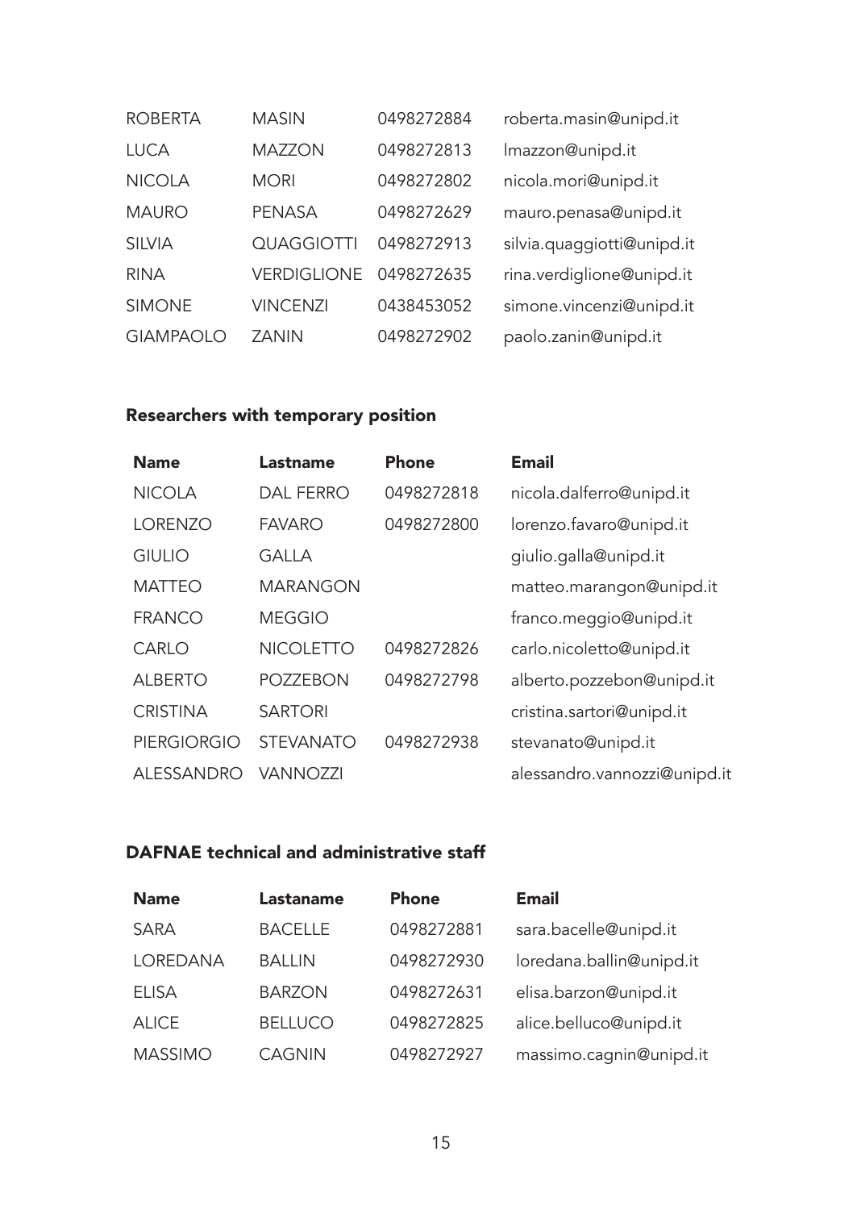| | | | |
|---|---|---|---|
| ROBERTA | MASIN | 0498272884 | roberta.masin@unipd.it |
| LUCA | MAZZON | 0498272813 | lmazzon@unipd.it |
| NICOLA | MORI | 0498272802 | nicola.mori@unipd.it |
| MAURO | PENASA | 0498272629 | mauro.penasa@unipd.it |
| SILVIA | QUAGGIOTTI | 0498272913 | silvia.quaggiotti@unipd.it |
| RINA | VERDIGLIONE | 0498272635 | rina.verdiglione@unipd.it |
| SIMONE | VINCENZI | 0438453052 | simone.vincenzi@unipd.it |
| GIAMPAOLO | ZANIN | 0498272902 | paolo.zanin@unipd.it |

### Researchers with temporary position

| Name | Lastname | Phone | Email |
|---|---|---|---|
| NICOLA | DAL FERRO | 0498272818 | nicola.dalferro@unipd.it |
| LORENZO | FAVARO | 0498272800 | lorenzo.favaro@unipd.it |
| GIULIO | GALLA | | giulio.galla@unipd.it |
| MATTEO | MARANGON | | matteo.marangon@unipd.it |
| FRANCO | MEGGIO | | franco.meggio@unipd.it |
| CARLO | NICOLETTO | 0498272826 | carlo.nicoletto@unipd.it |
| ALBERTO | POZZEBON | 0498272798 | alberto.pozzebon@unipd.it |
| CRISTINA | SARTORI | | cristina.sartori@unipd.it |
| PIERGIORGIO | STEVANATO | 0498272938 | stevanato@unipd.it |
| ALESSANDRO | VANNOZZI | | alessandro.vannozzi@unipd.it |

### DAFNAE technical and administrative staff

| Name | Lastaname | Phone | Email |
|---|---|---|---|
| SARA | BACELLE | 0498272881 | sara.bacelle@unipd.it |
| LOREDANA | BALLIN | 0498272930 | loredana.ballin@unipd.it |
| ELISA | BARZON | 0498272631 | elisa.barzon@unipd.it |
| ALICE | BELLUCO | 0498272825 | alice.belluco@unipd.it |
| MASSIMO | CAGNIN | 0498272927 | massimo.cagnin@unipd.it |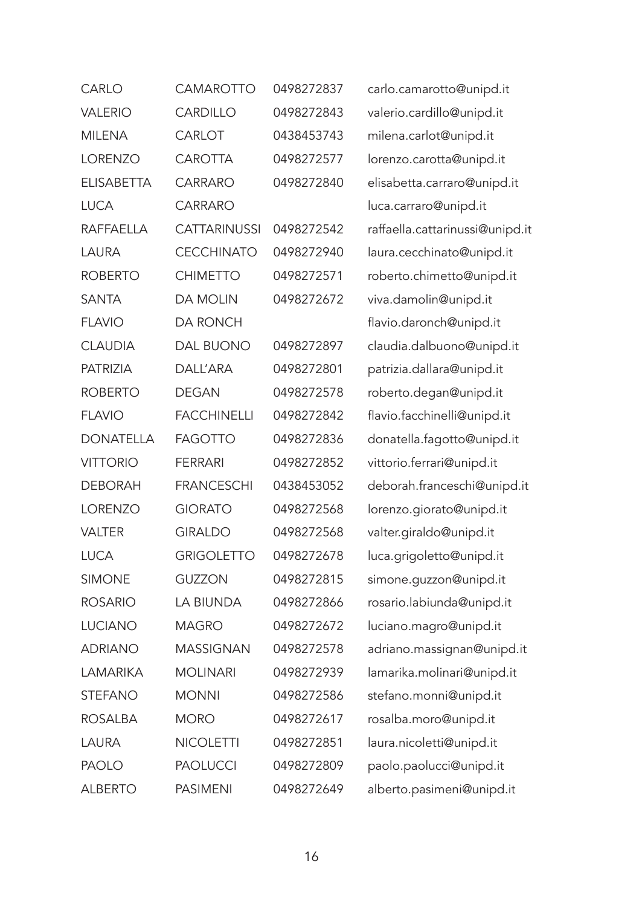| | | | |
|---|---|---|---|
| CARLO | CAMAROTTO | 0498272837 | carlo.camarotto@unipd.it |
| VALERIO | CARDILLO | 0498272843 | valerio.cardillo@unipd.it |
| MILENA | CARLOT | 0438453743 | milena.carlot@unipd.it |
| LORENZO | CAROTTA | 0498272577 | lorenzo.carotta@unipd.it |
| ELISABETTA | CARRARO | 0498272840 | elisabetta.carraro@unipd.it |
| LUCA | CARRARO | | luca.carraro@unipd.it |
| RAFFAELLA | CATTARINUSSI | 0498272542 | raffaella.cattarinussi@unipd.it |
| LAURA | CECCHINATO | 0498272940 | laura.cecchinato@unipd.it |
| ROBERTO | CHIMETTO | 0498272571 | roberto.chimetto@unipd.it |
| SANTA | DA MOLIN | 0498272672 | viva.damolin@unipd.it |
| FLAVIO | DA RONCH | | flavio.daronch@unipd.it |
| CLAUDIA | DAL BUONO | 0498272897 | claudia.dalbuono@unipd.it |
| PATRIZIA | DALL'ARA | 0498272801 | patrizia.dallara@unipd.it |
| ROBERTO | DEGAN | 0498272578 | roberto.degan@unipd.it |
| FLAVIO | FACCHINELLI | 0498272842 | flavio.facchinelli@unipd.it |
| DONATELLA | FAGOTTO | 0498272836 | donatella.fagotto@unipd.it |
| VITTORIO | FERRARI | 0498272852 | vittorio.ferrari@unipd.it |
| DEBORAH | FRANCESCHI | 0438453052 | deborah.franceschi@unipd.it |
| LORENZO | GIORATO | 0498272568 | lorenzo.giorato@unipd.it |
| VALTER | GIRALDO | 0498272568 | valter.giraldo@unipd.it |
| LUCA | GRIGOLETTO | 0498272678 | luca.grigoletto@unipd.it |
| SIMONE | GUZZON | 0498272815 | simone.guzzon@unipd.it |
| ROSARIO | LA BIUNDA | 0498272866 | rosario.labiunda@unipd.it |
| LUCIANO | MAGRO | 0498272672 | luciano.magro@unipd.it |
| ADRIANO | MASSIGNAN | 0498272578 | adriano.massignan@unipd.it |
| LAMARIKA | MOLINARI | 0498272939 | lamarika.molinari@unipd.it |
| STEFANO | MONNI | 0498272586 | stefano.monni@unipd.it |
| ROSALBA | MORO | 0498272617 | rosalba.moro@unipd.it |
| LAURA | NICOLETTI | 0498272851 | laura.nicoletti@unipd.it |
| PAOLO | PAOLUCCI | 0498272809 | paolo.paolucci@unipd.it |
| ALBERTO | PASIMENI | 0498272649 | alberto.pasimeni@unipd.it |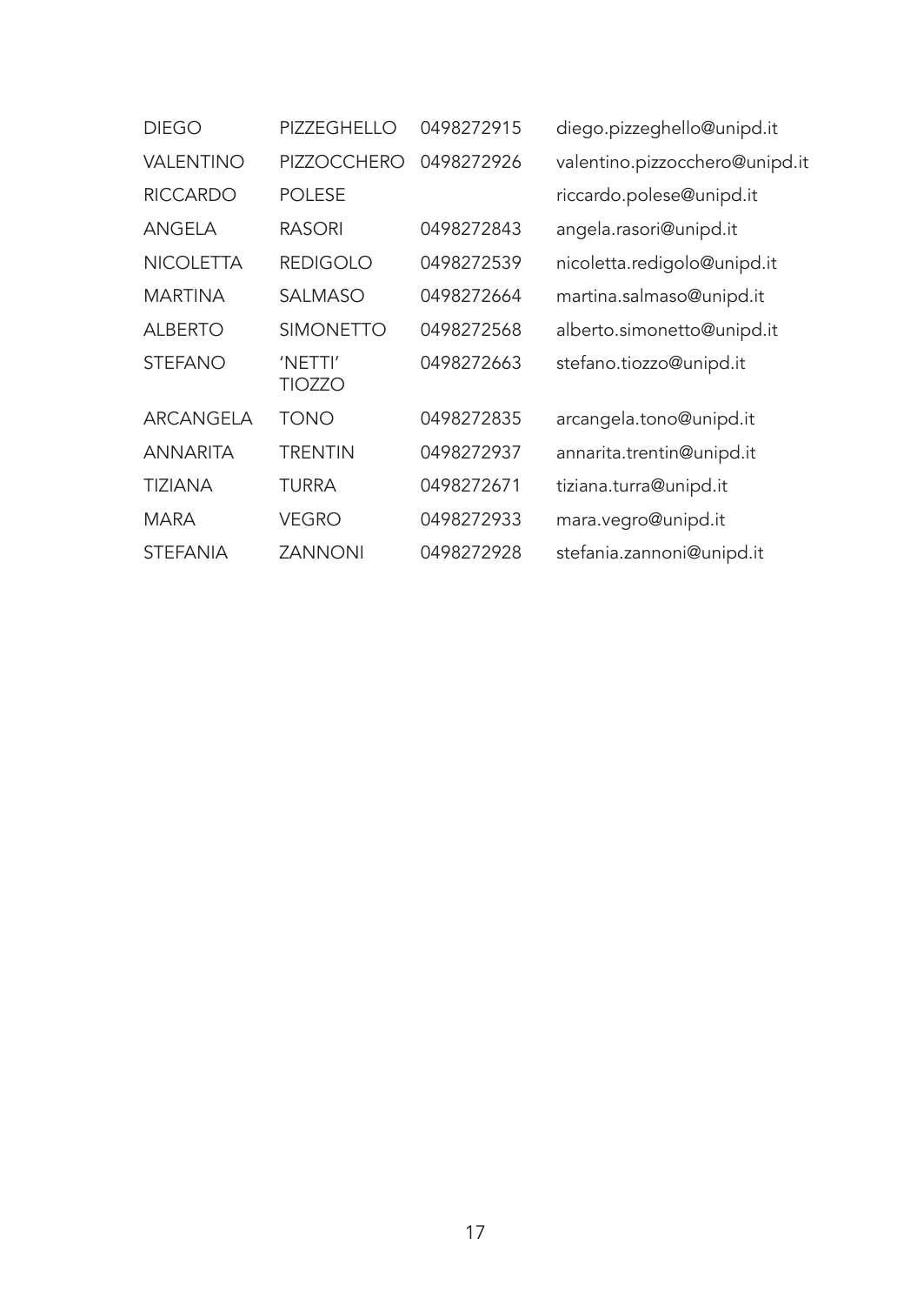| | | | |
|---|---|---|---|
| DIEGO | PIZZEGHELLO | 0498272915 | diego.pizzeghello@unipd.it |
| VALENTINO | PIZZOCCHERO | 0498272926 | valentino.pizzocchero@unipd.it |
| RICCARDO | POLESE | | riccardo.polese@unipd.it |
| ANGELA | RASORI | 0498272843 | angela.rasori@unipd.it |
| NICOLETTA | REDIGOLO | 0498272539 | nicoletta.redigolo@unipd.it |
| MARTINA | SALMASO | 0498272664 | martina.salmaso@unipd.it |
| ALBERTO | SIMONETTO | 0498272568 | alberto.simonetto@unipd.it |
| STEFANO | 'NETTI' TIOZZO | 0498272663 | stefano.tiozzo@unipd.it |
| ARCANGELA | TONO | 0498272835 | arcangela.tono@unipd.it |
| ANNARITA | TRENTIN | 0498272937 | annarita.trentin@unipd.it |
| TIZIANA | TURRA | 0498272671 | tiziana.turra@unipd.it |
| MARA | VEGRO | 0498272933 | mara.vegro@unipd.it |
| STEFANIA | ZANNONI | 0498272928 | stefania.zannoni@unipd.it |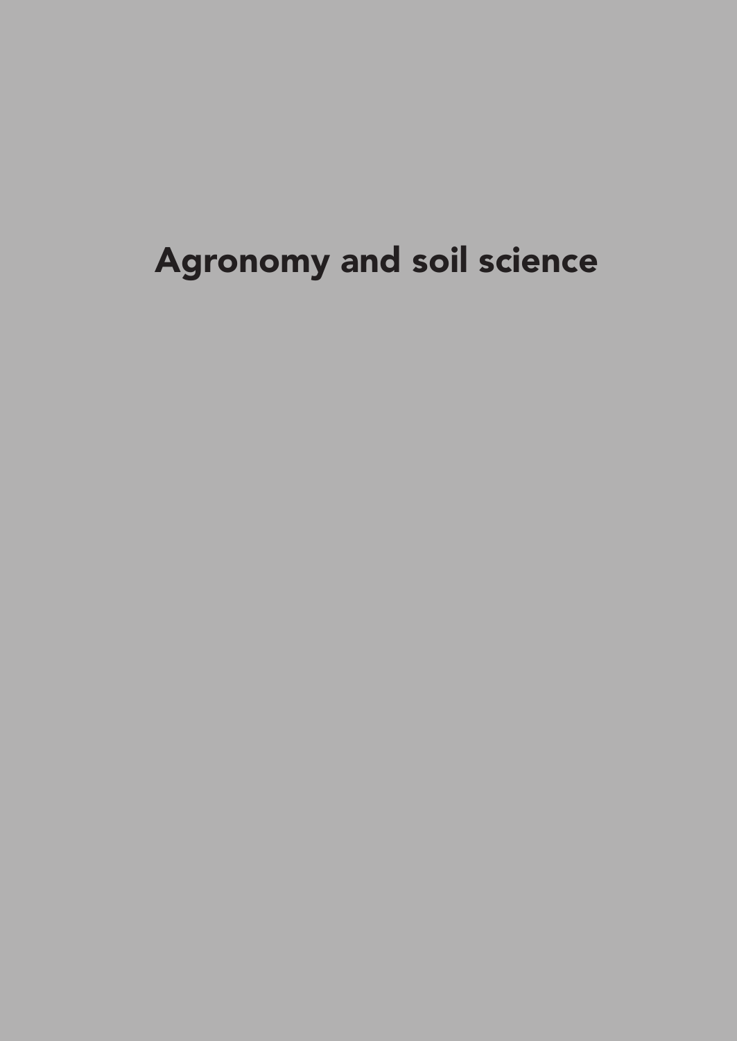# Agronomy and soil science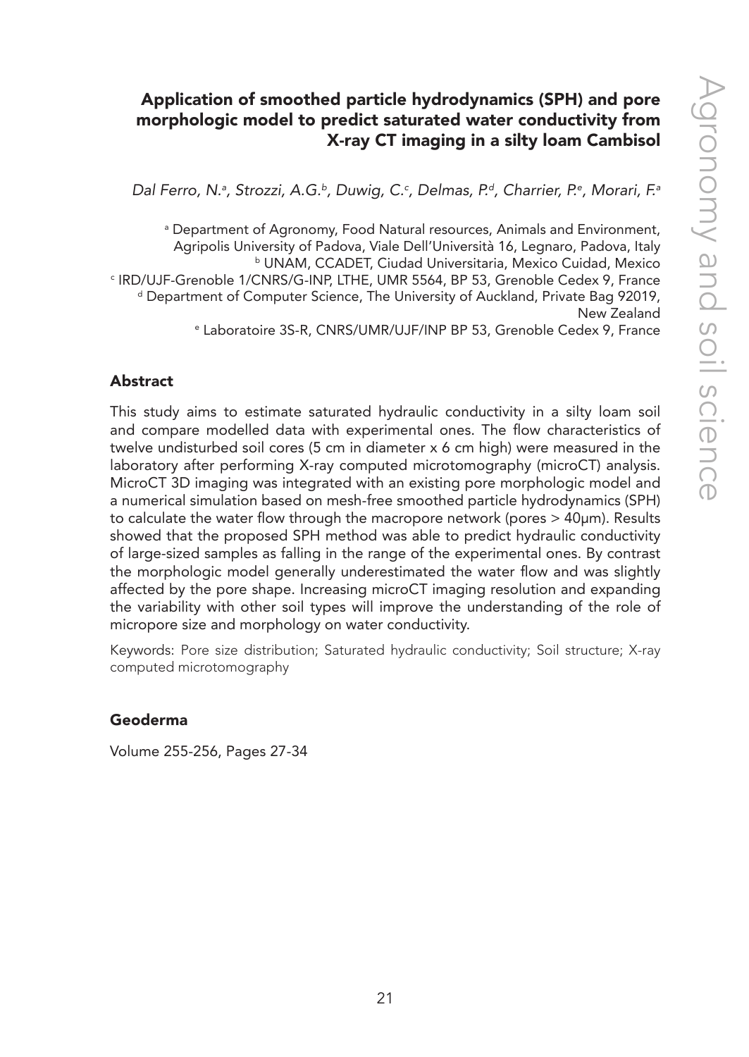# Application of smoothed particle hydrodynamics (SPH) and pore morphologic model to predict saturated water conductivity from X-ray CT imaging in a silty loam Cambisol

*Dal Ferro, N.[a], Strozzi, A.G.[b], Duwig, C.[c], Delmas, P.[d], Charrier, P.[e], Morari, F.[a]*

[a] Department of Agronomy, Food Natural resources, Animals and Environment, Agripolis University of Padova, Viale Dell'Università 16, Legnaro, Padova, Italy
[b] UNAM, CCADET, Ciudad Universitaria, Mexico Cuidad, Mexico
[c] IRD/UJF-Grenoble 1/CNRS/G-INP, LTHE, UMR 5564, BP 53, Grenoble Cedex 9, France
[d] Department of Computer Science, The University of Auckland, Private Bag 92019, New Zealand
[e] Laboratoire 3S-R, CNRS/UMR/UJF/INP BP 53, Grenoble Cedex 9, France

## Abstract

This study aims to estimate saturated hydraulic conductivity in a silty loam soil and compare modelled data with experimental ones. The flow characteristics of twelve undisturbed soil cores (5 cm in diameter x 6 cm high) were measured in the laboratory after performing X-ray computed microtomography (microCT) analysis. MicroCT 3D imaging was integrated with an existing pore morphologic model and a numerical simulation based on mesh-free smoothed particle hydrodynamics (SPH) to calculate the water flow through the macropore network (pores > 40μm). Results showed that the proposed SPH method was able to predict hydraulic conductivity of large-sized samples as falling in the range of the experimental ones. By contrast the morphologic model generally underestimated the water flow and was slightly affected by the pore shape. Increasing microCT imaging resolution and expanding the variability with other soil types will improve the understanding of the role of micropore size and morphology on water conductivity.

Keywords: Pore size distribution; Saturated hydraulic conductivity; Soil structure; X-ray computed microtomography

## Geoderma

Volume 255-256, Pages 27-34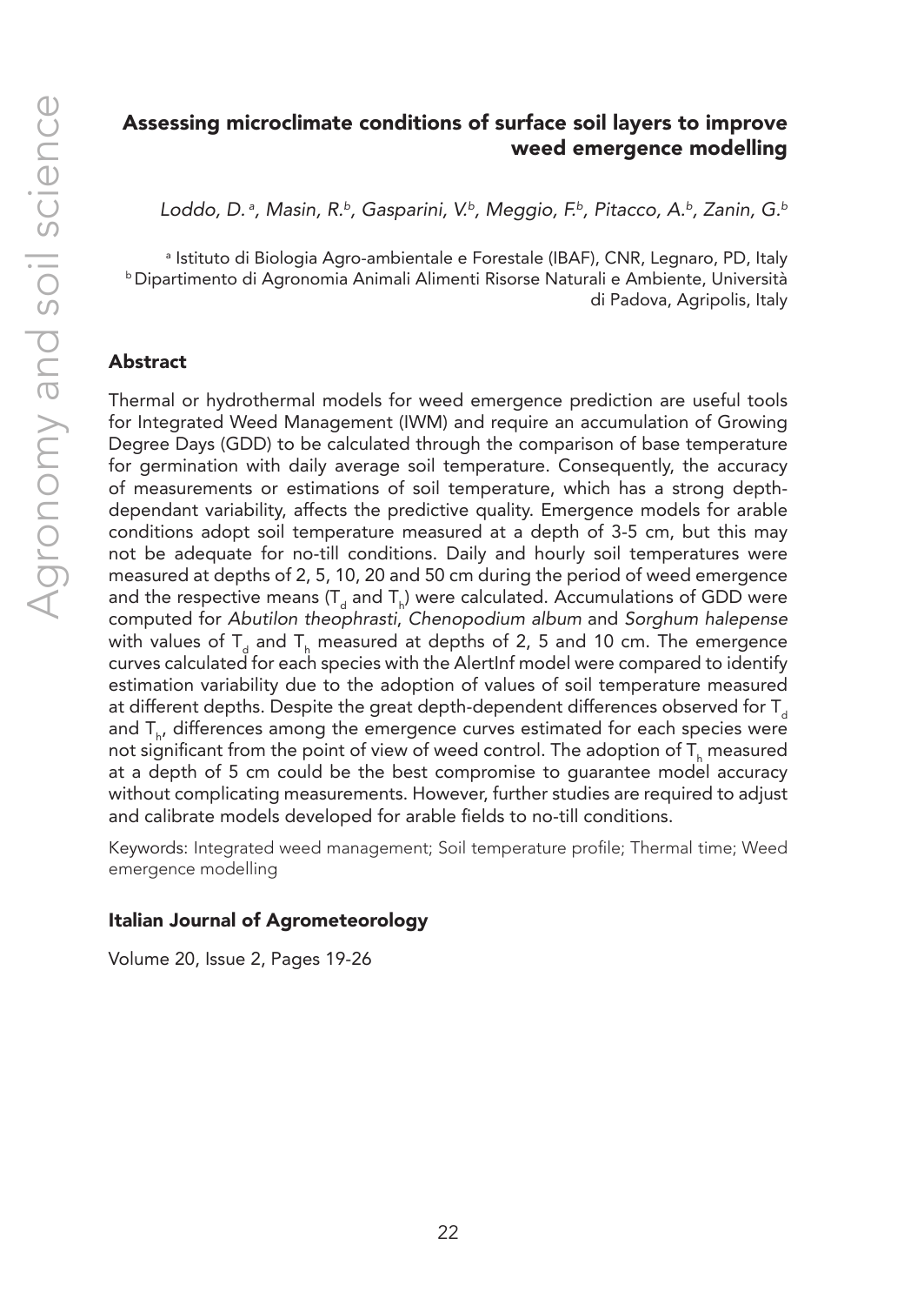# Assessing microclimate conditions of surface soil layers to improve weed emergence modelling

*Loddo, D.[a], Masin, R.[b], Gasparini, V.[b], Meggio, F.[b], Pitacco, A.[b], Zanin, G.[b]*

[a] Istituto di Biologia Agro-ambientale e Forestale (IBAF), CNR, Legnaro, PD, Italy
[b] Dipartimento di Agronomia Animali Alimenti Risorse Naturali e Ambiente, Università di Padova, Agripolis, Italy

## Abstract

Thermal or hydrothermal models for weed emergence prediction are useful tools for Integrated Weed Management (IWM) and require an accumulation of Growing Degree Days (GDD) to be calculated through the comparison of base temperature for germination with daily average soil temperature. Consequently, the accuracy of measurements or estimations of soil temperature, which has a strong depth-dependant variability, affects the predictive quality. Emergence models for arable conditions adopt soil temperature measured at a depth of 3-5 cm, but this may not be adequate for no-till conditions. Daily and hourly soil temperatures were measured at depths of 2, 5, 10, 20 and 50 cm during the period of weed emergence and the respective means ($T_d$ and $T_h$) were calculated. Accumulations of GDD were computed for *Abutilon theophrasti*, *Chenopodium album* and *Sorghum halepense* with values of $T_d$ and $T_h$ measured at depths of 2, 5 and 10 cm. The emergence curves calculated for each species with the AlertInf model were compared to identify estimation variability due to the adoption of values of soil temperature measured at different depths. Despite the great depth-dependent differences observed for $T_d$ and $T_h$, differences among the emergence curves estimated for each species were not significant from the point of view of weed control. The adoption of $T_h$ measured at a depth of 5 cm could be the best compromise to guarantee model accuracy without complicating measurements. However, further studies are required to adjust and calibrate models developed for arable fields to no-till conditions.

Keywords: Integrated weed management; Soil temperature profile; Thermal time; Weed emergence modelling

### Italian Journal of Agrometeorology

Volume 20, Issue 2, Pages 19-26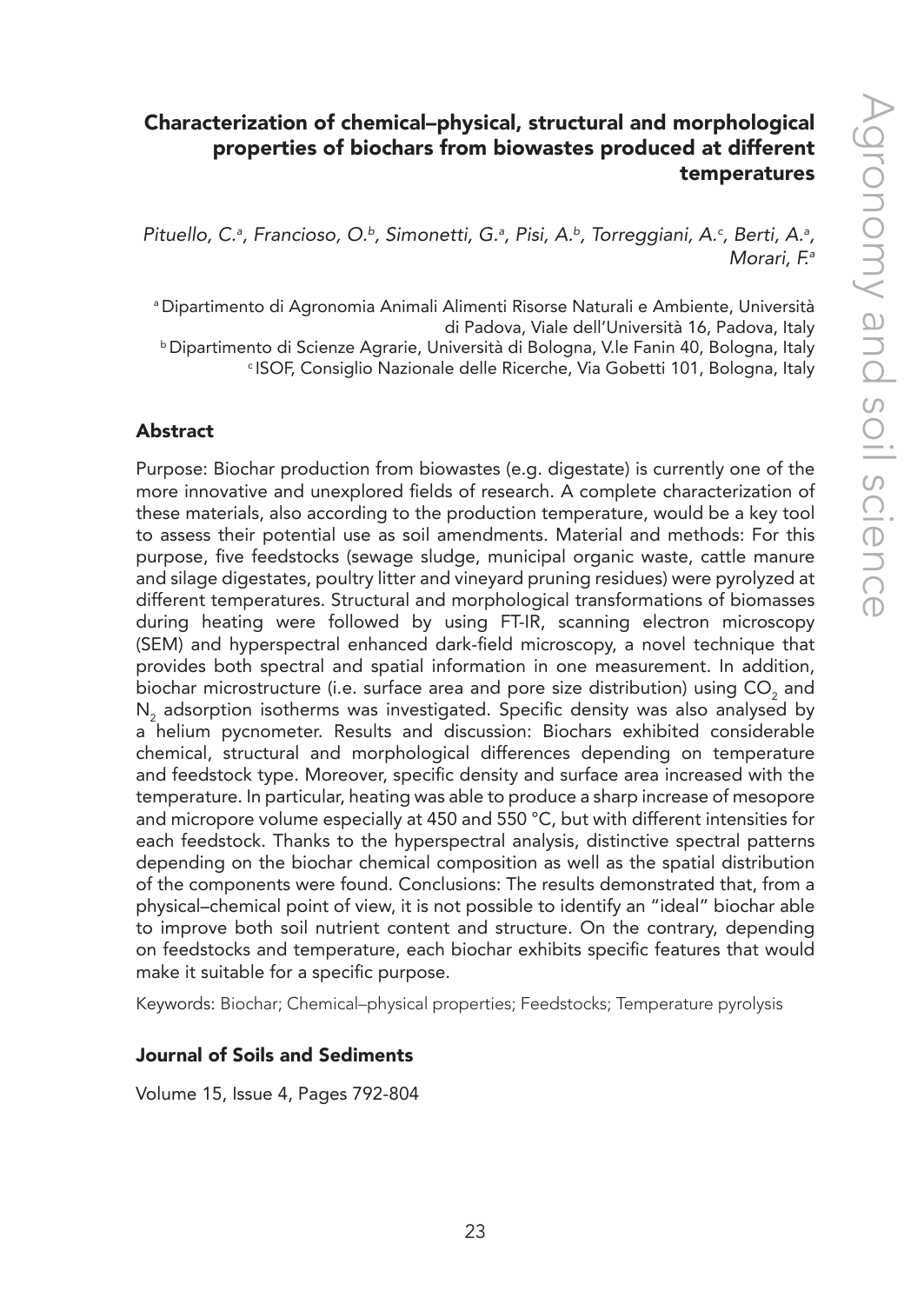## Characterization of chemical–physical, structural and morphological properties of biochars from biowastes produced at different temperatures

*Pituello, C.[a], Francioso, O.[b], Simonetti, G.[a], Pisi, A.[b], Torreggiani, A.[c], Berti, A.[a], Morari, F.[a]*

[a] Dipartimento di Agronomia Animali Alimenti Risorse Naturali e Ambiente, Università di Padova, Viale dell'Università 16, Padova, Italy
[b] Dipartimento di Scienze Agrarie, Università di Bologna, V.le Fanin 40, Bologna, Italy
[c] ISOF, Consiglio Nazionale delle Ricerche, Via Gobetti 101, Bologna, Italy

### Abstract

Purpose: Biochar production from biowastes (e.g. digestate) is currently one of the more innovative and unexplored fields of research. A complete characterization of these materials, also according to the production temperature, would be a key tool to assess their potential use as soil amendments. Material and methods: For this purpose, five feedstocks (sewage sludge, municipal organic waste, cattle manure and silage digestates, poultry litter and vineyard pruning residues) were pyrolyzed at different temperatures. Structural and morphological transformations of biomasses during heating were followed by using FT-IR, scanning electron microscopy (SEM) and hyperspectral enhanced dark-field microscopy, a novel technique that provides both spectral and spatial information in one measurement. In addition, biochar microstructure (i.e. surface area and pore size distribution) using $CO_2$ and $N_2$ adsorption isotherms was investigated. Specific density was also analysed by a helium pycnometer. Results and discussion: Biochars exhibited considerable chemical, structural and morphological differences depending on temperature and feedstock type. Moreover, specific density and surface area increased with the temperature. In particular, heating was able to produce a sharp increase of mesopore and micropore volume especially at 450 and 550 °C, but with different intensities for each feedstock. Thanks to the hyperspectral analysis, distinctive spectral patterns depending on the biochar chemical composition as well as the spatial distribution of the components were found. Conclusions: The results demonstrated that, from a physical–chemical point of view, it is not possible to identify an "ideal" biochar able to improve both soil nutrient content and structure. On the contrary, depending on feedstocks and temperature, each biochar exhibits specific features that would make it suitable for a specific purpose.

Keywords: Biochar; Chemical–physical properties; Feedstocks; Temperature pyrolysis

#### Journal of Soils and Sediments

Volume 15, Issue 4, Pages 792-804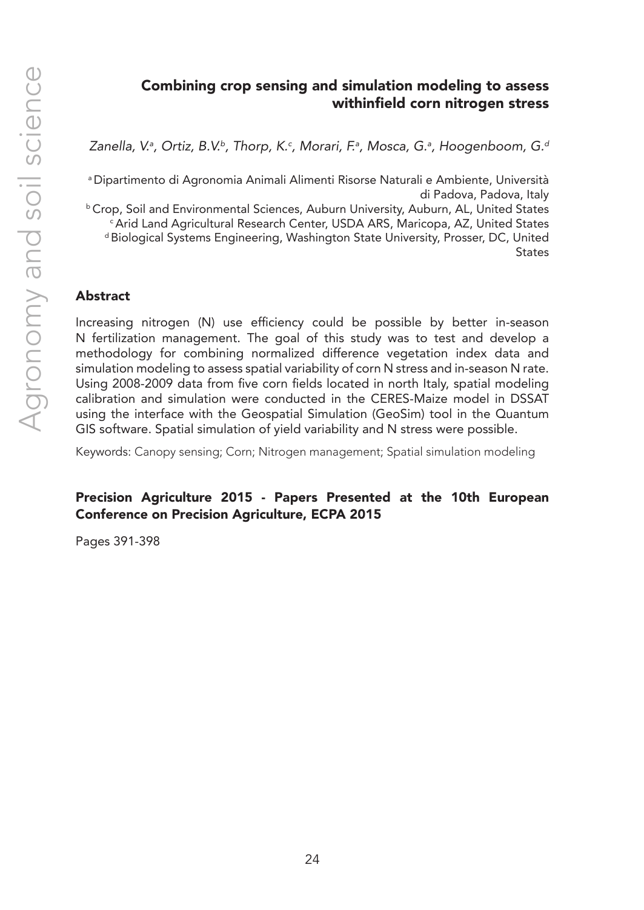# Combining crop sensing and simulation modeling to assess withinfield corn nitrogen stress

*Zanella, V.[a], Ortiz, B.V.[b], Thorp, K.[c], Morari, F.[a], Mosca, G.[a], Hoogenboom, G.[d]*

[a] Dipartimento di Agronomia Animali Alimenti Risorse Naturali e Ambiente, Università di Padova, Padova, Italy
[b] Crop, Soil and Environmental Sciences, Auburn University, Auburn, AL, United States
[c] Arid Land Agricultural Research Center, USDA ARS, Maricopa, AZ, United States
[d] Biological Systems Engineering, Washington State University, Prosser, DC, United States

## Abstract

Increasing nitrogen (N) use efficiency could be possible by better in-season N fertilization management. The goal of this study was to test and develop a methodology for combining normalized difference vegetation index data and simulation modeling to assess spatial variability of corn N stress and in-season N rate. Using 2008-2009 data from five corn fields located in north Italy, spatial modeling calibration and simulation were conducted in the CERES-Maize model in DSSAT using the interface with the Geospatial Simulation (GeoSim) tool in the Quantum GIS software. Spatial simulation of yield variability and N stress were possible.

Keywords: Canopy sensing; Corn; Nitrogen management; Spatial simulation modeling

**Precision Agriculture 2015 - Papers Presented at the 10th European Conference on Precision Agriculture, ECPA 2015**

Pages 391-398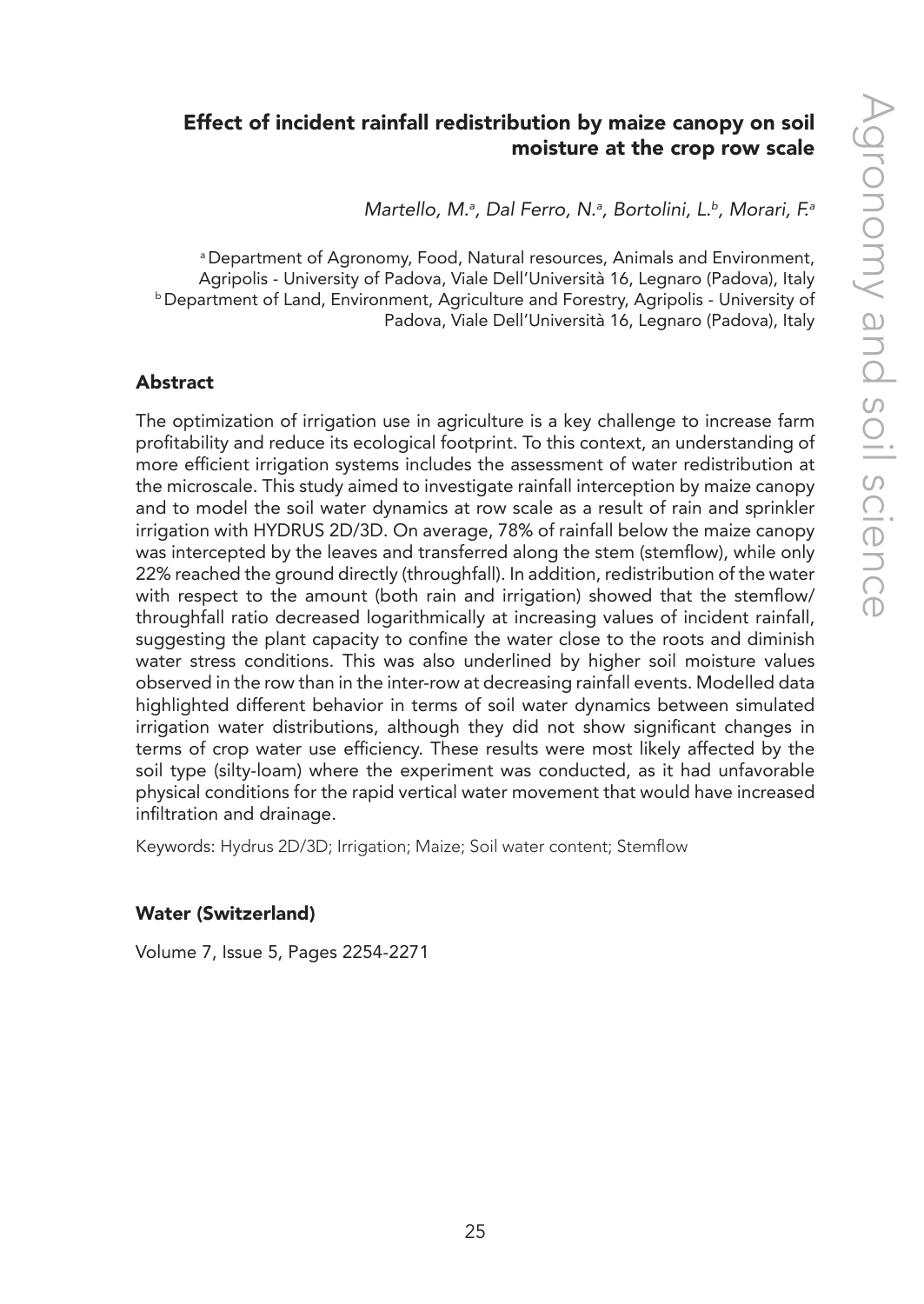## Effect of incident rainfall redistribution by maize canopy on soil moisture at the crop row scale

*Martello, M.[a], Dal Ferro, N.[a], Bortolini, L.[b], Morari, F.[a]*

[a] Department of Agronomy, Food, Natural resources, Animals and Environment, Agripolis - University of Padova, Viale Dell'Università 16, Legnaro (Padova), Italy
[b] Department of Land, Environment, Agriculture and Forestry, Agripolis - University of Padova, Viale Dell'Università 16, Legnaro (Padova), Italy

### Abstract

The optimization of irrigation use in agriculture is a key challenge to increase farm profitability and reduce its ecological footprint. To this context, an understanding of more efficient irrigation systems includes the assessment of water redistribution at the microscale. This study aimed to investigate rainfall interception by maize canopy and to model the soil water dynamics at row scale as a result of rain and sprinkler irrigation with HYDRUS 2D/3D. On average, 78% of rainfall below the maize canopy was intercepted by the leaves and transferred along the stem (stemflow), while only 22% reached the ground directly (throughfall). In addition, redistribution of the water with respect to the amount (both rain and irrigation) showed that the stemflow/throughfall ratio decreased logarithmically at increasing values of incident rainfall, suggesting the plant capacity to confine the water close to the roots and diminish water stress conditions. This was also underlined by higher soil moisture values observed in the row than in the inter-row at decreasing rainfall events. Modelled data highlighted different behavior in terms of soil water dynamics between simulated irrigation water distributions, although they did not show significant changes in terms of crop water use efficiency. These results were most likely affected by the soil type (silty-loam) where the experiment was conducted, as it had unfavorable physical conditions for the rapid vertical water movement that would have increased infiltration and drainage.

Keywords: Hydrus 2D/3D; Irrigation; Maize; Soil water content; Stemflow

### Water (Switzerland)

Volume 7, Issue 5, Pages 2254-2271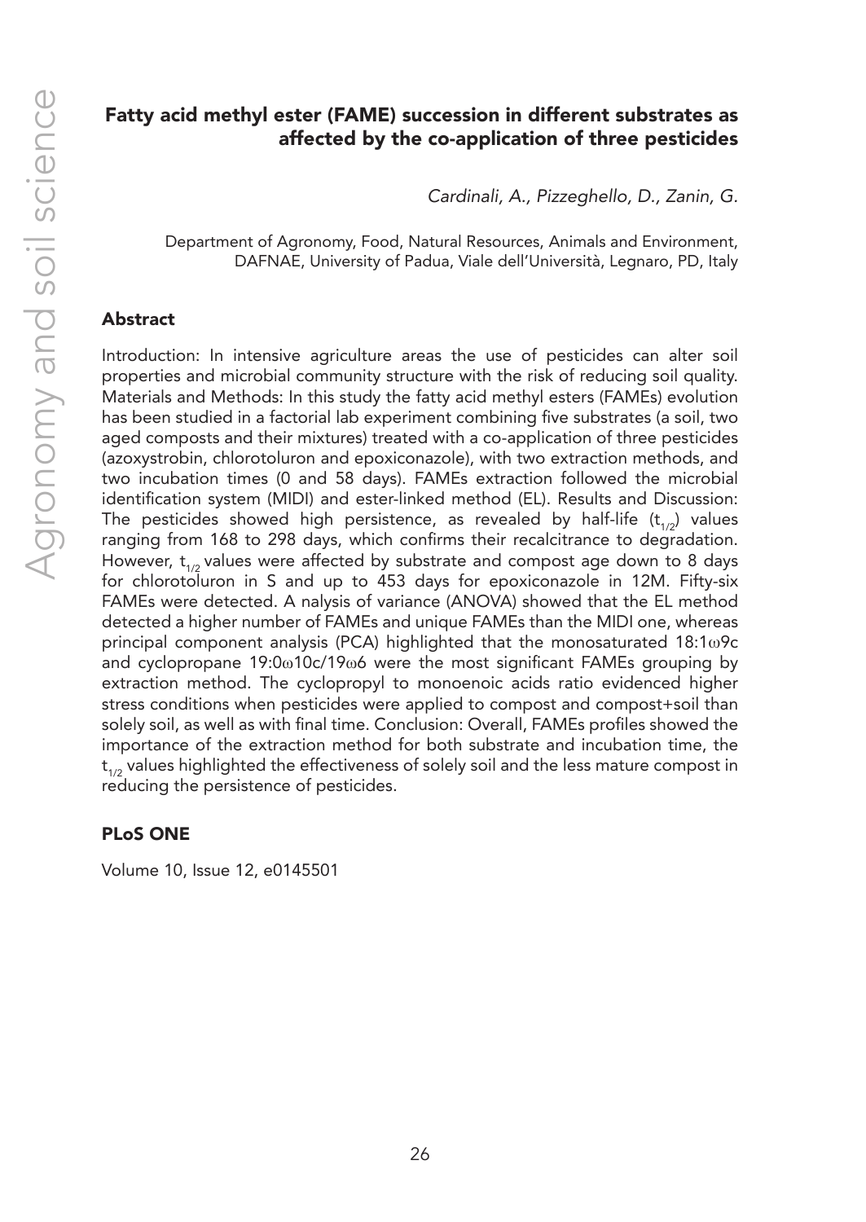## Fatty acid methyl ester (FAME) succession in different substrates as affected by the co-application of three pesticides

*Cardinali, A., Pizzeghello, D., Zanin, G.*

Department of Agronomy, Food, Natural Resources, Animals and Environment, DAFNAE, University of Padua, Viale dell'Università, Legnaro, PD, Italy

### Abstract

Introduction: In intensive agriculture areas the use of pesticides can alter soil properties and microbial community structure with the risk of reducing soil quality. Materials and Methods: In this study the fatty acid methyl esters (FAMEs) evolution has been studied in a factorial lab experiment combining five substrates (a soil, two aged composts and their mixtures) treated with a co-application of three pesticides (azoxystrobin, chlorotoluron and epoxiconazole), with two extraction methods, and two incubation times (0 and 58 days). FAMEs extraction followed the microbial identification system (MIDI) and ester-linked method (EL). Results and Discussion: The pesticides showed high persistence, as revealed by half-life ($t_{1/2}$) values ranging from 168 to 298 days, which confirms their recalcitrance to degradation. However, $t_{1/2}$ values were affected by substrate and compost age down to 8 days for chlorotoluron in S and up to 453 days for epoxiconazole in 12M. Fifty-six FAMEs were detected. A nalysis of variance (ANOVA) showed that the EL method detected a higher number of FAMEs and unique FAMEs than the MIDI one, whereas principal component analysis (PCA) highlighted that the monosaturated 18:1ω9c and cyclopropane 19:0ω10c/19ω6 were the most significant FAMEs grouping by extraction method. The cyclopropyl to monoenoic acids ratio evidenced higher stress conditions when pesticides were applied to compost and compost+soil than solely soil, as well as with final time. Conclusion: Overall, FAMEs profiles showed the importance of the extraction method for both substrate and incubation time, the $t_{1/2}$ values highlighted the effectiveness of solely soil and the less mature compost in reducing the persistence of pesticides.

### PLoS ONE

Volume 10, Issue 12, e0145501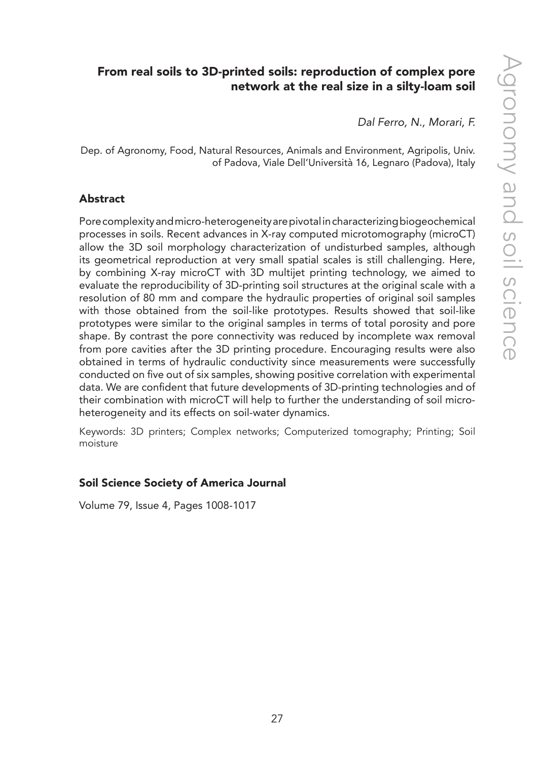## From real soils to 3D-printed soils: reproduction of complex pore network at the real size in a silty-loam soil

*Dal Ferro, N., Morari, F.*

Dep. of Agronomy, Food, Natural Resources, Animals and Environment, Agripolis, Univ. of Padova, Viale Dell'Università 16, Legnaro (Padova), Italy

### Abstract

Pore complexity and micro-heterogeneity are pivotal in characterizing biogeochemical processes in soils. Recent advances in X-ray computed microtomography (microCT) allow the 3D soil morphology characterization of undisturbed samples, although its geometrical reproduction at very small spatial scales is still challenging. Here, by combining X-ray microCT with 3D multijet printing technology, we aimed to evaluate the reproducibility of 3D-printing soil structures at the original scale with a resolution of 80 mm and compare the hydraulic properties of original soil samples with those obtained from the soil-like prototypes. Results showed that soil-like prototypes were similar to the original samples in terms of total porosity and pore shape. By contrast the pore connectivity was reduced by incomplete wax removal from pore cavities after the 3D printing procedure. Encouraging results were also obtained in terms of hydraulic conductivity since measurements were successfully conducted on five out of six samples, showing positive correlation with experimental data. We are confident that future developments of 3D-printing technologies and of their combination with microCT will help to further the understanding of soil micro-heterogeneity and its effects on soil-water dynamics.

Keywords: 3D printers; Complex networks; Computerized tomography; Printing; Soil moisture

### Soil Science Society of America Journal

Volume 79, Issue 4, Pages 1008-1017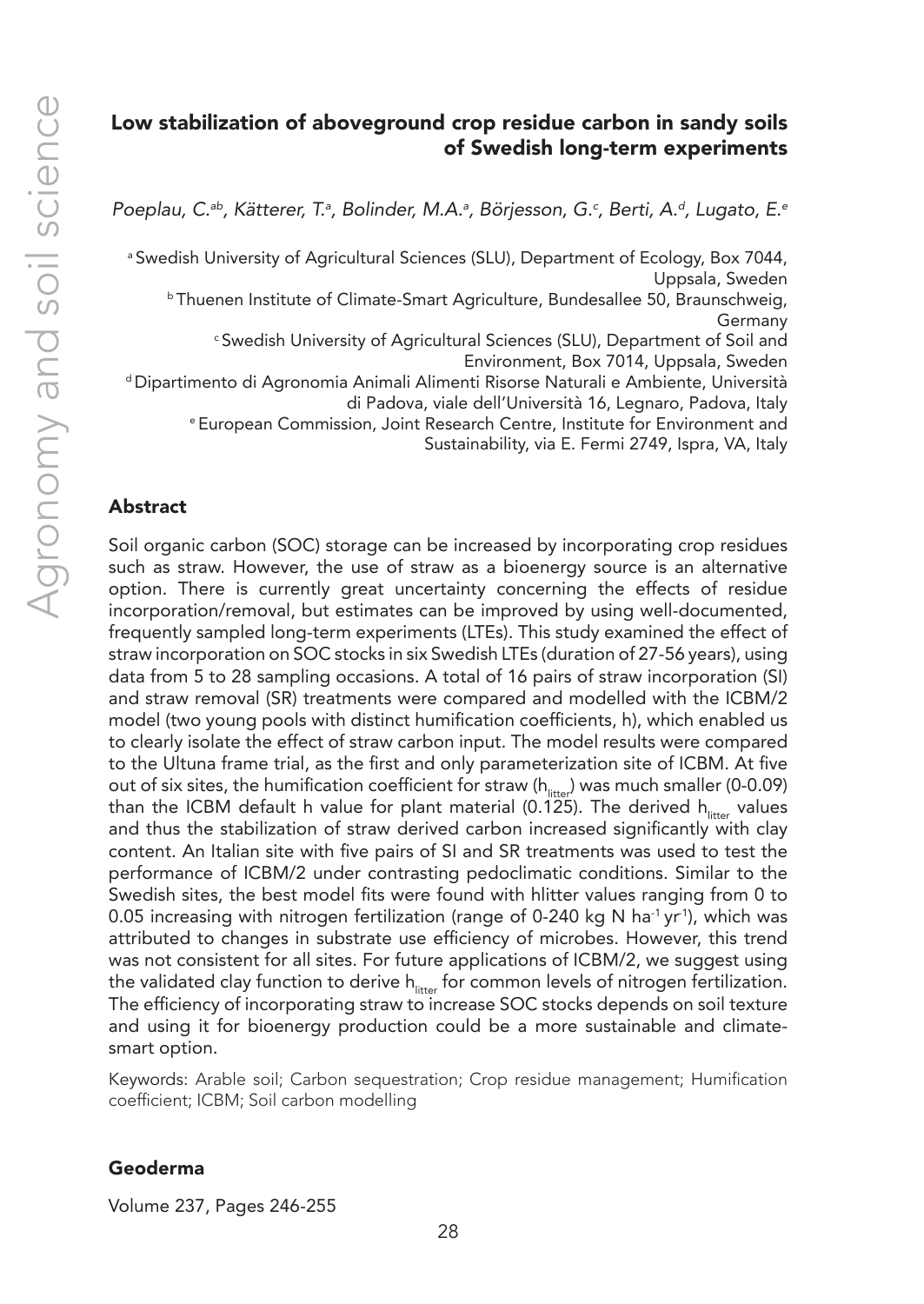# Low stabilization of aboveground crop residue carbon in sandy soils of Swedish long-term experiments

*Poeplau, C.[ab], Kätterer, T.[a], Bolinder, M.A.[a], Börjesson, G.[c], Berti, A.[d], Lugato, E.[e]*

[a] Swedish University of Agricultural Sciences (SLU), Department of Ecology, Box 7044, Uppsala, Sweden

[b] Thuenen Institute of Climate-Smart Agriculture, Bundesallee 50, Braunschweig, Germany

[c] Swedish University of Agricultural Sciences (SLU), Department of Soil and Environment, Box 7014, Uppsala, Sweden

[d] Dipartimento di Agronomia Animali Alimenti Risorse Naturali e Ambiente, Università di Padova, viale dell'Università 16, Legnaro, Padova, Italy

[e] European Commission, Joint Research Centre, Institute for Environment and Sustainability, via E. Fermi 2749, Ispra, VA, Italy

## Abstract

Soil organic carbon (SOC) storage can be increased by incorporating crop residues such as straw. However, the use of straw as a bioenergy source is an alternative option. There is currently great uncertainty concerning the effects of residue incorporation/removal, but estimates can be improved by using well-documented, frequently sampled long-term experiments (LTEs). This study examined the effect of straw incorporation on SOC stocks in six Swedish LTEs (duration of 27-56 years), using data from 5 to 28 sampling occasions. A total of 16 pairs of straw incorporation (SI) and straw removal (SR) treatments were compared and modelled with the ICBM/2 model (two young pools with distinct humification coefficients, h), which enabled us to clearly isolate the effect of straw carbon input. The model results were compared to the Ultuna frame trial, as the first and only parameterization site of ICBM. At five out of six sites, the humification coefficient for straw ($h_{litter}$) was much smaller (0-0.09) than the ICBM default h value for plant material (0.125). The derived $h_{litter}$ values and thus the stabilization of straw derived carbon increased significantly with clay content. An Italian site with five pairs of SI and SR treatments was used to test the performance of ICBM/2 under contrasting pedoclimatic conditions. Similar to the Swedish sites, the best model fits were found with hlitter values ranging from 0 to 0.05 increasing with nitrogen fertilization (range of 0-240 kg N $ha^{-1}$ $yr^{-1}$), which was attributed to changes in substrate use efficiency of microbes. However, this trend was not consistent for all sites. For future applications of ICBM/2, we suggest using the validated clay function to derive $h_{litter}$ for common levels of nitrogen fertilization. The efficiency of incorporating straw to increase SOC stocks depends on soil texture and using it for bioenergy production could be a more sustainable and climate-smart option.

Keywords: Arable soil; Carbon sequestration; Crop residue management; Humification coefficient; ICBM; Soil carbon modelling

### Geoderma

Volume 237, Pages 246-255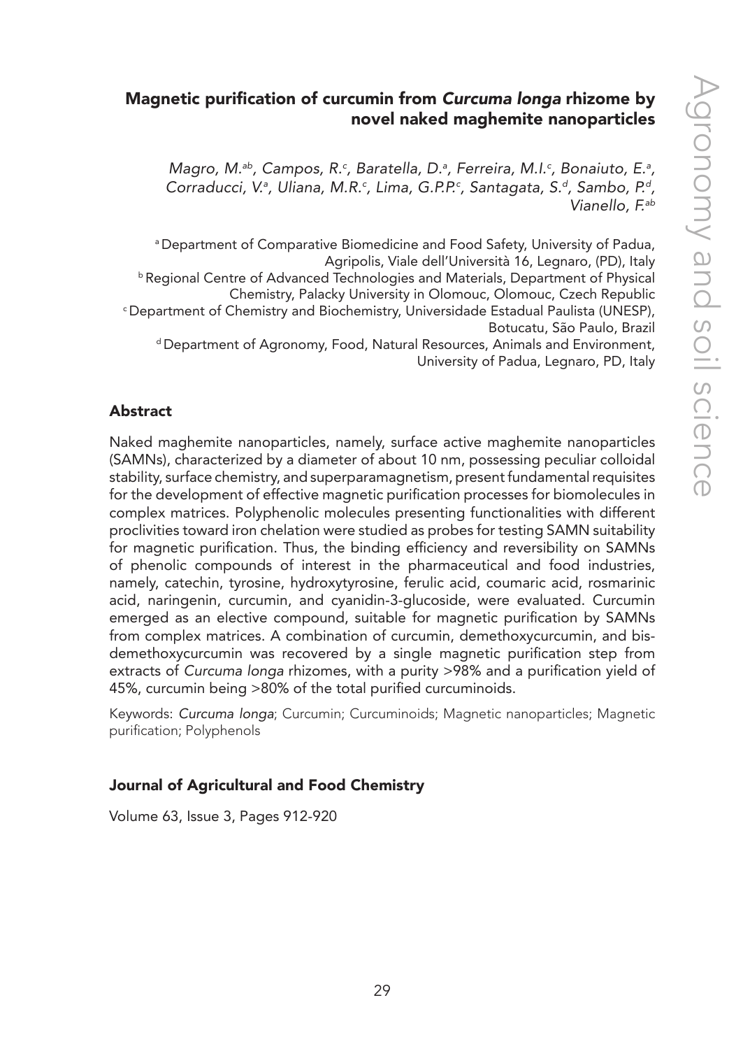## Magnetic purification of curcumin from *Curcuma longa* rhizome by novel naked maghemite nanoparticles

*Magro, M.[ab], Campos, R.[c], Baratella, D.[a], Ferreira, M.I.[c], Bonaiuto, E.[a], Corraducci, V.[a], Uliana, M.R.[c], Lima, G.P.P.[c], Santagata, S.[d], Sambo, P.[d], Vianello, F.[ab]*

[a] Department of Comparative Biomedicine and Food Safety, University of Padua, Agripolis, Viale dell'Università 16, Legnaro, (PD), Italy
[b] Regional Centre of Advanced Technologies and Materials, Department of Physical Chemistry, Palacky University in Olomouc, Olomouc, Czech Republic
[c] Department of Chemistry and Biochemistry, Universidade Estadual Paulista (UNESP), Botucatu, São Paulo, Brazil
[d] Department of Agronomy, Food, Natural Resources, Animals and Environment, University of Padua, Legnaro, PD, Italy

### Abstract

Naked maghemite nanoparticles, namely, surface active maghemite nanoparticles (SAMNs), characterized by a diameter of about 10 nm, possessing peculiar colloidal stability, surface chemistry, and superparamagnetism, present fundamental requisites for the development of effective magnetic purification processes for biomolecules in complex matrices. Polyphenolic molecules presenting functionalities with different proclivities toward iron chelation were studied as probes for testing SAMN suitability for magnetic purification. Thus, the binding efficiency and reversibility on SAMNs of phenolic compounds of interest in the pharmaceutical and food industries, namely, catechin, tyrosine, hydroxytyrosine, ferulic acid, coumaric acid, rosmarinic acid, naringenin, curcumin, and cyanidin-3-glucoside, were evaluated. Curcumin emerged as an elective compound, suitable for magnetic purification by SAMNs from complex matrices. A combination of curcumin, demethoxycurcumin, and bis-demethoxycurcumin was recovered by a single magnetic purification step from extracts of *Curcuma longa* rhizomes, with a purity >98% and a purification yield of 45%, curcumin being >80% of the total purified curcuminoids.

Keywords: *Curcuma longa*; Curcumin; Curcuminoids; Magnetic nanoparticles; Magnetic purification; Polyphenols

### Journal of Agricultural and Food Chemistry

Volume 63, Issue 3, Pages 912-920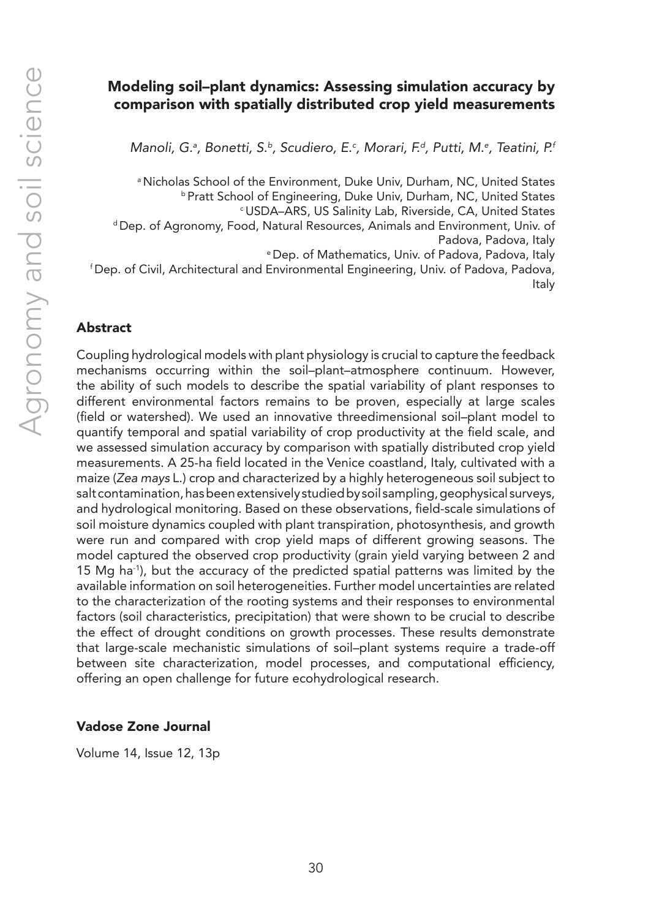# Modeling soil–plant dynamics: Assessing simulation accuracy by comparison with spatially distributed crop yield measurements

*Manoli, G.[a], Bonetti, S.[b], Scudiero, E.[c], Morari, F.[d], Putti, M.[e], Teatini, P.[f]*

[a] Nicholas School of the Environment, Duke Univ, Durham, NC, United States
[b] Pratt School of Engineering, Duke Univ, Durham, NC, United States
[c] USDA–ARS, US Salinity Lab, Riverside, CA, United States
[d] Dep. of Agronomy, Food, Natural Resources, Animals and Environment, Univ. of Padova, Padova, Italy
[e] Dep. of Mathematics, Univ. of Padova, Padova, Italy
[f] Dep. of Civil, Architectural and Environmental Engineering, Univ. of Padova, Padova, Italy

## Abstract

Coupling hydrological models with plant physiology is crucial to capture the feedback mechanisms occurring within the soil–plant–atmosphere continuum. However, the ability of such models to describe the spatial variability of plant responses to different environmental factors remains to be proven, especially at large scales (field or watershed). We used an innovative threedimensional soil–plant model to quantify temporal and spatial variability of crop productivity at the field scale, and we assessed simulation accuracy by comparison with spatially distributed crop yield measurements. A 25-ha field located in the Venice coastland, Italy, cultivated with a maize (*Zea mays* L.) crop and characterized by a highly heterogeneous soil subject to salt contamination, has been extensively studied by soil sampling, geophysical surveys, and hydrological monitoring. Based on these observations, field-scale simulations of soil moisture dynamics coupled with plant transpiration, photosynthesis, and growth were run and compared with crop yield maps of different growing seasons. The model captured the observed crop productivity (grain yield varying between 2 and 15 Mg ha$^{-1}$), but the accuracy of the predicted spatial patterns was limited by the available information on soil heterogeneities. Further model uncertainties are related to the characterization of the rooting systems and their responses to environmental factors (soil characteristics, precipitation) that were shown to be crucial to describe the effect of drought conditions on growth processes. These results demonstrate that large-scale mechanistic simulations of soil–plant systems require a trade-off between site characterization, model processes, and computational efficiency, offering an open challenge for future ecohydrological research.

### Vadose Zone Journal

Volume 14, Issue 12, 13p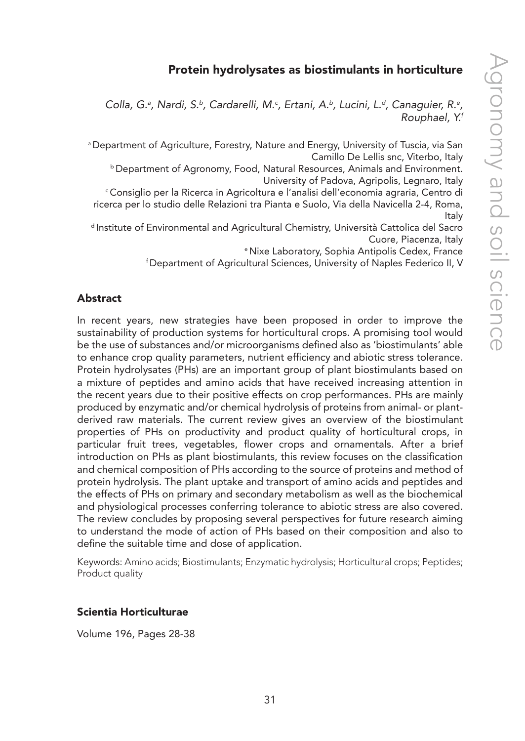# Protein hydrolysates as biostimulants in horticulture

*Colla, G.[a], Nardi, S.[b], Cardarelli, M.[c], Ertani, A.[b], Lucini, L.[d], Canaguier, R.[e], Rouphael, Y.[f]*

[a] Department of Agriculture, Forestry, Nature and Energy, University of Tuscia, via San Camillo De Lellis snc, Viterbo, Italy

[b] Department of Agronomy, Food, Natural Resources, Animals and Environment. University of Padova, Agripolis, Legnaro, Italy

[c] Consiglio per la Ricerca in Agricoltura e l'analisi dell'economia agraria, Centro di ricerca per lo studio delle Relazioni tra Pianta e Suolo, Via della Navicella 2-4, Roma, Italy

[d] Institute of Environmental and Agricultural Chemistry, Università Cattolica del Sacro Cuore, Piacenza, Italy

[e] Nixe Laboratory, Sophia Antipolis Cedex, France

[f] Department of Agricultural Sciences, University of Naples Federico II, V

## Abstract

In recent years, new strategies have been proposed in order to improve the sustainability of production systems for horticultural crops. A promising tool would be the use of substances and/or microorganisms defined also as 'biostimulants' able to enhance crop quality parameters, nutrient efficiency and abiotic stress tolerance. Protein hydrolysates (PHs) are an important group of plant biostimulants based on a mixture of peptides and amino acids that have received increasing attention in the recent years due to their positive effects on crop performances. PHs are mainly produced by enzymatic and/or chemical hydrolysis of proteins from animal- or plant-derived raw materials. The current review gives an overview of the biostimulant properties of PHs on productivity and product quality of horticultural crops, in particular fruit trees, vegetables, flower crops and ornamentals. After a brief introduction on PHs as plant biostimulants, this review focuses on the classification and chemical composition of PHs according to the source of proteins and method of protein hydrolysis. The plant uptake and transport of amino acids and peptides and the effects of PHs on primary and secondary metabolism as well as the biochemical and physiological processes conferring tolerance to abiotic stress are also covered. The review concludes by proposing several perspectives for future research aiming to understand the mode of action of PHs based on their composition and also to define the suitable time and dose of application.

Keywords: Amino acids; Biostimulants; Enzymatic hydrolysis; Horticultural crops; Peptides; Product quality

### Scientia Horticulturae

Volume 196, Pages 28-38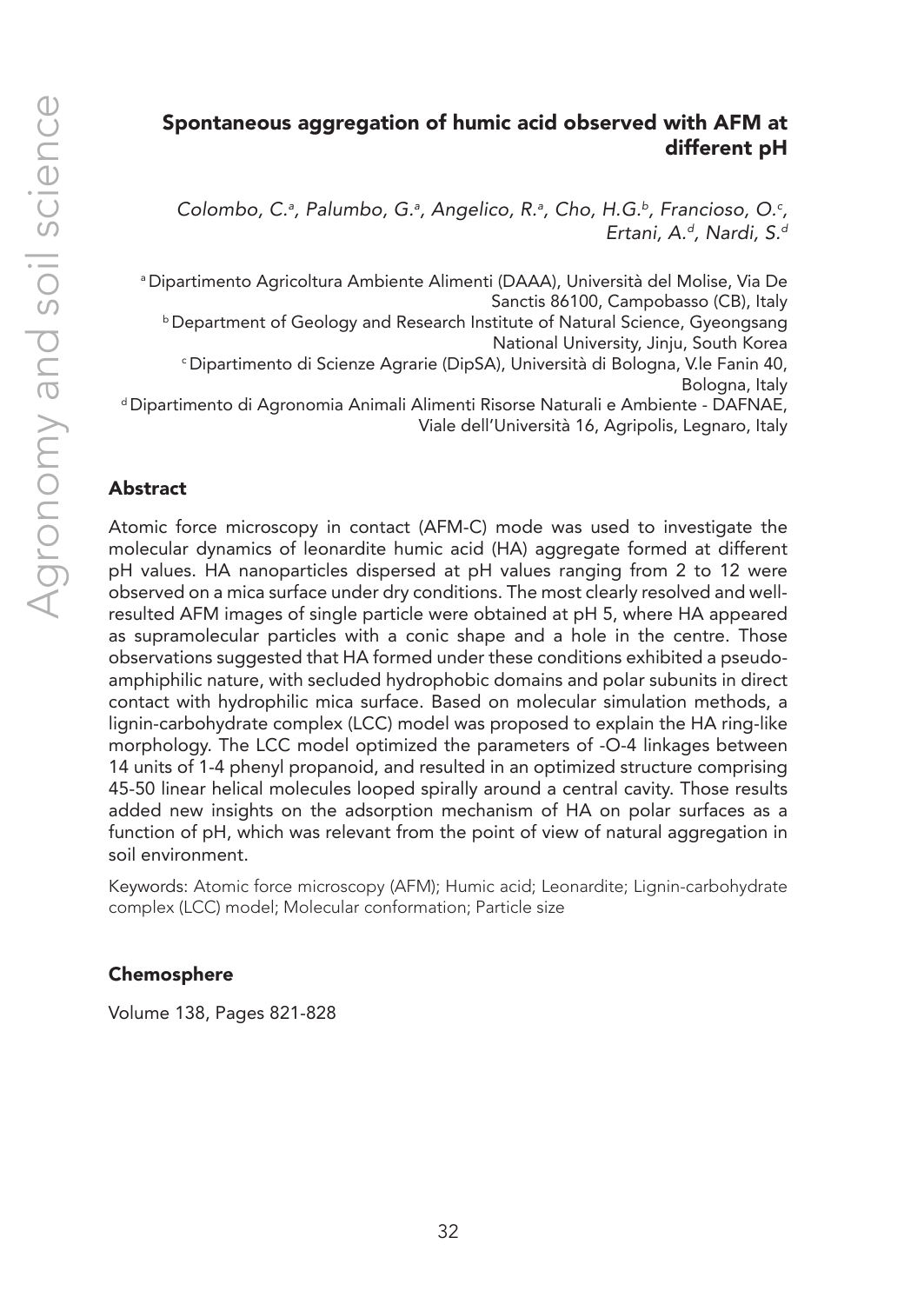## Spontaneous aggregation of humic acid observed with AFM at different pH

*Colombo, C.[a], Palumbo, G.[a], Angelico, R.[a], Cho, H.G.[b], Francioso, O.[c], Ertani, A.[d], Nardi, S.[d]*

[a] Dipartimento Agricoltura Ambiente Alimenti (DAAA), Università del Molise, Via De Sanctis 86100, Campobasso (CB), Italy
[b] Department of Geology and Research Institute of Natural Science, Gyeongsang National University, Jinju, South Korea
[c] Dipartimento di Scienze Agrarie (DipSA), Università di Bologna, V.le Fanin 40, Bologna, Italy
[d] Dipartimento di Agronomia Animali Alimenti Risorse Naturali e Ambiente - DAFNAE, Viale dell'Università 16, Agripolis, Legnaro, Italy

### Abstract

Atomic force microscopy in contact (AFM-C) mode was used to investigate the molecular dynamics of leonardite humic acid (HA) aggregate formed at different pH values. HA nanoparticles dispersed at pH values ranging from 2 to 12 were observed on a mica surface under dry conditions. The most clearly resolved and well-resulted AFM images of single particle were obtained at pH 5, where HA appeared as supramolecular particles with a conic shape and a hole in the centre. Those observations suggested that HA formed under these conditions exhibited a pseudo-amphiphilic nature, with secluded hydrophobic domains and polar subunits in direct contact with hydrophilic mica surface. Based on molecular simulation methods, a lignin-carbohydrate complex (LCC) model was proposed to explain the HA ring-like morphology. The LCC model optimized the parameters of -O-4 linkages between 14 units of 1-4 phenyl propanoid, and resulted in an optimized structure comprising 45-50 linear helical molecules looped spirally around a central cavity. Those results added new insights on the adsorption mechanism of HA on polar surfaces as a function of pH, which was relevant from the point of view of natural aggregation in soil environment.

Keywords: Atomic force microscopy (AFM); Humic acid; Leonardite; Lignin-carbohydrate complex (LCC) model; Molecular conformation; Particle size

### Chemosphere

Volume 138, Pages 821-828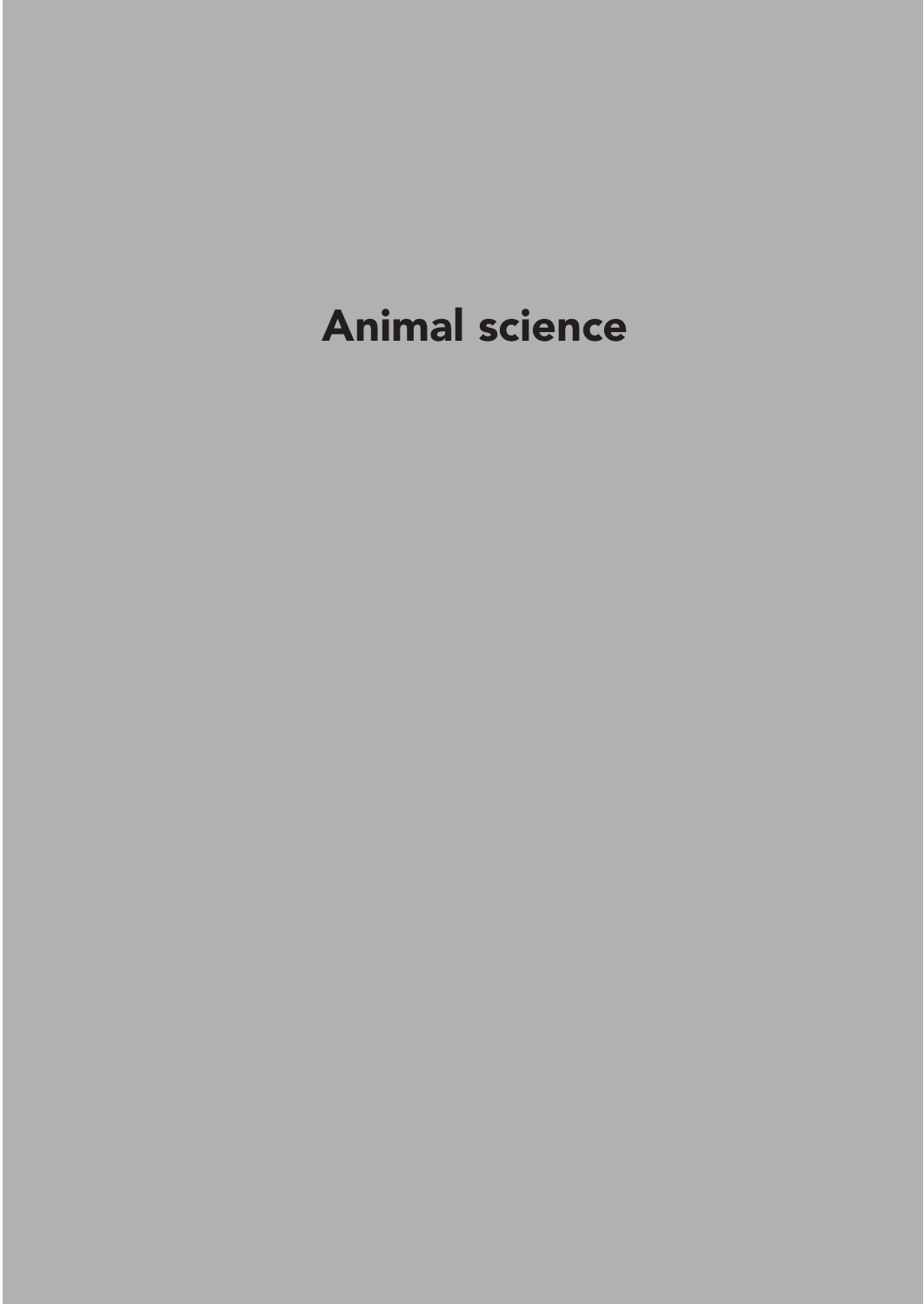# Animal science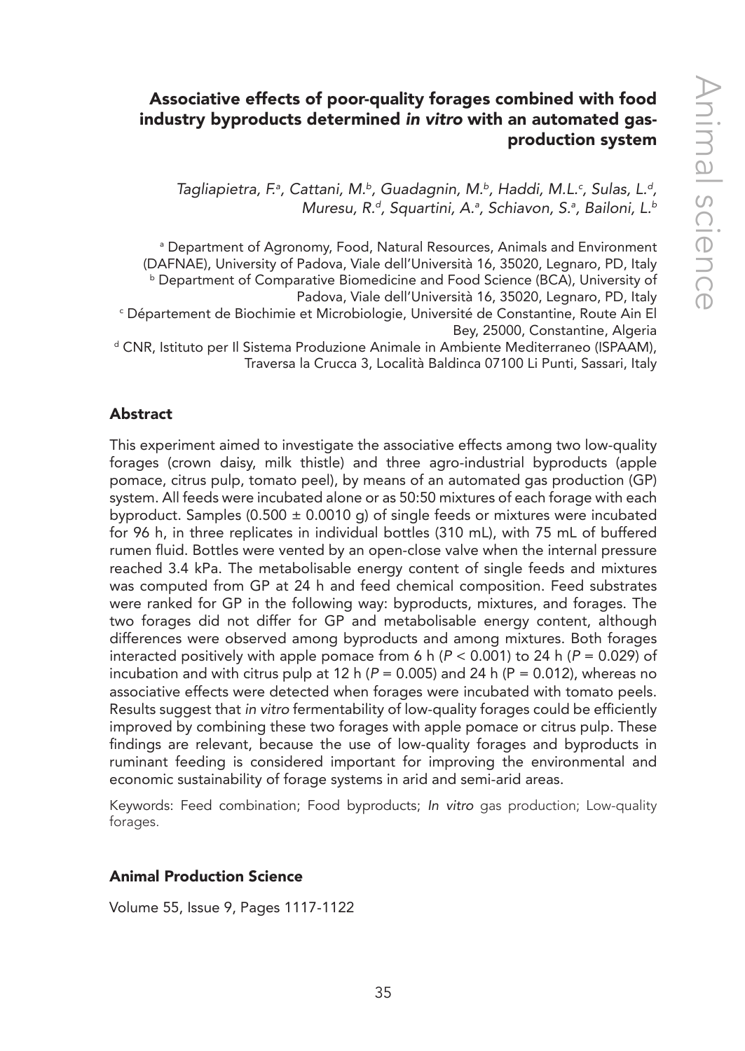## Associative effects of poor-quality forages combined with food industry byproducts determined *in vitro* with an automated gas-production system

*Tagliapietra, F.[a], Cattani, M.[b], Guadagnin, M.[b], Haddi, M.L.[c], Sulas, L.[d], Muresu, R.[d], Squartini, A.[a], Schiavon, S.[a], Bailoni, L.[b]*

[a] Department of Agronomy, Food, Natural Resources, Animals and Environment (DAFNAE), University of Padova, Viale dell'Università 16, 35020, Legnaro, PD, Italy
[b] Department of Comparative Biomedicine and Food Science (BCA), University of Padova, Viale dell'Università 16, 35020, Legnaro, PD, Italy
[c] Département de Biochimie et Microbiologie, Université de Constantine, Route Ain El Bey, 25000, Constantine, Algeria
[d] CNR, Istituto per Il Sistema Produzione Animale in Ambiente Mediterraneo (ISPAAM), Traversa la Crucca 3, Località Baldinca 07100 Li Punti, Sassari, Italy

### Abstract

This experiment aimed to investigate the associative effects among two low-quality forages (crown daisy, milk thistle) and three agro-industrial byproducts (apple pomace, citrus pulp, tomato peel), by means of an automated gas production (GP) system. All feeds were incubated alone or as 50:50 mixtures of each forage with each byproduct. Samples (0.500 ± 0.0010 g) of single feeds or mixtures were incubated for 96 h, in three replicates in individual bottles (310 mL), with 75 mL of buffered rumen fluid. Bottles were vented by an open-close valve when the internal pressure reached 3.4 kPa. The metabolisable energy content of single feeds and mixtures was computed from GP at 24 h and feed chemical composition. Feed substrates were ranked for GP in the following way: byproducts, mixtures, and forages. The two forages did not differ for GP and metabolisable energy content, although differences were observed among byproducts and among mixtures. Both forages interacted positively with apple pomace from 6 h ($P < 0.001$) to 24 h ($P = 0.029$) of incubation and with citrus pulp at 12 h ($P = 0.005$) and 24 h ($P = 0.012$), whereas no associative effects were detected when forages were incubated with tomato peels. Results suggest that *in vitro* fermentability of low-quality forages could be efficiently improved by combining these two forages with apple pomace or citrus pulp. These findings are relevant, because the use of low-quality forages and byproducts in ruminant feeding is considered important for improving the environmental and economic sustainability of forage systems in arid and semi-arid areas.

Keywords: Feed combination; Food byproducts; *In vitro* gas production; Low-quality forages.

### Animal Production Science

Volume 55, Issue 9, Pages 1117-1122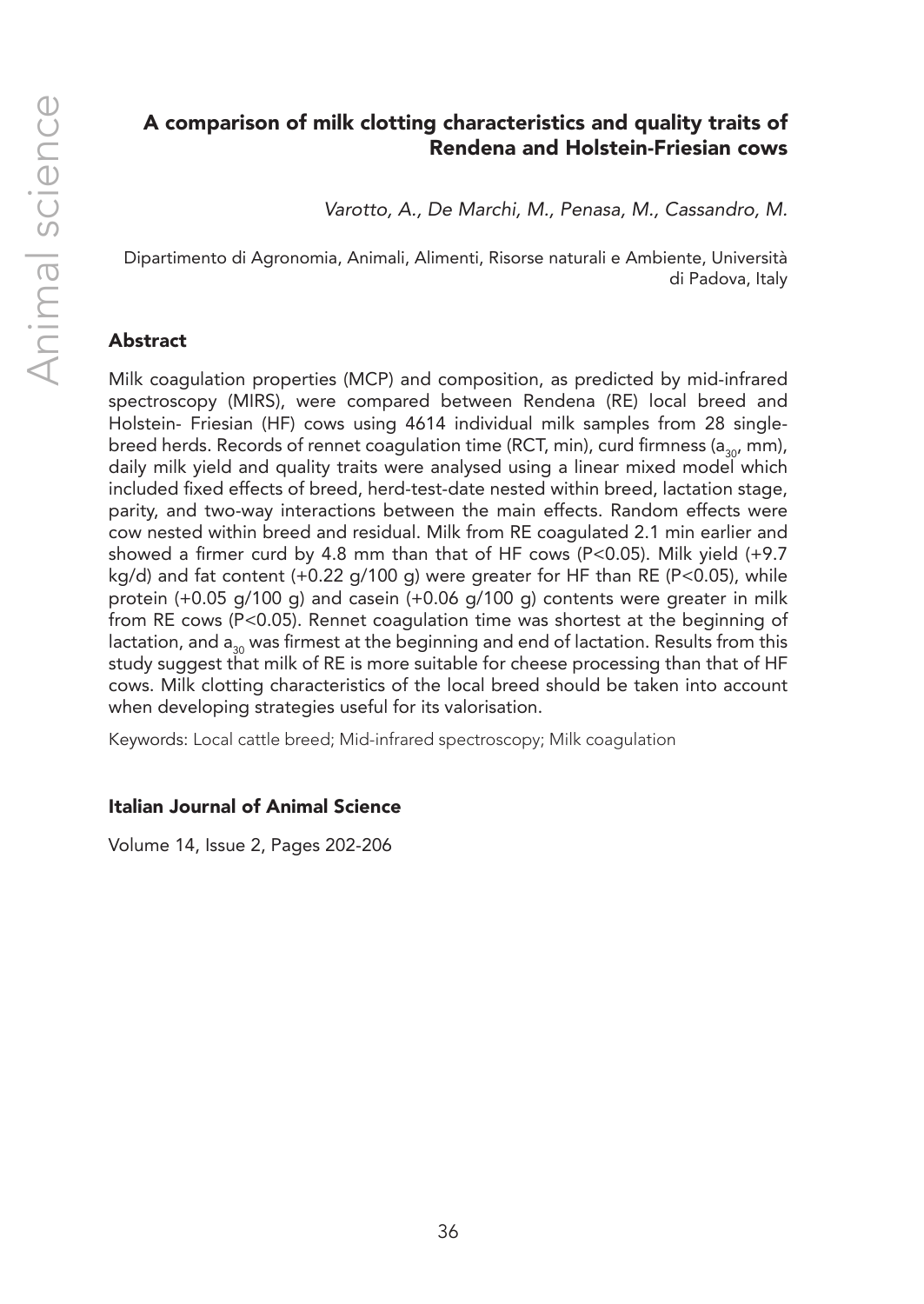## A comparison of milk clotting characteristics and quality traits of Rendena and Holstein-Friesian cows

*Varotto, A., De Marchi, M., Penasa, M., Cassandro, M.*

Dipartimento di Agronomia, Animali, Alimenti, Risorse naturali e Ambiente, Università di Padova, Italy

### Abstract

Milk coagulation properties (MCP) and composition, as predicted by mid-infrared spectroscopy (MIRS), were compared between Rendena (RE) local breed and Holstein- Friesian (HF) cows using 4614 individual milk samples from 28 single-breed herds. Records of rennet coagulation time (RCT, min), curd firmness ($a_{30}$, mm), daily milk yield and quality traits were analysed using a linear mixed model which included fixed effects of breed, herd-test-date nested within breed, lactation stage, parity, and two-way interactions between the main effects. Random effects were cow nested within breed and residual. Milk from RE coagulated 2.1 min earlier and showed a firmer curd by 4.8 mm than that of HF cows ($P<0.05$). Milk yield (+9.7 kg/d) and fat content (+0.22 g/100 g) were greater for HF than RE ($P<0.05$), while protein (+0.05 g/100 g) and casein (+0.06 g/100 g) contents were greater in milk from RE cows ($P<0.05$). Rennet coagulation time was shortest at the beginning of lactation, and $a_{30}$ was firmest at the beginning and end of lactation. Results from this study suggest that milk of RE is more suitable for cheese processing than that of HF cows. Milk clotting characteristics of the local breed should be taken into account when developing strategies useful for its valorisation.

Keywords: Local cattle breed; Mid-infrared spectroscopy; Milk coagulation

### Italian Journal of Animal Science

Volume 14, Issue 2, Pages 202-206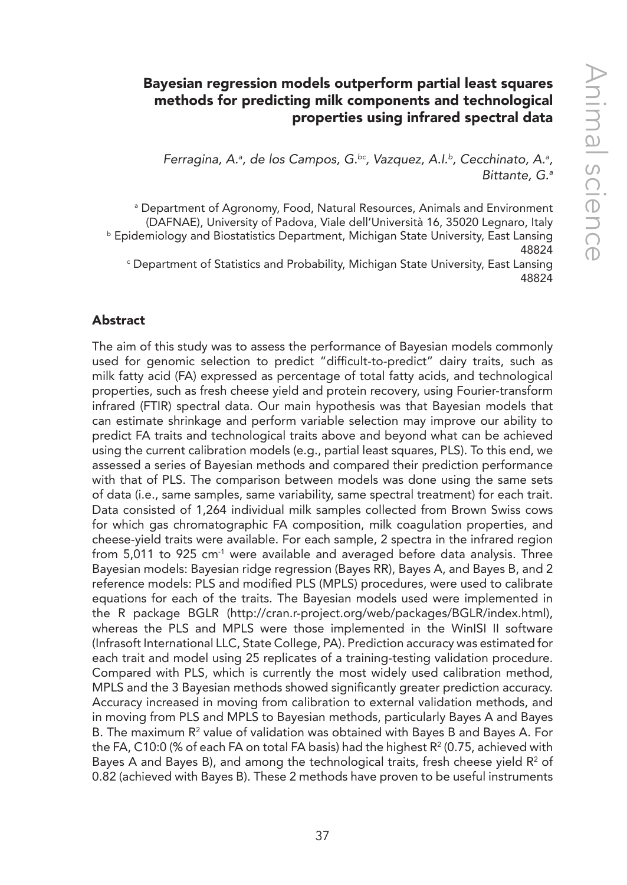## Bayesian regression models outperform partial least squares methods for predicting milk components and technological properties using infrared spectral data

*Ferragina, A.[a], de los Campos, G.[bc], Vazquez, A.I.[b], Cecchinato, A.[a], Bittante, G.[a]*

[a] Department of Agronomy, Food, Natural Resources, Animals and Environment (DAFNAE), University of Padova, Viale dell'Università 16, 35020 Legnaro, Italy
[b] Epidemiology and Biostatistics Department, Michigan State University, East Lansing 48824
[c] Department of Statistics and Probability, Michigan State University, East Lansing 48824

### Abstract

The aim of this study was to assess the performance of Bayesian models commonly used for genomic selection to predict "difficult-to-predict" dairy traits, such as milk fatty acid (FA) expressed as percentage of total fatty acids, and technological properties, such as fresh cheese yield and protein recovery, using Fourier-transform infrared (FTIR) spectral data. Our main hypothesis was that Bayesian models that can estimate shrinkage and perform variable selection may improve our ability to predict FA traits and technological traits above and beyond what can be achieved using the current calibration models (e.g., partial least squares, PLS). To this end, we assessed a series of Bayesian methods and compared their prediction performance with that of PLS. The comparison between models was done using the same sets of data (i.e., same samples, same variability, same spectral treatment) for each trait. Data consisted of 1,264 individual milk samples collected from Brown Swiss cows for which gas chromatographic FA composition, milk coagulation properties, and cheese-yield traits were available. For each sample, 2 spectra in the infrared region from 5,011 to 925 $cm^{-1}$ were available and averaged before data analysis. Three Bayesian models: Bayesian ridge regression (Bayes RR), Bayes A, and Bayes B, and 2 reference models: PLS and modified PLS (MPLS) procedures, were used to calibrate equations for each of the traits. The Bayesian models used were implemented in the R package BGLR (http://cran.r-project.org/web/packages/BGLR/index.html), whereas the PLS and MPLS were those implemented in the WinISI II software (Infrasoft International LLC, State College, PA). Prediction accuracy was estimated for each trait and model using 25 replicates of a training-testing validation procedure. Compared with PLS, which is currently the most widely used calibration method, MPLS and the 3 Bayesian methods showed significantly greater prediction accuracy. Accuracy increased in moving from calibration to external validation methods, and in moving from PLS and MPLS to Bayesian methods, particularly Bayes A and Bayes B. The maximum $R^2$ value of validation was obtained with Bayes B and Bayes A. For the FA, C10:0 (% of each FA on total FA basis) had the highest $R^2$ (0.75, achieved with Bayes A and Bayes B), and among the technological traits, fresh cheese yield $R^2$ of 0.82 (achieved with Bayes B). These 2 methods have proven to be useful instruments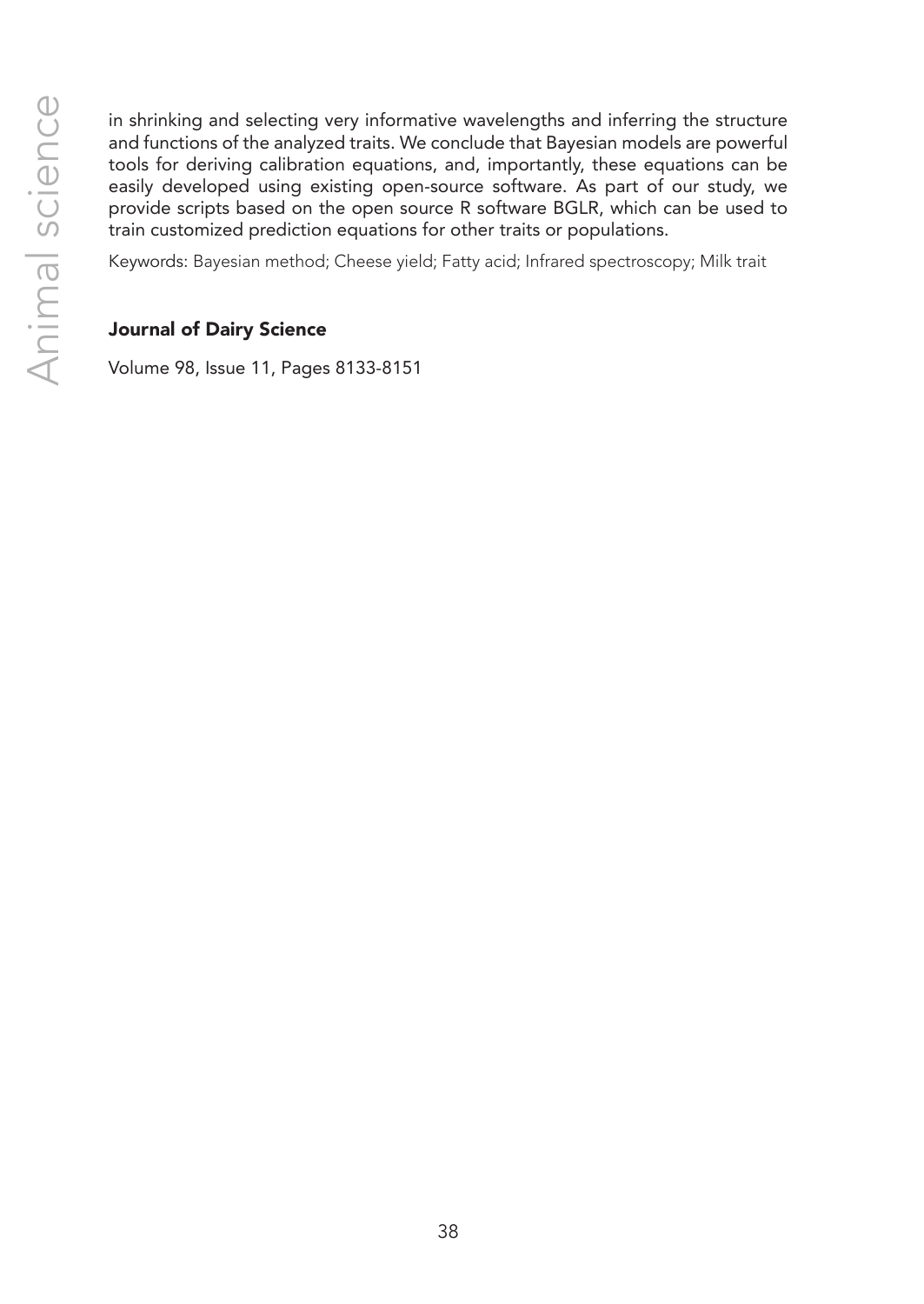in shrinking and selecting very informative wavelengths and inferring the structure and functions of the analyzed traits. We conclude that Bayesian models are powerful tools for deriving calibration equations, and, importantly, these equations can be easily developed using existing open-source software. As part of our study, we provide scripts based on the open source R software BGLR, which can be used to train customized prediction equations for other traits or populations.

Keywords: Bayesian method; Cheese yield; Fatty acid; Infrared spectroscopy; Milk trait

**Journal of Dairy Science**

Volume 98, Issue 11, Pages 8133-8151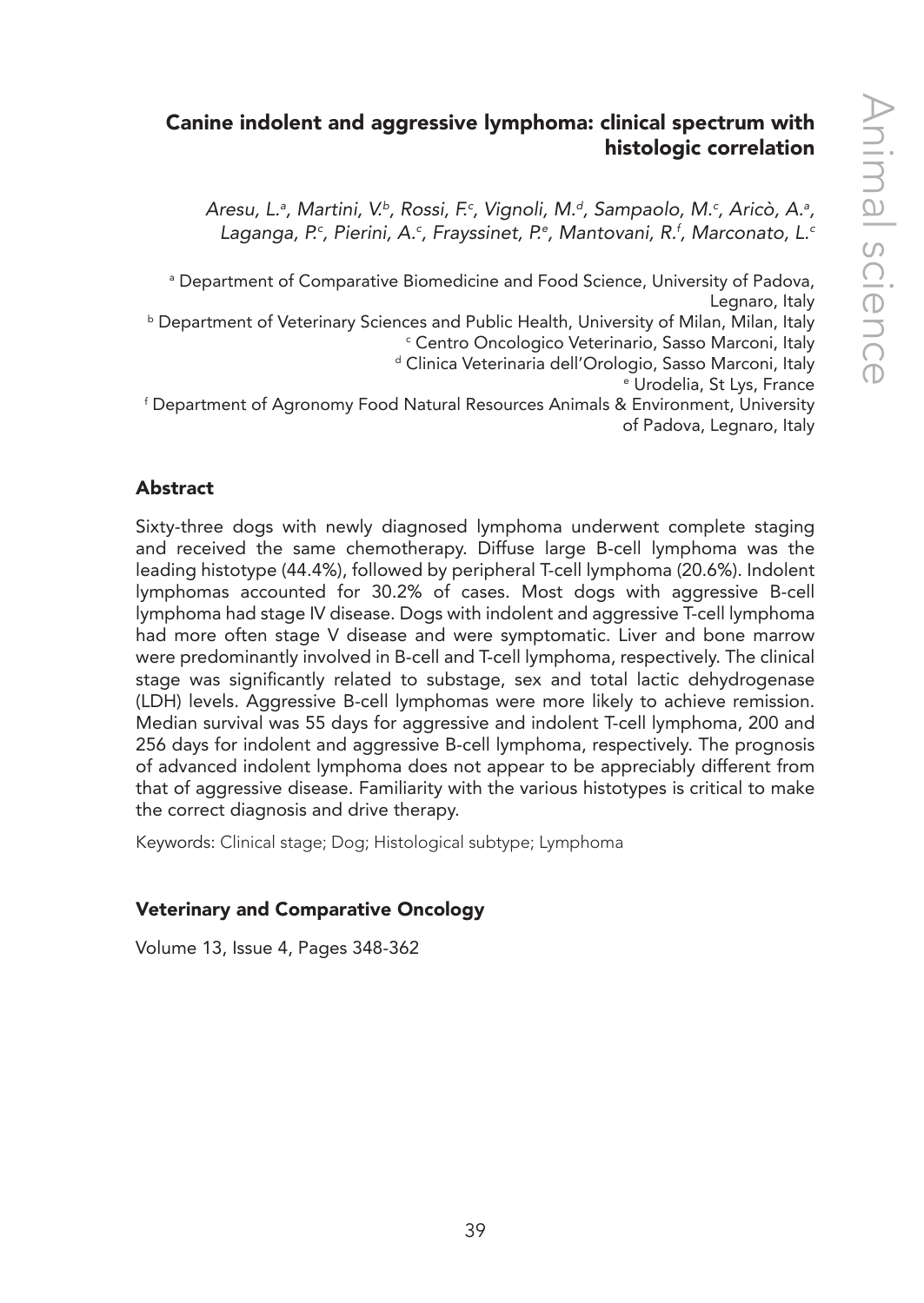## Canine indolent and aggressive lymphoma: clinical spectrum with histologic correlation

*Aresu, L.[a], Martini, V.[b], Rossi, F.[c], Vignoli, M.[d], Sampaolo, M.[c], Aricò, A.[a], Laganga, P.[c], Pierini, A.[c], Frayssinet, P.[e], Mantovani, R.[f], Marconato, L.[c]*

[a] Department of Comparative Biomedicine and Food Science, University of Padova, Legnaro, Italy
[b] Department of Veterinary Sciences and Public Health, University of Milan, Milan, Italy
[c] Centro Oncologico Veterinario, Sasso Marconi, Italy
[d] Clinica Veterinaria dell'Orologio, Sasso Marconi, Italy
[e] Urodelia, St Lys, France
[f] Department of Agronomy Food Natural Resources Animals & Environment, University of Padova, Legnaro, Italy

### Abstract

Sixty-three dogs with newly diagnosed lymphoma underwent complete staging and received the same chemotherapy. Diffuse large B-cell lymphoma was the leading histotype (44.4%), followed by peripheral T-cell lymphoma (20.6%). Indolent lymphomas accounted for 30.2% of cases. Most dogs with aggressive B-cell lymphoma had stage IV disease. Dogs with indolent and aggressive T-cell lymphoma had more often stage V disease and were symptomatic. Liver and bone marrow were predominantly involved in B-cell and T-cell lymphoma, respectively. The clinical stage was significantly related to substage, sex and total lactic dehydrogenase (LDH) levels. Aggressive B-cell lymphomas were more likely to achieve remission. Median survival was 55 days for aggressive and indolent T-cell lymphoma, 200 and 256 days for indolent and aggressive B-cell lymphoma, respectively. The prognosis of advanced indolent lymphoma does not appear to be appreciably different from that of aggressive disease. Familiarity with the various histotypes is critical to make the correct diagnosis and drive therapy.

Keywords: Clinical stage; Dog; Histological subtype; Lymphoma

### Veterinary and Comparative Oncology

Volume 13, Issue 4, Pages 348-362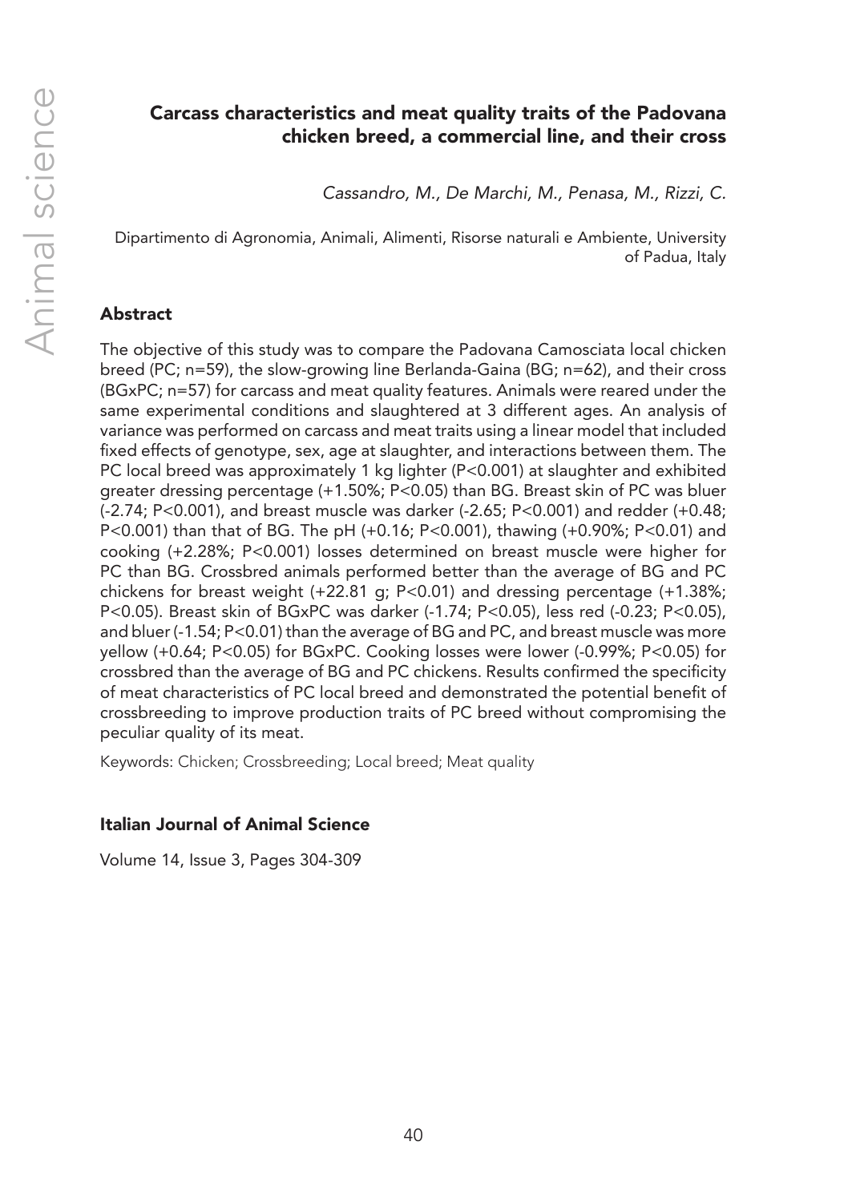# Carcass characteristics and meat quality traits of the Padovana chicken breed, a commercial line, and their cross

*Cassandro, M., De Marchi, M., Penasa, M., Rizzi, C.*

Dipartimento di Agronomia, Animali, Alimenti, Risorse naturali e Ambiente, University of Padua, Italy

## Abstract

The objective of this study was to compare the Padovana Camosciata local chicken breed (PC; n=59), the slow-growing line Berlanda-Gaina (BG; n=62), and their cross (BGxPC; n=57) for carcass and meat quality features. Animals were reared under the same experimental conditions and slaughtered at 3 different ages. An analysis of variance was performed on carcass and meat traits using a linear model that included fixed effects of genotype, sex, age at slaughter, and interactions between them. The PC local breed was approximately 1 kg lighter ($P<0.001$) at slaughter and exhibited greater dressing percentage (+1.50%; $P<0.05$) than BG. Breast skin of PC was bluer (-2.74; $P<0.001$), and breast muscle was darker (-2.65; $P<0.001$) and redder (+0.48; $P<0.001$) than that of BG. The pH (+0.16; $P<0.001$), thawing (+0.90%; $P<0.01$) and cooking (+2.28%; $P<0.001$) losses determined on breast muscle were higher for PC than BG. Crossbred animals performed better than the average of BG and PC chickens for breast weight (+22.81 g; $P<0.01$) and dressing percentage (+1.38%; $P<0.05$). Breast skin of BGxPC was darker (-1.74; $P<0.05$), less red (-0.23; $P<0.05$), and bluer (-1.54; $P<0.01$) than the average of BG and PC, and breast muscle was more yellow (+0.64; $P<0.05$) for BGxPC. Cooking losses were lower (-0.99%; $P<0.05$) for crossbred than the average of BG and PC chickens. Results confirmed the specificity of meat characteristics of PC local breed and demonstrated the potential benefit of crossbreeding to improve production traits of PC breed without compromising the peculiar quality of its meat.

Keywords: Chicken; Crossbreeding; Local breed; Meat quality

**Italian Journal of Animal Science**

Volume 14, Issue 3, Pages 304-309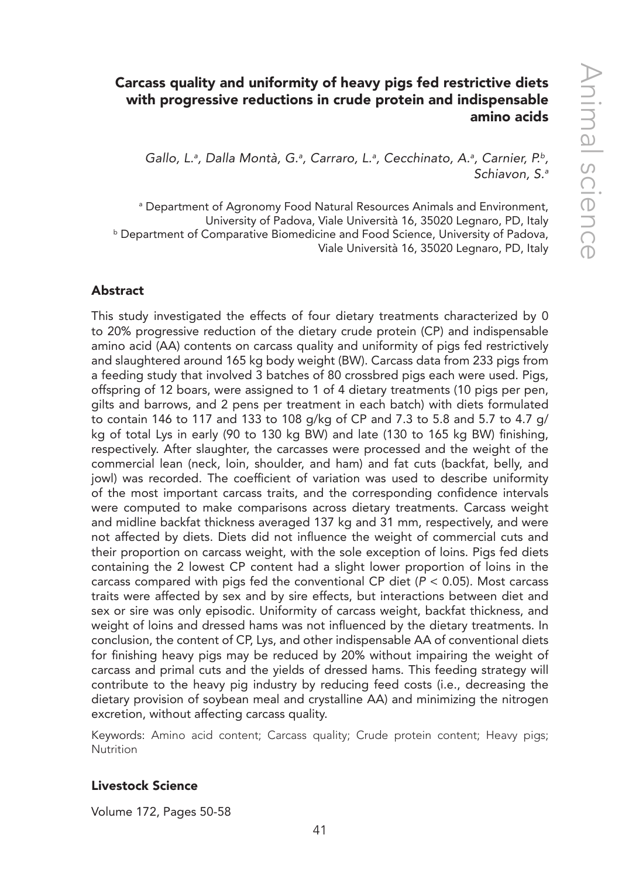## Carcass quality and uniformity of heavy pigs fed restrictive diets with progressive reductions in crude protein and indispensable amino acids

*Gallo, L.[a], Dalla Montà, G.[a], Carraro, L.[a], Cecchinato, A.[a], Carnier, P.[b], Schiavon, S.[a]*

[a] Department of Agronomy Food Natural Resources Animals and Environment, University of Padova, Viale Università 16, 35020 Legnaro, PD, Italy
[b] Department of Comparative Biomedicine and Food Science, University of Padova, Viale Università 16, 35020 Legnaro, PD, Italy

### Abstract

This study investigated the effects of four dietary treatments characterized by 0 to 20% progressive reduction of the dietary crude protein (CP) and indispensable amino acid (AA) contents on carcass quality and uniformity of pigs fed restrictively and slaughtered around 165 kg body weight (BW). Carcass data from 233 pigs from a feeding study that involved 3 batches of 80 crossbred pigs each were used. Pigs, offspring of 12 boars, were assigned to 1 of 4 dietary treatments (10 pigs per pen, gilts and barrows, and 2 pens per treatment in each batch) with diets formulated to contain 146 to 117 and 133 to 108 g/kg of CP and 7.3 to 5.8 and 5.7 to 4.7 g/kg of total Lys in early (90 to 130 kg BW) and late (130 to 165 kg BW) finishing, respectively. After slaughter, the carcasses were processed and the weight of the commercial lean (neck, loin, shoulder, and ham) and fat cuts (backfat, belly, and jowl) was recorded. The coefficient of variation was used to describe uniformity of the most important carcass traits, and the corresponding confidence intervals were computed to make comparisons across dietary treatments. Carcass weight and midline backfat thickness averaged 137 kg and 31 mm, respectively, and were not affected by diets. Diets did not influence the weight of commercial cuts and their proportion on carcass weight, with the sole exception of loins. Pigs fed diets containing the 2 lowest CP content had a slight lower proportion of loins in the carcass compared with pigs fed the conventional CP diet ($P < 0.05$). Most carcass traits were affected by sex and by sire effects, but interactions between diet and sex or sire was only episodic. Uniformity of carcass weight, backfat thickness, and weight of loins and dressed hams was not influenced by the dietary treatments. In conclusion, the content of CP, Lys, and other indispensable AA of conventional diets for finishing heavy pigs may be reduced by 20% without impairing the weight of carcass and primal cuts and the yields of dressed hams. This feeding strategy will contribute to the heavy pig industry by reducing feed costs (i.e., decreasing the dietary provision of soybean meal and crystalline AA) and minimizing the nitrogen excretion, without affecting carcass quality.

Keywords: Amino acid content; Carcass quality; Crude protein content; Heavy pigs; Nutrition

**Livestock Science**

Volume 172, Pages 50-58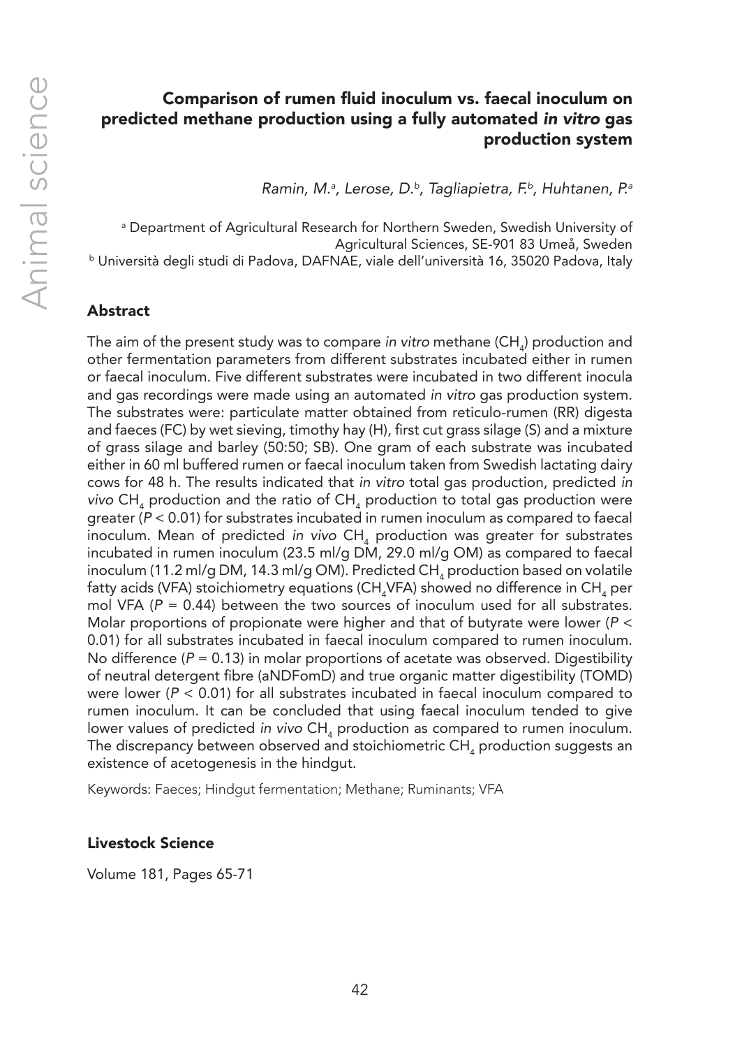# Comparison of rumen fluid inoculum vs. faecal inoculum on predicted methane production using a fully automated *in vitro* gas production system

*Ramin, M.[a], Lerose, D.[b], Tagliapietra, F.[b], Huhtanen, P.[a]*

[a] Department of Agricultural Research for Northern Sweden, Swedish University of Agricultural Sciences, SE-901 83 Umeå, Sweden
[b] Università degli studi di Padova, DAFNAE, viale dell'università 16, 35020 Padova, Italy

## Abstract

The aim of the present study was to compare *in vitro* methane ($CH_4$) production and other fermentation parameters from different substrates incubated either in rumen or faecal inoculum. Five different substrates were incubated in two different inocula and gas recordings were made using an automated *in vitro* gas production system. The substrates were: particulate matter obtained from reticulo-rumen (RR) digesta and faeces (FC) by wet sieving, timothy hay (H), first cut grass silage (S) and a mixture of grass silage and barley (50:50; SB). One gram of each substrate was incubated either in 60 ml buffered rumen or faecal inoculum taken from Swedish lactating dairy cows for 48 h. The results indicated that *in vitro* total gas production, predicted *in vivo* $CH_4$ production and the ratio of $CH_4$ production to total gas production were greater ($P < 0.01$) for substrates incubated in rumen inoculum as compared to faecal inoculum. Mean of predicted *in vivo* $CH_4$ production was greater for substrates incubated in rumen inoculum (23.5 ml/g DM, 29.0 ml/g OM) as compared to faecal inoculum (11.2 ml/g DM, 14.3 ml/g OM). Predicted $CH_4$ production based on volatile fatty acids (VFA) stoichiometry equations ($CH_4$VFA) showed no difference in $CH_4$ per mol VFA ($P = 0.44$) between the two sources of inoculum used for all substrates. Molar proportions of propionate were higher and that of butyrate were lower ($P < 0.01$) for all substrates incubated in faecal inoculum compared to rumen inoculum. No difference ($P = 0.13$) in molar proportions of acetate was observed. Digestibility of neutral detergent fibre (aNDFomD) and true organic matter digestibility (TOMD) were lower ($P < 0.01$) for all substrates incubated in faecal inoculum compared to rumen inoculum. It can be concluded that using faecal inoculum tended to give lower values of predicted *in vivo* $CH_4$ production as compared to rumen inoculum. The discrepancy between observed and stoichiometric $CH_4$ production suggests an existence of acetogenesis in the hindgut.

Keywords: Faeces; Hindgut fermentation; Methane; Ruminants; VFA

**Livestock Science**

Volume 181, Pages 65-71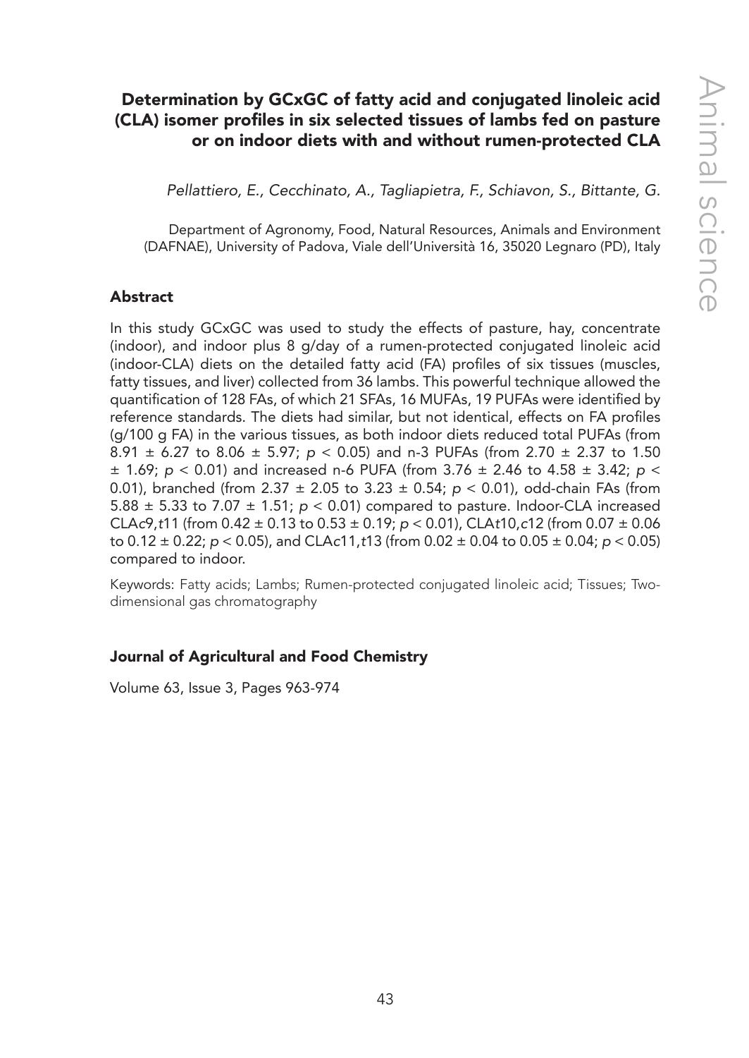## Determination by GCxGC of fatty acid and conjugated linoleic acid (CLA) isomer profiles in six selected tissues of lambs fed on pasture or on indoor diets with and without rumen-protected CLA

*Pellattiero, E., Cecchinato, A., Tagliapietra, F., Schiavon, S., Bittante, G.*

Department of Agronomy, Food, Natural Resources, Animals and Environment (DAFNAE), University of Padova, Viale dell'Università 16, 35020 Legnaro (PD), Italy

### Abstract

In this study GCxGC was used to study the effects of pasture, hay, concentrate (indoor), and indoor plus 8 g/day of a rumen-protected conjugated linoleic acid (indoor-CLA) diets on the detailed fatty acid (FA) profiles of six tissues (muscles, fatty tissues, and liver) collected from 36 lambs. This powerful technique allowed the quantification of 128 FAs, of which 21 SFAs, 16 MUFAs, 19 PUFAs were identified by reference standards. The diets had similar, but not identical, effects on FA profiles (g/100 g FA) in the various tissues, as both indoor diets reduced total PUFAs (from 8.91 ± 6.27 to 8.06 ± 5.97; $p < 0.05$) and n-3 PUFAs (from 2.70 ± 2.37 to 1.50 ± 1.69; $p < 0.01$) and increased n-6 PUFA (from 3.76 ± 2.46 to 4.58 ± 3.42; $p < 0.01$), branched (from 2.37 ± 2.05 to 3.23 ± 0.54; $p < 0.01$), odd-chain FAs (from 5.88 ± 5.33 to 7.07 ± 1.51; $p < 0.01$) compared to pasture. Indoor-CLA increased CLA*c*9,*t*11 (from 0.42 ± 0.13 to 0.53 ± 0.19; $p < 0.01$), CLA*t*10,*c*12 (from 0.07 ± 0.06 to 0.12 ± 0.22; $p < 0.05$), and CLA*c*11,*t*13 (from 0.02 ± 0.04 to 0.05 ± 0.04; $p < 0.05$) compared to indoor.

Keywords: Fatty acids; Lambs; Rumen-protected conjugated linoleic acid; Tissues; Two-dimensional gas chromatography

### Journal of Agricultural and Food Chemistry

Volume 63, Issue 3, Pages 963-974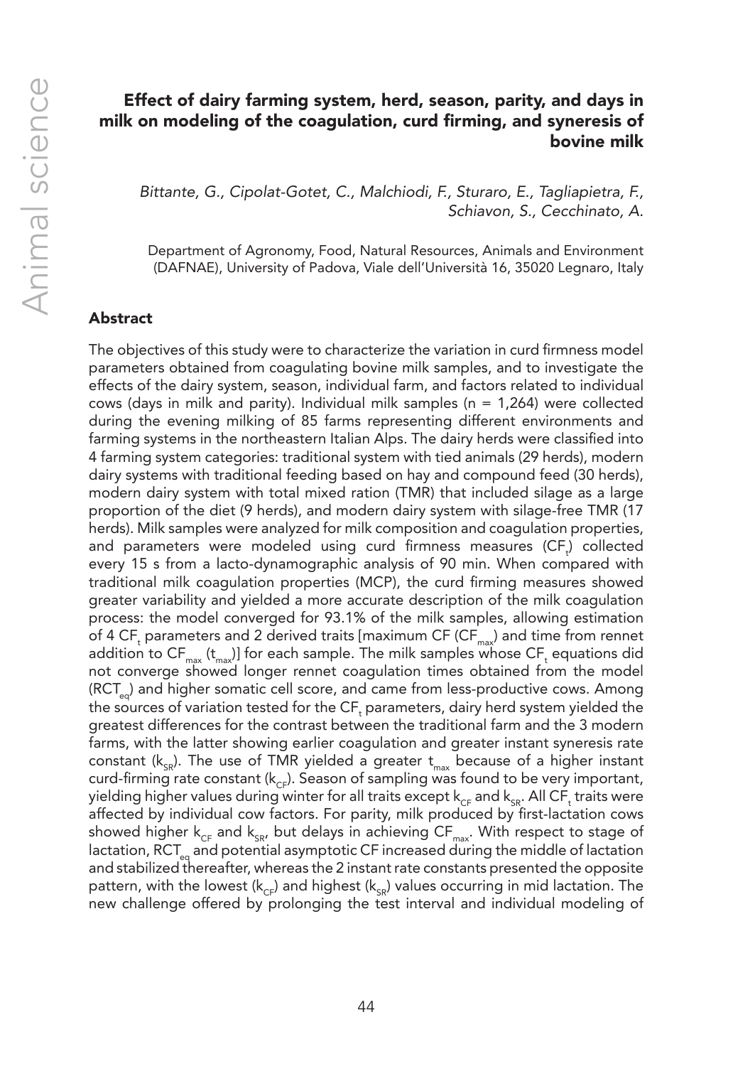## Effect of dairy farming system, herd, season, parity, and days in milk on modeling of the coagulation, curd firming, and syneresis of bovine milk

*Bittante, G., Cipolat-Gotet, C., Malchiodi, F., Sturaro, E., Tagliapietra, F., Schiavon, S., Cecchinato, A.*

Department of Agronomy, Food, Natural Resources, Animals and Environment (DAFNAE), University of Padova, Viale dell'Università 16, 35020 Legnaro, Italy

### Abstract

The objectives of this study were to characterize the variation in curd firmness model parameters obtained from coagulating bovine milk samples, and to investigate the effects of the dairy system, season, individual farm, and factors related to individual cows (days in milk and parity). Individual milk samples (n = 1,264) were collected during the evening milking of 85 farms representing different environments and farming systems in the northeastern Italian Alps. The dairy herds were classified into 4 farming system categories: traditional system with tied animals (29 herds), modern dairy systems with traditional feeding based on hay and compound feed (30 herds), modern dairy system with total mixed ration (TMR) that included silage as a large proportion of the diet (9 herds), and modern dairy system with silage-free TMR (17 herds). Milk samples were analyzed for milk composition and coagulation properties, and parameters were modeled using curd firmness measures ($CF_t$) collected every 15 s from a lacto-dynamographic analysis of 90 min. When compared with traditional milk coagulation properties (MCP), the curd firming measures showed greater variability and yielded a more accurate description of the milk coagulation process: the model converged for 93.1% of the milk samples, allowing estimation of 4 $CF_t$ parameters and 2 derived traits [maximum CF ($CF_{max}$) and time from rennet addition to $CF_{max}$ ($t_{max}$)] for each sample. The milk samples whose $CF_t$ equations did not converge showed longer rennet coagulation times obtained from the model ($RCT_{eq}$) and higher somatic cell score, and came from less-productive cows. Among the sources of variation tested for the $CF_t$ parameters, dairy herd system yielded the greatest differences for the contrast between the traditional farm and the 3 modern farms, with the latter showing earlier coagulation and greater instant syneresis rate constant ($k_{SR}$). The use of TMR yielded a greater $t_{max}$ because of a higher instant curd-firming rate constant ($k_{CF}$). Season of sampling was found to be very important, yielding higher values during winter for all traits except $k_{CF}$ and $k_{SR}$. All $CF_t$ traits were affected by individual cow factors. For parity, milk produced by first-lactation cows showed higher $k_{CF}$ and $k_{SR}$, but delays in achieving $CF_{max}$. With respect to stage of lactation, $RCT_{eq}$ and potential asymptotic CF increased during the middle of lactation and stabilized thereafter, whereas the 2 instant rate constants presented the opposite pattern, with the lowest ($k_{CF}$) and highest ($k_{SR}$) values occurring in mid lactation. The new challenge offered by prolonging the test interval and individual modeling of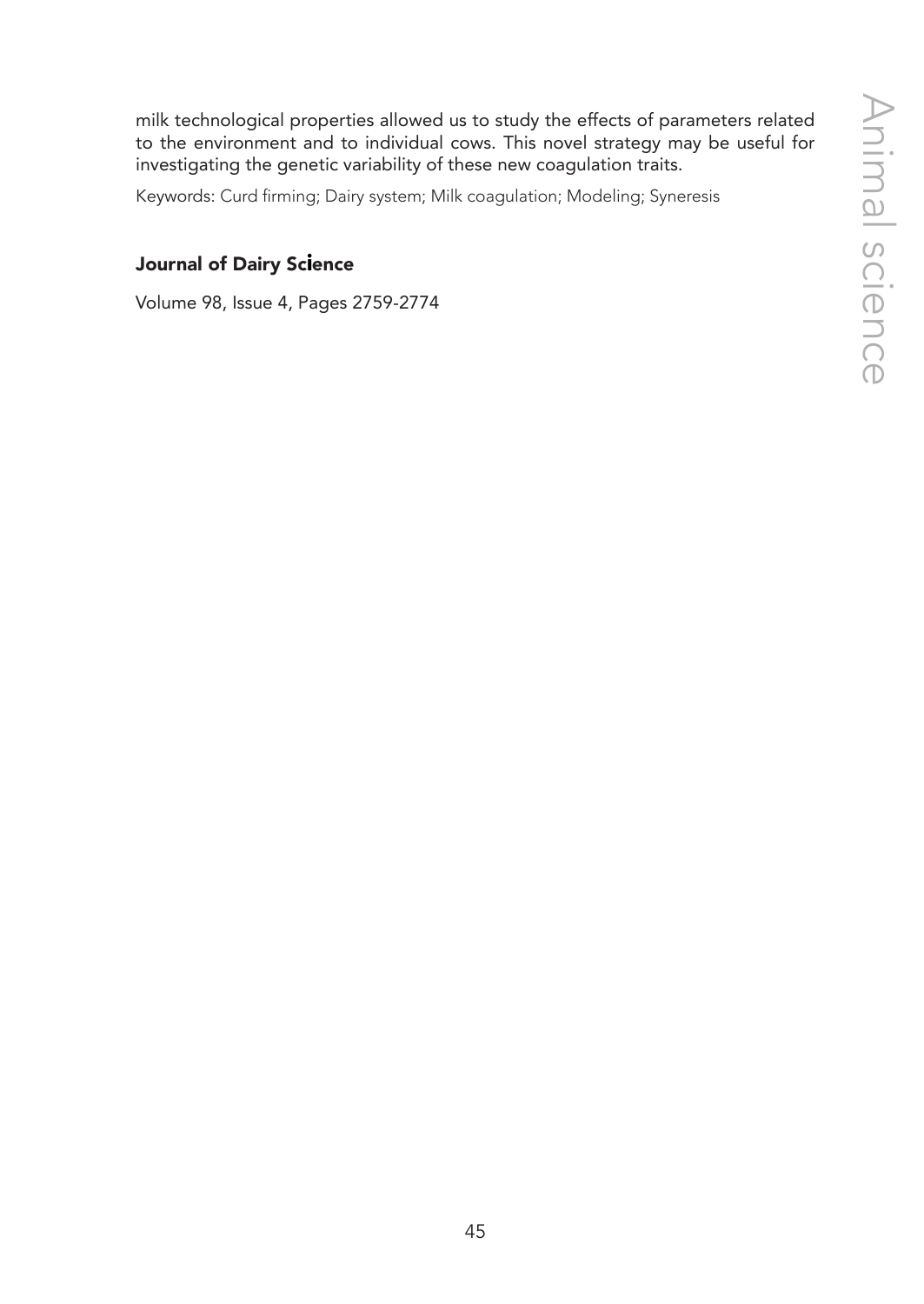milk technological properties allowed us to study the effects of parameters related to the environment and to individual cows. This novel strategy may be useful for investigating the genetic variability of these new coagulation traits.

Keywords: Curd firming; Dairy system; Milk coagulation; Modeling; Syneresis

**Journal of Dairy Science**

Volume 98, Issue 4, Pages 2759-2774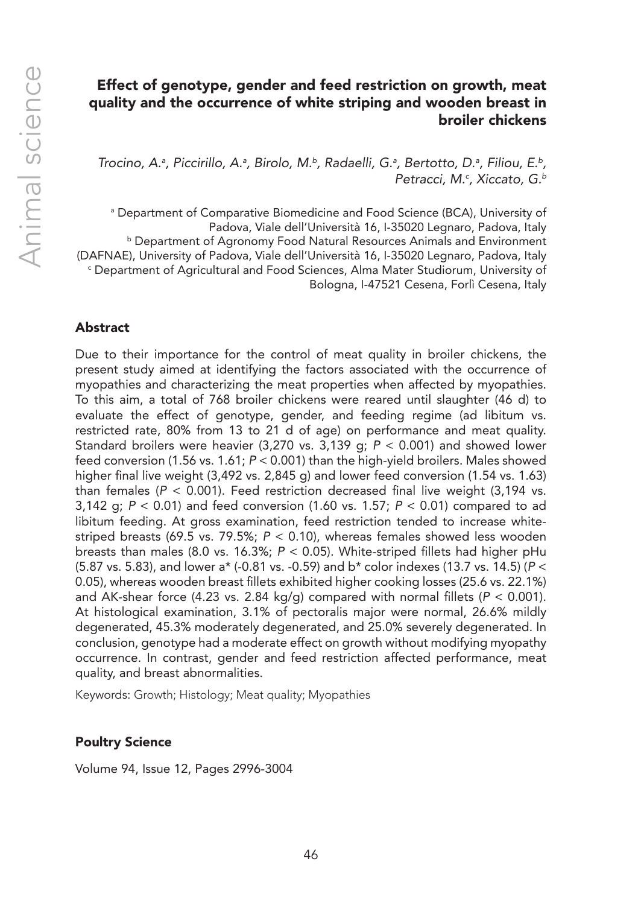# Effect of genotype, gender and feed restriction on growth, meat quality and the occurrence of white striping and wooden breast in broiler chickens

*Trocino, A.[a], Piccirillo, A.[a], Birolo, M.[b], Radaelli, G.[a], Bertotto, D.[a], Filiou, E.[b], Petracci, M.[c], Xiccato, G.[b]*

[a] Department of Comparative Biomedicine and Food Science (BCA), University of Padova, Viale dell'Università 16, I-35020 Legnaro, Padova, Italy
[b] Department of Agronomy Food Natural Resources Animals and Environment (DAFNAE), University of Padova, Viale dell'Università 16, I-35020 Legnaro, Padova, Italy
[c] Department of Agricultural and Food Sciences, Alma Mater Studiorum, University of Bologna, I-47521 Cesena, Forlì Cesena, Italy

## Abstract

Due to their importance for the control of meat quality in broiler chickens, the present study aimed at identifying the factors associated with the occurrence of myopathies and characterizing the meat properties when affected by myopathies. To this aim, a total of 768 broiler chickens were reared until slaughter (46 d) to evaluate the effect of genotype, gender, and feeding regime (ad libitum vs. restricted rate, 80% from 13 to 21 d of age) on performance and meat quality. Standard broilers were heavier (3,270 vs. 3,139 g; $P < 0.001$) and showed lower feed conversion (1.56 vs. 1.61; $P < 0.001$) than the high-yield broilers. Males showed higher final live weight (3,492 vs. 2,845 g) and lower feed conversion (1.54 vs. 1.63) than females ($P < 0.001$). Feed restriction decreased final live weight (3,194 vs. 3,142 g; $P < 0.01$) and feed conversion (1.60 vs. 1.57; $P < 0.01$) compared to ad libitum feeding. At gross examination, feed restriction tended to increase white-striped breasts (69.5 vs. 79.5%; $P < 0.10$), whereas females showed less wooden breasts than males (8.0 vs. 16.3%; $P < 0.05$). White-striped fillets had higher pHu (5.87 vs. 5.83), and lower a* (-0.81 vs. -0.59) and b* color indexes (13.7 vs. 14.5) ($P < 0.05$), whereas wooden breast fillets exhibited higher cooking losses (25.6 vs. 22.1%) and AK-shear force (4.23 vs. 2.84 kg/g) compared with normal fillets ($P < 0.001$). At histological examination, 3.1% of pectoralis major were normal, 26.6% mildly degenerated, 45.3% moderately degenerated, and 25.0% severely degenerated. In conclusion, genotype had a moderate effect on growth without modifying myopathy occurrence. In contrast, gender and feed restriction affected performance, meat quality, and breast abnormalities.

Keywords: Growth; Histology; Meat quality; Myopathies

**Poultry Science**

Volume 94, Issue 12, Pages 2996-3004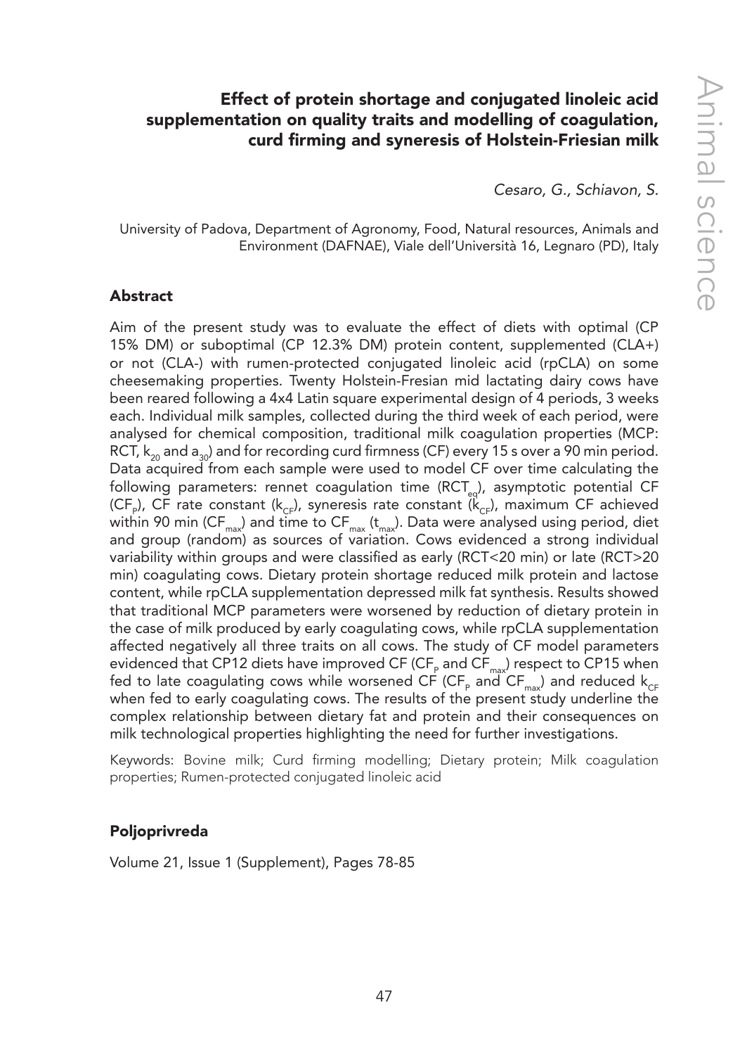# Effect of protein shortage and conjugated linoleic acid supplementation on quality traits and modelling of coagulation, curd firming and syneresis of Holstein-Friesian milk

*Cesaro, G., Schiavon, S.*

University of Padova, Department of Agronomy, Food, Natural resources, Animals and Environment (DAFNAE), Viale dell'Università 16, Legnaro (PD), Italy

## Abstract

Aim of the present study was to evaluate the effect of diets with optimal (CP 15% DM) or suboptimal (CP 12.3% DM) protein content, supplemented (CLA+) or not (CLA-) with rumen-protected conjugated linoleic acid (rpCLA) on some cheesemaking properties. Twenty Holstein-Fresian mid lactating dairy cows have been reared following a 4x4 Latin square experimental design of 4 periods, 3 weeks each. Individual milk samples, collected during the third week of each period, were analysed for chemical composition, traditional milk coagulation properties (MCP: RCT, $k_{20}$ and $a_{30}$) and for recording curd firmness (CF) every 15 s over a 90 min period. Data acquired from each sample were used to model CF over time calculating the following parameters: rennet coagulation time ($RCT_{eq}$), asymptotic potential CF ($CF_P$), CF rate constant ($k_{CF}$), syneresis rate constant ($k_{CF}$), maximum CF achieved within 90 min ($CF_{max}$) and time to $CF_{max}$ ($t_{max}$). Data were analysed using period, diet and group (random) as sources of variation. Cows evidenced a strong individual variability within groups and were classified as early (RCT<20 min) or late (RCT>20 min) coagulating cows. Dietary protein shortage reduced milk protein and lactose content, while rpCLA supplementation depressed milk fat synthesis. Results showed that traditional MCP parameters were worsened by reduction of dietary protein in the case of milk produced by early coagulating cows, while rpCLA supplementation affected negatively all three traits on all cows. The study of CF model parameters evidenced that CP12 diets have improved CF ($CF_P$ and $CF_{max}$) respect to CP15 when fed to late coagulating cows while worsened CF ($CF_P$ and $CF_{max}$) and reduced $k_{CF}$ when fed to early coagulating cows. The results of the present study underline the complex relationship between dietary fat and protein and their consequences on milk technological properties highlighting the need for further investigations.

Keywords: Bovine milk; Curd firming modelling; Dietary protein; Milk coagulation properties; Rumen-protected conjugated linoleic acid

### Poljoprivreda

Volume 21, Issue 1 (Supplement), Pages 78-85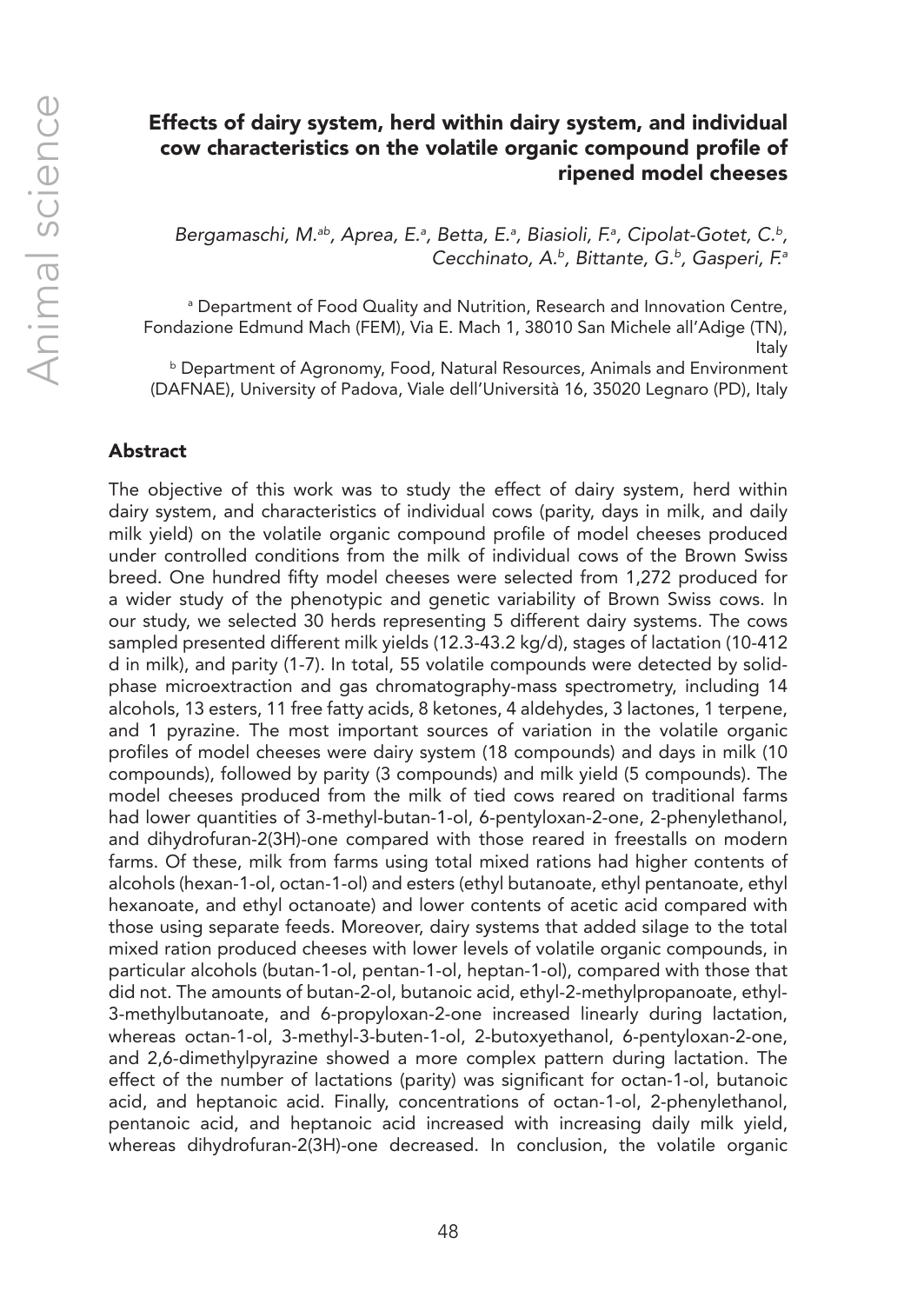# Effects of dairy system, herd within dairy system, and individual cow characteristics on the volatile organic compound profile of ripened model cheeses

*Bergamaschi, M.[ab], Aprea, E.[a], Betta, E.[a], Biasioli, F.[a], Cipolat-Gotet, C.[b], Cecchinato, A.[b], Bittante, G.[b], Gasperi, F.[a]*

[a] Department of Food Quality and Nutrition, Research and Innovation Centre, Fondazione Edmund Mach (FEM), Via E. Mach 1, 38010 San Michele all'Adige (TN), Italy

[b] Department of Agronomy, Food, Natural Resources, Animals and Environment (DAFNAE), University of Padova, Viale dell'Università 16, 35020 Legnaro (PD), Italy

## Abstract

The objective of this work was to study the effect of dairy system, herd within dairy system, and characteristics of individual cows (parity, days in milk, and daily milk yield) on the volatile organic compound profile of model cheeses produced under controlled conditions from the milk of individual cows of the Brown Swiss breed. One hundred fifty model cheeses were selected from 1,272 produced for a wider study of the phenotypic and genetic variability of Brown Swiss cows. In our study, we selected 30 herds representing 5 different dairy systems. The cows sampled presented different milk yields (12.3-43.2 kg/d), stages of lactation (10-412 d in milk), and parity (1-7). In total, 55 volatile compounds were detected by solid-phase microextraction and gas chromatography-mass spectrometry, including 14 alcohols, 13 esters, 11 free fatty acids, 8 ketones, 4 aldehydes, 3 lactones, 1 terpene, and 1 pyrazine. The most important sources of variation in the volatile organic profiles of model cheeses were dairy system (18 compounds) and days in milk (10 compounds), followed by parity (3 compounds) and milk yield (5 compounds). The model cheeses produced from the milk of tied cows reared on traditional farms had lower quantities of 3-methyl-butan-1-ol, 6-pentyloxan-2-one, 2-phenylethanol, and dihydrofuran-2(3H)-one compared with those reared in freestalls on modern farms. Of these, milk from farms using total mixed rations had higher contents of alcohols (hexan-1-ol, octan-1-ol) and esters (ethyl butanoate, ethyl pentanoate, ethyl hexanoate, and ethyl octanoate) and lower contents of acetic acid compared with those using separate feeds. Moreover, dairy systems that added silage to the total mixed ration produced cheeses with lower levels of volatile organic compounds, in particular alcohols (butan-1-ol, pentan-1-ol, heptan-1-ol), compared with those that did not. The amounts of butan-2-ol, butanoic acid, ethyl-2-methylpropanoate, ethyl-3-methylbutanoate, and 6-propyloxan-2-one increased linearly during lactation, whereas octan-1-ol, 3-methyl-3-buten-1-ol, 2-butoxyethanol, 6-pentyloxan-2-one, and 2,6-dimethylpyrazine showed a more complex pattern during lactation. The effect of the number of lactations (parity) was significant for octan-1-ol, butanoic acid, and heptanoic acid. Finally, concentrations of octan-1-ol, 2-phenylethanol, pentanoic acid, and heptanoic acid increased with increasing daily milk yield, whereas dihydrofuran-2(3H)-one decreased. In conclusion, the volatile organic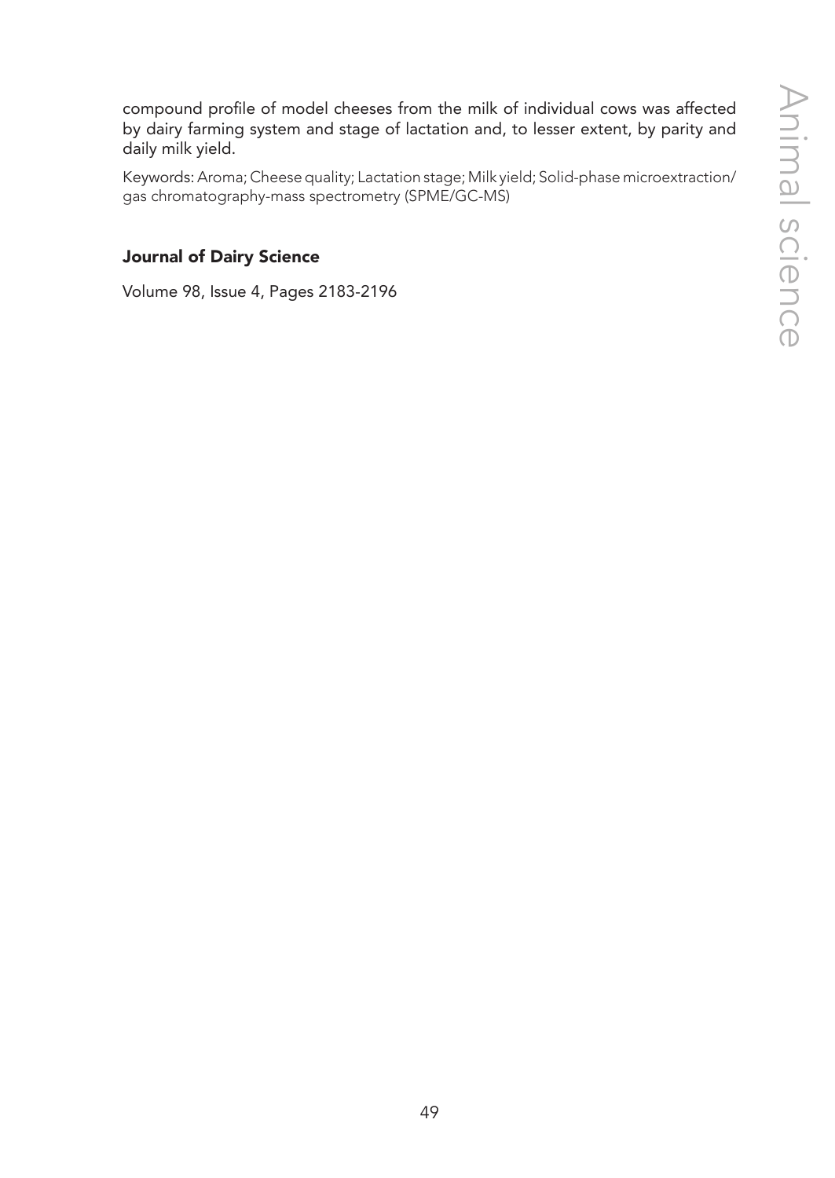compound profile of model cheeses from the milk of individual cows was affected by dairy farming system and stage of lactation and, to lesser extent, by parity and daily milk yield.

Keywords: Aroma; Cheese quality; Lactation stage; Milk yield; Solid-phase microextraction/gas chromatography-mass spectrometry (SPME/GC-MS)

**Journal of Dairy Science**

Volume 98, Issue 4, Pages 2183-2196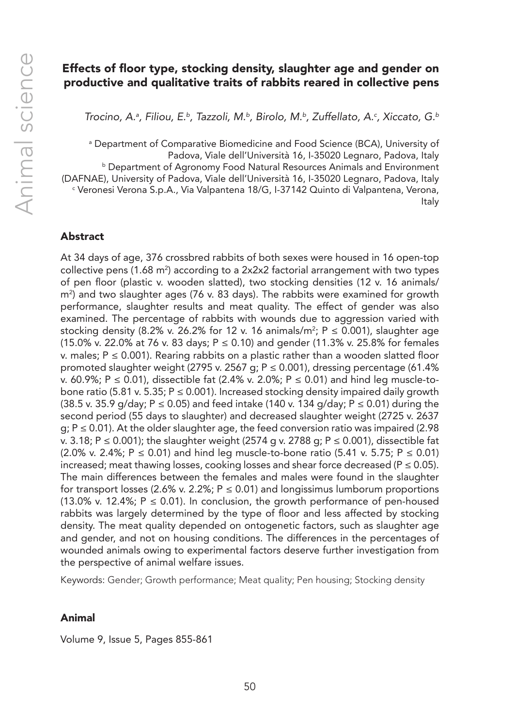# Effects of floor type, stocking density, slaughter age and gender on productive and qualitative traits of rabbits reared in collective pens

*Trocino, A.[a], Filiou, E.[b], Tazzoli, M.[b], Birolo, M.[b], Zuffellato, A.[c], Xiccato, G.[b]*

[a] Department of Comparative Biomedicine and Food Science (BCA), University of Padova, Viale dell'Università 16, I-35020 Legnaro, Padova, Italy
[b] Department of Agronomy Food Natural Resources Animals and Environment (DAFNAE), University of Padova, Viale dell'Università 16, I-35020 Legnaro, Padova, Italy
[c] Veronesi Verona S.p.A., Via Valpantena 18/G, I-37142 Quinto di Valpantena, Verona, Italy

## Abstract

At 34 days of age, 376 crossbred rabbits of both sexes were housed in 16 open-top collective pens (1.68 $m^2$) according to a 2x2x2 factorial arrangement with two types of pen floor (plastic v. wooden slatted), two stocking densities (12 v. 16 animals/$m^2$) and two slaughter ages (76 v. 83 days). The rabbits were examined for growth performance, slaughter results and meat quality. The effect of gender was also examined. The percentage of rabbits with wounds due to aggression varied with stocking density (8.2% v. 26.2% for 12 v. 16 animals/$m^2$; $P \leq 0.001$), slaughter age (15.0% v. 22.0% at 76 v. 83 days; $P \leq 0.10$) and gender (11.3% v. 25.8% for females v. males; $P \leq 0.001$). Rearing rabbits on a plastic rather than a wooden slatted floor promoted slaughter weight (2795 v. 2567 g; $P \leq 0.001$), dressing percentage (61.4% v. 60.9%; $P \leq 0.01$), dissectible fat (2.4% v. 2.0%; $P \leq 0.01$) and hind leg muscle-to-bone ratio (5.81 v. 5.35; $P \leq 0.001$). Increased stocking density impaired daily growth (38.5 v. 35.9 g/day; $P \leq 0.05$) and feed intake (140 v. 134 g/day; $P \leq 0.01$) during the second period (55 days to slaughter) and decreased slaughter weight (2725 v. 2637 g; $P \leq 0.01$). At the older slaughter age, the feed conversion ratio was impaired (2.98 v. 3.18; $P \leq 0.001$); the slaughter weight (2574 g v. 2788 g; $P \leq 0.001$), dissectible fat (2.0% v. 2.4%; $P \leq 0.01$) and hind leg muscle-to-bone ratio (5.41 v. 5.75; $P \leq 0.01$) increased; meat thawing losses, cooking losses and shear force decreased ($P \leq 0.05$). The main differences between the females and males were found in the slaughter for transport losses (2.6% v. 2.2%; $P \leq 0.01$) and longissimus lumborum proportions (13.0% v. 12.4%; $P \leq 0.01$). In conclusion, the growth performance of pen-housed rabbits was largely determined by the type of floor and less affected by stocking density. The meat quality depended on ontogenetic factors, such as slaughter age and gender, and not on housing conditions. The differences in the percentages of wounded animals owing to experimental factors deserve further investigation from the perspective of animal welfare issues.

Keywords: Gender; Growth performance; Meat quality; Pen housing; Stocking density

## Animal

Volume 9, Issue 5, Pages 855-861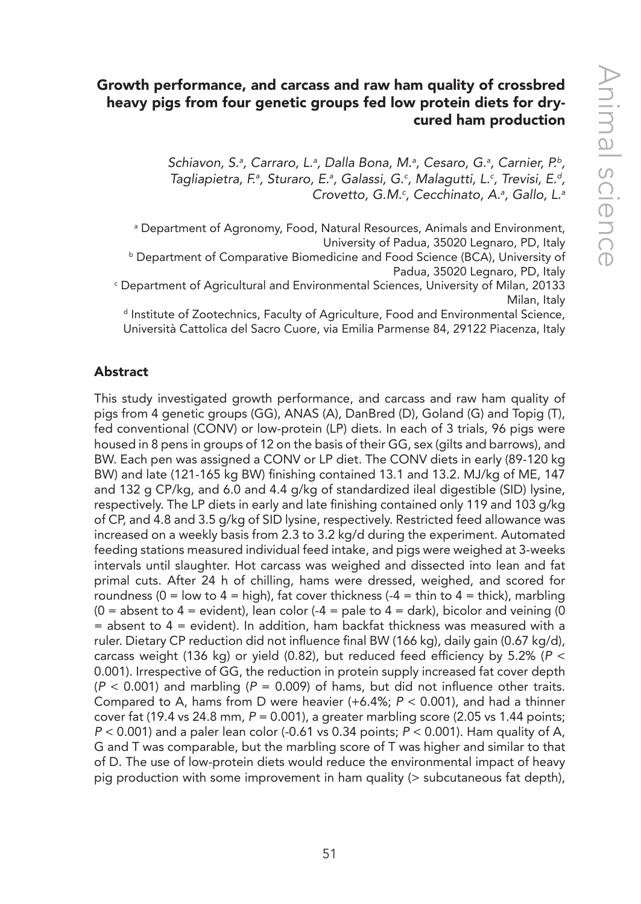## Growth performance, and carcass and raw ham quality of crossbred heavy pigs from four genetic groups fed low protein diets for dry-cured ham production

*Schiavon, S.[a], Carraro, L.[a], Dalla Bona, M.[a], Cesaro, G.[a], Carnier, P.[b], Tagliapietra, F.[a], Sturaro, E.[a], Galassi, G.[c], Malagutti, L.[c], Trevisi, E.[d], Crovetto, G.M.[c], Cecchinato, A.[a], Gallo, L.[a]*

[a] Department of Agronomy, Food, Natural Resources, Animals and Environment, University of Padua, 35020 Legnaro, PD, Italy

[b] Department of Comparative Biomedicine and Food Science (BCA), University of Padua, 35020 Legnaro, PD, Italy

[c] Department of Agricultural and Environmental Sciences, University of Milan, 20133 Milan, Italy

[d] Institute of Zootechnics, Faculty of Agriculture, Food and Environmental Science, Università Cattolica del Sacro Cuore, via Emilia Parmense 84, 29122 Piacenza, Italy

### Abstract

This study investigated growth performance, and carcass and raw ham quality of pigs from 4 genetic groups (GG), ANAS (A), DanBred (D), Goland (G) and Topig (T), fed conventional (CONV) or low-protein (LP) diets. In each of 3 trials, 96 pigs were housed in 8 pens in groups of 12 on the basis of their GG, sex (gilts and barrows), and BW. Each pen was assigned a CONV or LP diet. The CONV diets in early (89-120 kg BW) and late (121-165 kg BW) finishing contained 13.1 and 13.2. MJ/kg of ME, 147 and 132 g CP/kg, and 6.0 and 4.4 g/kg of standardized ileal digestible (SID) lysine, respectively. The LP diets in early and late finishing contained only 119 and 103 g/kg of CP, and 4.8 and 3.5 g/kg of SID lysine, respectively. Restricted feed allowance was increased on a weekly basis from 2.3 to 3.2 kg/d during the experiment. Automated feeding stations measured individual feed intake, and pigs were weighed at 3-weeks intervals until slaughter. Hot carcass was weighed and dissected into lean and fat primal cuts. After 24 h of chilling, hams were dressed, weighed, and scored for roundness (0 = low to 4 = high), fat cover thickness (-4 = thin to 4 = thick), marbling (0 = absent to 4 = evident), lean color (-4 = pale to 4 = dark), bicolor and veining (0 = absent to 4 = evident). In addition, ham backfat thickness was measured with a ruler. Dietary CP reduction did not influence final BW (166 kg), daily gain (0.67 kg/d), carcass weight (136 kg) or yield (0.82), but reduced feed efficiency by 5.2% ($P < 0.001$). Irrespective of GG, the reduction in protein supply increased fat cover depth ($P < 0.001$) and marbling ($P = 0.009$) of hams, but did not influence other traits. Compared to A, hams from D were heavier (+6.4%; $P < 0.001$), and had a thinner cover fat (19.4 vs 24.8 mm, $P = 0.001$), a greater marbling score (2.05 vs 1.44 points; $P < 0.001$) and a paler lean color (-0.61 vs 0.34 points; $P < 0.001$). Ham quality of A, G and T was comparable, but the marbling score of T was higher and similar to that of D. The use of low-protein diets would reduce the environmental impact of heavy pig production with some improvement in ham quality (> subcutaneous fat depth),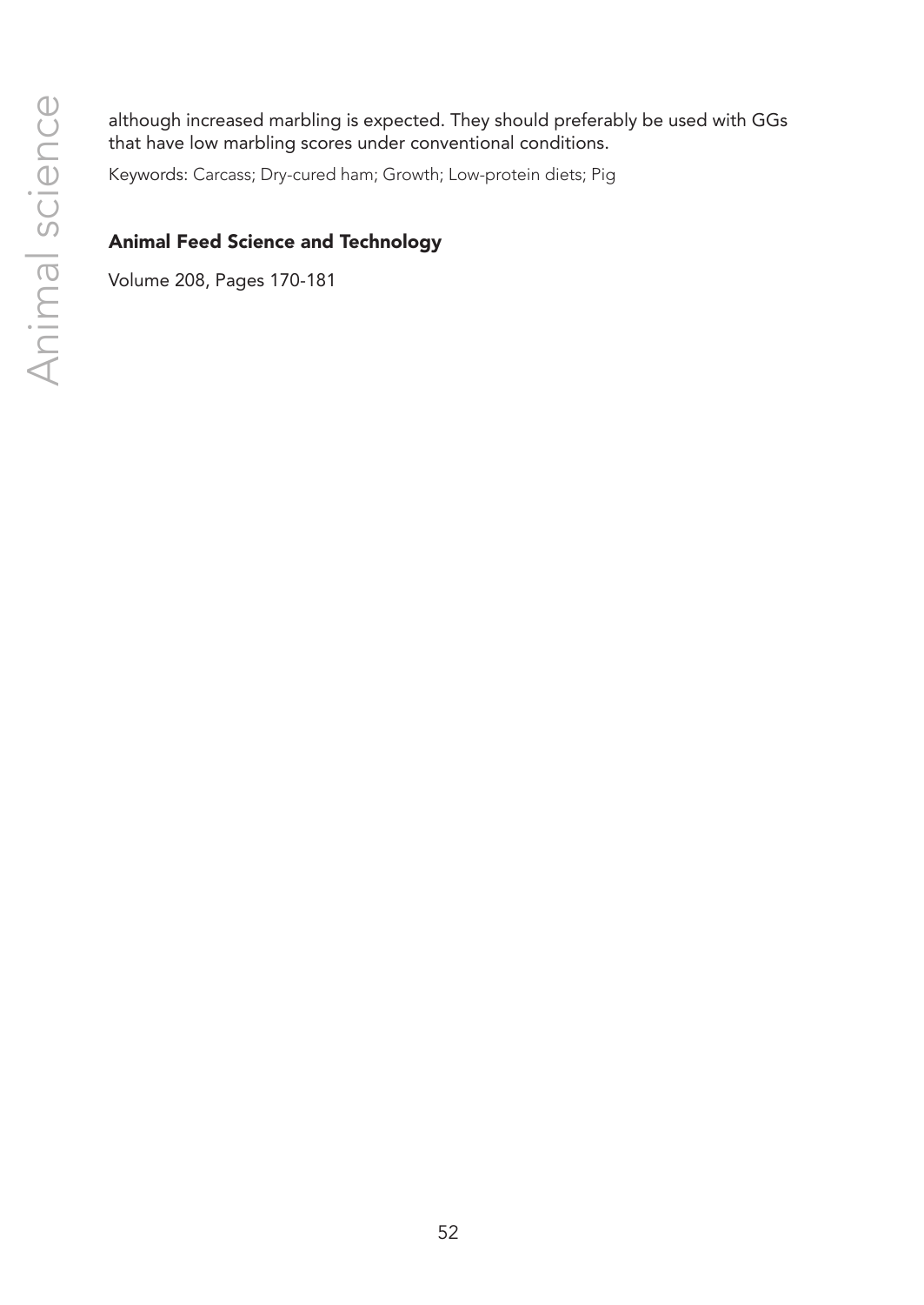although increased marbling is expected. They should preferably be used with GGs that have low marbling scores under conventional conditions.

Keywords: Carcass; Dry-cured ham; Growth; Low-protein diets; Pig

**Animal Feed Science and Technology**

Volume 208, Pages 170-181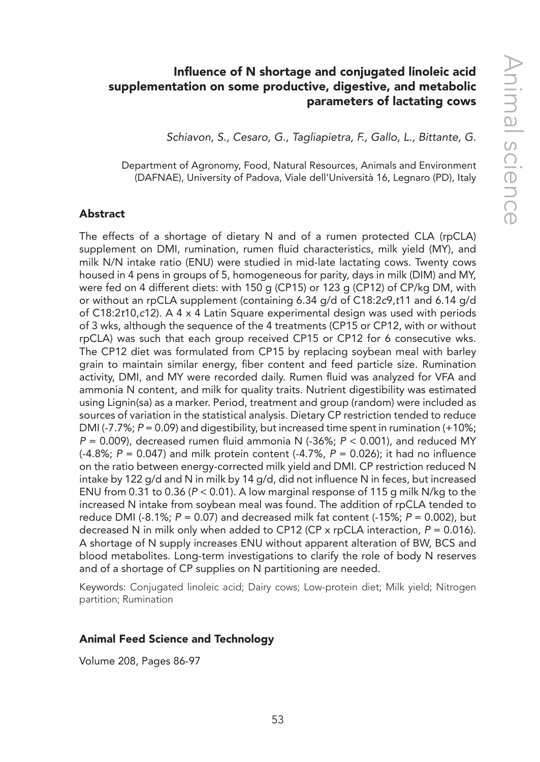# Influence of N shortage and conjugated linoleic acid supplementation on some productive, digestive, and metabolic parameters of lactating cows

*Schiavon, S., Cesaro, G., Tagliapietra, F., Gallo, L., Bittante, G.*

Department of Agronomy, Food, Natural Resources, Animals and Environment (DAFNAE), University of Padova, Viale dell'Università 16, Legnaro (PD), Italy

## Abstract

The effects of a shortage of dietary N and of a rumen protected CLA (rpCLA) supplement on DMI, rumination, rumen fluid characteristics, milk yield (MY), and milk N/N intake ratio (ENU) were studied in mid-late lactating cows. Twenty cows housed in 4 pens in groups of 5, homogeneous for parity, days in milk (DIM) and MY, were fed on 4 different diets: with 150 g (CP15) or 123 g (CP12) of CP/kg DM, with or without an rpCLA supplement (containing 6.34 g/d of C18:2*c*9,*t*11 and 6.14 g/d of C18:2*t*10,*c*12). A 4 x 4 Latin Square experimental design was used with periods of 3 wks, although the sequence of the 4 treatments (CP15 or CP12, with or without rpCLA) was such that each group received CP15 or CP12 for 6 consecutive wks. The CP12 diet was formulated from CP15 by replacing soybean meal with barley grain to maintain similar energy, fiber content and feed particle size. Rumination activity, DMI, and MY were recorded daily. Rumen fluid was analyzed for VFA and ammonia N content, and milk for quality traits. Nutrient digestibility was estimated using Lignin(sa) as a marker. Period, treatment and group (random) were included as sources of variation in the statistical analysis. Dietary CP restriction tended to reduce DMI (-7.7%; $P = 0.09$) and digestibility, but increased time spent in rumination (+10%; $P = 0.009$), decreased rumen fluid ammonia N (-36%; $P < 0.001$), and reduced MY (-4.8%; $P = 0.047$) and milk protein content (-4.7%, $P = 0.026$); it had no influence on the ratio between energy-corrected milk yield and DMI. CP restriction reduced N intake by 122 g/d and N in milk by 14 g/d, did not influence N in feces, but increased ENU from 0.31 to 0.36 ($P < 0.01$). A low marginal response of 115 g milk N/kg to the increased N intake from soybean meal was found. The addition of rpCLA tended to reduce DMI (-8.1%; $P = 0.07$) and decreased milk fat content (-15%; $P = 0.002$), but decreased N in milk only when added to CP12 (CP x rpCLA interaction, $P = 0.016$). A shortage of N supply increases ENU without apparent alteration of BW, BCS and blood metabolites. Long-term investigations to clarify the role of body N reserves and of a shortage of CP supplies on N partitioning are needed.

Keywords: Conjugated linoleic acid; Dairy cows; Low-protein diet; Milk yield; Nitrogen partition; Rumination

**Animal Feed Science and Technology**

Volume 208, Pages 86-97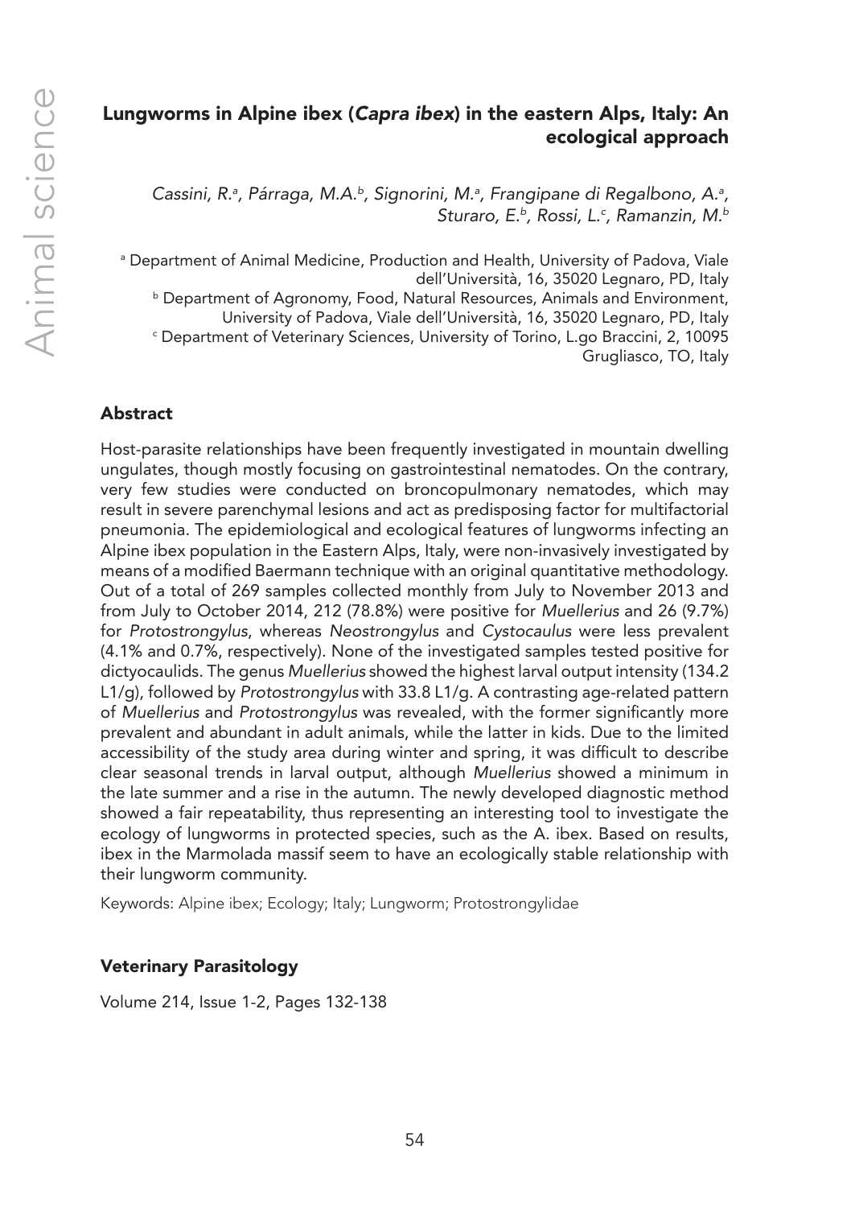## Lungworms in Alpine ibex (*Capra ibex*) in the eastern Alps, Italy: An ecological approach

*Cassini, R.[a], Párraga, M.A.[b], Signorini, M.[a], Frangipane di Regalbono, A.[a], Sturaro, E.[b], Rossi, L.[c], Ramanzin, M.[b]*

[a] Department of Animal Medicine, Production and Health, University of Padova, Viale dell'Università, 16, 35020 Legnaro, PD, Italy
[b] Department of Agronomy, Food, Natural Resources, Animals and Environment, University of Padova, Viale dell'Università, 16, 35020 Legnaro, PD, Italy
[c] Department of Veterinary Sciences, University of Torino, L.go Braccini, 2, 10095 Grugliasco, TO, Italy

### Abstract

Host-parasite relationships have been frequently investigated in mountain dwelling ungulates, though mostly focusing on gastrointestinal nematodes. On the contrary, very few studies were conducted on broncopulmonary nematodes, which may result in severe parenchymal lesions and act as predisposing factor for multifactorial pneumonia. The epidemiological and ecological features of lungworms infecting an Alpine ibex population in the Eastern Alps, Italy, were non-invasively investigated by means of a modified Baermann technique with an original quantitative methodology. Out of a total of 269 samples collected monthly from July to November 2013 and from July to October 2014, 212 (78.8%) were positive for *Muellerius* and 26 (9.7%) for *Protostrongylus*, whereas *Neostrongylus* and *Cystocaulus* were less prevalent (4.1% and 0.7%, respectively). None of the investigated samples tested positive for dictyocaulids. The genus *Muellerius* showed the highest larval output intensity (134.2 L1/g), followed by *Protostrongylus* with 33.8 L1/g. A contrasting age-related pattern of *Muellerius* and *Protostrongylus* was revealed, with the former significantly more prevalent and abundant in adult animals, while the latter in kids. Due to the limited accessibility of the study area during winter and spring, it was difficult to describe clear seasonal trends in larval output, although *Muellerius* showed a minimum in the late summer and a rise in the autumn. The newly developed diagnostic method showed a fair repeatability, thus representing an interesting tool to investigate the ecology of lungworms in protected species, such as the A. ibex. Based on results, ibex in the Marmolada massif seem to have an ecologically stable relationship with their lungworm community.

Keywords: Alpine ibex; Ecology; Italy; Lungworm; Protostrongylidae

### Veterinary Parasitology

Volume 214, Issue 1-2, Pages 132-138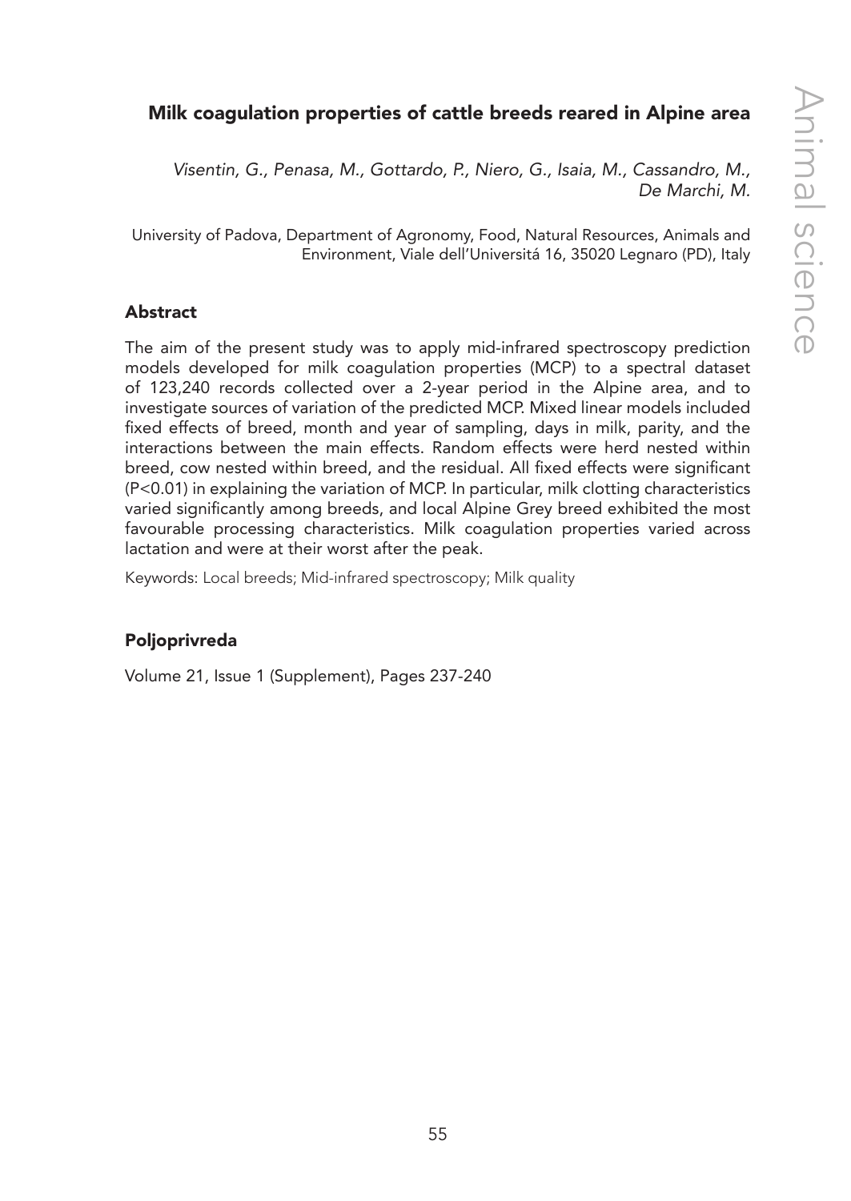# Milk coagulation properties of cattle breeds reared in Alpine area

*Visentin, G., Penasa, M., Gottardo, P., Niero, G., Isaia, M., Cassandro, M., De Marchi, M.*

University of Padova, Department of Agronomy, Food, Natural Resources, Animals and Environment, Viale dell'Universitá 16, 35020 Legnaro (PD), Italy

## Abstract

The aim of the present study was to apply mid-infrared spectroscopy prediction models developed for milk coagulation properties (MCP) to a spectral dataset of 123,240 records collected over a 2-year period in the Alpine area, and to investigate sources of variation of the predicted MCP. Mixed linear models included fixed effects of breed, month and year of sampling, days in milk, parity, and the interactions between the main effects. Random effects were herd nested within breed, cow nested within breed, and the residual. All fixed effects were significant ($P<0.01$) in explaining the variation of MCP. In particular, milk clotting characteristics varied significantly among breeds, and local Alpine Grey breed exhibited the most favourable processing characteristics. Milk coagulation properties varied across lactation and were at their worst after the peak.

Keywords: Local breeds; Mid-infrared spectroscopy; Milk quality

## Poljoprivreda

Volume 21, Issue 1 (Supplement), Pages 237-240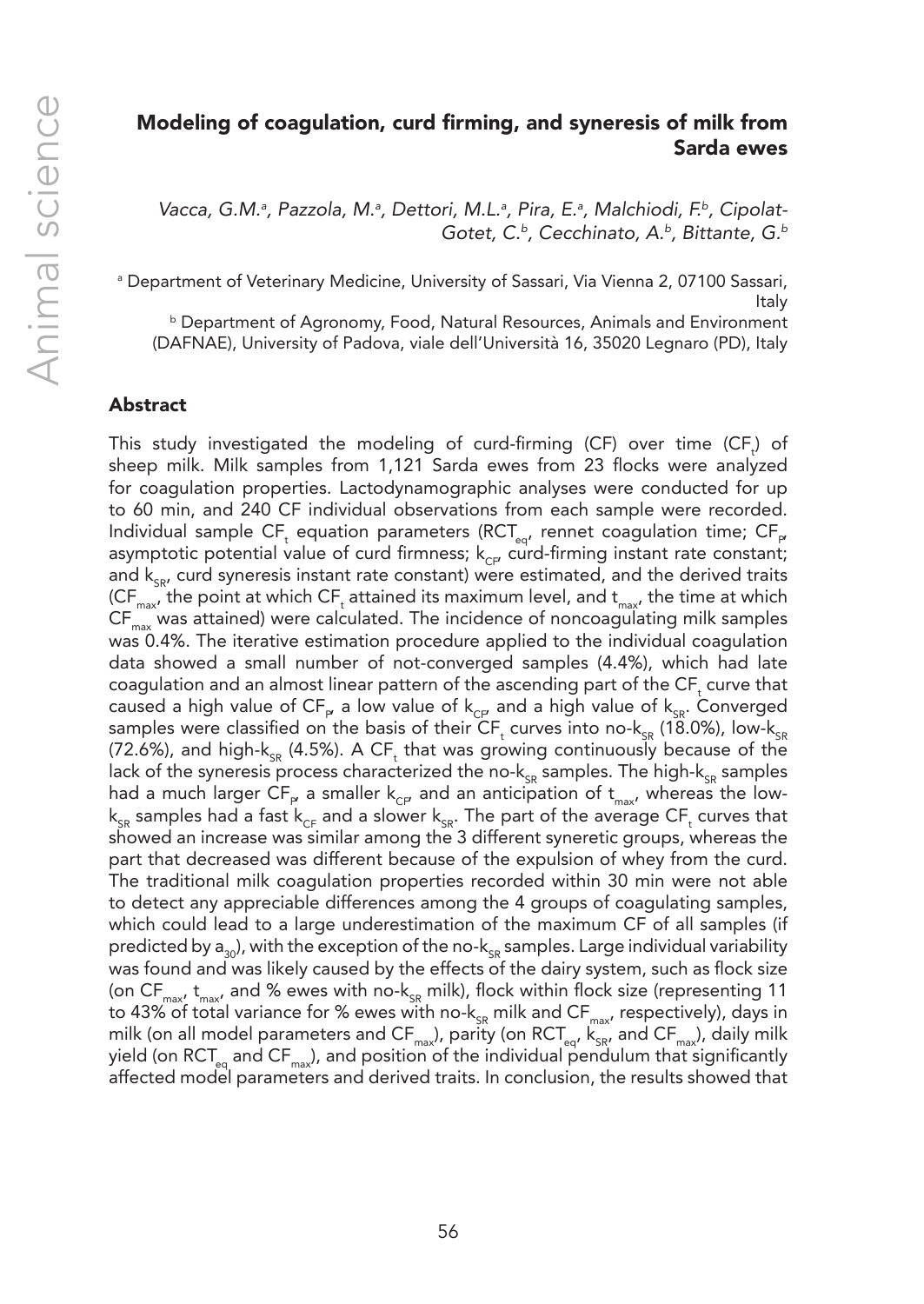## Modeling of coagulation, curd firming, and syneresis of milk from Sarda ewes

*Vacca, G.M.[a], Pazzola, M.[a], Dettori, M.L.[a], Pira, E.[a], Malchiodi, F.[b], Cipolat-Gotet, C.[b], Cecchinato, A.[b], Bittante, G.[b]*

[a] Department of Veterinary Medicine, University of Sassari, Via Vienna 2, 07100 Sassari, Italy

[b] Department of Agronomy, Food, Natural Resources, Animals and Environment (DAFNAE), University of Padova, viale dell'Università 16, 35020 Legnaro (PD), Italy

### Abstract

This study investigated the modeling of curd-firming (CF) over time ($CF_t$) of sheep milk. Milk samples from 1,121 Sarda ewes from 23 flocks were analyzed for coagulation properties. Lactodynamographic analyses were conducted for up to 60 min, and 240 CF individual observations from each sample were recorded. Individual sample $CF_t$ equation parameters ($RCT_{eq}$, rennet coagulation time; $CF_P$, asymptotic potential value of curd firmness; $k_{CF}$, curd-firming instant rate constant; and $k_{SR}$, curd syneresis instant rate constant) were estimated, and the derived traits ($CF_{max}$, the point at which $CF_t$ attained its maximum level, and $t_{max}$, the time at which $CF_{max}$ was attained) were calculated. The incidence of noncoagulating milk samples was 0.4%. The iterative estimation procedure applied to the individual coagulation data showed a small number of not-converged samples (4.4%), which had late coagulation and an almost linear pattern of the ascending part of the $CF_t$ curve that caused a high value of $CF_P$, a low value of $k_{CF}$, and a high value of $k_{SR}$. Converged samples were classified on the basis of their $CF_t$ curves into no-$k_{SR}$ (18.0%), low-$k_{SR}$ (72.6%), and high-$k_{SR}$ (4.5%). A $CF_t$ that was growing continuously because of the lack of the syneresis process characterized the no-$k_{SR}$ samples. The high-$k_{SR}$ samples had a much larger $CF_P$, a smaller $k_{CF}$, and an anticipation of $t_{max}$, whereas the low-$k_{SR}$ samples had a fast $k_{CF}$ and a slower $k_{SR}$. The part of the average $CF_t$ curves that showed an increase was similar among the 3 different syneretic groups, whereas the part that decreased was different because of the expulsion of whey from the curd. The traditional milk coagulation properties recorded within 30 min were not able to detect any appreciable differences among the 4 groups of coagulating samples, which could lead to a large underestimation of the maximum CF of all samples (if predicted by $a_{30}$), with the exception of the no-$k_{SR}$ samples. Large individual variability was found and was likely caused by the effects of the dairy system, such as flock size (on $CF_{max}$, $t_{max}$, and % ewes with no-$k_{SR}$ milk), flock within flock size (representing 11 to 43% of total variance for % ewes with no-$k_{SR}$ milk and $CF_{max}$, respectively), days in milk (on all model parameters and $CF_{max}$), parity (on $RCT_{eq}$, $k_{SR}$, and $CF_{max}$), daily milk yield (on $RCT_{eq}$ and $CF_{max}$), and position of the individual pendulum that significantly affected model parameters and derived traits. In conclusion, the results showed that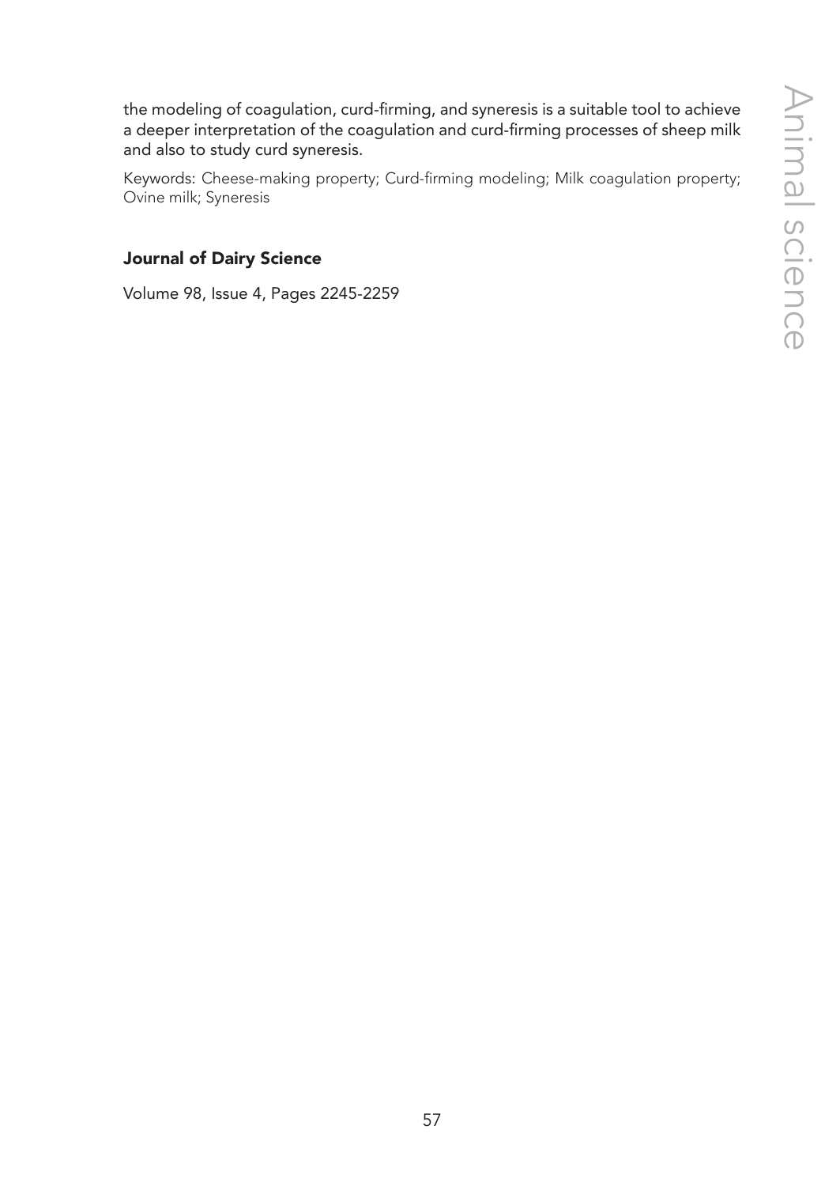the modeling of coagulation, curd-firming, and syneresis is a suitable tool to achieve a deeper interpretation of the coagulation and curd-firming processes of sheep milk and also to study curd syneresis.

Keywords: Cheese-making property; Curd-firming modeling; Milk coagulation property; Ovine milk; Syneresis

**Journal of Dairy Science**

Volume 98, Issue 4, Pages 2245-2259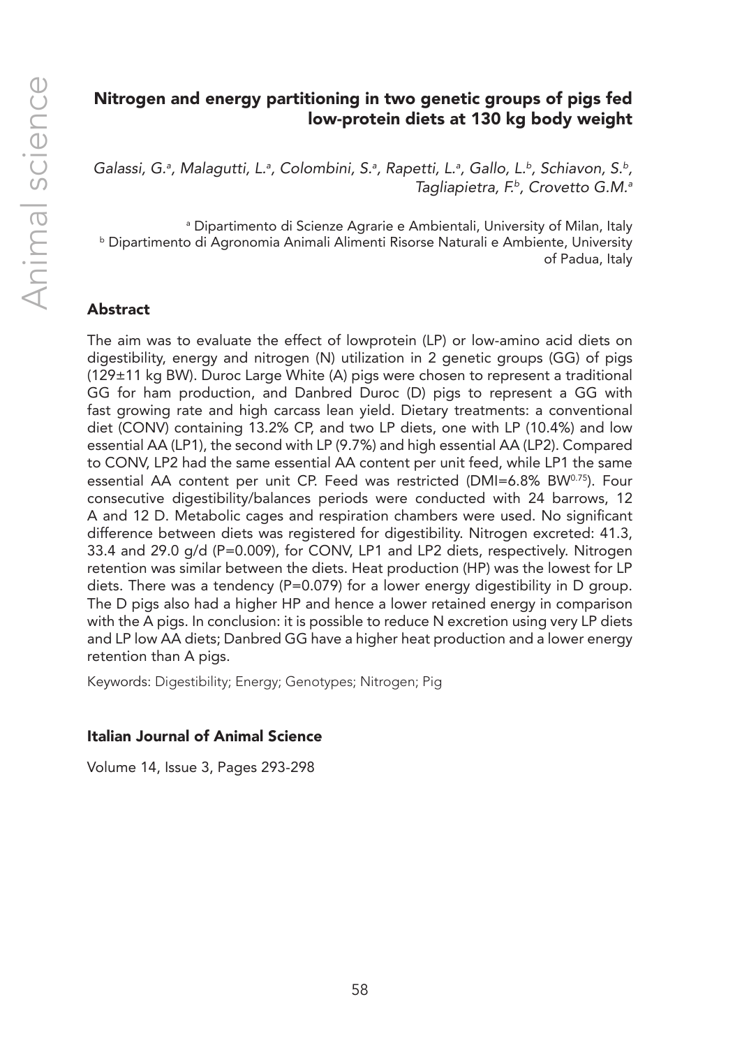# Nitrogen and energy partitioning in two genetic groups of pigs fed low-protein diets at 130 kg body weight

*Galassi, G.[a], Malagutti, L.[a], Colombini, S.[a], Rapetti, L.[a], Gallo, L.[b], Schiavon, S.[b], Tagliapietra, F.[b], Crovetto G.M.[a]*

[a] Dipartimento di Scienze Agrarie e Ambientali, University of Milan, Italy
[b] Dipartimento di Agronomia Animali Alimenti Risorse Naturali e Ambiente, University of Padua, Italy

## Abstract

The aim was to evaluate the effect of lowprotein (LP) or low-amino acid diets on digestibility, energy and nitrogen (N) utilization in 2 genetic groups (GG) of pigs (129±11 kg BW). Duroc Large White (A) pigs were chosen to represent a traditional GG for ham production, and Danbred Duroc (D) pigs to represent a GG with fast growing rate and high carcass lean yield. Dietary treatments: a conventional diet (CONV) containing 13.2% CP, and two LP diets, one with LP (10.4%) and low essential AA (LP1), the second with LP (9.7%) and high essential AA (LP2). Compared to CONV, LP2 had the same essential AA content per unit feed, while LP1 the same essential AA content per unit CP. Feed was restricted (DMI=6.8% $BW^{0.75}$). Four consecutive digestibility/balances periods were conducted with 24 barrows, 12 A and 12 D. Metabolic cages and respiration chambers were used. No significant difference between diets was registered for digestibility. Nitrogen excreted: 41.3, 33.4 and 29.0 g/d ($P=0.009$), for CONV, LP1 and LP2 diets, respectively. Nitrogen retention was similar between the diets. Heat production (HP) was the lowest for LP diets. There was a tendency ($P=0.079$) for a lower energy digestibility in D group. The D pigs also had a higher HP and hence a lower retained energy in comparison with the A pigs. In conclusion: it is possible to reduce N excretion using very LP diets and LP low AA diets; Danbred GG have a higher heat production and a lower energy retention than A pigs.

Keywords: Digestibility; Energy; Genotypes; Nitrogen; Pig

### Italian Journal of Animal Science

Volume 14, Issue 3, Pages 293-298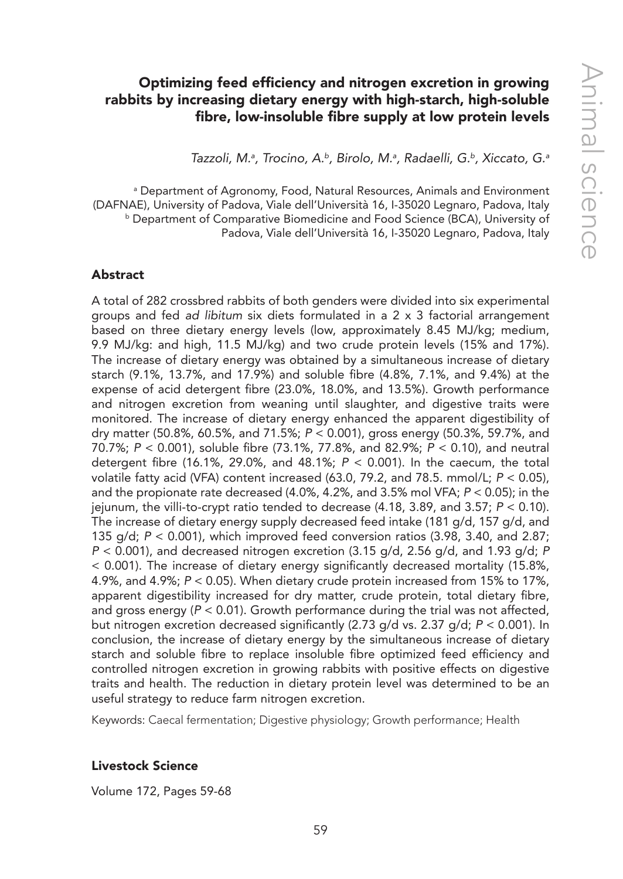# Optimizing feed efficiency and nitrogen excretion in growing rabbits by increasing dietary energy with high-starch, high-soluble fibre, low-insoluble fibre supply at low protein levels

*Tazzoli, M.[a], Trocino, A.[b], Birolo, M.[a], Radaelli, G.[b], Xiccato, G.[a]*

[a] Department of Agronomy, Food, Natural Resources, Animals and Environment (DAFNAE), University of Padova, Viale dell'Università 16, I-35020 Legnaro, Padova, Italy
[b] Department of Comparative Biomedicine and Food Science (BCA), University of Padova, Viale dell'Università 16, I-35020 Legnaro, Padova, Italy

## Abstract

A total of 282 crossbred rabbits of both genders were divided into six experimental groups and fed *ad libitum* six diets formulated in a 2 x 3 factorial arrangement based on three dietary energy levels (low, approximately 8.45 MJ/kg; medium, 9.9 MJ/kg: and high, 11.5 MJ/kg) and two crude protein levels (15% and 17%). The increase of dietary energy was obtained by a simultaneous increase of dietary starch (9.1%, 13.7%, and 17.9%) and soluble fibre (4.8%, 7.1%, and 9.4%) at the expense of acid detergent fibre (23.0%, 18.0%, and 13.5%). Growth performance and nitrogen excretion from weaning until slaughter, and digestive traits were monitored. The increase of dietary energy enhanced the apparent digestibility of dry matter (50.8%, 60.5%, and 71.5%; $P < 0.001$), gross energy (50.3%, 59.7%, and 70.7%; $P < 0.001$), soluble fibre (73.1%, 77.8%, and 82.9%; $P < 0.10$), and neutral detergent fibre (16.1%, 29.0%, and 48.1%; $P < 0.001$). In the caecum, the total volatile fatty acid (VFA) content increased (63.0, 79.2, and 78.5. mmol/L; $P < 0.05$), and the propionate rate decreased (4.0%, 4.2%, and 3.5% mol VFA; $P < 0.05$); in the jejunum, the villi-to-crypt ratio tended to decrease (4.18, 3.89, and 3.57; $P < 0.10$). The increase of dietary energy supply decreased feed intake (181 g/d, 157 g/d, and 135 g/d; $P < 0.001$), which improved feed conversion ratios (3.98, 3.40, and 2.87; $P < 0.001$), and decreased nitrogen excretion (3.15 g/d, 2.56 g/d, and 1.93 g/d; $P < 0.001$). The increase of dietary energy significantly decreased mortality (15.8%, 4.9%, and 4.9%; $P < 0.05$). When dietary crude protein increased from 15% to 17%, apparent digestibility increased for dry matter, crude protein, total dietary fibre, and gross energy ($P < 0.01$). Growth performance during the trial was not affected, but nitrogen excretion decreased significantly (2.73 g/d vs. 2.37 g/d; $P < 0.001$). In conclusion, the increase of dietary energy by the simultaneous increase of dietary starch and soluble fibre to replace insoluble fibre optimized feed efficiency and controlled nitrogen excretion in growing rabbits with positive effects on digestive traits and health. The reduction in dietary protein level was determined to be an useful strategy to reduce farm nitrogen excretion.

Keywords: Caecal fermentation; Digestive physiology; Growth performance; Health

### Livestock Science

Volume 172, Pages 59-68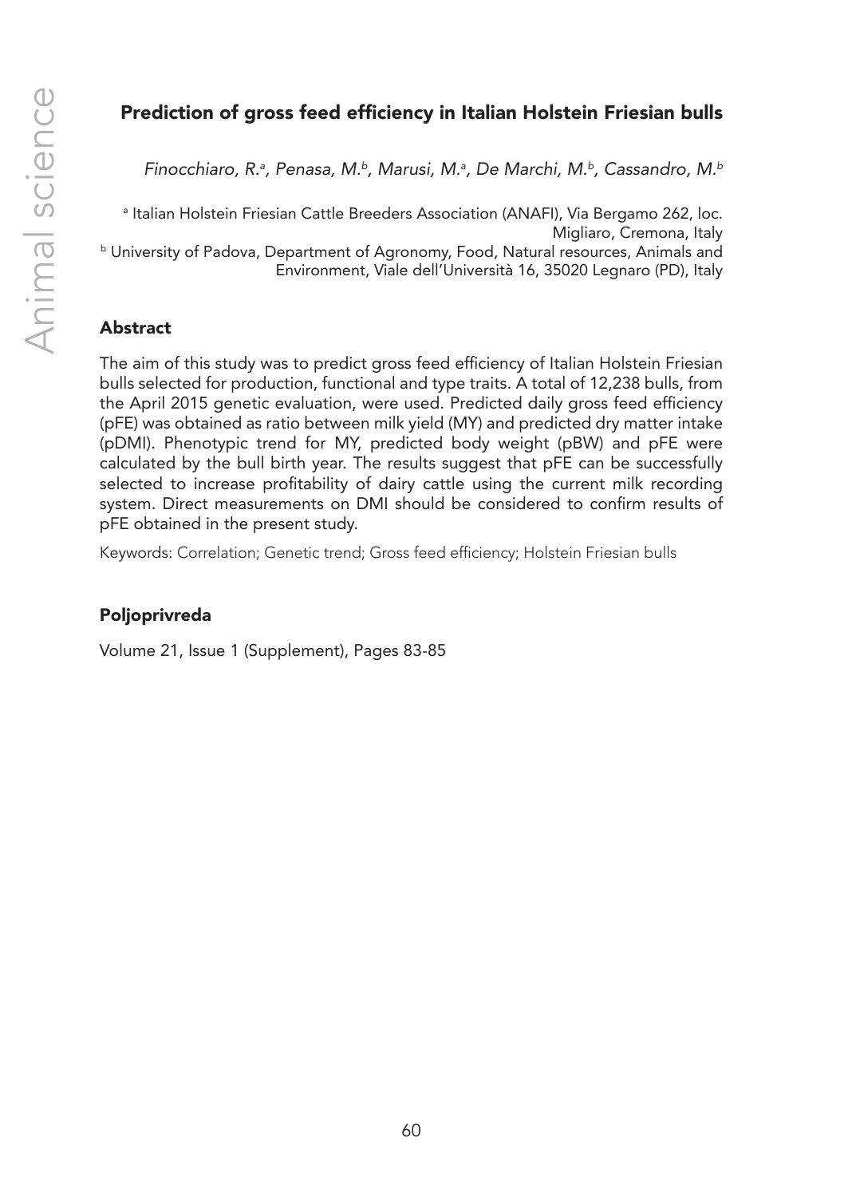## Prediction of gross feed efficiency in Italian Holstein Friesian bulls

*Finocchiaro, R.[a], Penasa, M.[b], Marusi, M.[a], De Marchi, M.[b], Cassandro, M.[b]*

[a] Italian Holstein Friesian Cattle Breeders Association (ANAFI), Via Bergamo 262, loc. Migliaro, Cremona, Italy
[b] University of Padova, Department of Agronomy, Food, Natural resources, Animals and Environment, Viale dell'Università 16, 35020 Legnaro (PD), Italy

### Abstract

The aim of this study was to predict gross feed efficiency of Italian Holstein Friesian bulls selected for production, functional and type traits. A total of 12,238 bulls, from the April 2015 genetic evaluation, were used. Predicted daily gross feed efficiency (pFE) was obtained as ratio between milk yield (MY) and predicted dry matter intake (pDMI). Phenotypic trend for MY, predicted body weight (pBW) and pFE were calculated by the bull birth year. The results suggest that pFE can be successfully selected to increase profitability of dairy cattle using the current milk recording system. Direct measurements on DMI should be considered to confirm results of pFE obtained in the present study.

Keywords: Correlation; Genetic trend; Gross feed efficiency; Holstein Friesian bulls

### Poljoprivreda

Volume 21, Issue 1 (Supplement), Pages 83-85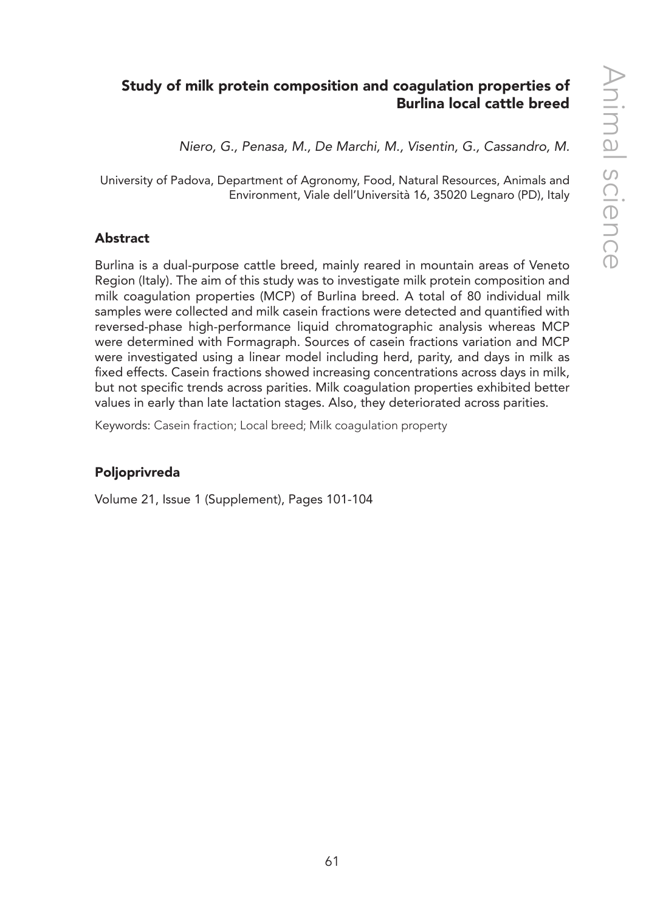# Study of milk protein composition and coagulation properties of Burlina local cattle breed

*Niero, G., Penasa, M., De Marchi, M., Visentin, G., Cassandro, M.*

University of Padova, Department of Agronomy, Food, Natural Resources, Animals and Environment, Viale dell'Università 16, 35020 Legnaro (PD), Italy

## Abstract

Burlina is a dual-purpose cattle breed, mainly reared in mountain areas of Veneto Region (Italy). The aim of this study was to investigate milk protein composition and milk coagulation properties (MCP) of Burlina breed. A total of 80 individual milk samples were collected and milk casein fractions were detected and quantified with reversed-phase high-performance liquid chromatographic analysis whereas MCP were determined with Formagraph. Sources of casein fractions variation and MCP were investigated using a linear model including herd, parity, and days in milk as fixed effects. Casein fractions showed increasing concentrations across days in milk, but not specific trends across parities. Milk coagulation properties exhibited better values in early than late lactation stages. Also, they deteriorated across parities.

Keywords: Casein fraction; Local breed; Milk coagulation property

## Poljoprivreda

Volume 21, Issue 1 (Supplement), Pages 101-104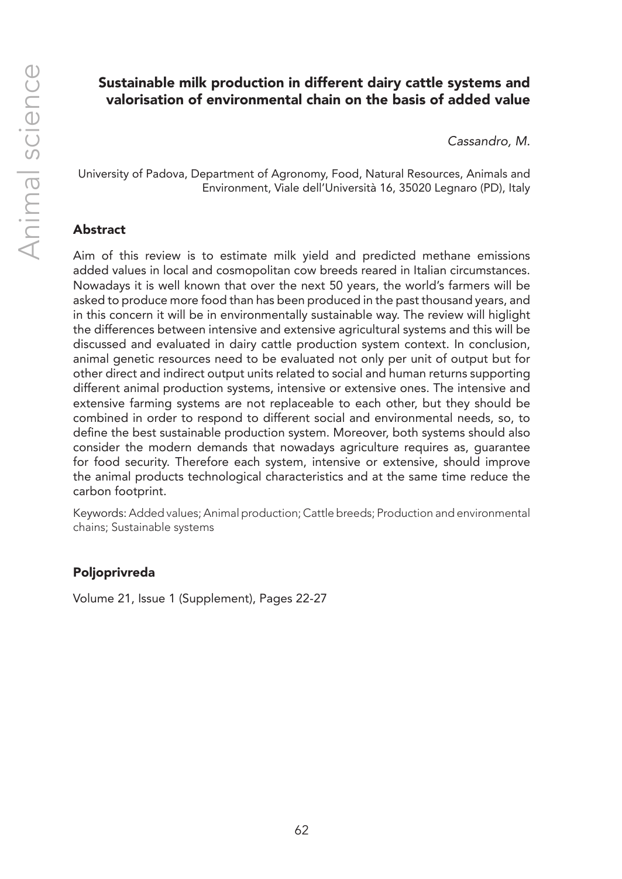## Sustainable milk production in different dairy cattle systems and valorisation of environmental chain on the basis of added value

*Cassandro, M.*

University of Padova, Department of Agronomy, Food, Natural Resources, Animals and Environment, Viale dell'Università 16, 35020 Legnaro (PD), Italy

### Abstract

Aim of this review is to estimate milk yield and predicted methane emissions added values in local and cosmopolitan cow breeds reared in Italian circumstances. Nowadays it is well known that over the next 50 years, the world's farmers will be asked to produce more food than has been produced in the past thousand years, and in this concern it will be in environmentally sustainable way. The review will higlight the differences between intensive and extensive agricultural systems and this will be discussed and evaluated in dairy cattle production system context. In conclusion, animal genetic resources need to be evaluated not only per unit of output but for other direct and indirect output units related to social and human returns supporting different animal production systems, intensive or extensive ones. The intensive and extensive farming systems are not replaceable to each other, but they should be combined in order to respond to different social and environmental needs, so, to define the best sustainable production system. Moreover, both systems should also consider the modern demands that nowadays agriculture requires as, guarantee for food security. Therefore each system, intensive or extensive, should improve the animal products technological characteristics and at the same time reduce the carbon footprint.

Keywords: Added values; Animal production; Cattle breeds; Production and environmental chains; Sustainable systems

### Poljoprivreda

Volume 21, Issue 1 (Supplement), Pages 22-27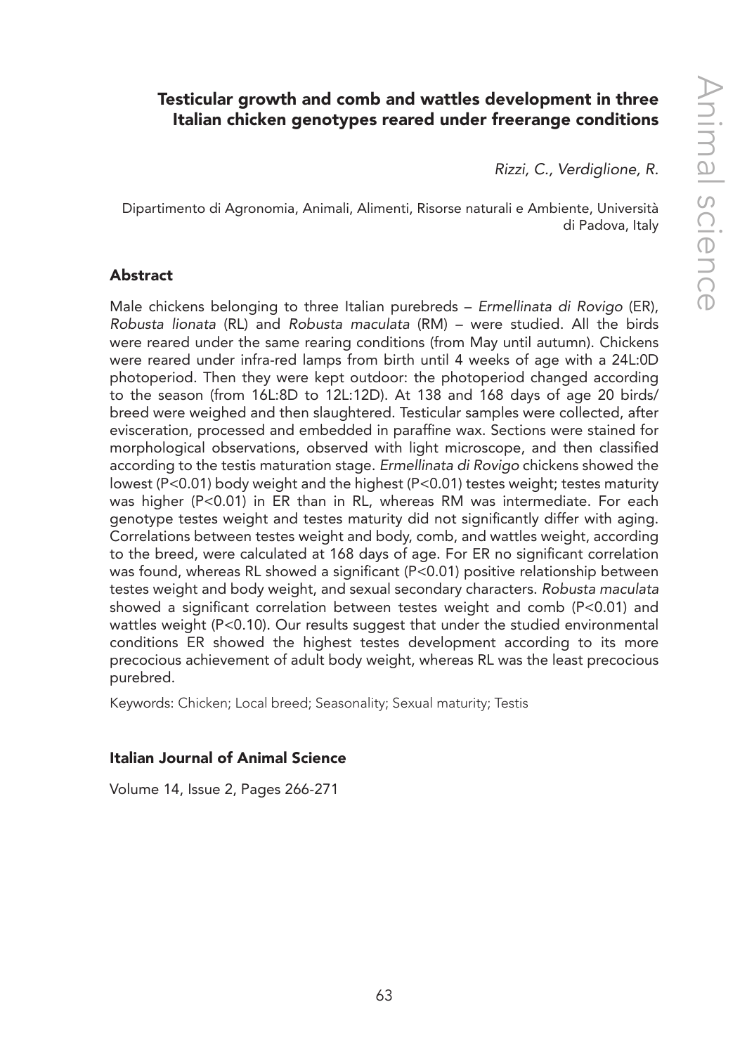## Testicular growth and comb and wattles development in three Italian chicken genotypes reared under freerange conditions

*Rizzi, C., Verdiglione, R.*

Dipartimento di Agronomia, Animali, Alimenti, Risorse naturali e Ambiente, Università di Padova, Italy

### Abstract

Male chickens belonging to three Italian purebreds – *Ermellinata di Rovigo* (ER), *Robusta lionata* (RL) and *Robusta maculata* (RM) – were studied. All the birds were reared under the same rearing conditions (from May until autumn). Chickens were reared under infra-red lamps from birth until 4 weeks of age with a 24L:0D photoperiod. Then they were kept outdoor: the photoperiod changed according to the season (from 16L:8D to 12L:12D). At 138 and 168 days of age 20 birds/breed were weighed and then slaughtered. Testicular samples were collected, after evisceration, processed and embedded in paraffine wax. Sections were stained for morphological observations, observed with light microscope, and then classified according to the testis maturation stage. *Ermellinata di Rovigo* chickens showed the lowest ($P<0.01$) body weight and the highest ($P<0.01$) testes weight; testes maturity was higher ($P<0.01$) in ER than in RL, whereas RM was intermediate. For each genotype testes weight and testes maturity did not significantly differ with aging. Correlations between testes weight and body, comb, and wattles weight, according to the breed, were calculated at 168 days of age. For ER no significant correlation was found, whereas RL showed a significant ($P<0.01$) positive relationship between testes weight and body weight, and sexual secondary characters. *Robusta maculata* showed a significant correlation between testes weight and comb ($P<0.01$) and wattles weight ($P<0.10$). Our results suggest that under the studied environmental conditions ER showed the highest testes development according to its more precocious achievement of adult body weight, whereas RL was the least precocious purebred.

Keywords: Chicken; Local breed; Seasonality; Sexual maturity; Testis

### Italian Journal of Animal Science

Volume 14, Issue 2, Pages 266-271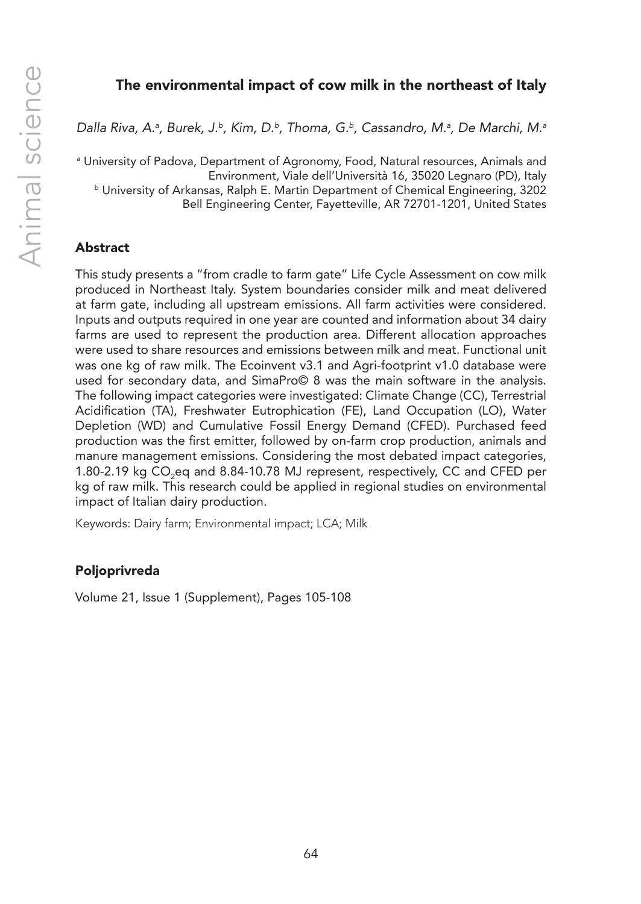## The environmental impact of cow milk in the northeast of Italy

*Dalla Riva, A.[a], Burek, J.[b], Kim, D.[b], Thoma, G.[b], Cassandro, M.[a], De Marchi, M.[a]*

[a] University of Padova, Department of Agronomy, Food, Natural resources, Animals and Environment, Viale dell'Università 16, 35020 Legnaro (PD), Italy
[b] University of Arkansas, Ralph E. Martin Department of Chemical Engineering, 3202 Bell Engineering Center, Fayetteville, AR 72701-1201, United States

### Abstract

This study presents a "from cradle to farm gate" Life Cycle Assessment on cow milk produced in Northeast Italy. System boundaries consider milk and meat delivered at farm gate, including all upstream emissions. All farm activities were considered. Inputs and outputs required in one year are counted and information about 34 dairy farms are used to represent the production area. Different allocation approaches were used to share resources and emissions between milk and meat. Functional unit was one kg of raw milk. The Ecoinvent v3.1 and Agri-footprint v1.0 database were used for secondary data, and SimaPro© 8 was the main software in the analysis. The following impact categories were investigated: Climate Change (CC), Terrestrial Acidification (TA), Freshwater Eutrophication (FE), Land Occupation (LO), Water Depletion (WD) and Cumulative Fossil Energy Demand (CFED). Purchased feed production was the first emitter, followed by on-farm crop production, animals and manure management emissions. Considering the most debated impact categories, 1.80-2.19 kg $CO_2$eq and 8.84-10.78 MJ represent, respectively, CC and CFED per kg of raw milk. This research could be applied in regional studies on environmental impact of Italian dairy production.

Keywords: Dairy farm; Environmental impact; LCA; Milk

### Poljoprivreda

Volume 21, Issue 1 (Supplement), Pages 105-108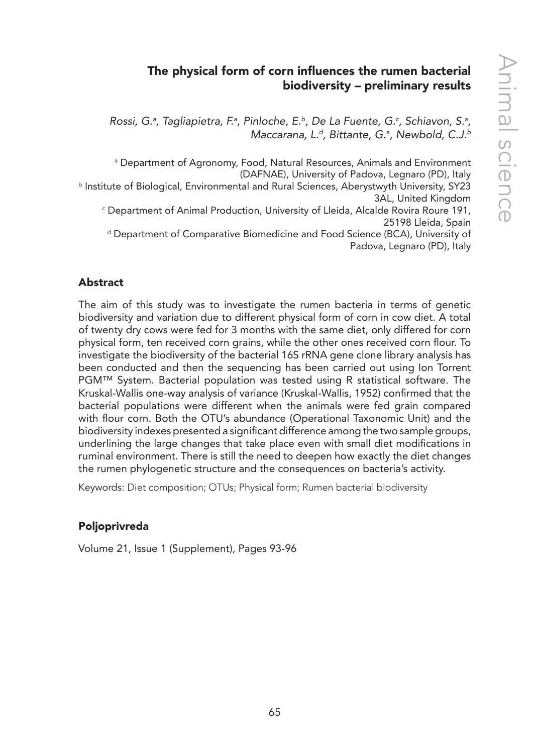# The physical form of corn influences the rumen bacterial biodiversity – preliminary results

*Rossi, G.[a], Tagliapietra, F.[a], Pinloche, E.[b], De La Fuente, G.[c], Schiavon, S.[a], Maccarana, L.[d], Bittante, G.[a], Newbold, C.J.[b]*

[a] Department of Agronomy, Food, Natural Resources, Animals and Environment (DAFNAE), University of Padova, Legnaro (PD), Italy
[b] Institute of Biological, Environmental and Rural Sciences, Aberystwyth University, SY23 3AL, United Kingdom
[c] Department of Animal Production, University of Lleida, Alcalde Rovira Roure 191, 25198 Lleida, Spain
[d] Department of Comparative Biomedicine and Food Science (BCA), University of Padova, Legnaro (PD), Italy

## Abstract

The aim of this study was to investigate the rumen bacteria in terms of genetic biodiversity and variation due to different physical form of corn in cow diet. A total of twenty dry cows were fed for 3 months with the same diet, only differed for corn physical form, ten received corn grains, while the other ones received corn flour. To investigate the biodiversity of the bacterial 16S rRNA gene clone library analysis has been conducted and then the sequencing has been carried out using Ion Torrent PGM™ System. Bacterial population was tested using R statistical software. The Kruskal-Wallis one-way analysis of variance (Kruskal-Wallis, 1952) confirmed that the bacterial populations were different when the animals were fed grain compared with flour corn. Both the OTU's abundance (Operational Taxonomic Unit) and the biodiversity indexes presented a significant difference among the two sample groups, underlining the large changes that take place even with small diet modifications in ruminal environment. There is still the need to deepen how exactly the diet changes the rumen phylogenetic structure and the consequences on bacteria's activity.

Keywords: Diet composition; OTUs; Physical form; Rumen bacterial biodiversity

## Poljoprivreda

Volume 21, Issue 1 (Supplement), Pages 93-96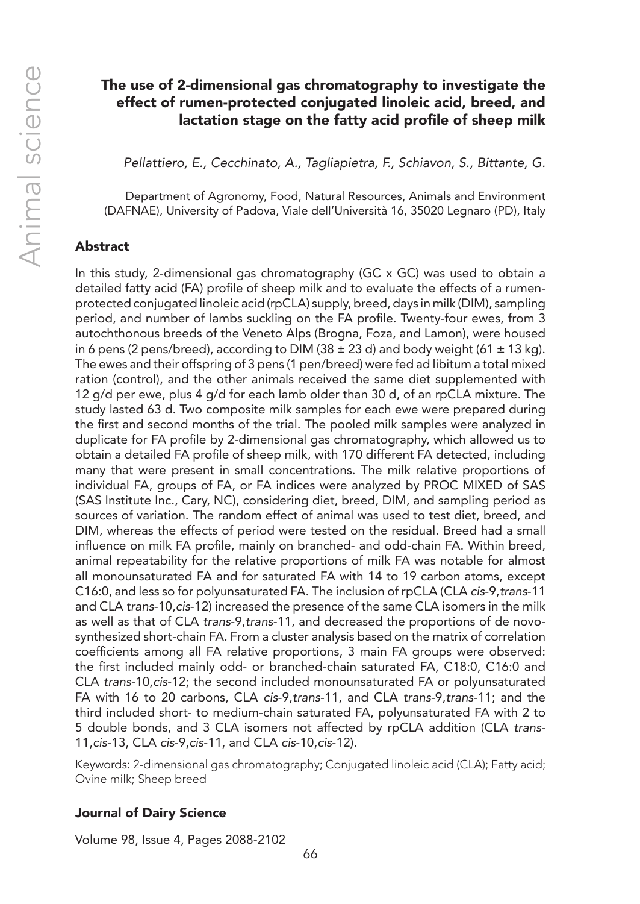# The use of 2-dimensional gas chromatography to investigate the effect of rumen-protected conjugated linoleic acid, breed, and lactation stage on the fatty acid profile of sheep milk

*Pellattiero, E., Cecchinato, A., Tagliapietra, F., Schiavon, S., Bittante, G.*

Department of Agronomy, Food, Natural Resources, Animals and Environment (DAFNAE), University of Padova, Viale dell'Università 16, 35020 Legnaro (PD), Italy

## Abstract

In this study, 2-dimensional gas chromatography (GC x GC) was used to obtain a detailed fatty acid (FA) profile of sheep milk and to evaluate the effects of a rumen-protected conjugated linoleic acid (rpCLA) supply, breed, days in milk (DIM), sampling period, and number of lambs suckling on the FA profile. Twenty-four ewes, from 3 autochthonous breeds of the Veneto Alps (Brogna, Foza, and Lamon), were housed in 6 pens (2 pens/breed), according to DIM ($38 \pm 23$ d) and body weight ($61 \pm 13$ kg). The ewes and their offspring of 3 pens (1 pen/breed) were fed ad libitum a total mixed ration (control), and the other animals received the same diet supplemented with 12 g/d per ewe, plus 4 g/d for each lamb older than 30 d, of an rpCLA mixture. The study lasted 63 d. Two composite milk samples for each ewe were prepared during the first and second months of the trial. The pooled milk samples were analyzed in duplicate for FA profile by 2-dimensional gas chromatography, which allowed us to obtain a detailed FA profile of sheep milk, with 170 different FA detected, including many that were present in small concentrations. The milk relative proportions of individual FA, groups of FA, or FA indices were analyzed by PROC MIXED of SAS (SAS Institute Inc., Cary, NC), considering diet, breed, DIM, and sampling period as sources of variation. The random effect of animal was used to test diet, breed, and DIM, whereas the effects of period were tested on the residual. Breed had a small influence on milk FA profile, mainly on branched- and odd-chain FA. Within breed, animal repeatability for the relative proportions of milk FA was notable for almost all monounsaturated FA and for saturated FA with 14 to 19 carbon atoms, except C16:0, and less so for polyunsaturated FA. The inclusion of rpCLA (CLA *cis*-9,*trans*-11 and CLA *trans*-10,*cis*-12) increased the presence of the same CLA isomers in the milk as well as that of CLA *trans*-9,*trans*-11, and decreased the proportions of de novo-synthesized short-chain FA. From a cluster analysis based on the matrix of correlation coefficients among all FA relative proportions, 3 main FA groups were observed: the first included mainly odd- or branched-chain saturated FA, C18:0, C16:0 and CLA *trans*-10,*cis*-12; the second included monounsaturated FA or polyunsaturated FA with 16 to 20 carbons, CLA *cis*-9,*trans*-11, and CLA *trans*-9,*trans*-11; and the third included short- to medium-chain saturated FA, polyunsaturated FA with 2 to 5 double bonds, and 3 CLA isomers not affected by rpCLA addition (CLA *trans*-11,*cis*-13, CLA *cis*-9,*cis*-11, and CLA *cis*-10,*cis*-12).

Keywords: 2-dimensional gas chromatography; Conjugated linoleic acid (CLA); Fatty acid; Ovine milk; Sheep breed

### Journal of Dairy Science

Volume 98, Issue 4, Pages 2088-2102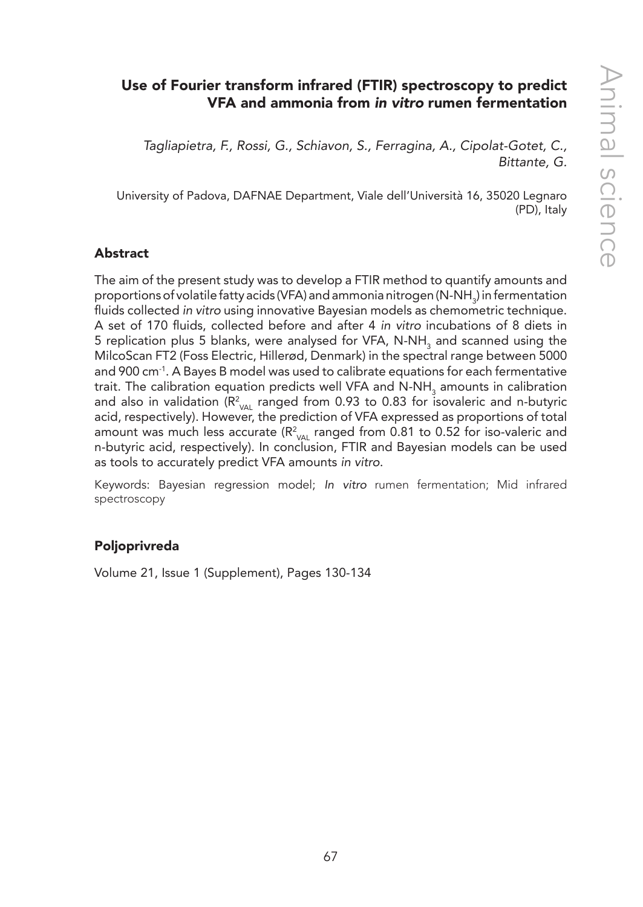## Use of Fourier transform infrared (FTIR) spectroscopy to predict VFA and ammonia from *in vitro* rumen fermentation

*Tagliapietra, F., Rossi, G., Schiavon, S., Ferragina, A., Cipolat-Gotet, C., Bittante, G.*

University of Padova, DAFNAE Department, Viale dell'Università 16, 35020 Legnaro (PD), Italy

### Abstract

The aim of the present study was to develop a FTIR method to quantify amounts and proportions of volatile fatty acids (VFA) and ammonia nitrogen (N-$NH_3$) in fermentation fluids collected *in vitro* using innovative Bayesian models as chemometric technique. A set of 170 fluids, collected before and after 4 *in vitro* incubations of 8 diets in 5 replication plus 5 blanks, were analysed for VFA, N-$NH_3$ and scanned using the MilcoScan FT2 (Foss Electric, Hillerød, Denmark) in the spectral range between 5000 and 900 $cm^{-1}$. A Bayes B model was used to calibrate equations for each fermentative trait. The calibration equation predicts well VFA and N-$NH_3$ amounts in calibration and also in validation ($R^2_{VAL}$ ranged from 0.93 to 0.83 for isovaleric and n-butyric acid, respectively). However, the prediction of VFA expressed as proportions of total amount was much less accurate ($R^2_{VAL}$ ranged from 0.81 to 0.52 for iso-valeric and n-butyric acid, respectively). In conclusion, FTIR and Bayesian models can be used as tools to accurately predict VFA amounts *in vitro*.

Keywords: Bayesian regression model; *In vitro* rumen fermentation; Mid infrared spectroscopy

### Poljoprivreda

Volume 21, Issue 1 (Supplement), Pages 130-134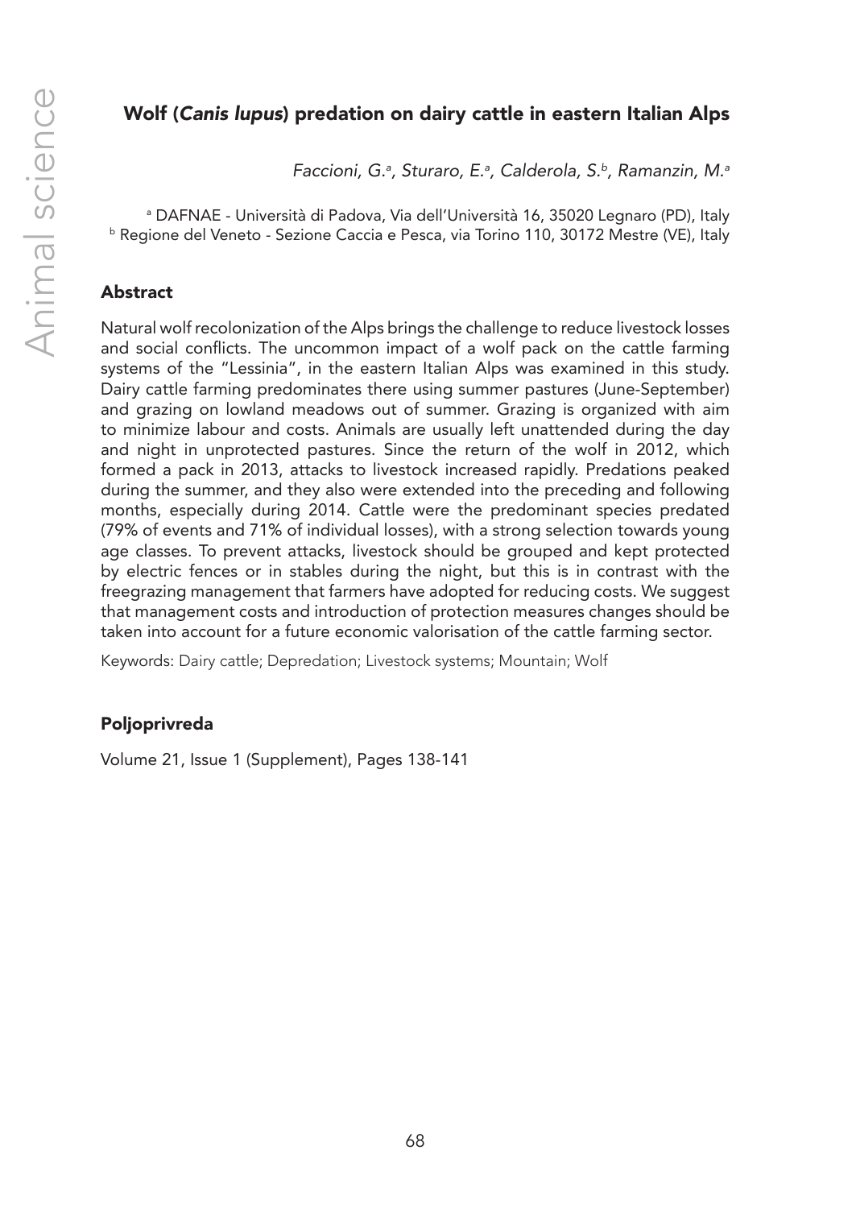## Wolf (*Canis lupus*) predation on dairy cattle in eastern Italian Alps

*Faccioni, G.[a], Sturaro, E.[a], Calderola, S.[b], Ramanzin, M.[a]*

[a] DAFNAE - Università di Padova, Via dell'Università 16, 35020 Legnaro (PD), Italy
[b] Regione del Veneto - Sezione Caccia e Pesca, via Torino 110, 30172 Mestre (VE), Italy

### Abstract

Natural wolf recolonization of the Alps brings the challenge to reduce livestock losses and social conflicts. The uncommon impact of a wolf pack on the cattle farming systems of the "Lessinia", in the eastern Italian Alps was examined in this study. Dairy cattle farming predominates there using summer pastures (June-September) and grazing on lowland meadows out of summer. Grazing is organized with aim to minimize labour and costs. Animals are usually left unattended during the day and night in unprotected pastures. Since the return of the wolf in 2012, which formed a pack in 2013, attacks to livestock increased rapidly. Predations peaked during the summer, and they also were extended into the preceding and following months, especially during 2014. Cattle were the predominant species predated (79% of events and 71% of individual losses), with a strong selection towards young age classes. To prevent attacks, livestock should be grouped and kept protected by electric fences or in stables during the night, but this is in contrast with the freegrazing management that farmers have adopted for reducing costs. We suggest that management costs and introduction of protection measures changes should be taken into account for a future economic valorisation of the cattle farming sector.

Keywords: Dairy cattle; Depredation; Livestock systems; Mountain; Wolf

### Poljoprivreda

Volume 21, Issue 1 (Supplement), Pages 138-141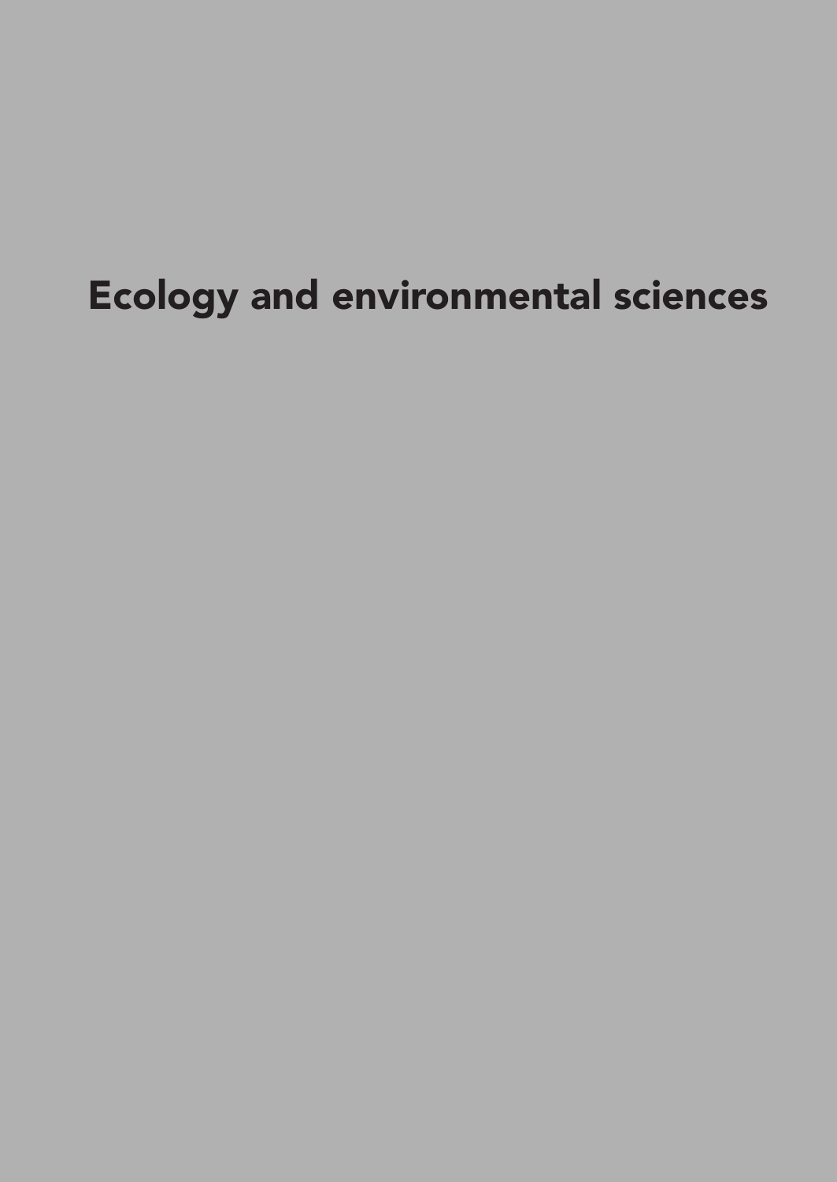# Ecology and environmental sciences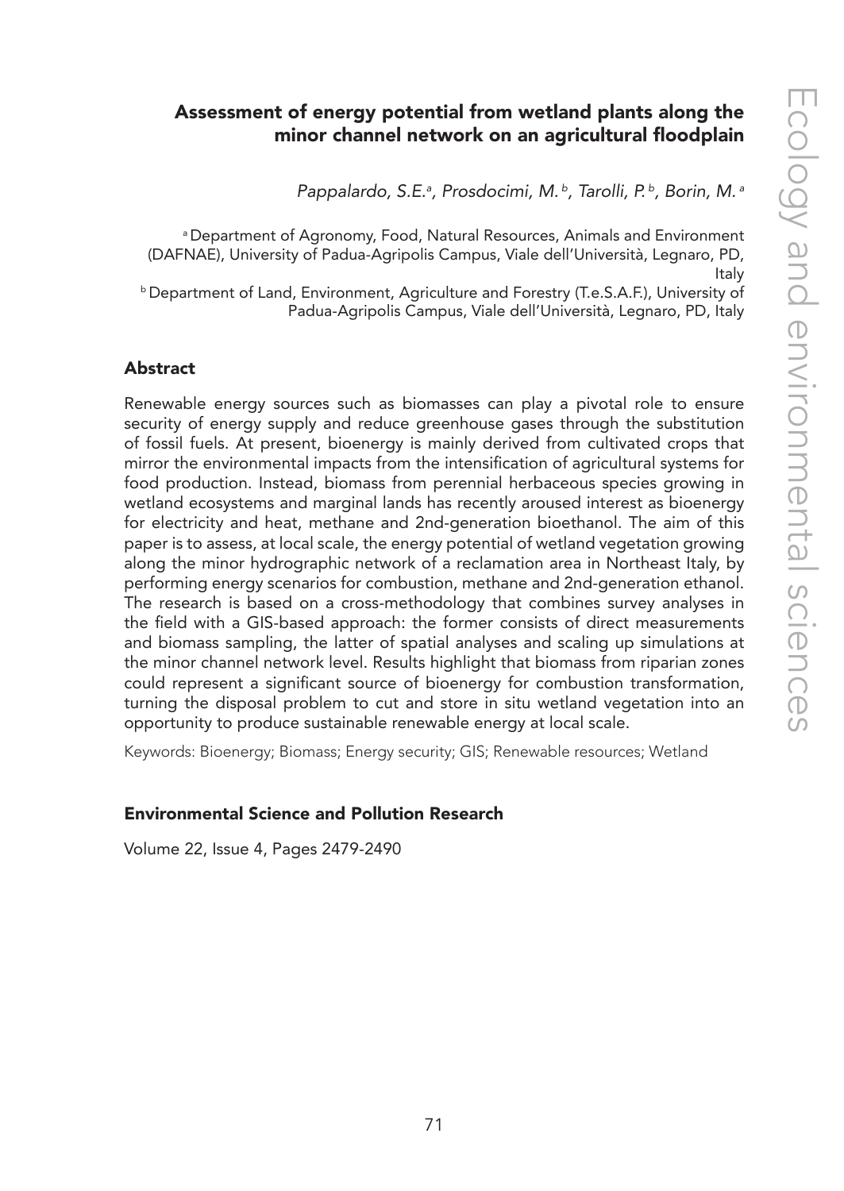# Assessment of energy potential from wetland plants along the minor channel network on an agricultural floodplain

*Pappalardo, S.E.*[a], *Prosdocimi, M.*[b], *Tarolli, P.*[b], *Borin, M.*[a]

[a] Department of Agronomy, Food, Natural Resources, Animals and Environment (DAFNAE), University of Padua-Agripolis Campus, Viale dell'Università, Legnaro, PD, Italy

[b] Department of Land, Environment, Agriculture and Forestry (T.e.S.A.F.), University of Padua-Agripolis Campus, Viale dell'Università, Legnaro, PD, Italy

## Abstract

Renewable energy sources such as biomasses can play a pivotal role to ensure security of energy supply and reduce greenhouse gases through the substitution of fossil fuels. At present, bioenergy is mainly derived from cultivated crops that mirror the environmental impacts from the intensification of agricultural systems for food production. Instead, biomass from perennial herbaceous species growing in wetland ecosystems and marginal lands has recently aroused interest as bioenergy for electricity and heat, methane and 2nd-generation bioethanol. The aim of this paper is to assess, at local scale, the energy potential of wetland vegetation growing along the minor hydrographic network of a reclamation area in Northeast Italy, by performing energy scenarios for combustion, methane and 2nd-generation ethanol. The research is based on a cross-methodology that combines survey analyses in the field with a GIS-based approach: the former consists of direct measurements and biomass sampling, the latter of spatial analyses and scaling up simulations at the minor channel network level. Results highlight that biomass from riparian zones could represent a significant source of bioenergy for combustion transformation, turning the disposal problem to cut and store in situ wetland vegetation into an opportunity to produce sustainable renewable energy at local scale.

Keywords: Bioenergy; Biomass; Energy security; GIS; Renewable resources; Wetland

### Environmental Science and Pollution Research

Volume 22, Issue 4, Pages 2479-2490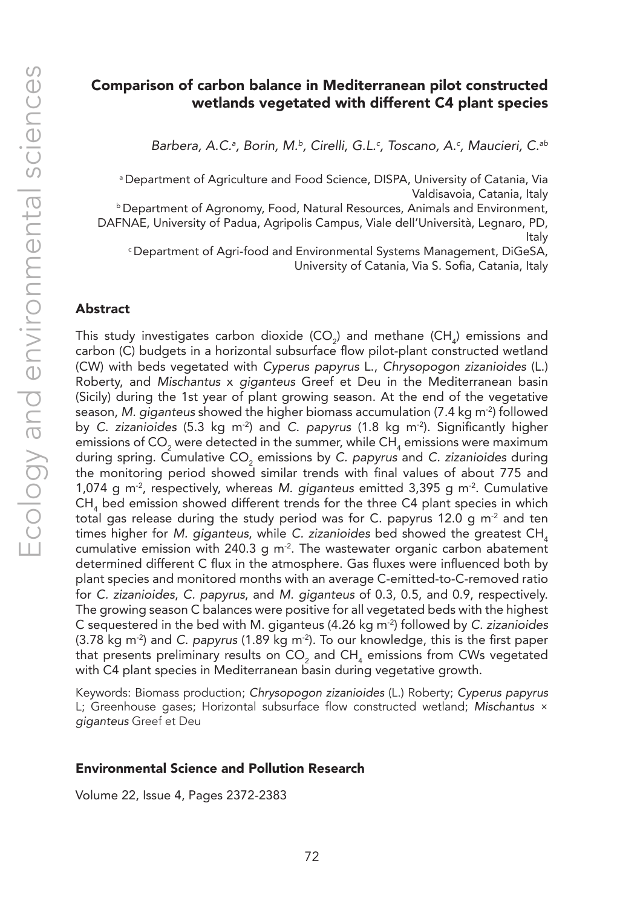## Comparison of carbon balance in Mediterranean pilot constructed wetlands vegetated with different C4 plant species

*Barbera, A.C.[a], Borin, M.[b], Cirelli, G.L.[c], Toscano, A.[c], Maucieri, C.[ab]*

[a] Department of Agriculture and Food Science, DISPA, University of Catania, Via Valdisavoia, Catania, Italy

[b] Department of Agronomy, Food, Natural Resources, Animals and Environment, DAFNAE, University of Padua, Agripolis Campus, Viale dell'Università, Legnaro, PD, Italy

[c] Department of Agri-food and Environmental Systems Management, DiGeSA, University of Catania, Via S. Sofia, Catania, Italy

### Abstract

This study investigates carbon dioxide ($CO_2$) and methane ($CH_4$) emissions and carbon (C) budgets in a horizontal subsurface flow pilot-plant constructed wetland (CW) with beds vegetated with *Cyperus papyrus* L., *Chrysopogon zizanioides* (L.) Roberty, and *Mischantus* x *giganteus* Greef et Deu in the Mediterranean basin (Sicily) during the 1st year of plant growing season. At the end of the vegetative season, *M. giganteus* showed the higher biomass accumulation (7.4 kg $m^{-2}$) followed by *C. zizanioides* (5.3 kg $m^{-2}$) and *C. papyrus* (1.8 kg $m^{-2}$). Significantly higher emissions of $CO_2$ were detected in the summer, while $CH_4$ emissions were maximum during spring. Cumulative $CO_2$ emissions by *C. papyrus* and *C. zizanioides* during the monitoring period showed similar trends with final values of about 775 and 1,074 g $m^{-2}$, respectively, whereas *M. giganteus* emitted 3,395 g $m^{-2}$. Cumulative $CH_4$ bed emission showed different trends for the three C4 plant species in which total gas release during the study period was for C. papyrus 12.0 g $m^{-2}$ and ten times higher for *M. giganteus*, while *C. zizanioides* bed showed the greatest $CH_4$ cumulative emission with 240.3 g $m^{-2}$. The wastewater organic carbon abatement determined different C flux in the atmosphere. Gas fluxes were influenced both by plant species and monitored months with an average C-emitted-to-C-removed ratio for *C. zizanioides*, *C. papyrus*, and *M. giganteus* of 0.3, 0.5, and 0.9, respectively. The growing season C balances were positive for all vegetated beds with the highest C sequestered in the bed with M. giganteus (4.26 kg $m^{-2}$) followed by *C. zizanioides* (3.78 kg $m^{-2}$) and *C. papyrus* (1.89 kg $m^{-2}$). To our knowledge, this is the first paper that presents preliminary results on $CO_2$ and $CH_4$ emissions from CWs vegetated with C4 plant species in Mediterranean basin during vegetative growth.

Keywords: Biomass production; *Chrysopogon zizanioides* (L.) Roberty; *Cyperus papyrus* L; Greenhouse gases; Horizontal subsurface flow constructed wetland; *Mischantus* × *giganteus* Greef et Deu

### Environmental Science and Pollution Research

Volume 22, Issue 4, Pages 2372-2383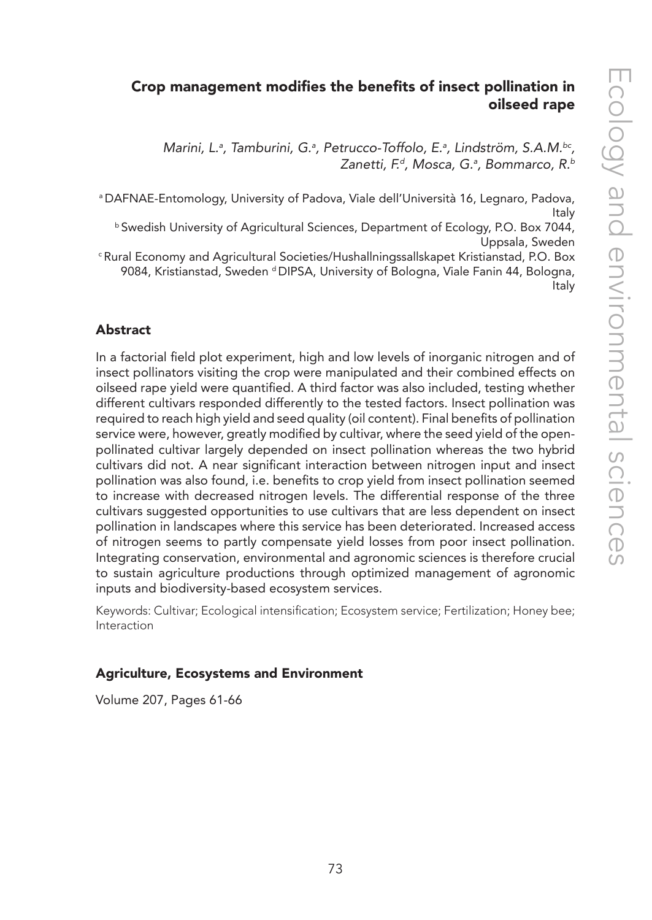## Crop management modifies the benefits of insect pollination in oilseed rape

*Marini, L.[a], Tamburini, G.[a], Petrucco-Toffolo, E.[a], Lindström, S.A.M.[bc], Zanetti, F.[d], Mosca, G.[a], Bommarco, R.[b]*

[a] DAFNAE-Entomology, University of Padova, Viale dell'Università 16, Legnaro, Padova, Italy
[b] Swedish University of Agricultural Sciences, Department of Ecology, P.O. Box 7044, Uppsala, Sweden
[c] Rural Economy and Agricultural Societies/Hushallningssallskapet Kristianstad, P.O. Box 9084, Kristianstad, Sweden [d] DIPSA, University of Bologna, Viale Fanin 44, Bologna, Italy

### Abstract

In a factorial field plot experiment, high and low levels of inorganic nitrogen and of insect pollinators visiting the crop were manipulated and their combined effects on oilseed rape yield were quantified. A third factor was also included, testing whether different cultivars responded differently to the tested factors. Insect pollination was required to reach high yield and seed quality (oil content). Final benefits of pollination service were, however, greatly modified by cultivar, where the seed yield of the open-pollinated cultivar largely depended on insect pollination whereas the two hybrid cultivars did not. A near significant interaction between nitrogen input and insect pollination was also found, i.e. benefits to crop yield from insect pollination seemed to increase with decreased nitrogen levels. The differential response of the three cultivars suggested opportunities to use cultivars that are less dependent on insect pollination in landscapes where this service has been deteriorated. Increased access of nitrogen seems to partly compensate yield losses from poor insect pollination. Integrating conservation, environmental and agronomic sciences is therefore crucial to sustain agriculture productions through optimized management of agronomic inputs and biodiversity-based ecosystem services.

Keywords: Cultivar; Ecological intensification; Ecosystem service; Fertilization; Honey bee; Interaction

### Agriculture, Ecosystems and Environment

Volume 207, Pages 61-66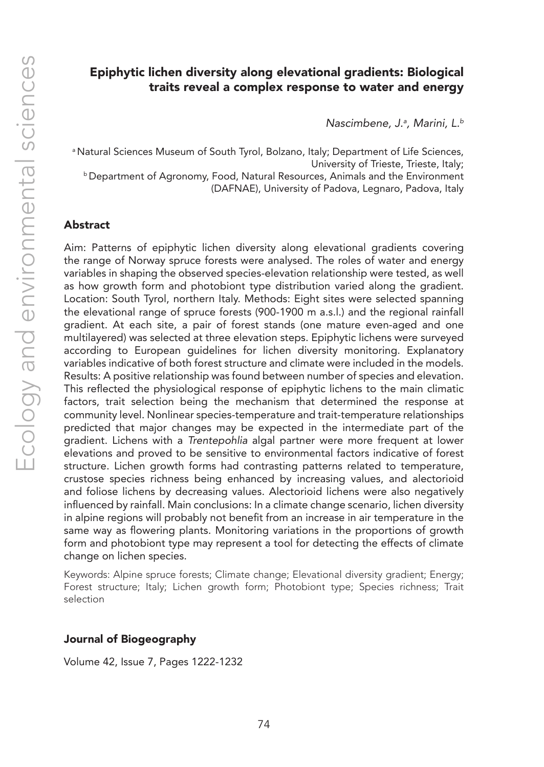# Epiphytic lichen diversity along elevational gradients: Biological traits reveal a complex response to water and energy

*Nascimbene, J.[a], Marini, L.[b]*

[a] Natural Sciences Museum of South Tyrol, Bolzano, Italy; Department of Life Sciences, University of Trieste, Trieste, Italy;
[b] Department of Agronomy, Food, Natural Resources, Animals and the Environment (DAFNAE), University of Padova, Legnaro, Padova, Italy

## Abstract

Aim: Patterns of epiphytic lichen diversity along elevational gradients covering the range of Norway spruce forests were analysed. The roles of water and energy variables in shaping the observed species-elevation relationship were tested, as well as how growth form and photobiont type distribution varied along the gradient. Location: South Tyrol, northern Italy. Methods: Eight sites were selected spanning the elevational range of spruce forests (900-1900 m a.s.l.) and the regional rainfall gradient. At each site, a pair of forest stands (one mature even-aged and one multilayered) was selected at three elevation steps. Epiphytic lichens were surveyed according to European guidelines for lichen diversity monitoring. Explanatory variables indicative of both forest structure and climate were included in the models. Results: A positive relationship was found between number of species and elevation. This reflected the physiological response of epiphytic lichens to the main climatic factors, trait selection being the mechanism that determined the response at community level. Nonlinear species-temperature and trait-temperature relationships predicted that major changes may be expected in the intermediate part of the gradient. Lichens with a *Trentepohlia* algal partner were more frequent at lower elevations and proved to be sensitive to environmental factors indicative of forest structure. Lichen growth forms had contrasting patterns related to temperature, crustose species richness being enhanced by increasing values, and alectorioid and foliose lichens by decreasing values. Alectorioid lichens were also negatively influenced by rainfall. Main conclusions: In a climate change scenario, lichen diversity in alpine regions will probably not benefit from an increase in air temperature in the same way as flowering plants. Monitoring variations in the proportions of growth form and photobiont type may represent a tool for detecting the effects of climate change on lichen species.

Keywords: Alpine spruce forests; Climate change; Elevational diversity gradient; Energy; Forest structure; Italy; Lichen growth form; Photobiont type; Species richness; Trait selection

### Journal of Biogeography

Volume 42, Issue 7, Pages 1222-1232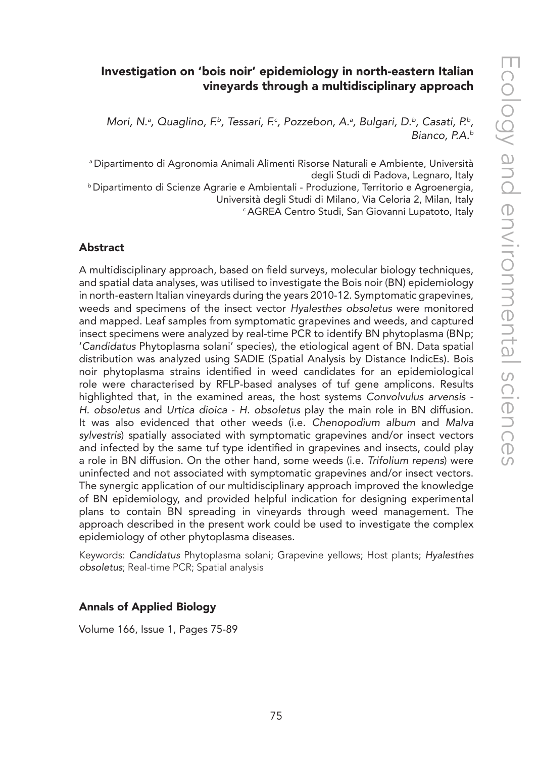# Investigation on 'bois noir' epidemiology in north-eastern Italian vineyards through a multidisciplinary approach

*Mori, N.[a], Quaglino, F.[b], Tessari, F.[c], Pozzebon, A.[a], Bulgari, D.[b], Casati, P.[b], Bianco, P.A.[b]*

[a] Dipartimento di Agronomia Animali Alimenti Risorse Naturali e Ambiente, Università degli Studi di Padova, Legnaro, Italy
[b] Dipartimento di Scienze Agrarie e Ambientali - Produzione, Territorio e Agroenergia, Università degli Studi di Milano, Via Celoria 2, Milan, Italy
[c] AGREA Centro Studi, San Giovanni Lupatoto, Italy

## Abstract

A multidisciplinary approach, based on field surveys, molecular biology techniques, and spatial data analyses, was utilised to investigate the Bois noir (BN) epidemiology in north-eastern Italian vineyards during the years 2010-12. Symptomatic grapevines, weeds and specimens of the insect vector *Hyalesthes obsoletus* were monitored and mapped. Leaf samples from symptomatic grapevines and weeds, and captured insect specimens were analyzed by real-time PCR to identify BN phytoplasma (BNp; '*Candidatus* Phytoplasma solani' species), the etiological agent of BN. Data spatial distribution was analyzed using SADIE (Spatial Analysis by Distance IndicEs). Bois noir phytoplasma strains identified in weed candidates for an epidemiological role were characterised by RFLP-based analyses of tuf gene amplicons. Results highlighted that, in the examined areas, the host systems *Convolvulus arvensis* - *H. obsoletus* and *Urtica dioica* - *H. obsoletus* play the main role in BN diffusion. It was also evidenced that other weeds (i.e. *Chenopodium album* and *Malva sylvestris*) spatially associated with symptomatic grapevines and/or insect vectors and infected by the same tuf type identified in grapevines and insects, could play a role in BN diffusion. On the other hand, some weeds (i.e. *Trifolium repens*) were uninfected and not associated with symptomatic grapevines and/or insect vectors. The synergic application of our multidisciplinary approach improved the knowledge of BN epidemiology, and provided helpful indication for designing experimental plans to contain BN spreading in vineyards through weed management. The approach described in the present work could be used to investigate the complex epidemiology of other phytoplasma diseases.

Keywords: *Candidatus* Phytoplasma solani; Grapevine yellows; Host plants; *Hyalesthes obsoletus*; Real-time PCR; Spatial analysis

### Annals of Applied Biology

Volume 166, Issue 1, Pages 75-89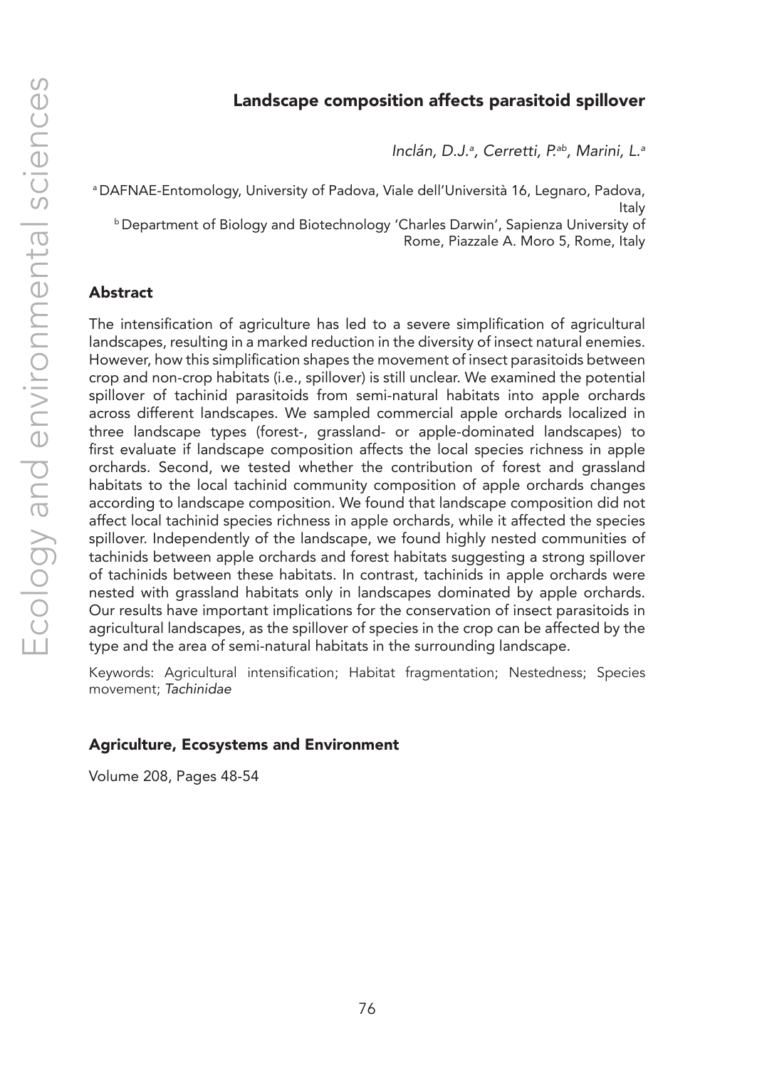## Landscape composition affects parasitoid spillover

*Inclán, D.J.[a], Cerretti, P.[ab], Marini, L.[a]*

[a] DAFNAE-Entomology, University of Padova, Viale dell'Università 16, Legnaro, Padova, Italy

[b] Department of Biology and Biotechnology 'Charles Darwin', Sapienza University of Rome, Piazzale A. Moro 5, Rome, Italy

### Abstract

The intensification of agriculture has led to a severe simplification of agricultural landscapes, resulting in a marked reduction in the diversity of insect natural enemies. However, how this simplification shapes the movement of insect parasitoids between crop and non-crop habitats (i.e., spillover) is still unclear. We examined the potential spillover of tachinid parasitoids from semi-natural habitats into apple orchards across different landscapes. We sampled commercial apple orchards localized in three landscape types (forest-, grassland- or apple-dominated landscapes) to first evaluate if landscape composition affects the local species richness in apple orchards. Second, we tested whether the contribution of forest and grassland habitats to the local tachinid community composition of apple orchards changes according to landscape composition. We found that landscape composition did not affect local tachinid species richness in apple orchards, while it affected the species spillover. Independently of the landscape, we found highly nested communities of tachinids between apple orchards and forest habitats suggesting a strong spillover of tachinids between these habitats. In contrast, tachinids in apple orchards were nested with grassland habitats only in landscapes dominated by apple orchards. Our results have important implications for the conservation of insect parasitoids in agricultural landscapes, as the spillover of species in the crop can be affected by the type and the area of semi-natural habitats in the surrounding landscape.

Keywords: Agricultural intensification; Habitat fragmentation; Nestedness; Species movement; *Tachinidae*

### Agriculture, Ecosystems and Environment

Volume 208, Pages 48-54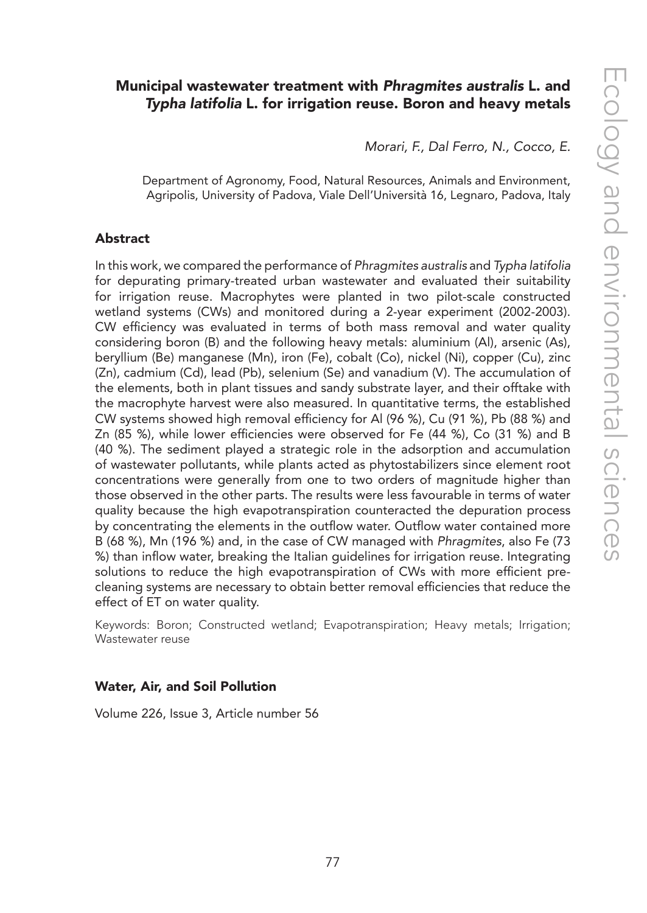## Municipal wastewater treatment with *Phragmites australis* L. and *Typha latifolia* L. for irrigation reuse. Boron and heavy metals

*Morari, F., Dal Ferro, N., Cocco, E.*

Department of Agronomy, Food, Natural Resources, Animals and Environment, Agripolis, University of Padova, Viale Dell'Università 16, Legnaro, Padova, Italy

### Abstract

In this work, we compared the performance of *Phragmites australis* and *Typha latifolia* for depurating primary-treated urban wastewater and evaluated their suitability for irrigation reuse. Macrophytes were planted in two pilot-scale constructed wetland systems (CWs) and monitored during a 2-year experiment (2002-2003). CW efficiency was evaluated in terms of both mass removal and water quality considering boron (B) and the following heavy metals: aluminium (Al), arsenic (As), beryllium (Be) manganese (Mn), iron (Fe), cobalt (Co), nickel (Ni), copper (Cu), zinc (Zn), cadmium (Cd), lead (Pb), selenium (Se) and vanadium (V). The accumulation of the elements, both in plant tissues and sandy substrate layer, and their offtake with the macrophyte harvest were also measured. In quantitative terms, the established CW systems showed high removal efficiency for Al (96 %), Cu (91 %), Pb (88 %) and Zn (85 %), while lower efficiencies were observed for Fe (44 %), Co (31 %) and B (40 %). The sediment played a strategic role in the adsorption and accumulation of wastewater pollutants, while plants acted as phytostabilizers since element root concentrations were generally from one to two orders of magnitude higher than those observed in the other parts. The results were less favourable in terms of water quality because the high evapotranspiration counteracted the depuration process by concentrating the elements in the outflow water. Outflow water contained more B (68 %), Mn (196 %) and, in the case of CW managed with *Phragmites*, also Fe (73 %) than inflow water, breaking the Italian guidelines for irrigation reuse. Integrating solutions to reduce the high evapotranspiration of CWs with more efficient pre-cleaning systems are necessary to obtain better removal efficiencies that reduce the effect of ET on water quality.

Keywords: Boron; Constructed wetland; Evapotranspiration; Heavy metals; Irrigation; Wastewater reuse

**Water, Air, and Soil Pollution**

Volume 226, Issue 3, Article number 56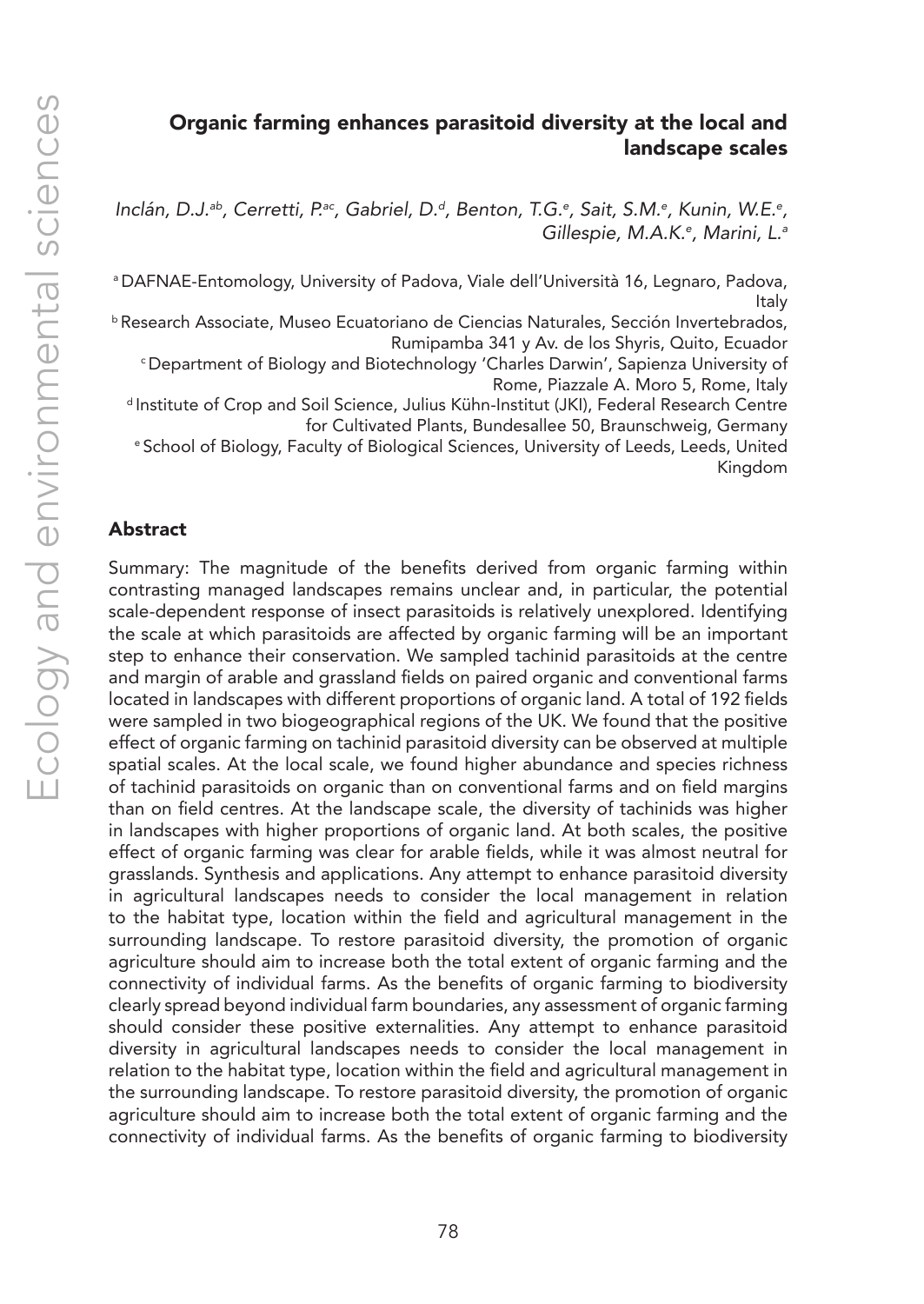## Organic farming enhances parasitoid diversity at the local and landscape scales

*Inclán, D.J.*[ab], *Cerretti, P.*[ac], *Gabriel, D.*[d], *Benton, T.G.*[e], *Sait, S.M.*[e], *Kunin, W.E.*[e], *Gillespie, M.A.K.*[e], *Marini, L.*[a]

[a] DAFNAE-Entomology, University of Padova, Viale dell'Università 16, Legnaro, Padova, Italy

[b] Research Associate, Museo Ecuatoriano de Ciencias Naturales, Sección Invertebrados, Rumipamba 341 y Av. de los Shyris, Quito, Ecuador

[c] Department of Biology and Biotechnology 'Charles Darwin', Sapienza University of Rome, Piazzale A. Moro 5, Rome, Italy

[d] Institute of Crop and Soil Science, Julius Kühn-Institut (JKI), Federal Research Centre for Cultivated Plants, Bundesallee 50, Braunschweig, Germany

[e] School of Biology, Faculty of Biological Sciences, University of Leeds, Leeds, United Kingdom

### Abstract

Summary: The magnitude of the benefits derived from organic farming within contrasting managed landscapes remains unclear and, in particular, the potential scale-dependent response of insect parasitoids is relatively unexplored. Identifying the scale at which parasitoids are affected by organic farming will be an important step to enhance their conservation. We sampled tachinid parasitoids at the centre and margin of arable and grassland fields on paired organic and conventional farms located in landscapes with different proportions of organic land. A total of 192 fields were sampled in two biogeographical regions of the UK. We found that the positive effect of organic farming on tachinid parasitoid diversity can be observed at multiple spatial scales. At the local scale, we found higher abundance and species richness of tachinid parasitoids on organic than on conventional farms and on field margins than on field centres. At the landscape scale, the diversity of tachinids was higher in landscapes with higher proportions of organic land. At both scales, the positive effect of organic farming was clear for arable fields, while it was almost neutral for grasslands. Synthesis and applications. Any attempt to enhance parasitoid diversity in agricultural landscapes needs to consider the local management in relation to the habitat type, location within the field and agricultural management in the surrounding landscape. To restore parasitoid diversity, the promotion of organic agriculture should aim to increase both the total extent of organic farming and the connectivity of individual farms. As the benefits of organic farming to biodiversity clearly spread beyond individual farm boundaries, any assessment of organic farming should consider these positive externalities. Any attempt to enhance parasitoid diversity in agricultural landscapes needs to consider the local management in relation to the habitat type, location within the field and agricultural management in the surrounding landscape. To restore parasitoid diversity, the promotion of organic agriculture should aim to increase both the total extent of organic farming and the connectivity of individual farms. As the benefits of organic farming to biodiversity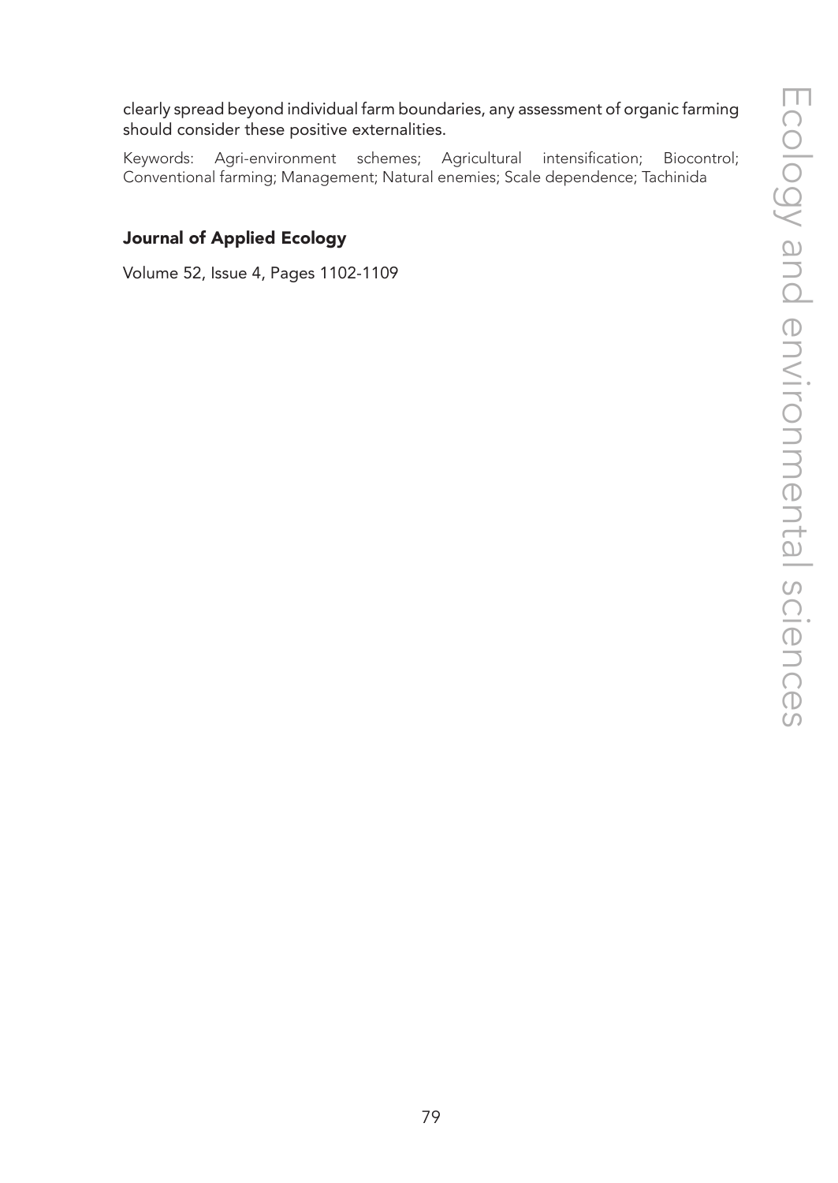clearly spread beyond individual farm boundaries, any assessment of organic farming should consider these positive externalities.

Keywords: Agri-environment schemes; Agricultural intensification; Biocontrol; Conventional farming; Management; Natural enemies; Scale dependence; Tachinida

**Journal of Applied Ecology**

Volume 52, Issue 4, Pages 1102-1109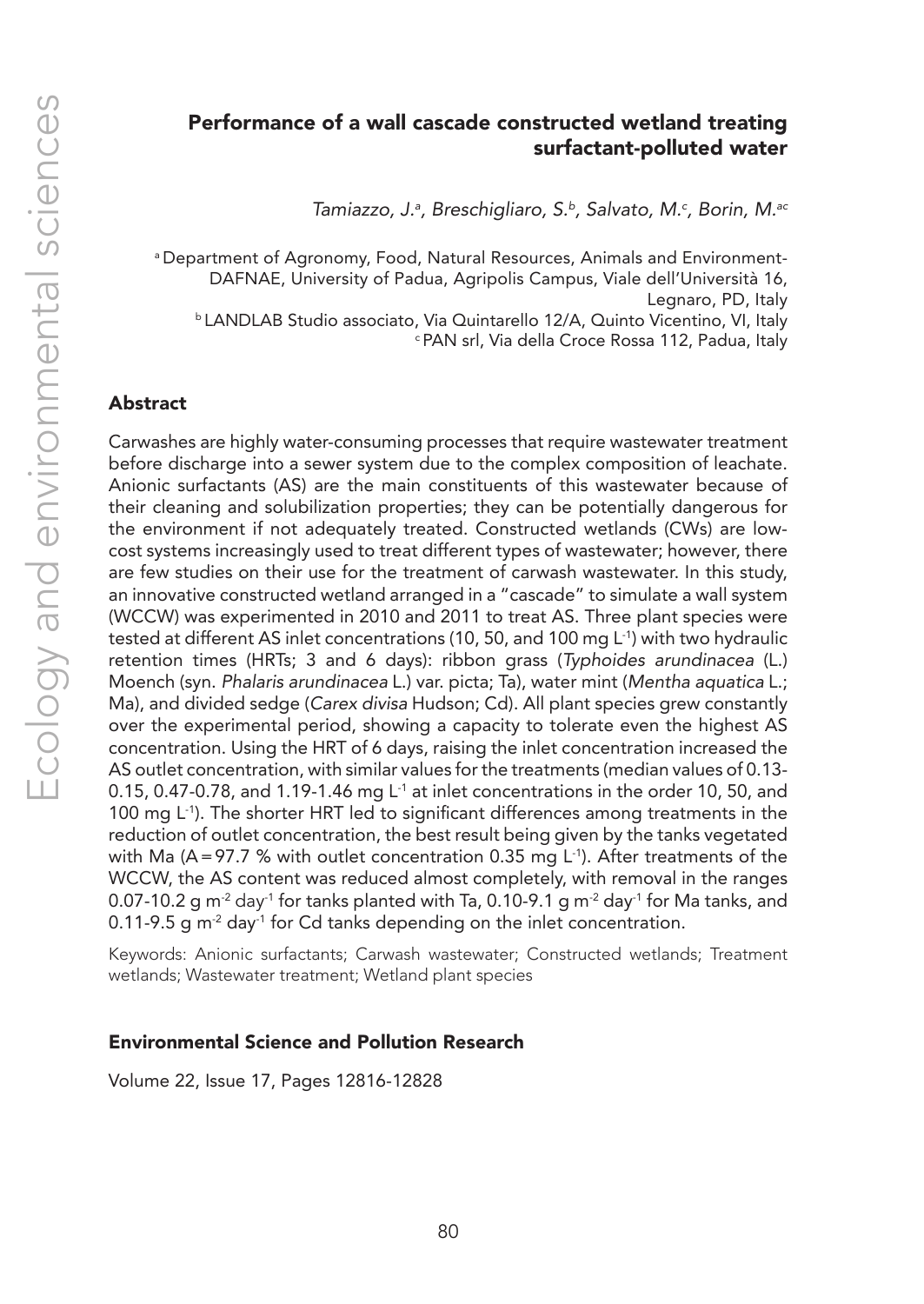# Performance of a wall cascade constructed wetland treating surfactant-polluted water

*Tamiazzo, J.[a], Breschigliaro, S.[b], Salvato, M.[c], Borin, M.[ac]*

[a] Department of Agronomy, Food, Natural Resources, Animals and Environment-DAFNAE, University of Padua, Agripolis Campus, Viale dell'Università 16, Legnaro, PD, Italy
[b] LANDLAB Studio associato, Via Quintarello 12/A, Quinto Vicentino, VI, Italy
[c] PAN srl, Via della Croce Rossa 112, Padua, Italy

## Abstract

Carwashes are highly water-consuming processes that require wastewater treatment before discharge into a sewer system due to the complex composition of leachate. Anionic surfactants (AS) are the main constituents of this wastewater because of their cleaning and solubilization properties; they can be potentially dangerous for the environment if not adequately treated. Constructed wetlands (CWs) are low-cost systems increasingly used to treat different types of wastewater; however, there are few studies on their use for the treatment of carwash wastewater. In this study, an innovative constructed wetland arranged in a "cascade" to simulate a wall system (WCCW) was experimented in 2010 and 2011 to treat AS. Three plant species were tested at different AS inlet concentrations (10, 50, and 100 mg $L^{-1}$) with two hydraulic retention times (HRTs; 3 and 6 days): ribbon grass (*Typhoides arundinacea* (L.) Moench (syn. *Phalaris arundinacea* L.) var. picta; Ta), water mint (*Mentha aquatica* L.; Ma), and divided sedge (*Carex divisa* Hudson; Cd). All plant species grew constantly over the experimental period, showing a capacity to tolerate even the highest AS concentration. Using the HRT of 6 days, raising the inlet concentration increased the AS outlet concentration, with similar values for the treatments (median values of 0.13-0.15, 0.47-0.78, and 1.19-1.46 mg $L^{-1}$ at inlet concentrations in the order 10, 50, and 100 mg $L^{-1}$). The shorter HRT led to significant differences among treatments in the reduction of outlet concentration, the best result being given by the tanks vegetated with Ma (A = 97.7 % with outlet concentration 0.35 mg $L^{-1}$). After treatments of the WCCW, the AS content was reduced almost completely, with removal in the ranges 0.07-10.2 g $m^{-2}$ $day^{-1}$ for tanks planted with Ta, 0.10-9.1 g $m^{-2}$ $day^{-1}$ for Ma tanks, and 0.11-9.5 g $m^{-2}$ $day^{-1}$ for Cd tanks depending on the inlet concentration.

Keywords: Anionic surfactants; Carwash wastewater; Constructed wetlands; Treatment wetlands; Wastewater treatment; Wetland plant species

### Environmental Science and Pollution Research

Volume 22, Issue 17, Pages 12816-12828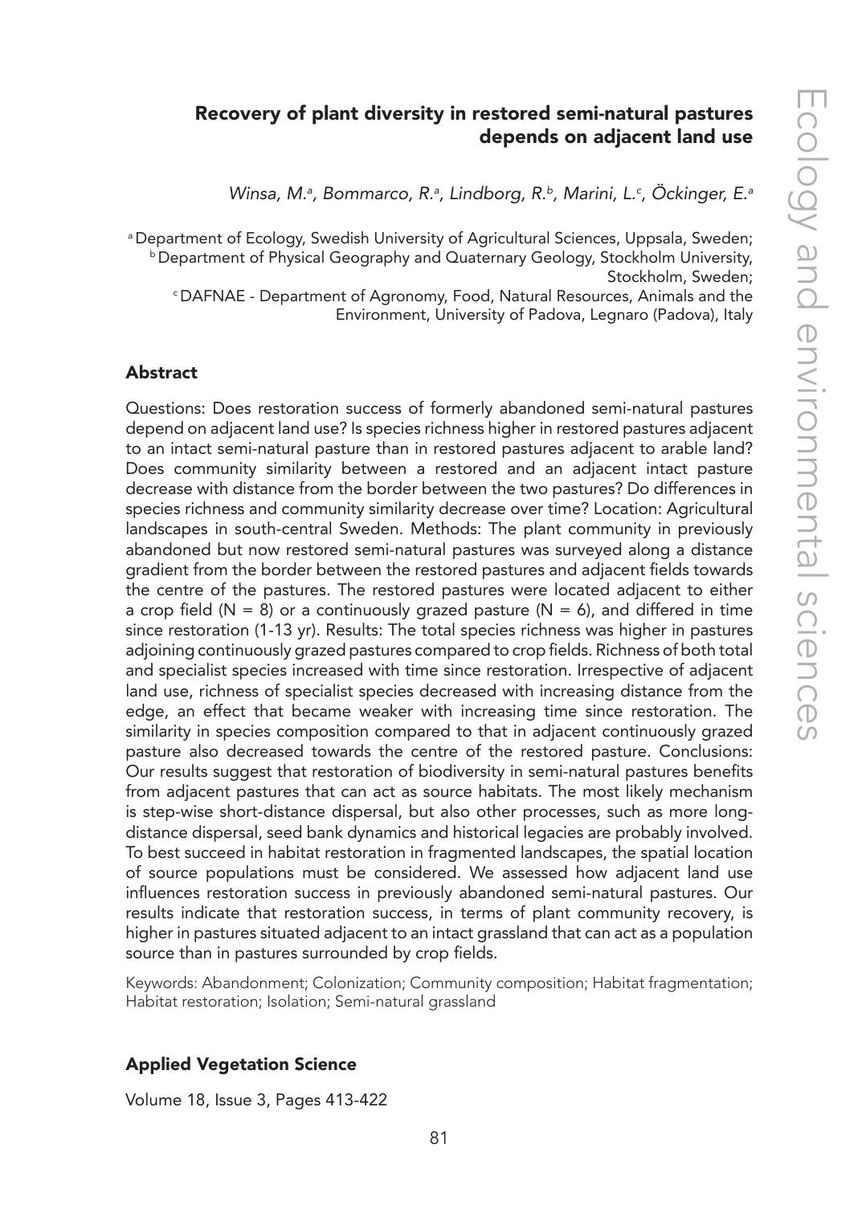# Recovery of plant diversity in restored semi-natural pastures depends on adjacent land use

*Winsa, M.[a], Bommarco, R.[a], Lindborg, R.[b], Marini, L.[c], Öckinger, E.[a]*

[a] Department of Ecology, Swedish University of Agricultural Sciences, Uppsala, Sweden;
[b] Department of Physical Geography and Quaternary Geology, Stockholm University, Stockholm, Sweden;
[c] DAFNAE - Department of Agronomy, Food, Natural Resources, Animals and the Environment, University of Padova, Legnaro (Padova), Italy

## Abstract

Questions: Does restoration success of formerly abandoned semi-natural pastures depend on adjacent land use? Is species richness higher in restored pastures adjacent to an intact semi-natural pasture than in restored pastures adjacent to arable land? Does community similarity between a restored and an adjacent intact pasture decrease with distance from the border between the two pastures? Do differences in species richness and community similarity decrease over time? Location: Agricultural landscapes in south-central Sweden. Methods: The plant community in previously abandoned but now restored semi-natural pastures was surveyed along a distance gradient from the border between the restored pastures and adjacent fields towards the centre of the pastures. The restored pastures were located adjacent to either a crop field (N = 8) or a continuously grazed pasture (N = 6), and differed in time since restoration (1-13 yr). Results: The total species richness was higher in pastures adjoining continuously grazed pastures compared to crop fields. Richness of both total and specialist species increased with time since restoration. Irrespective of adjacent land use, richness of specialist species decreased with increasing distance from the edge, an effect that became weaker with increasing time since restoration. The similarity in species composition compared to that in adjacent continuously grazed pasture also decreased towards the centre of the restored pasture. Conclusions: Our results suggest that restoration of biodiversity in semi-natural pastures benefits from adjacent pastures that can act as source habitats. The most likely mechanism is step-wise short-distance dispersal, but also other processes, such as more long-distance dispersal, seed bank dynamics and historical legacies are probably involved. To best succeed in habitat restoration in fragmented landscapes, the spatial location of source populations must be considered. We assessed how adjacent land use influences restoration success in previously abandoned semi-natural pastures. Our results indicate that restoration success, in terms of plant community recovery, is higher in pastures situated adjacent to an intact grassland that can act as a population source than in pastures surrounded by crop fields.

Keywords: Abandonment; Colonization; Community composition; Habitat fragmentation; Habitat restoration; Isolation; Semi-natural grassland

### Applied Vegetation Science

Volume 18, Issue 3, Pages 413-422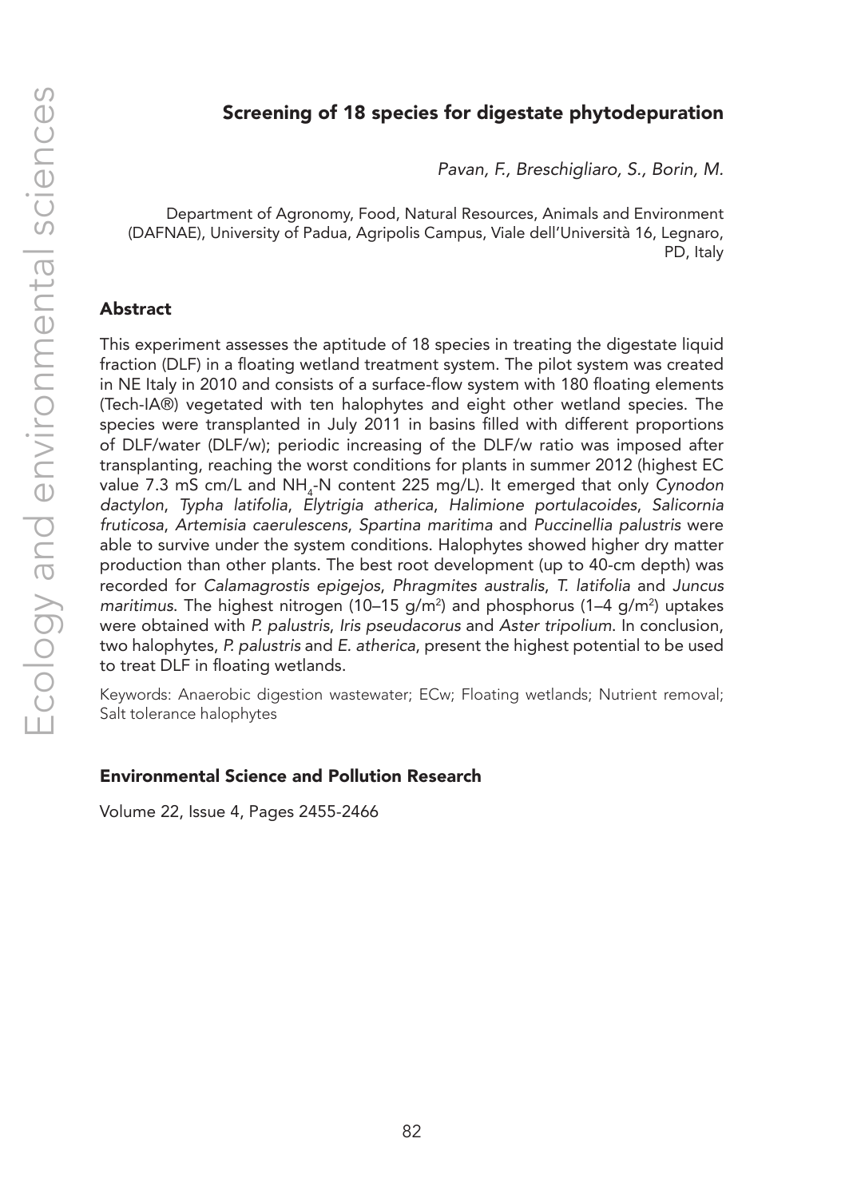## Screening of 18 species for digestate phytodepuration

*Pavan, F., Breschigliaro, S., Borin, M.*

Department of Agronomy, Food, Natural Resources, Animals and Environment (DAFNAE), University of Padua, Agripolis Campus, Viale dell'Università 16, Legnaro, PD, Italy

### Abstract

This experiment assesses the aptitude of 18 species in treating the digestate liquid fraction (DLF) in a floating wetland treatment system. The pilot system was created in NE Italy in 2010 and consists of a surface-flow system with 180 floating elements (Tech-IA®) vegetated with ten halophytes and eight other wetland species. The species were transplanted in July 2011 in basins filled with different proportions of DLF/water (DLF/w); periodic increasing of the DLF/w ratio was imposed after transplanting, reaching the worst conditions for plants in summer 2012 (highest EC value 7.3 mS cm/L and $NH_4$-N content 225 mg/L). It emerged that only *Cynodon dactylon*, *Typha latifolia*, *Elytrigia atherica*, *Halimione portulacoides*, *Salicornia fruticosa*, *Artemisia caerulescens*, *Spartina maritima* and *Puccinellia palustris* were able to survive under the system conditions. Halophytes showed higher dry matter production than other plants. The best root development (up to 40-cm depth) was recorded for *Calamagrostis epigejos*, *Phragmites australis*, *T. latifolia* and *Juncus maritimus*. The highest nitrogen (10–15 g/m$^2$) and phosphorus (1–4 g/m$^2$) uptakes were obtained with *P. palustris*, *Iris pseudacorus* and *Aster tripolium*. In conclusion, two halophytes, *P. palustris* and *E. atherica*, present the highest potential to be used to treat DLF in floating wetlands.

Keywords: Anaerobic digestion wastewater; ECw; Floating wetlands; Nutrient removal; Salt tolerance halophytes

### Environmental Science and Pollution Research

Volume 22, Issue 4, Pages 2455-2466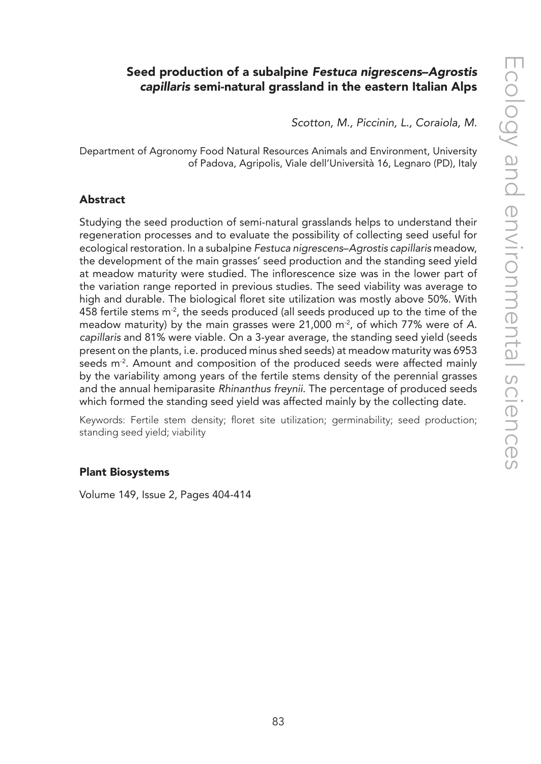## Seed production of a subalpine *Festuca nigrescens–Agrostis capillaris* semi-natural grassland in the eastern Italian Alps

*Scotton, M., Piccinin, L., Coraiola, M.*

Department of Agronomy Food Natural Resources Animals and Environment, University of Padova, Agripolis, Viale dell'Università 16, Legnaro (PD), Italy

### Abstract

Studying the seed production of semi-natural grasslands helps to understand their regeneration processes and to evaluate the possibility of collecting seed useful for ecological restoration. In a subalpine *Festuca nigrescens–Agrostis capillaris* meadow, the development of the main grasses' seed production and the standing seed yield at meadow maturity were studied. The inflorescence size was in the lower part of the variation range reported in previous studies. The seed viability was average to high and durable. The biological floret site utilization was mostly above 50%. With 458 fertile stems $m^{-2}$, the seeds produced (all seeds produced up to the time of the meadow maturity) by the main grasses were 21,000 $m^{-2}$, of which 77% were of *A. capillaris* and 81% were viable. On a 3-year average, the standing seed yield (seeds present on the plants, i.e. produced minus shed seeds) at meadow maturity was 6953 seeds $m^{-2}$. Amount and composition of the produced seeds were affected mainly by the variability among years of the fertile stems density of the perennial grasses and the annual hemiparasite *Rhinanthus freynii*. The percentage of produced seeds which formed the standing seed yield was affected mainly by the collecting date.

Keywords: Fertile stem density; floret site utilization; germinability; seed production; standing seed yield; viability

### Plant Biosystems

Volume 149, Issue 2, Pages 404-414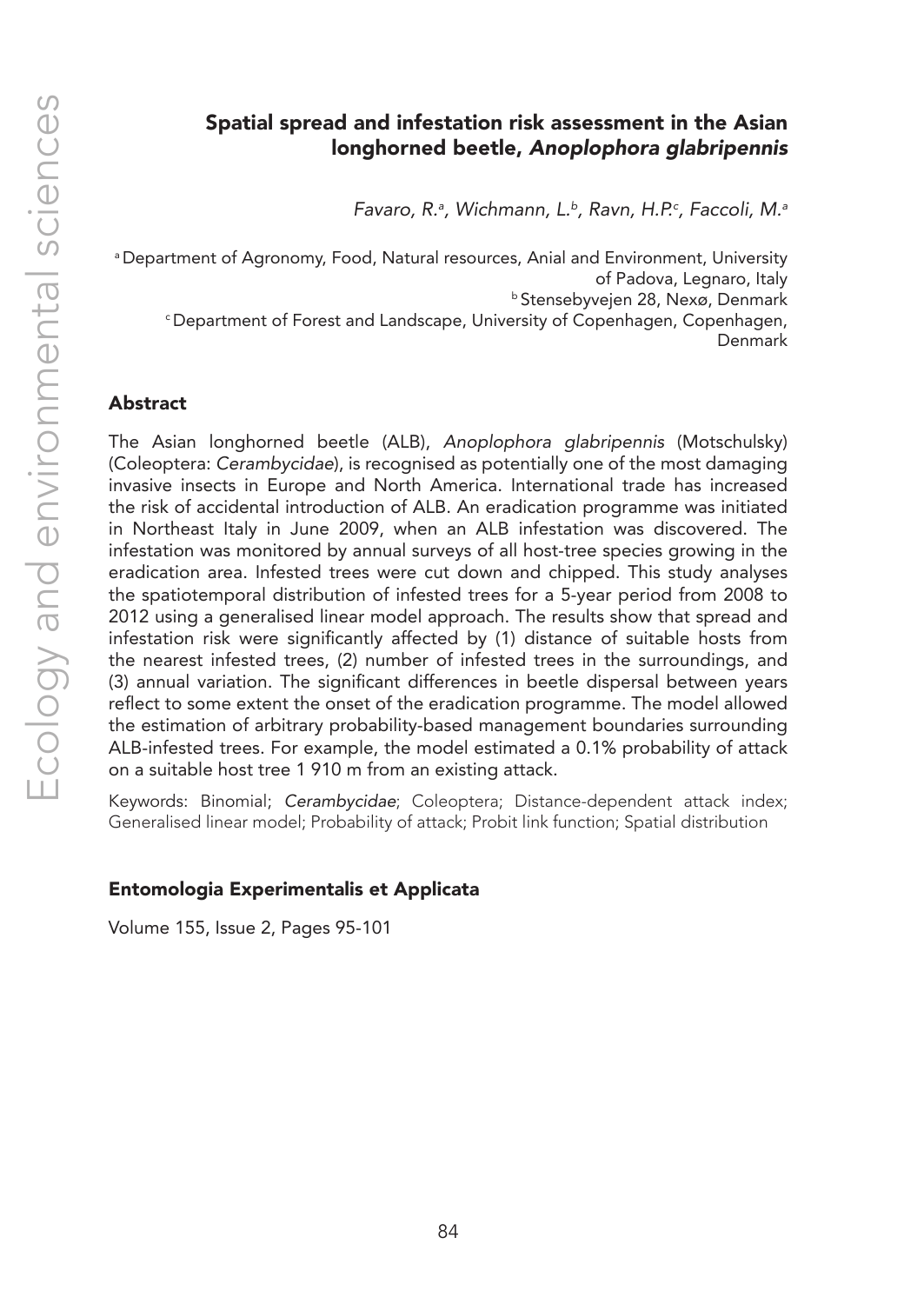# Spatial spread and infestation risk assessment in the Asian longhorned beetle, *Anoplophora glabripennis*

*Favaro, R.[a], Wichmann, L.[b], Ravn, H.P.[c], Faccoli, M.[a]*

[a] Department of Agronomy, Food, Natural resources, Anial and Environment, University of Padova, Legnaro, Italy
[b] Stensebyvejen 28, Nexø, Denmark
[c] Department of Forest and Landscape, University of Copenhagen, Copenhagen, Denmark

## Abstract

The Asian longhorned beetle (ALB), *Anoplophora glabripennis* (Motschulsky) (Coleoptera: *Cerambycidae*), is recognised as potentially one of the most damaging invasive insects in Europe and North America. International trade has increased the risk of accidental introduction of ALB. An eradication programme was initiated in Northeast Italy in June 2009, when an ALB infestation was discovered. The infestation was monitored by annual surveys of all host-tree species growing in the eradication area. Infested trees were cut down and chipped. This study analyses the spatiotemporal distribution of infested trees for a 5-year period from 2008 to 2012 using a generalised linear model approach. The results show that spread and infestation risk were significantly affected by (1) distance of suitable hosts from the nearest infested trees, (2) number of infested trees in the surroundings, and (3) annual variation. The significant differences in beetle dispersal between years reflect to some extent the onset of the eradication programme. The model allowed the estimation of arbitrary probability-based management boundaries surrounding ALB-infested trees. For example, the model estimated a 0.1% probability of attack on a suitable host tree 1 910 m from an existing attack.

Keywords: Binomial; *Cerambycidae*; Coleoptera; Distance-dependent attack index; Generalised linear model; Probability of attack; Probit link function; Spatial distribution

### Entomologia Experimentalis et Applicata

Volume 155, Issue 2, Pages 95-101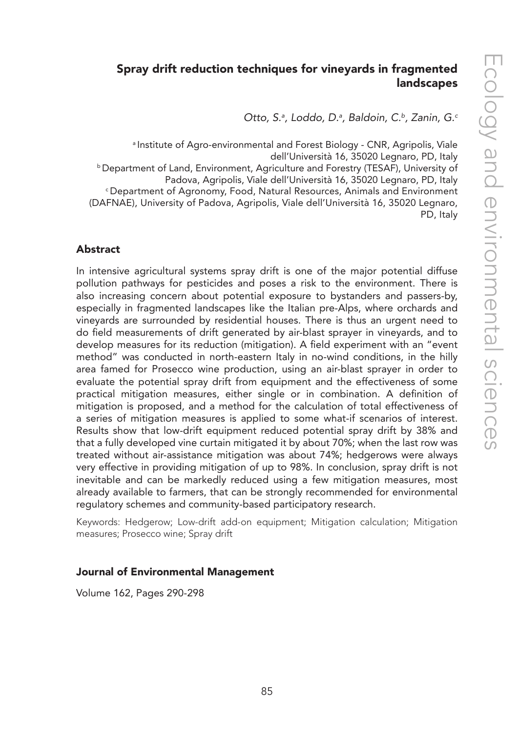# Spray drift reduction techniques for vineyards in fragmented landscapes

*Otto, S.[a], Loddo, D.[a], Baldoin, C.[b], Zanin, G.[c]*

[a] Institute of Agro-environmental and Forest Biology - CNR, Agripolis, Viale dell'Università 16, 35020 Legnaro, PD, Italy
[b] Department of Land, Environment, Agriculture and Forestry (TESAF), University of Padova, Agripolis, Viale dell'Università 16, 35020 Legnaro, PD, Italy
[c] Department of Agronomy, Food, Natural Resources, Animals and Environment (DAFNAE), University of Padova, Agripolis, Viale dell'Università 16, 35020 Legnaro, PD, Italy

## Abstract

In intensive agricultural systems spray drift is one of the major potential diffuse pollution pathways for pesticides and poses a risk to the environment. There is also increasing concern about potential exposure to bystanders and passers-by, especially in fragmented landscapes like the Italian pre-Alps, where orchards and vineyards are surrounded by residential houses. There is thus an urgent need to do field measurements of drift generated by air-blast sprayer in vineyards, and to develop measures for its reduction (mitigation). A field experiment with an "event method" was conducted in north-eastern Italy in no-wind conditions, in the hilly area famed for Prosecco wine production, using an air-blast sprayer in order to evaluate the potential spray drift from equipment and the effectiveness of some practical mitigation measures, either single or in combination. A definition of mitigation is proposed, and a method for the calculation of total effectiveness of a series of mitigation measures is applied to some what-if scenarios of interest. Results show that low-drift equipment reduced potential spray drift by 38% and that a fully developed vine curtain mitigated it by about 70%; when the last row was treated without air-assistance mitigation was about 74%; hedgerows were always very effective in providing mitigation of up to 98%. In conclusion, spray drift is not inevitable and can be markedly reduced using a few mitigation measures, most already available to farmers, that can be strongly recommended for environmental regulatory schemes and community-based participatory research.

Keywords: Hedgerow; Low-drift add-on equipment; Mitigation calculation; Mitigation measures; Prosecco wine; Spray drift

### Journal of Environmental Management

Volume 162, Pages 290-298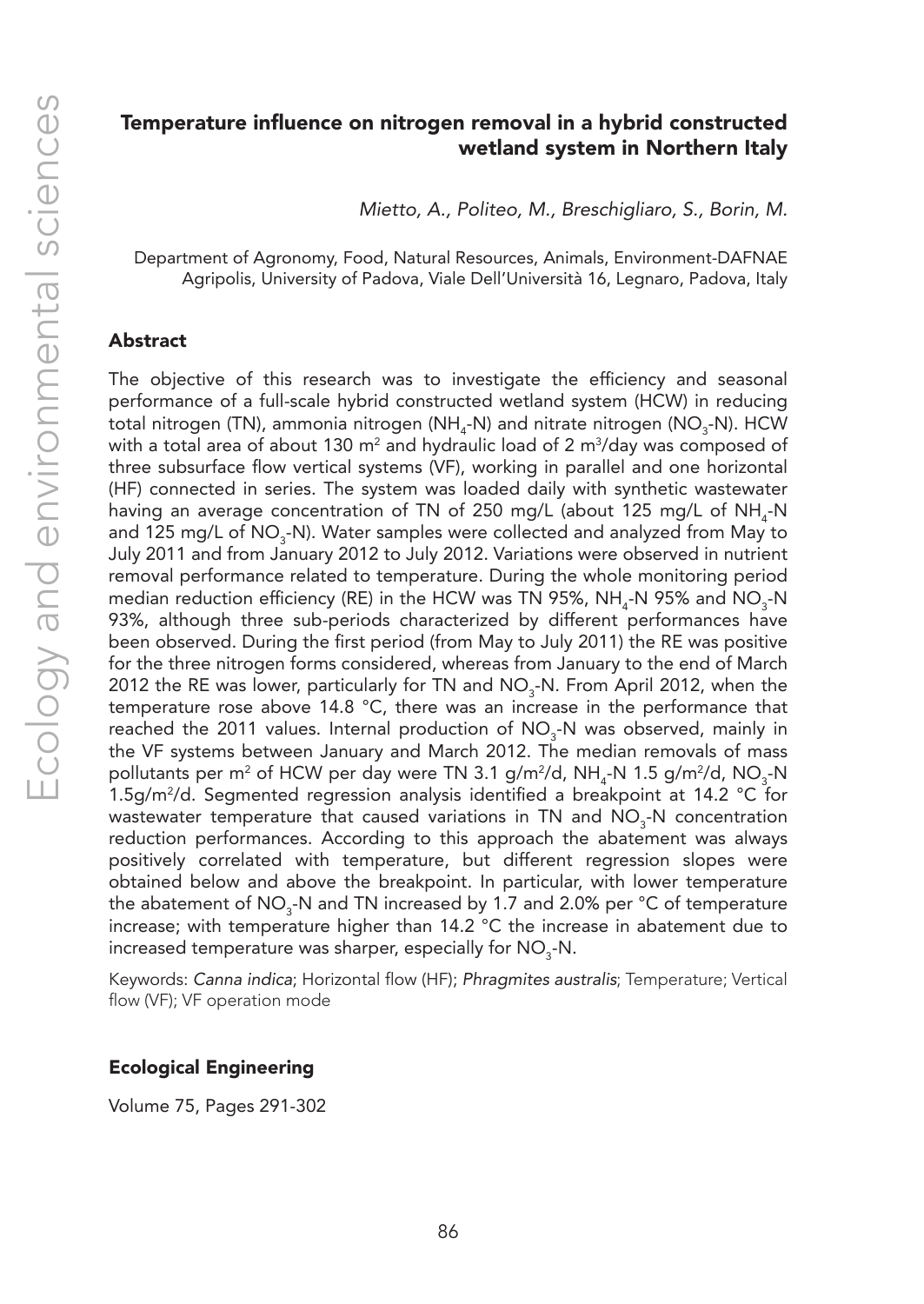# Temperature influence on nitrogen removal in a hybrid constructed wetland system in Northern Italy

*Mietto, A., Politeo, M., Breschigliaro, S., Borin, M.*

Department of Agronomy, Food, Natural Resources, Animals, Environment-DAFNAE
Agripolis, University of Padova, Viale Dell'Università 16, Legnaro, Padova, Italy

## Abstract

The objective of this research was to investigate the efficiency and seasonal performance of a full-scale hybrid constructed wetland system (HCW) in reducing total nitrogen (TN), ammonia nitrogen ($NH_4$-N) and nitrate nitrogen ($NO_3$-N). HCW with a total area of about 130 $m^2$ and hydraulic load of 2 $m^3$/day was composed of three subsurface flow vertical systems (VF), working in parallel and one horizontal (HF) connected in series. The system was loaded daily with synthetic wastewater having an average concentration of TN of 250 mg/L (about 125 mg/L of $NH_4$-N and 125 mg/L of $NO_3$-N). Water samples were collected and analyzed from May to July 2011 and from January 2012 to July 2012. Variations were observed in nutrient removal performance related to temperature. During the whole monitoring period median reduction efficiency (RE) in the HCW was TN 95%, $NH_4$-N 95% and $NO_3$-N 93%, although three sub-periods characterized by different performances have been observed. During the first period (from May to July 2011) the RE was positive for the three nitrogen forms considered, whereas from January to the end of March 2012 the RE was lower, particularly for TN and $NO_3$-N. From April 2012, when the temperature rose above 14.8 °C, there was an increase in the performance that reached the 2011 values. Internal production of $NO_3$-N was observed, mainly in the VF systems between January and March 2012. The median removals of mass pollutants per $m^2$ of HCW per day were TN 3.1 g/$m^2$/d, $NH_4$-N 1.5 g/$m^2$/d, $NO_3$-N 1.5g/$m^2$/d. Segmented regression analysis identified a breakpoint at 14.2 °C for wastewater temperature that caused variations in TN and $NO_3$-N concentration reduction performances. According to this approach the abatement was always positively correlated with temperature, but different regression slopes were obtained below and above the breakpoint. In particular, with lower temperature the abatement of $NO_3$-N and TN increased by 1.7 and 2.0% per °C of temperature increase; with temperature higher than 14.2 °C the increase in abatement due to increased temperature was sharper, especially for $NO_3$-N.

Keywords: *Canna indica*; Horizontal flow (HF); *Phragmites australis*; Temperature; Vertical flow (VF); VF operation mode

### Ecological Engineering

Volume 75, Pages 291-302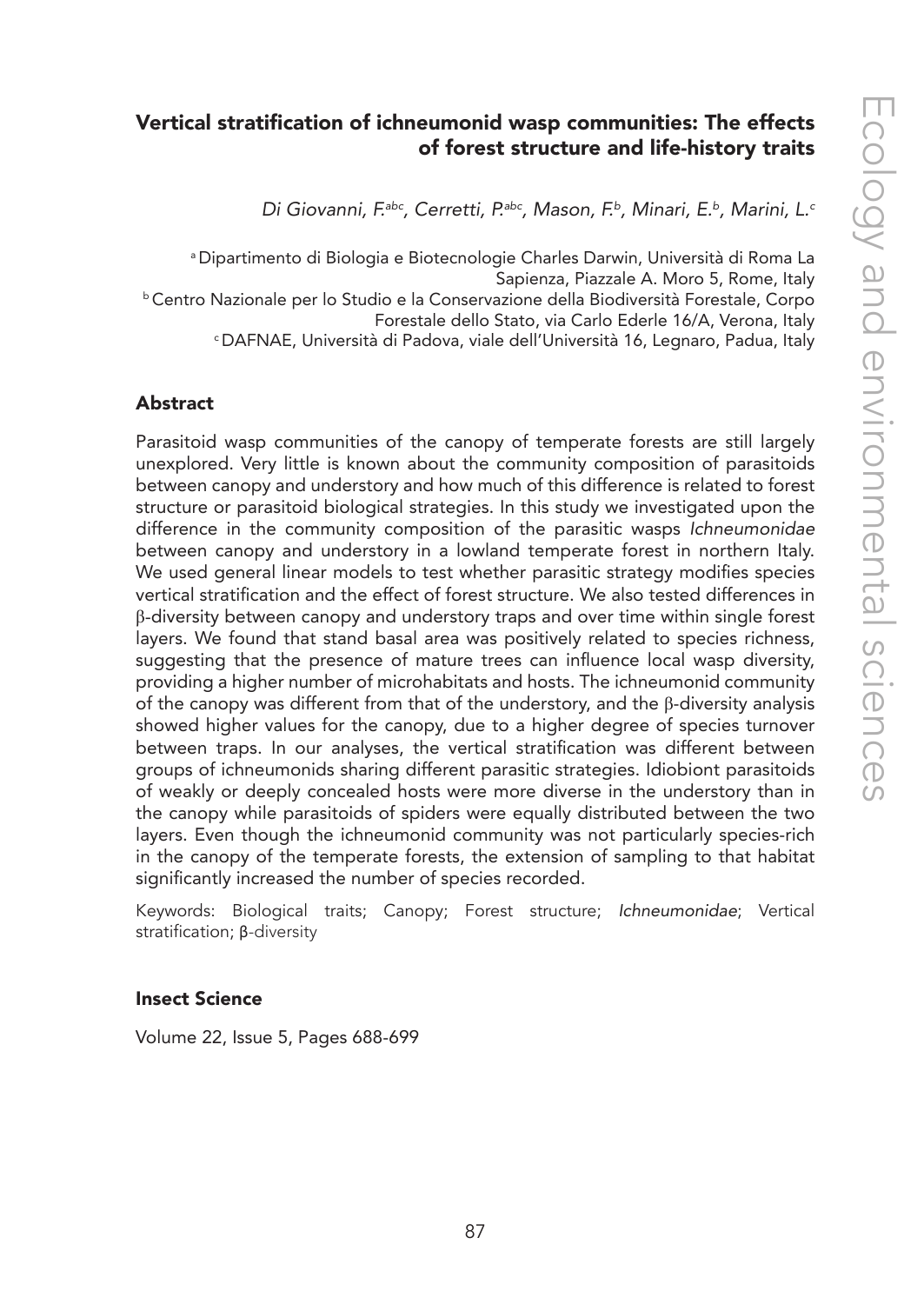# Vertical stratification of ichneumonid wasp communities: The effects of forest structure and life-history traits

*Di Giovanni, F.*[abc]*, Cerretti, P.*[abc]*, Mason, F.*[b]*, Minari, E.*[b]*, Marini, L.*[c]

[a] Dipartimento di Biologia e Biotecnologie Charles Darwin, Università di Roma La Sapienza, Piazzale A. Moro 5, Rome, Italy

[b] Centro Nazionale per lo Studio e la Conservazione della Biodiversità Forestale, Corpo Forestale dello Stato, via Carlo Ederle 16/A, Verona, Italy

[c] DAFNAE, Università di Padova, viale dell'Università 16, Legnaro, Padua, Italy

## Abstract

Parasitoid wasp communities of the canopy of temperate forests are still largely unexplored. Very little is known about the community composition of parasitoids between canopy and understory and how much of this difference is related to forest structure or parasitoid biological strategies. In this study we investigated upon the difference in the community composition of the parasitic wasps *Ichneumonidae* between canopy and understory in a lowland temperate forest in northern Italy. We used general linear models to test whether parasitic strategy modifies species vertical stratification and the effect of forest structure. We also tested differences in β-diversity between canopy and understory traps and over time within single forest layers. We found that stand basal area was positively related to species richness, suggesting that the presence of mature trees can influence local wasp diversity, providing a higher number of microhabitats and hosts. The ichneumonid community of the canopy was different from that of the understory, and the β-diversity analysis showed higher values for the canopy, due to a higher degree of species turnover between traps. In our analyses, the vertical stratification was different between groups of ichneumonids sharing different parasitic strategies. Idiobiont parasitoids of weakly or deeply concealed hosts were more diverse in the understory than in the canopy while parasitoids of spiders were equally distributed between the two layers. Even though the ichneumonid community was not particularly species-rich in the canopy of the temperate forests, the extension of sampling to that habitat significantly increased the number of species recorded.

Keywords: Biological traits; Canopy; Forest structure; *Ichneumonidae*; Vertical stratification; β-diversity

### Insect Science

Volume 22, Issue 5, Pages 688-699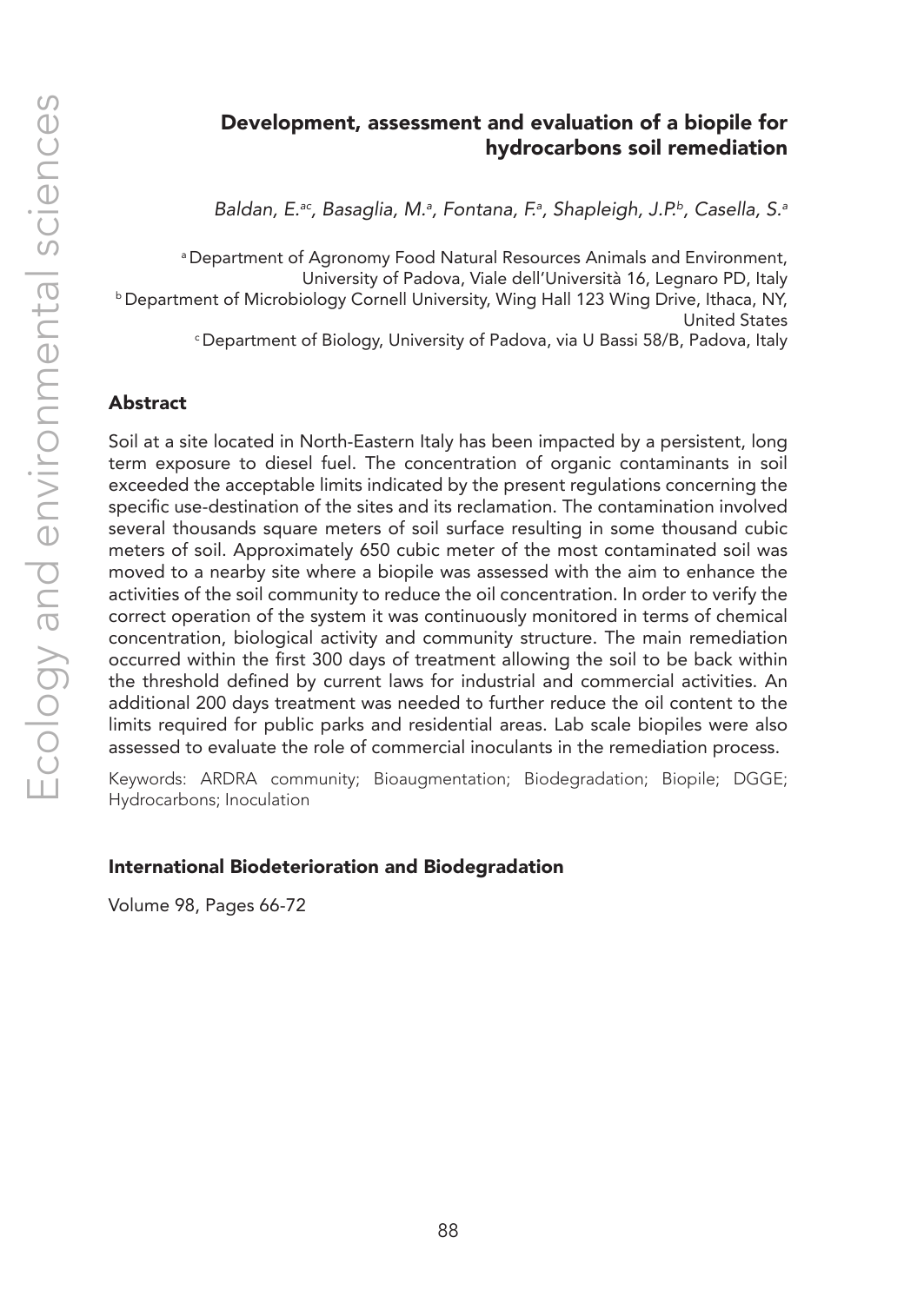# Development, assessment and evaluation of a biopile for hydrocarbons soil remediation

*Baldan, E.[ac], Basaglia, M.[a], Fontana, F.[a], Shapleigh, J.P.[b], Casella, S.[a]*

[a] Department of Agronomy Food Natural Resources Animals and Environment, University of Padova, Viale dell'Università 16, Legnaro PD, Italy
[b] Department of Microbiology Cornell University, Wing Hall 123 Wing Drive, Ithaca, NY, United States
[c] Department of Biology, University of Padova, via U Bassi 58/B, Padova, Italy

## Abstract

Soil at a site located in North-Eastern Italy has been impacted by a persistent, long term exposure to diesel fuel. The concentration of organic contaminants in soil exceeded the acceptable limits indicated by the present regulations concerning the specific use-destination of the sites and its reclamation. The contamination involved several thousands square meters of soil surface resulting in some thousand cubic meters of soil. Approximately 650 cubic meter of the most contaminated soil was moved to a nearby site where a biopile was assessed with the aim to enhance the activities of the soil community to reduce the oil concentration. In order to verify the correct operation of the system it was continuously monitored in terms of chemical concentration, biological activity and community structure. The main remediation occurred within the first 300 days of treatment allowing the soil to be back within the threshold defined by current laws for industrial and commercial activities. An additional 200 days treatment was needed to further reduce the oil content to the limits required for public parks and residential areas. Lab scale biopiles were also assessed to evaluate the role of commercial inoculants in the remediation process.

Keywords: ARDRA community; Bioaugmentation; Biodegradation; Biopile; DGGE; Hydrocarbons; Inoculation

### International Biodeterioration and Biodegradation

Volume 98, Pages 66-72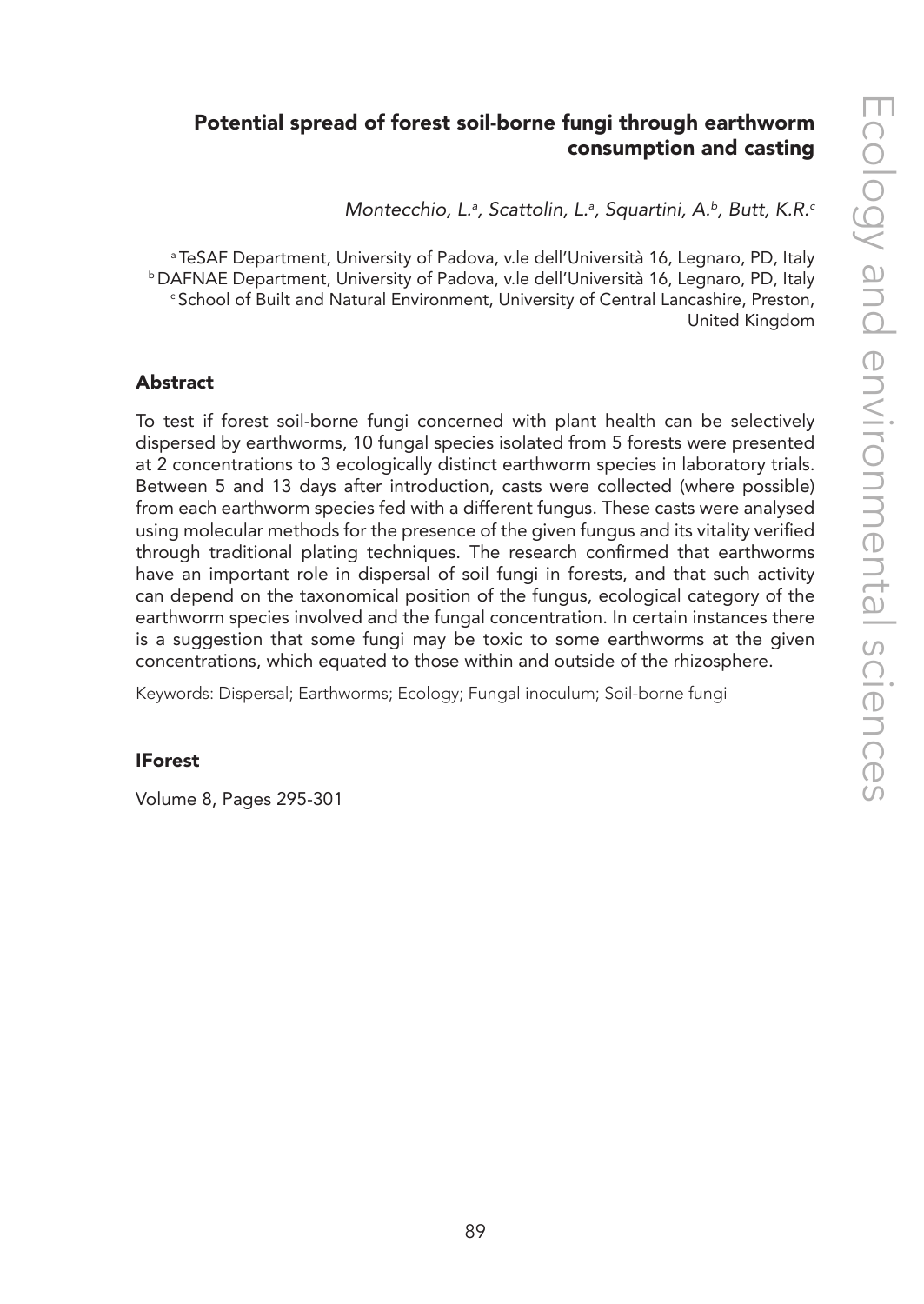## Potential spread of forest soil-borne fungi through earthworm consumption and casting

*Montecchio, L.[a], Scattolin, L.[a], Squartini, A.[b], Butt, K.R.[c]*

[a] TeSAF Department, University of Padova, v.le dell'Università 16, Legnaro, PD, Italy
[b] DAFNAE Department, University of Padova, v.le dell'Università 16, Legnaro, PD, Italy
[c] School of Built and Natural Environment, University of Central Lancashire, Preston, United Kingdom

### Abstract

To test if forest soil-borne fungi concerned with plant health can be selectively dispersed by earthworms, 10 fungal species isolated from 5 forests were presented at 2 concentrations to 3 ecologically distinct earthworm species in laboratory trials. Between 5 and 13 days after introduction, casts were collected (where possible) from each earthworm species fed with a different fungus. These casts were analysed using molecular methods for the presence of the given fungus and its vitality verified through traditional plating techniques. The research confirmed that earthworms have an important role in dispersal of soil fungi in forests, and that such activity can depend on the taxonomical position of the fungus, ecological category of the earthworm species involved and the fungal concentration. In certain instances there is a suggestion that some fungi may be toxic to some earthworms at the given concentrations, which equated to those within and outside of the rhizosphere.

Keywords: Dispersal; Earthworms; Ecology; Fungal inoculum; Soil-borne fungi

### IForest

Volume 8, Pages 295-301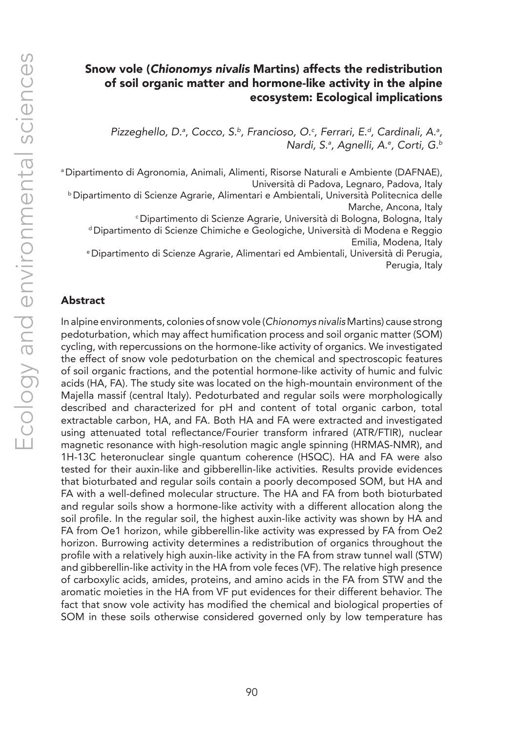# Snow vole (*Chionomys nivalis* Martins) affects the redistribution of soil organic matter and hormone-like activity in the alpine ecosystem: Ecological implications

*Pizzeghello, D.[a], Cocco, S.[b], Francioso, O.[c], Ferrari, E.[d], Cardinali, A.[a], Nardi, S.[a], Agnelli, A.[e], Corti, G.[b]*

[a] Dipartimento di Agronomia, Animali, Alimenti, Risorse Naturali e Ambiente (DAFNAE), Università di Padova, Legnaro, Padova, Italy
[b] Dipartimento di Scienze Agrarie, Alimentari e Ambientali, Università Politecnica delle Marche, Ancona, Italy
[c] Dipartimento di Scienze Agrarie, Università di Bologna, Bologna, Italy
[d] Dipartimento di Scienze Chimiche e Geologiche, Università di Modena e Reggio Emilia, Modena, Italy
[e] Dipartimento di Scienze Agrarie, Alimentari ed Ambientali, Università di Perugia, Perugia, Italy

## Abstract

In alpine environments, colonies of snow vole (*Chionomys nivalis* Martins) cause strong pedoturbation, which may affect humification process and soil organic matter (SOM) cycling, with repercussions on the hormone-like activity of organics. We investigated the effect of snow vole pedoturbation on the chemical and spectroscopic features of soil organic fractions, and the potential hormone-like activity of humic and fulvic acids (HA, FA). The study site was located on the high-mountain environment of the Majella massif (central Italy). Pedoturbated and regular soils were morphologically described and characterized for pH and content of total organic carbon, total extractable carbon, HA, and FA. Both HA and FA were extracted and investigated using attenuated total reflectance/Fourier transform infrared (ATR/FTIR), nuclear magnetic resonance with high-resolution magic angle spinning (HRMAS-NMR), and 1H-13C heteronuclear single quantum coherence (HSQC). HA and FA were also tested for their auxin-like and gibberellin-like activities. Results provide evidences that bioturbated and regular soils contain a poorly decomposed SOM, but HA and FA with a well-defined molecular structure. The HA and FA from both bioturbated and regular soils show a hormone-like activity with a different allocation along the soil profile. In the regular soil, the highest auxin-like activity was shown by HA and FA from Oe1 horizon, while gibberellin-like activity was expressed by FA from Oe2 horizon. Burrowing activity determines a redistribution of organics throughout the profile with a relatively high auxin-like activity in the FA from straw tunnel wall (STW) and gibberellin-like activity in the HA from vole feces (VF). The relative high presence of carboxylic acids, amides, proteins, and amino acids in the FA from STW and the aromatic moieties in the HA from VF put evidences for their different behavior. The fact that snow vole activity has modified the chemical and biological properties of SOM in these soils otherwise considered governed only by low temperature has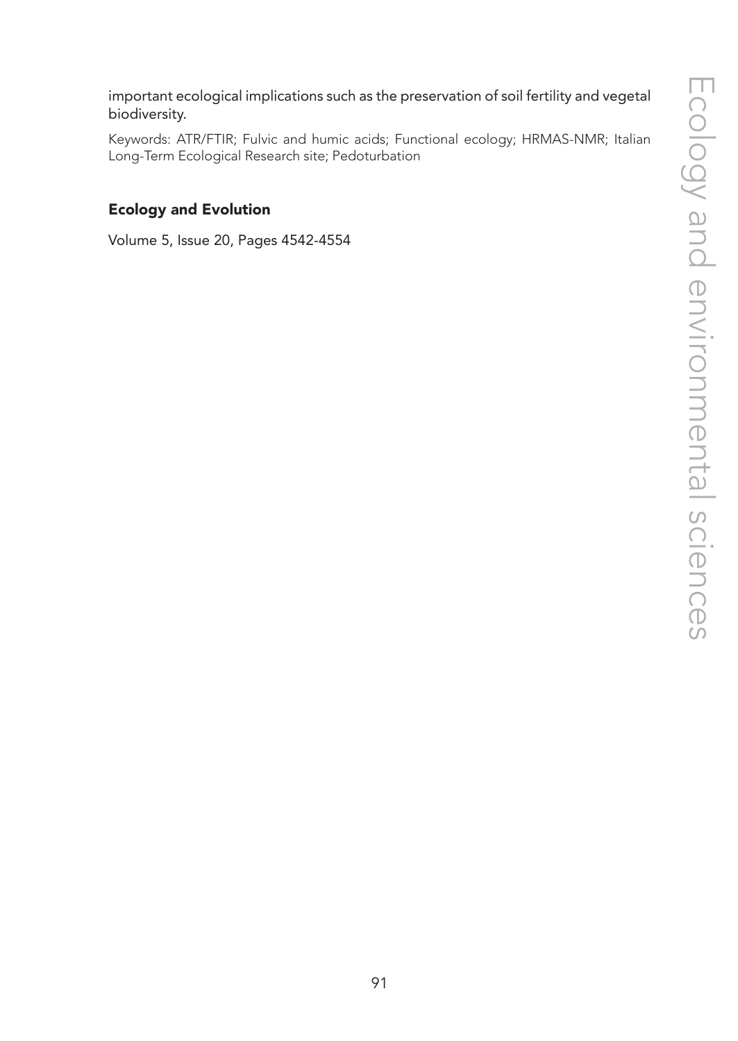important ecological implications such as the preservation of soil fertility and vegetal biodiversity.

Keywords: ATR/FTIR; Fulvic and humic acids; Functional ecology; HRMAS-NMR; Italian Long-Term Ecological Research site; Pedoturbation

### Ecology and Evolution

Volume 5, Issue 20, Pages 4542-4554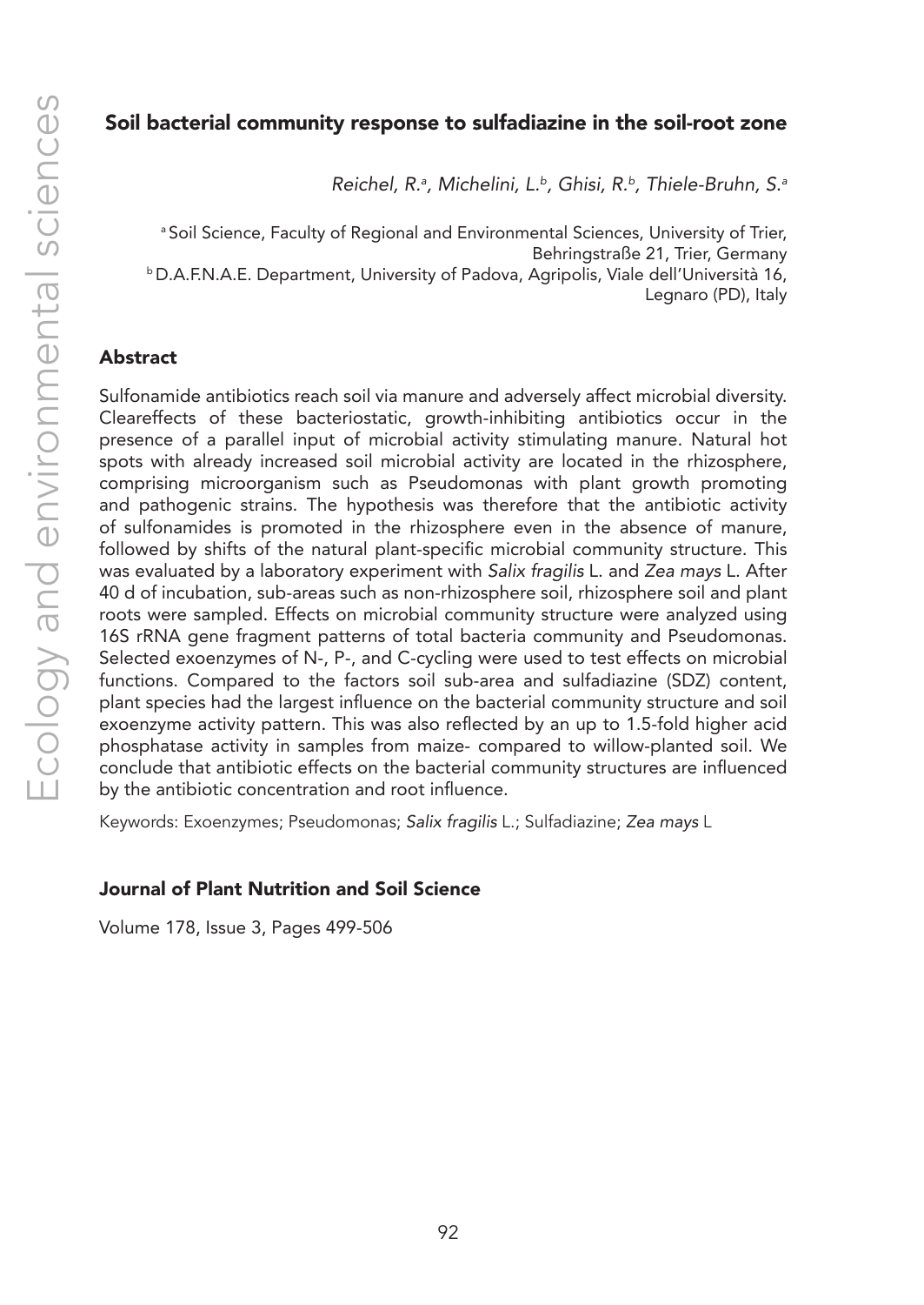## Soil bacterial community response to sulfadiazine in the soil-root zone

*Reichel, R.[a], Michelini, L.[b], Ghisi, R.[b], Thiele-Bruhn, S.[a]*

[a] Soil Science, Faculty of Regional and Environmental Sciences, University of Trier, Behringstraße 21, Trier, Germany
[b] D.A.F.N.A.E. Department, University of Padova, Agripolis, Viale dell'Università 16, Legnaro (PD), Italy

### Abstract

Sulfonamide antibiotics reach soil via manure and adversely affect microbial diversity. Cleareffects of these bacteriostatic, growth-inhibiting antibiotics occur in the presence of a parallel input of microbial activity stimulating manure. Natural hot spots with already increased soil microbial activity are located in the rhizosphere, comprising microorganism such as Pseudomonas with plant growth promoting and pathogenic strains. The hypothesis was therefore that the antibiotic activity of sulfonamides is promoted in the rhizosphere even in the absence of manure, followed by shifts of the natural plant-specific microbial community structure. This was evaluated by a laboratory experiment with *Salix fragilis* L. and *Zea mays* L. After 40 d of incubation, sub-areas such as non-rhizosphere soil, rhizosphere soil and plant roots were sampled. Effects on microbial community structure were analyzed using 16S rRNA gene fragment patterns of total bacteria community and Pseudomonas. Selected exoenzymes of N-, P-, and C-cycling were used to test effects on microbial functions. Compared to the factors soil sub-area and sulfadiazine (SDZ) content, plant species had the largest influence on the bacterial community structure and soil exoenzyme activity pattern. This was also reflected by an up to 1.5-fold higher acid phosphatase activity in samples from maize- compared to willow-planted soil. We conclude that antibiotic effects on the bacterial community structures are influenced by the antibiotic concentration and root influence.

Keywords: Exoenzymes; Pseudomonas; *Salix fragilis* L.; Sulfadiazine; *Zea mays* L

### Journal of Plant Nutrition and Soil Science

Volume 178, Issue 3, Pages 499-506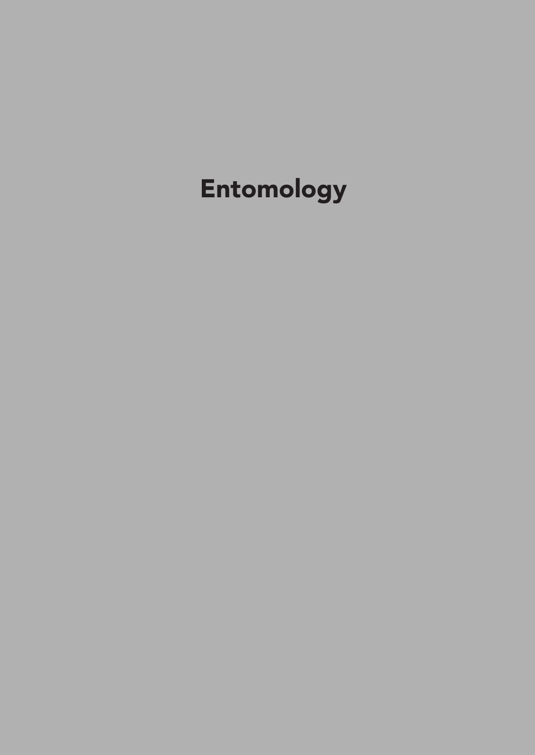# Entomology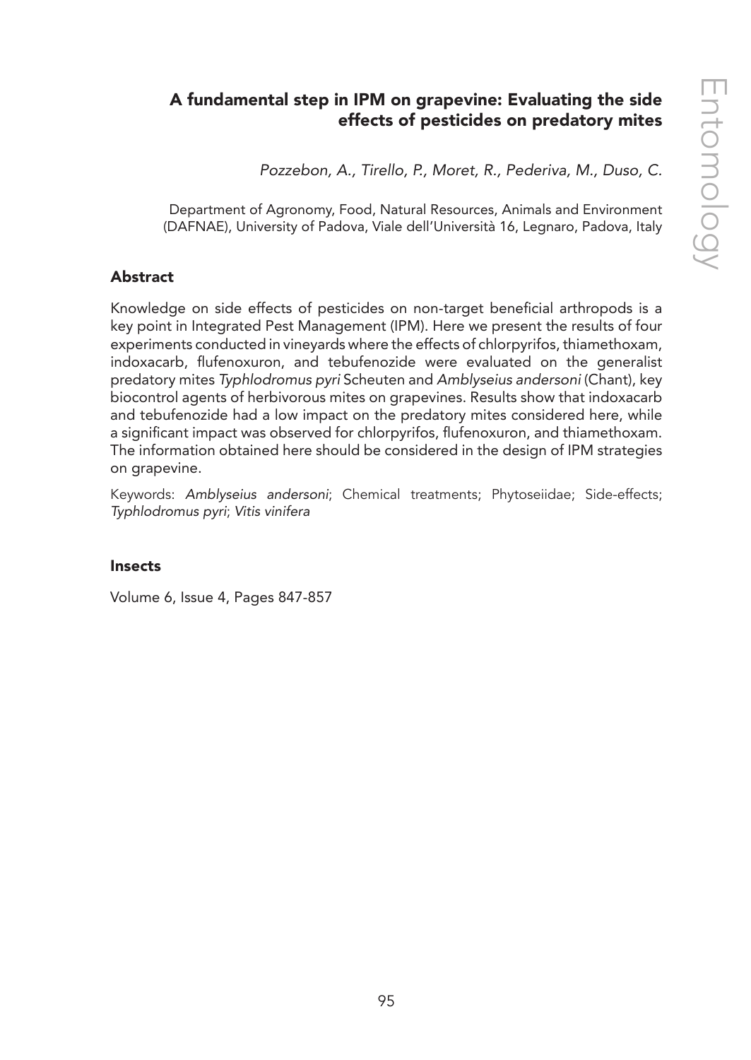## A fundamental step in IPM on grapevine: Evaluating the side effects of pesticides on predatory mites

*Pozzebon, A., Tirello, P., Moret, R., Pederiva, M., Duso, C.*

Department of Agronomy, Food, Natural Resources, Animals and Environment (DAFNAE), University of Padova, Viale dell'Università 16, Legnaro, Padova, Italy

### Abstract

Knowledge on side effects of pesticides on non-target beneficial arthropods is a key point in Integrated Pest Management (IPM). Here we present the results of four experiments conducted in vineyards where the effects of chlorpyrifos, thiamethoxam, indoxacarb, flufenoxuron, and tebufenozide were evaluated on the generalist predatory mites *Typhlodromus pyri* Scheuten and *Amblyseius andersoni* (Chant), key biocontrol agents of herbivorous mites on grapevines. Results show that indoxacarb and tebufenozide had a low impact on the predatory mites considered here, while a significant impact was observed for chlorpyrifos, flufenoxuron, and thiamethoxam. The information obtained here should be considered in the design of IPM strategies on grapevine.

Keywords: *Amblyseius andersoni*; Chemical treatments; Phytoseiidae; Side-effects; *Typhlodromus pyri*; *Vitis vinifera*

### Insects

Volume 6, Issue 4, Pages 847-857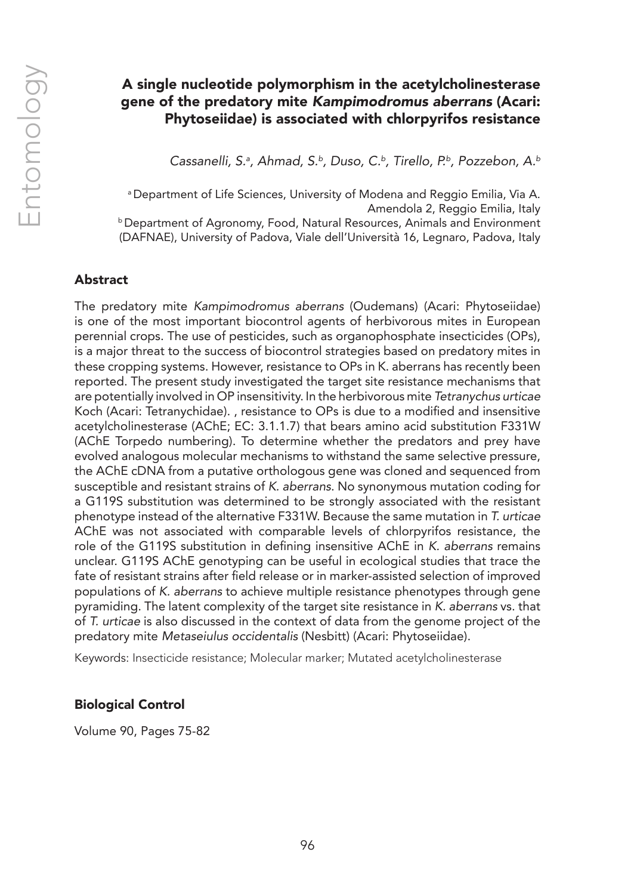## A single nucleotide polymorphism in the acetylcholinesterase gene of the predatory mite *Kampimodromus aberrans* (Acari: Phytoseiidae) is associated with chlorpyrifos resistance

*Cassanelli, S.[a], Ahmad, S.[b], Duso, C.[b], Tirello, P.[b], Pozzebon, A.[b]*

[a] Department of Life Sciences, University of Modena and Reggio Emilia, Via A. Amendola 2, Reggio Emilia, Italy

[b] Department of Agronomy, Food, Natural Resources, Animals and Environment (DAFNAE), University of Padova, Viale dell'Università 16, Legnaro, Padova, Italy

### Abstract

The predatory mite *Kampimodromus aberrans* (Oudemans) (Acari: Phytoseiidae) is one of the most important biocontrol agents of herbivorous mites in European perennial crops. The use of pesticides, such as organophosphate insecticides (OPs), is a major threat to the success of biocontrol strategies based on predatory mites in these cropping systems. However, resistance to OPs in K. aberrans has recently been reported. The present study investigated the target site resistance mechanisms that are potentially involved in OP insensitivity. In the herbivorous mite *Tetranychus urticae* Koch (Acari: Tetranychidae). , resistance to OPs is due to a modified and insensitive acetylcholinesterase (AChE; EC: 3.1.1.7) that bears amino acid substitution F331W (AChE Torpedo numbering). To determine whether the predators and prey have evolved analogous molecular mechanisms to withstand the same selective pressure, the AChE cDNA from a putative orthologous gene was cloned and sequenced from susceptible and resistant strains of *K. aberrans*. No synonymous mutation coding for a G119S substitution was determined to be strongly associated with the resistant phenotype instead of the alternative F331W. Because the same mutation in *T. urticae* AChE was not associated with comparable levels of chlorpyrifos resistance, the role of the G119S substitution in defining insensitive AChE in *K. aberrans* remains unclear. G119S AChE genotyping can be useful in ecological studies that trace the fate of resistant strains after field release or in marker-assisted selection of improved populations of *K. aberrans* to achieve multiple resistance phenotypes through gene pyramiding. The latent complexity of the target site resistance in *K. aberrans* vs. that of *T. urticae* is also discussed in the context of data from the genome project of the predatory mite *Metaseiulus occidentalis* (Nesbitt) (Acari: Phytoseiidae).

Keywords: Insecticide resistance; Molecular marker; Mutated acetylcholinesterase

### Biological Control

Volume 90, Pages 75-82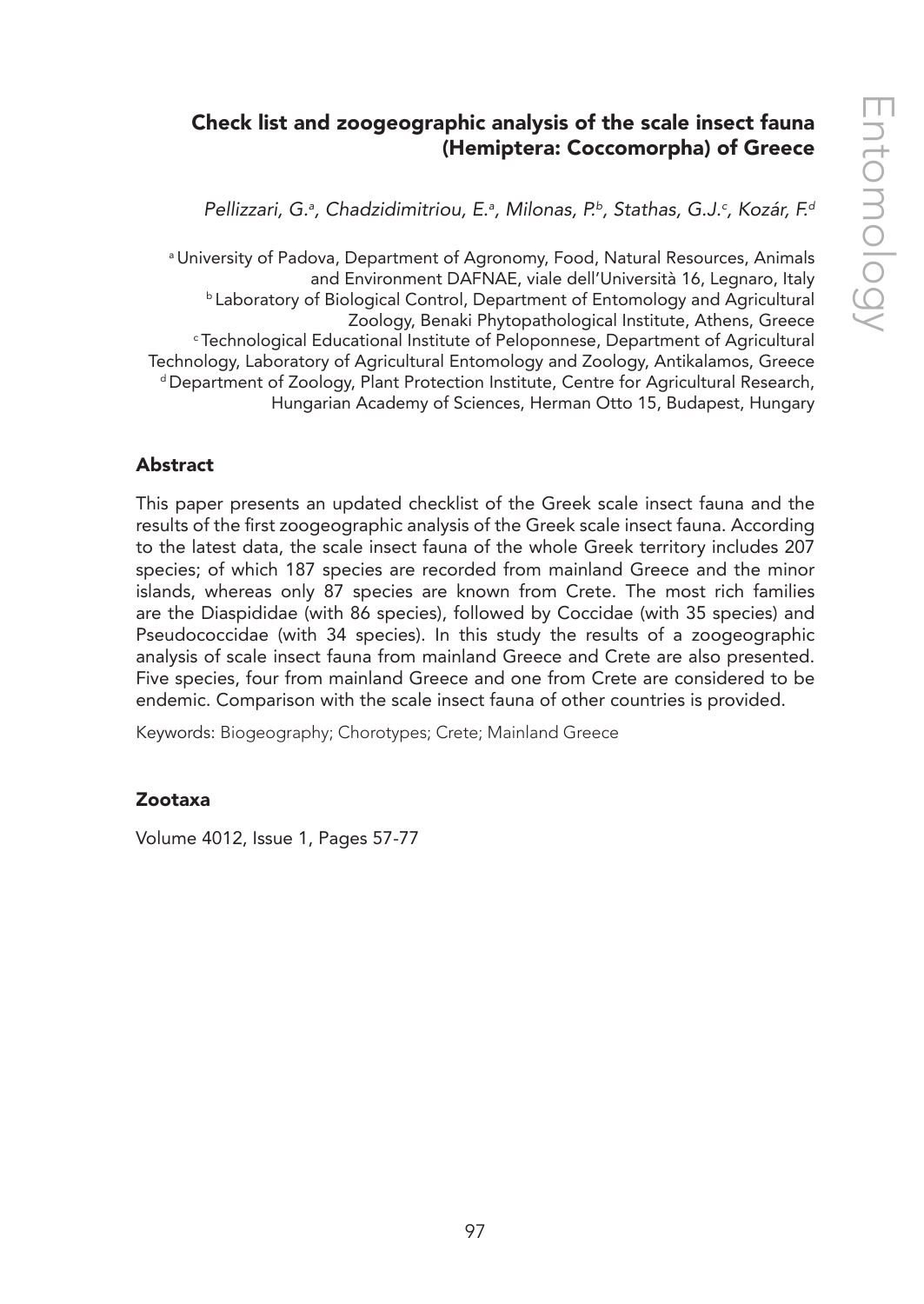# Check list and zoogeographic analysis of the scale insect fauna (Hemiptera: Coccomorpha) of Greece

*Pellizzari, G.[a], Chadzidimitriou, E.[a], Milonas, P.[b], Stathas, G.J.[c], Kozár, F.[d]*

[a] University of Padova, Department of Agronomy, Food, Natural Resources, Animals and Environment DAFNAE, viale dell'Università 16, Legnaro, Italy
[b] Laboratory of Biological Control, Department of Entomology and Agricultural Zoology, Benaki Phytopathological Institute, Athens, Greece
[c] Technological Educational Institute of Peloponnese, Department of Agricultural Technology, Laboratory of Agricultural Entomology and Zoology, Antikalamos, Greece
[d] Department of Zoology, Plant Protection Institute, Centre for Agricultural Research, Hungarian Academy of Sciences, Herman Otto 15, Budapest, Hungary

## Abstract

This paper presents an updated checklist of the Greek scale insect fauna and the results of the first zoogeographic analysis of the Greek scale insect fauna. According to the latest data, the scale insect fauna of the whole Greek territory includes 207 species; of which 187 species are recorded from mainland Greece and the minor islands, whereas only 87 species are known from Crete. The most rich families are the Diaspididae (with 86 species), followed by Coccidae (with 35 species) and Pseudococcidae (with 34 species). In this study the results of a zoogeographic analysis of scale insect fauna from mainland Greece and Crete are also presented. Five species, four from mainland Greece and one from Crete are considered to be endemic. Comparison with the scale insect fauna of other countries is provided.

Keywords: Biogeography; Chorotypes; Crete; Mainland Greece

## Zootaxa

Volume 4012, Issue 1, Pages 57-77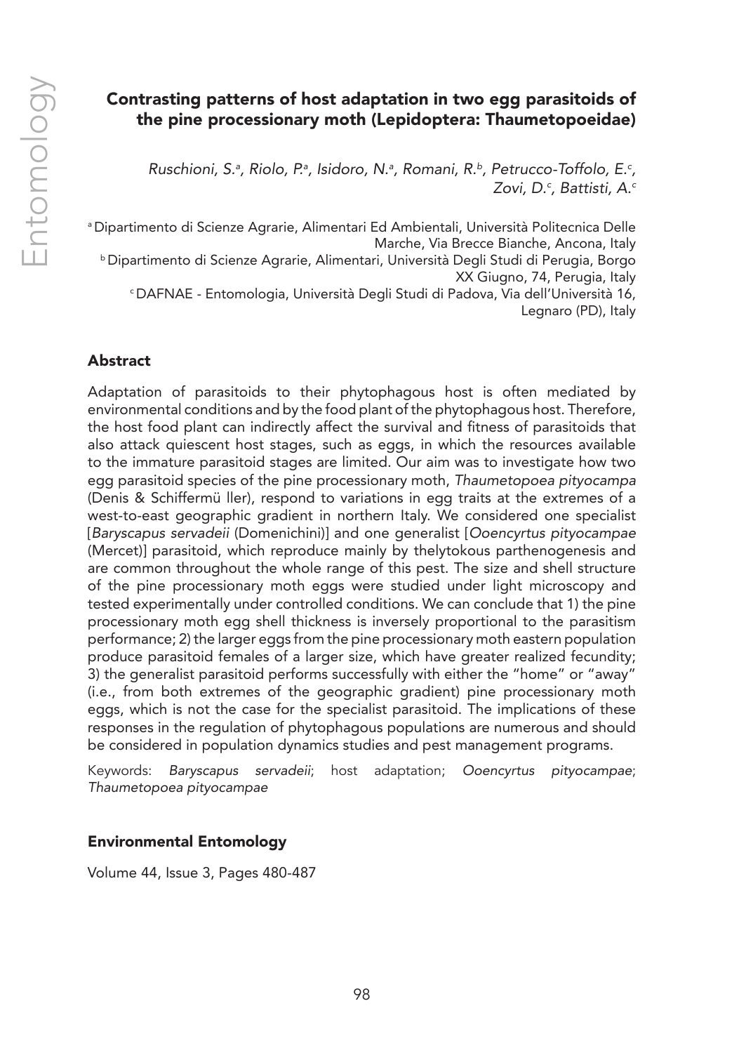## Contrasting patterns of host adaptation in two egg parasitoids of the pine processionary moth (Lepidoptera: Thaumetopoeidae)

*Ruschioni, S.[a], Riolo, P.[a], Isidoro, N.[a], Romani, R.[b], Petrucco-Toffolo, E.[c], Zovi, D.[c], Battisti, A.[c]*

[a] Dipartimento di Scienze Agrarie, Alimentari Ed Ambientali, Università Politecnica Delle Marche, Via Brecce Bianche, Ancona, Italy
[b] Dipartimento di Scienze Agrarie, Alimentari, Università Degli Studi di Perugia, Borgo XX Giugno, 74, Perugia, Italy
[c] DAFNAE - Entomologia, Università Degli Studi di Padova, Via dell'Università 16, Legnaro (PD), Italy

### Abstract

Adaptation of parasitoids to their phytophagous host is often mediated by environmental conditions and by the food plant of the phytophagous host. Therefore, the host food plant can indirectly affect the survival and fitness of parasitoids that also attack quiescent host stages, such as eggs, in which the resources available to the immature parasitoid stages are limited. Our aim was to investigate how two egg parasitoid species of the pine processionary moth, *Thaumetopoea pityocampa* (Denis & Schiffermü ller), respond to variations in egg traits at the extremes of a west-to-east geographic gradient in northern Italy. We considered one specialist [*Baryscapus servadeii* (Domenichini)] and one generalist [*Ooencyrtus pityocampae* (Mercet)] parasitoid, which reproduce mainly by thelytokous parthenogenesis and are common throughout the whole range of this pest. The size and shell structure of the pine processionary moth eggs were studied under light microscopy and tested experimentally under controlled conditions. We can conclude that 1) the pine processionary moth egg shell thickness is inversely proportional to the parasitism performance; 2) the larger eggs from the pine processionary moth eastern population produce parasitoid females of a larger size, which have greater realized fecundity; 3) the generalist parasitoid performs successfully with either the "home" or "away" (i.e., from both extremes of the geographic gradient) pine processionary moth eggs, which is not the case for the specialist parasitoid. The implications of these responses in the regulation of phytophagous populations are numerous and should be considered in population dynamics studies and pest management programs.

Keywords: *Baryscapus servadeii*; host adaptation; *Ooencyrtus pityocampae*; *Thaumetopoea pityocampae*

#### Environmental Entomology

Volume 44, Issue 3, Pages 480-487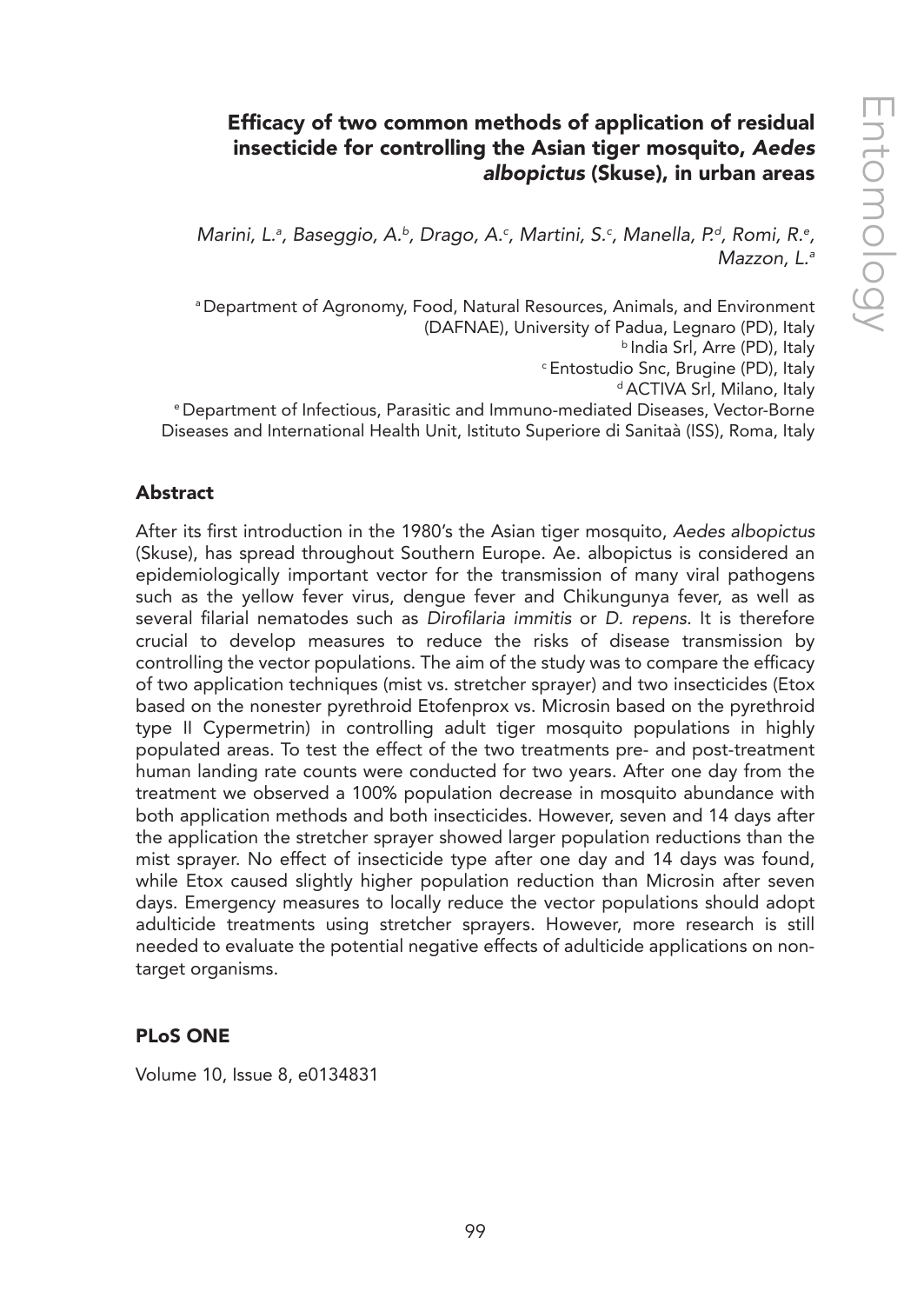# Efficacy of two common methods of application of residual insecticide for controlling the Asian tiger mosquito, *Aedes albopictus* (Skuse), in urban areas

*Marini, L.[a], Baseggio, A.[b], Drago, A.[c], Martini, S.[c], Manella, P.[d], Romi, R.[e], Mazzon, L.[a]*

[a] Department of Agronomy, Food, Natural Resources, Animals, and Environment (DAFNAE), University of Padua, Legnaro (PD), Italy
[b] India Srl, Arre (PD), Italy
[c] Entostudio Snc, Brugine (PD), Italy
[d] ACTIVA Srl, Milano, Italy
[e] Department of Infectious, Parasitic and Immuno-mediated Diseases, Vector-Borne Diseases and International Health Unit, Istituto Superiore di Sanitaà (ISS), Roma, Italy

## Abstract

After its first introduction in the 1980's the Asian tiger mosquito, *Aedes albopictus* (Skuse), has spread throughout Southern Europe. Ae. albopictus is considered an epidemiologically important vector for the transmission of many viral pathogens such as the yellow fever virus, dengue fever and Chikungunya fever, as well as several filarial nematodes such as *Dirofilaria immitis* or *D. repens*. It is therefore crucial to develop measures to reduce the risks of disease transmission by controlling the vector populations. The aim of the study was to compare the efficacy of two application techniques (mist vs. stretcher sprayer) and two insecticides (Etox based on the nonester pyrethroid Etofenprox vs. Microsin based on the pyrethroid type II Cypermetrin) in controlling adult tiger mosquito populations in highly populated areas. To test the effect of the two treatments pre- and post-treatment human landing rate counts were conducted for two years. After one day from the treatment we observed a 100% population decrease in mosquito abundance with both application methods and both insecticides. However, seven and 14 days after the application the stretcher sprayer showed larger population reductions than the mist sprayer. No effect of insecticide type after one day and 14 days was found, while Etox caused slightly higher population reduction than Microsin after seven days. Emergency measures to locally reduce the vector populations should adopt adulticide treatments using stretcher sprayers. However, more research is still needed to evaluate the potential negative effects of adulticide applications on non-target organisms.

## PLoS ONE

Volume 10, Issue 8, e0134831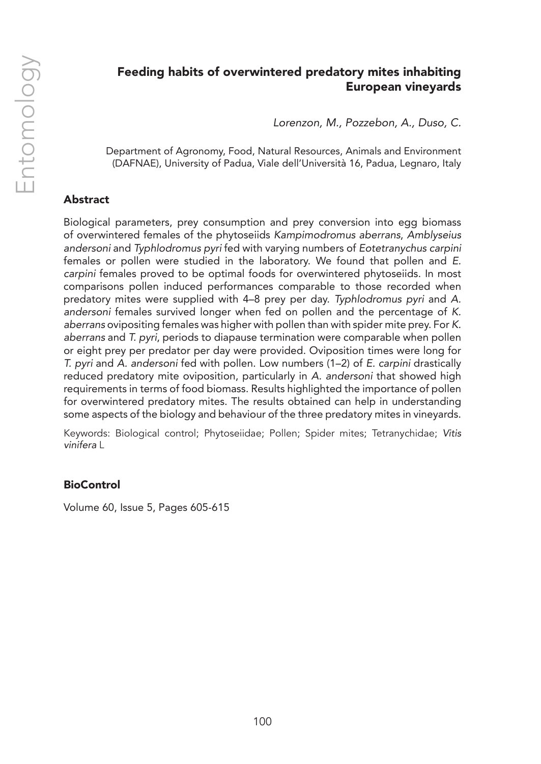## Feeding habits of overwintered predatory mites inhabiting European vineyards

*Lorenzon, M., Pozzebon, A., Duso, C.*

Department of Agronomy, Food, Natural Resources, Animals and Environment (DAFNAE), University of Padua, Viale dell'Università 16, Padua, Legnaro, Italy

### Abstract

Biological parameters, prey consumption and prey conversion into egg biomass of overwintered females of the phytoseiids *Kampimodromus aberrans*, *Amblyseius andersoni* and *Typhlodromus pyri* fed with varying numbers of *Eotetranychus carpini* females or pollen were studied in the laboratory. We found that pollen and *E. carpini* females proved to be optimal foods for overwintered phytoseiids. In most comparisons pollen induced performances comparable to those recorded when predatory mites were supplied with 4–8 prey per day. *Typhlodromus pyri* and *A. andersoni* females survived longer when fed on pollen and the percentage of *K. aberrans* ovipositing females was higher with pollen than with spider mite prey. For *K. aberrans* and *T. pyri*, periods to diapause termination were comparable when pollen or eight prey per predator per day were provided. Oviposition times were long for *T. pyri* and *A. andersoni* fed with pollen. Low numbers (1–2) of *E. carpini* drastically reduced predatory mite oviposition, particularly in *A. andersoni* that showed high requirements in terms of food biomass. Results highlighted the importance of pollen for overwintered predatory mites. The results obtained can help in understanding some aspects of the biology and behaviour of the three predatory mites in vineyards.

Keywords: Biological control; Phytoseiidae; Pollen; Spider mites; Tetranychidae; *Vitis vinifera* L

### BioControl

Volume 60, Issue 5, Pages 605-615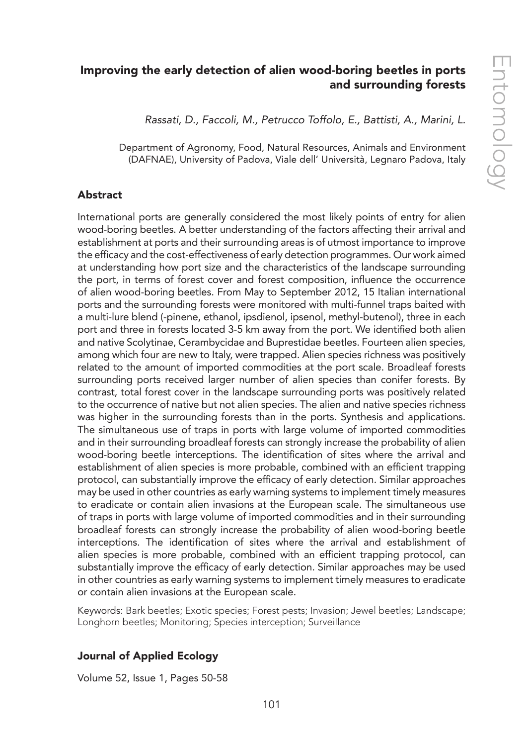## Improving the early detection of alien wood-boring beetles in ports and surrounding forests

*Rassati, D., Faccoli, M., Petrucco Toffolo, E., Battisti, A., Marini, L.*

Department of Agronomy, Food, Natural Resources, Animals and Environment (DAFNAE), University of Padova, Viale dell' Università, Legnaro Padova, Italy

### Abstract

International ports are generally considered the most likely points of entry for alien wood-boring beetles. A better understanding of the factors affecting their arrival and establishment at ports and their surrounding areas is of utmost importance to improve the efficacy and the cost-effectiveness of early detection programmes. Our work aimed at understanding how port size and the characteristics of the landscape surrounding the port, in terms of forest cover and forest composition, influence the occurrence of alien wood-boring beetles. From May to September 2012, 15 Italian international ports and the surrounding forests were monitored with multi-funnel traps baited with a multi-lure blend (-pinene, ethanol, ipsdienol, ipsenol, methyl-butenol), three in each port and three in forests located 3-5 km away from the port. We identified both alien and native Scolytinae, Cerambycidae and Buprestidae beetles. Fourteen alien species, among which four are new to Italy, were trapped. Alien species richness was positively related to the amount of imported commodities at the port scale. Broadleaf forests surrounding ports received larger number of alien species than conifer forests. By contrast, total forest cover in the landscape surrounding ports was positively related to the occurrence of native but not alien species. The alien and native species richness was higher in the surrounding forests than in the ports. Synthesis and applications. The simultaneous use of traps in ports with large volume of imported commodities and in their surrounding broadleaf forests can strongly increase the probability of alien wood-boring beetle interceptions. The identification of sites where the arrival and establishment of alien species is more probable, combined with an efficient trapping protocol, can substantially improve the efficacy of early detection. Similar approaches may be used in other countries as early warning systems to implement timely measures to eradicate or contain alien invasions at the European scale. The simultaneous use of traps in ports with large volume of imported commodities and in their surrounding broadleaf forests can strongly increase the probability of alien wood-boring beetle interceptions. The identification of sites where the arrival and establishment of alien species is more probable, combined with an efficient trapping protocol, can substantially improve the efficacy of early detection. Similar approaches may be used in other countries as early warning systems to implement timely measures to eradicate or contain alien invasions at the European scale.

Keywords: Bark beetles; Exotic species; Forest pests; Invasion; Jewel beetles; Landscape; Longhorn beetles; Monitoring; Species interception; Surveillance

### Journal of Applied Ecology

Volume 52, Issue 1, Pages 50-58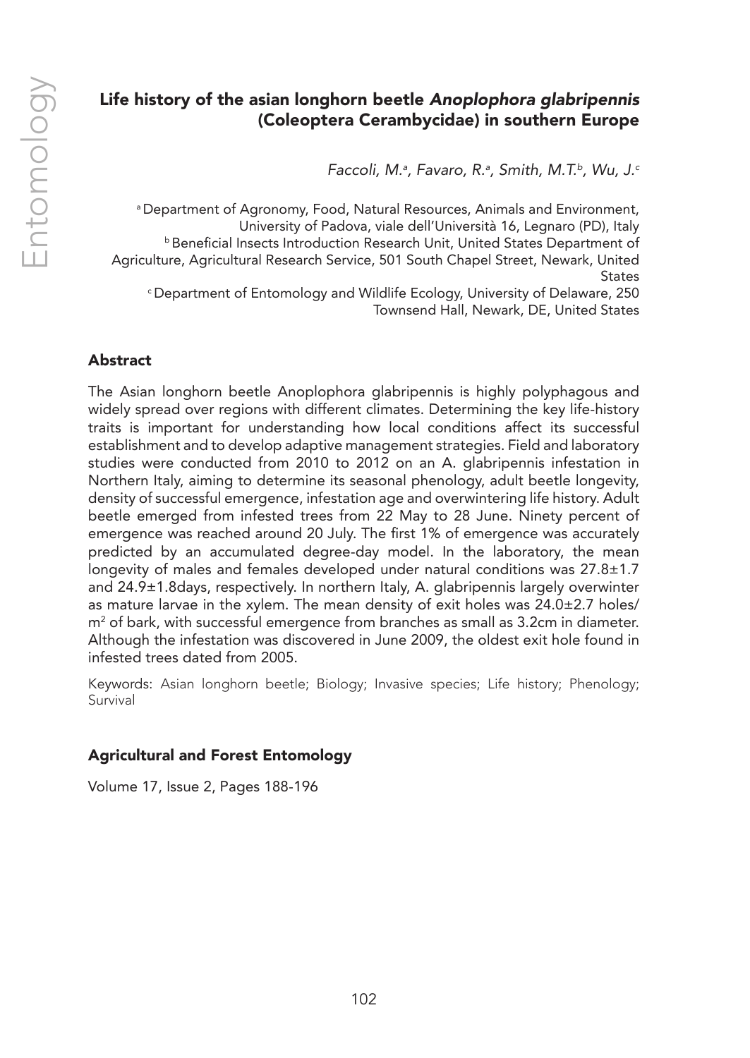# Life history of the asian longhorn beetle *Anoplophora glabripennis* (Coleoptera Cerambycidae) in southern Europe

*Faccoli, M.[a], Favaro, R.[a], Smith, M.T.[b], Wu, J.[c]*

[a] Department of Agronomy, Food, Natural Resources, Animals and Environment, University of Padova, viale dell'Università 16, Legnaro (PD), Italy
[b] Beneficial Insects Introduction Research Unit, United States Department of Agriculture, Agricultural Research Service, 501 South Chapel Street, Newark, United States
[c] Department of Entomology and Wildlife Ecology, University of Delaware, 250 Townsend Hall, Newark, DE, United States

## Abstract

The Asian longhorn beetle Anoplophora glabripennis is highly polyphagous and widely spread over regions with different climates. Determining the key life-history traits is important for understanding how local conditions affect its successful establishment and to develop adaptive management strategies. Field and laboratory studies were conducted from 2010 to 2012 on an A. glabripennis infestation in Northern Italy, aiming to determine its seasonal phenology, adult beetle longevity, density of successful emergence, infestation age and overwintering life history. Adult beetle emerged from infested trees from 22 May to 28 June. Ninety percent of emergence was reached around 20 July. The first 1% of emergence was accurately predicted by an accumulated degree-day model. In the laboratory, the mean longevity of males and females developed under natural conditions was 27.8±1.7 and 24.9±1.8days, respectively. In northern Italy, A. glabripennis largely overwinter as mature larvae in the xylem. The mean density of exit holes was 24.0±2.7 holes/m$^2$ of bark, with successful emergence from branches as small as 3.2cm in diameter. Although the infestation was discovered in June 2009, the oldest exit hole found in infested trees dated from 2005.

Keywords: Asian longhorn beetle; Biology; Invasive species; Life history; Phenology; Survival

### Agricultural and Forest Entomology

Volume 17, Issue 2, Pages 188-196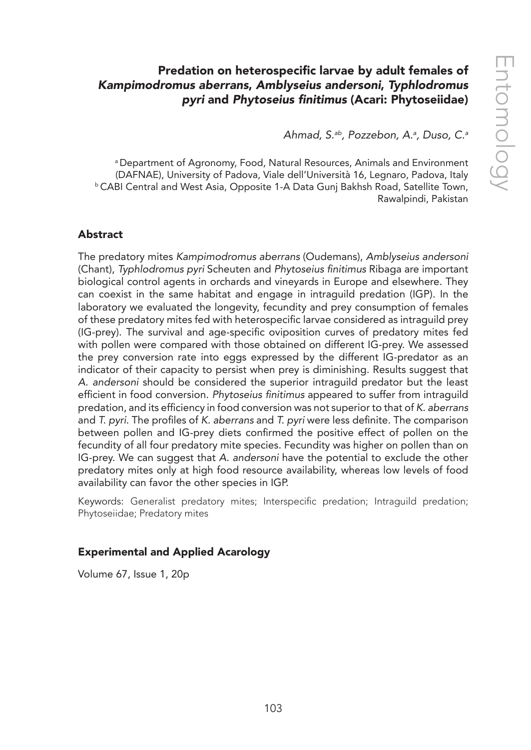# Predation on heterospecific larvae by adult females of *Kampimodromus aberrans*, *Amblyseius andersoni*, *Typhlodromus pyri* and *Phytoseius finitimus* (Acari: Phytoseiidae)

*Ahmad, S.*[ab]*, Pozzebon, A.*[a]*, Duso, C.*[a]

[a] Department of Agronomy, Food, Natural Resources, Animals and Environment (DAFNAE), University of Padova, Viale dell'Università 16, Legnaro, Padova, Italy
[b] CABI Central and West Asia, Opposite 1-A Data Gunj Bakhsh Road, Satellite Town, Rawalpindi, Pakistan

## Abstract

The predatory mites *Kampimodromus aberrans* (Oudemans), *Amblyseius andersoni* (Chant), *Typhlodromus pyri* Scheuten and *Phytoseius finitimus* Ribaga are important biological control agents in orchards and vineyards in Europe and elsewhere. They can coexist in the same habitat and engage in intraguild predation (IGP). In the laboratory we evaluated the longevity, fecundity and prey consumption of females of these predatory mites fed with heterospecific larvae considered as intraguild prey (IG-prey). The survival and age-specific oviposition curves of predatory mites fed with pollen were compared with those obtained on different IG-prey. We assessed the prey conversion rate into eggs expressed by the different IG-predator as an indicator of their capacity to persist when prey is diminishing. Results suggest that *A. andersoni* should be considered the superior intraguild predator but the least efficient in food conversion. *Phytoseius finitimus* appeared to suffer from intraguild predation, and its efficiency in food conversion was not superior to that of *K. aberrans* and *T. pyri*. The profiles of *K. aberrans* and *T. pyri* were less definite. The comparison between pollen and IG-prey diets confirmed the positive effect of pollen on the fecundity of all four predatory mite species. Fecundity was higher on pollen than on IG-prey. We can suggest that *A. andersoni* have the potential to exclude the other predatory mites only at high food resource availability, whereas low levels of food availability can favor the other species in IGP.

Keywords: Generalist predatory mites; Interspecific predation; Intraguild predation; Phytoseiidae; Predatory mites

### Experimental and Applied Acarology

Volume 67, Issue 1, 20p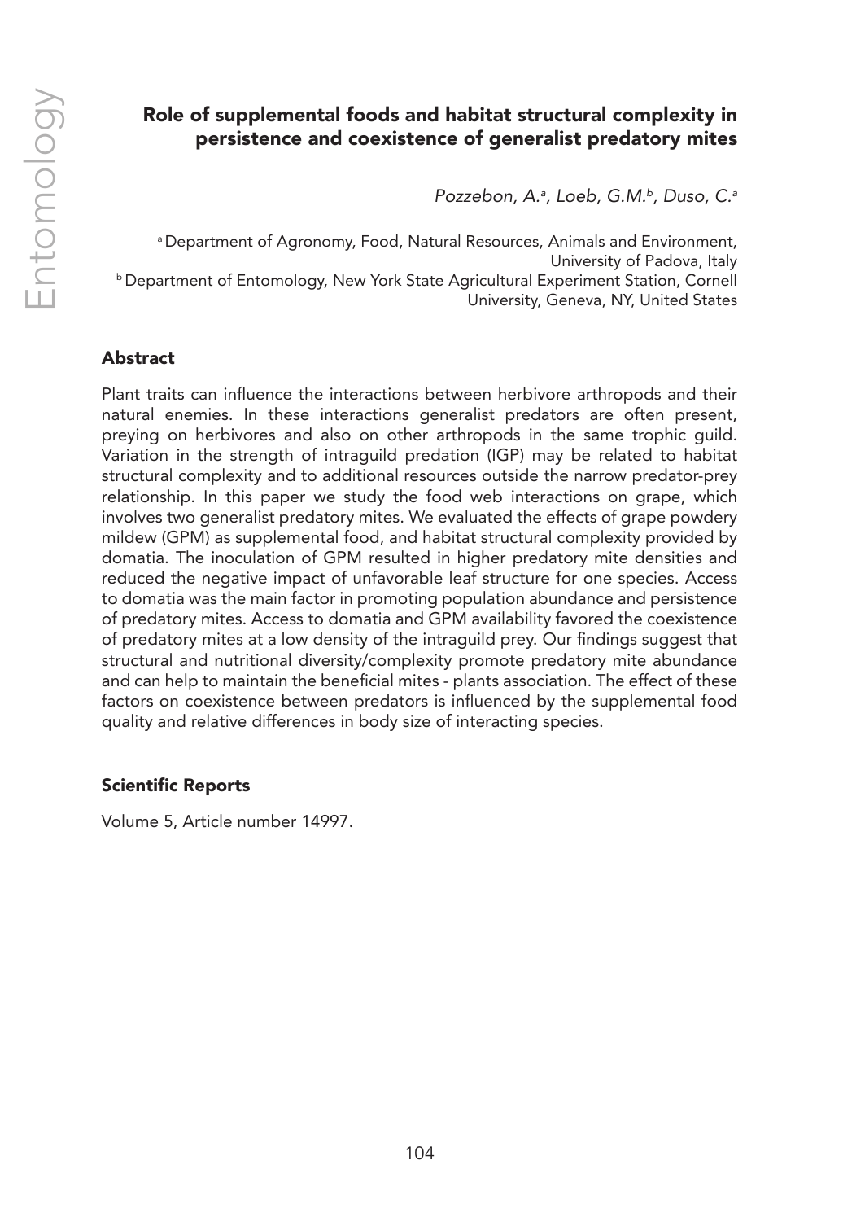# Role of supplemental foods and habitat structural complexity in persistence and coexistence of generalist predatory mites

*Pozzebon, A.[a], Loeb, G.M.[b], Duso, C.[a]*

[a] Department of Agronomy, Food, Natural Resources, Animals and Environment, University of Padova, Italy
[b] Department of Entomology, New York State Agricultural Experiment Station, Cornell University, Geneva, NY, United States

## Abstract

Plant traits can influence the interactions between herbivore arthropods and their natural enemies. In these interactions generalist predators are often present, preying on herbivores and also on other arthropods in the same trophic guild. Variation in the strength of intraguild predation (IGP) may be related to habitat structural complexity and to additional resources outside the narrow predator-prey relationship. In this paper we study the food web interactions on grape, which involves two generalist predatory mites. We evaluated the effects of grape powdery mildew (GPM) as supplemental food, and habitat structural complexity provided by domatia. The inoculation of GPM resulted in higher predatory mite densities and reduced the negative impact of unfavorable leaf structure for one species. Access to domatia was the main factor in promoting population abundance and persistence of predatory mites. Access to domatia and GPM availability favored the coexistence of predatory mites at a low density of the intraguild prey. Our findings suggest that structural and nutritional diversity/complexity promote predatory mite abundance and can help to maintain the beneficial mites - plants association. The effect of these factors on coexistence between predators is influenced by the supplemental food quality and relative differences in body size of interacting species.

## Scientific Reports

Volume 5, Article number 14997.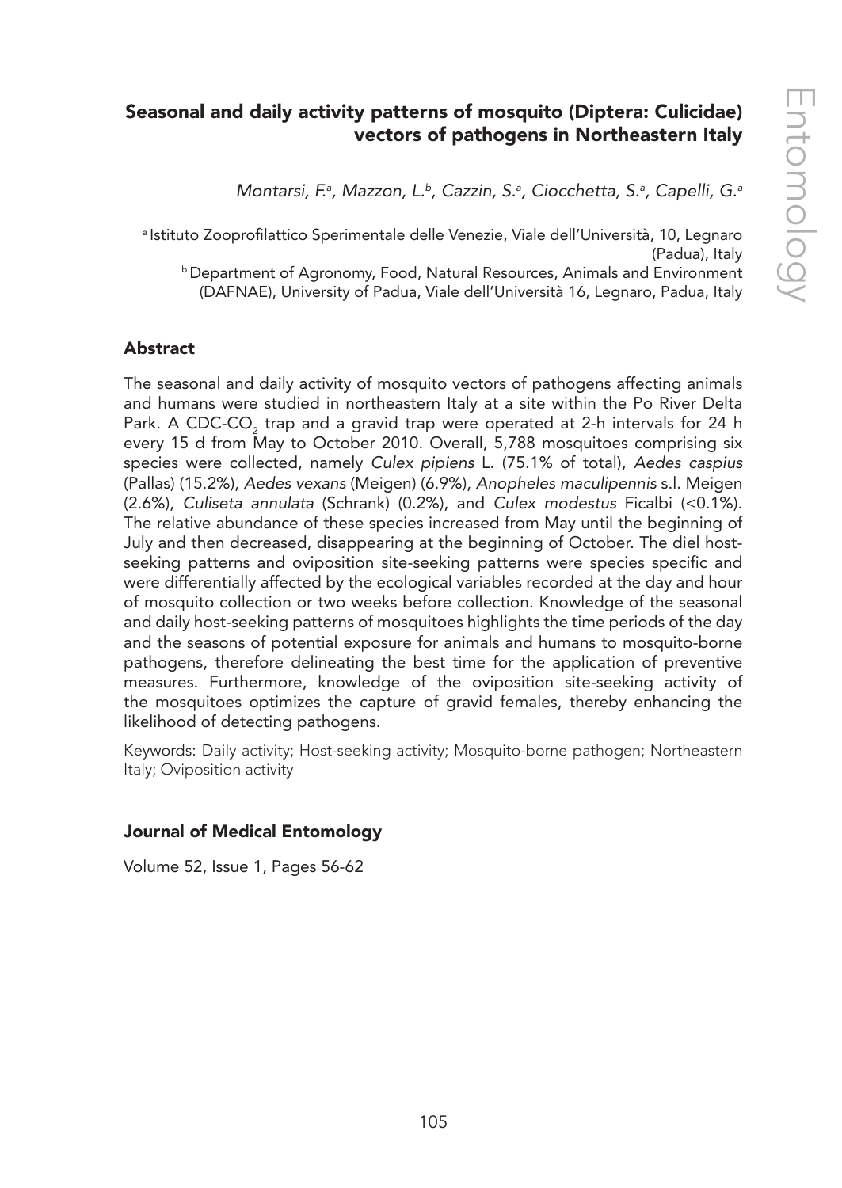## Seasonal and daily activity patterns of mosquito (Diptera: Culicidae) vectors of pathogens in Northeastern Italy

*Montarsi, F.[a], Mazzon, L.[b], Cazzin, S.[a], Ciocchetta, S.[a], Capelli, G.[a]*

[a] Istituto Zooprofilattico Sperimentale delle Venezie, Viale dell'Università, 10, Legnaro (Padua), Italy

[b] Department of Agronomy, Food, Natural Resources, Animals and Environment (DAFNAE), University of Padua, Viale dell'Università 16, Legnaro, Padua, Italy

### Abstract

The seasonal and daily activity of mosquito vectors of pathogens affecting animals and humans were studied in northeastern Italy at a site within the Po River Delta Park. A CDC-$CO_2$ trap and a gravid trap were operated at 2-h intervals for 24 h every 15 d from May to October 2010. Overall, 5,788 mosquitoes comprising six species were collected, namely *Culex pipiens* L. (75.1% of total), *Aedes caspius* (Pallas) (15.2%), *Aedes vexans* (Meigen) (6.9%), *Anopheles maculipennis* s.l. Meigen (2.6%), *Culiseta annulata* (Schrank) (0.2%), and *Culex modestus* Ficalbi (<0.1%). The relative abundance of these species increased from May until the beginning of July and then decreased, disappearing at the beginning of October. The diel host-seeking patterns and oviposition site-seeking patterns were species specific and were differentially affected by the ecological variables recorded at the day and hour of mosquito collection or two weeks before collection. Knowledge of the seasonal and daily host-seeking patterns of mosquitoes highlights the time periods of the day and the seasons of potential exposure for animals and humans to mosquito-borne pathogens, therefore delineating the best time for the application of preventive measures. Furthermore, knowledge of the oviposition site-seeking activity of the mosquitoes optimizes the capture of gravid females, thereby enhancing the likelihood of detecting pathogens.

Keywords: Daily activity; Host-seeking activity; Mosquito-borne pathogen; Northeastern Italy; Oviposition activity

### Journal of Medical Entomology

Volume 52, Issue 1, Pages 56-62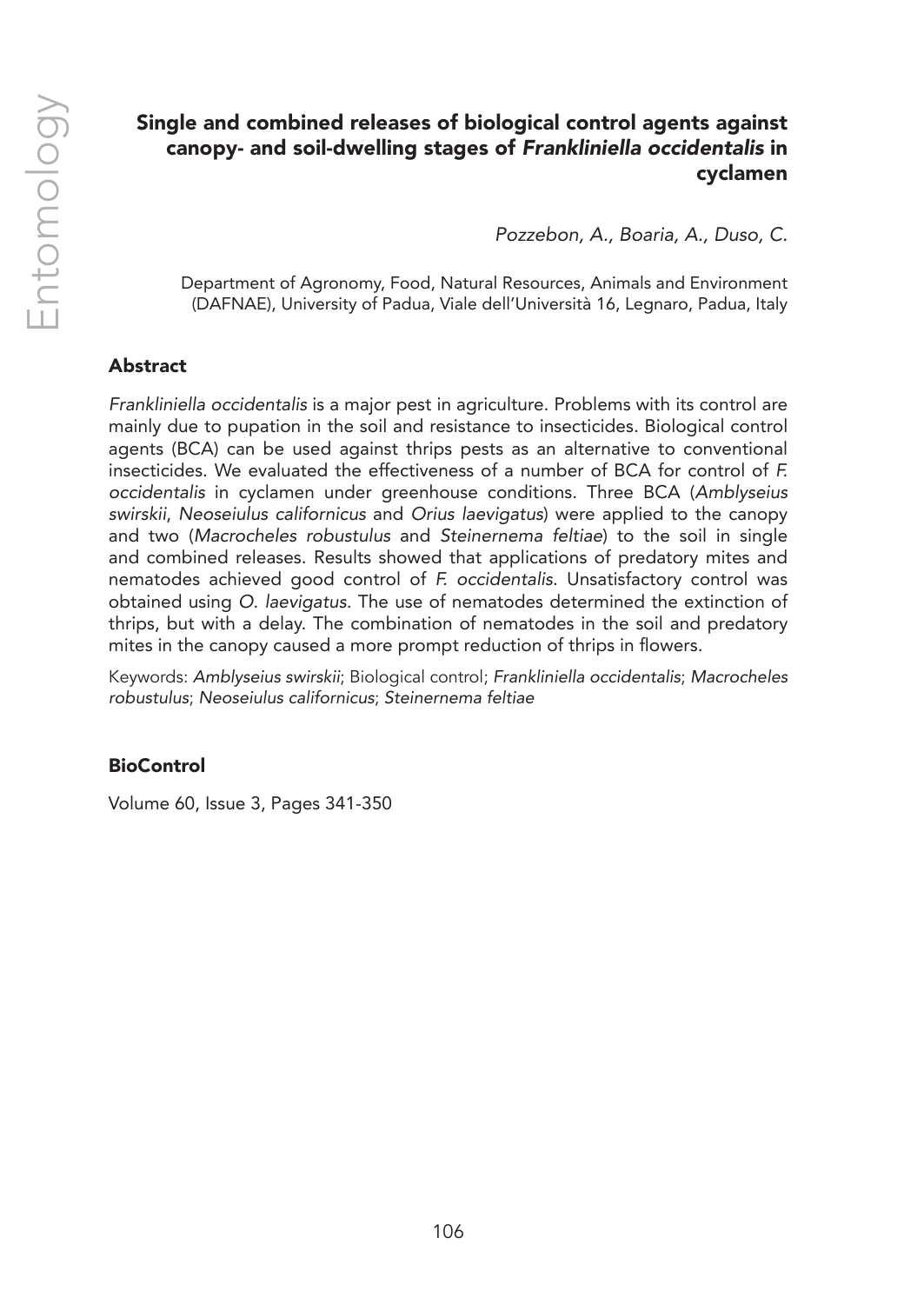# Single and combined releases of biological control agents against canopy- and soil-dwelling stages of *Frankliniella occidentalis* in cyclamen

*Pozzebon, A., Boaria, A., Duso, C.*

Department of Agronomy, Food, Natural Resources, Animals and Environment (DAFNAE), University of Padua, Viale dell'Università 16, Legnaro, Padua, Italy

## Abstract

*Frankliniella occidentalis* is a major pest in agriculture. Problems with its control are mainly due to pupation in the soil and resistance to insecticides. Biological control agents (BCA) can be used against thrips pests as an alternative to conventional insecticides. We evaluated the effectiveness of a number of BCA for control of *F. occidentalis* in cyclamen under greenhouse conditions. Three BCA (*Amblyseius swirskii*, *Neoseiulus californicus* and *Orius laevigatus*) were applied to the canopy and two (*Macrocheles robustulus* and *Steinernema feltiae*) to the soil in single and combined releases. Results showed that applications of predatory mites and nematodes achieved good control of *F. occidentalis*. Unsatisfactory control was obtained using *O. laevigatus*. The use of nematodes determined the extinction of thrips, but with a delay. The combination of nematodes in the soil and predatory mites in the canopy caused a more prompt reduction of thrips in flowers.

Keywords: *Amblyseius swirskii*; Biological control; *Frankliniella occidentalis*; *Macrocheles robustulus*; *Neoseiulus californicus*; *Steinernema feltiae*

### BioControl

Volume 60, Issue 3, Pages 341-350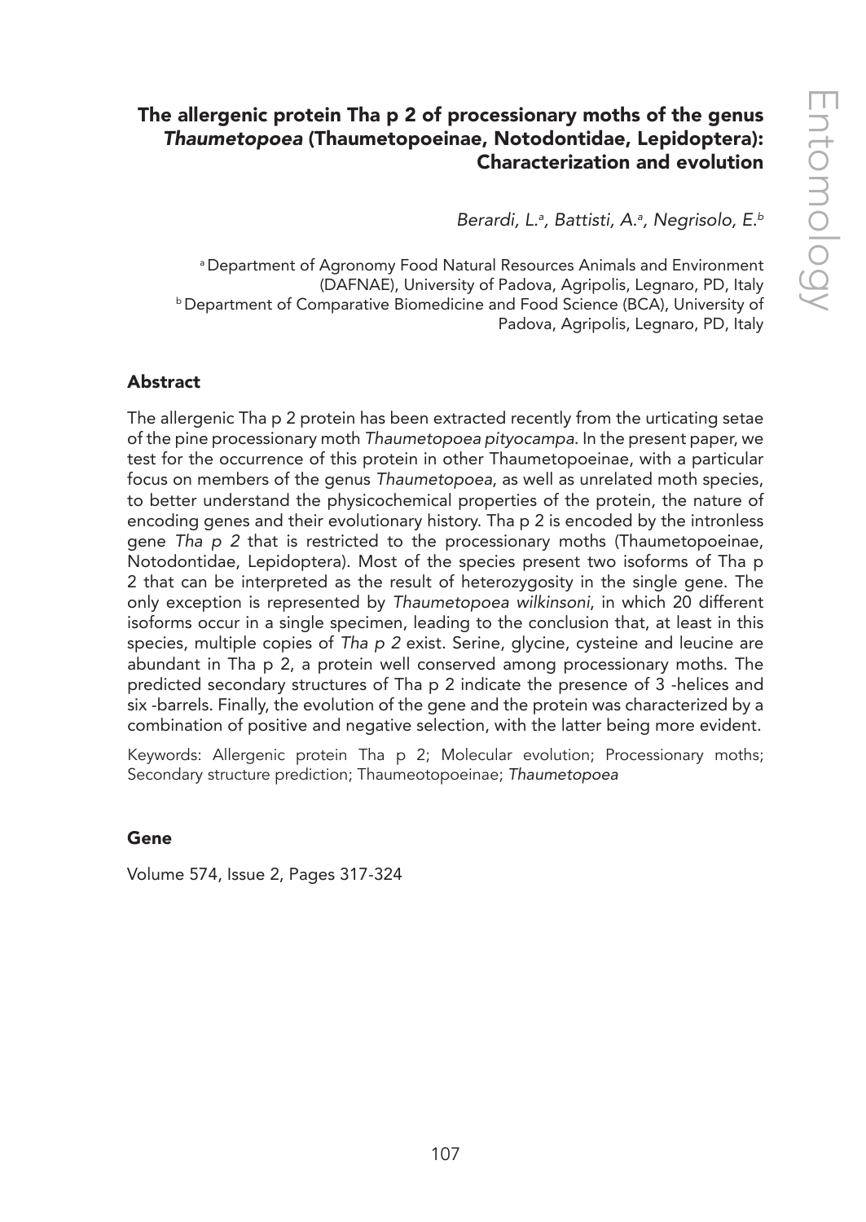## The allergenic protein Tha p 2 of processionary moths of the genus *Thaumetopoea* (Thaumetopoeinae, Notodontidae, Lepidoptera): Characterization and evolution

*Berardi, L.*[a], *Battisti, A.*[a], *Negrisolo, E.*[b]

[a] Department of Agronomy Food Natural Resources Animals and Environment (DAFNAE), University of Padova, Agripolis, Legnaro, PD, Italy
[b] Department of Comparative Biomedicine and Food Science (BCA), University of Padova, Agripolis, Legnaro, PD, Italy

### Abstract

The allergenic Tha p 2 protein has been extracted recently from the urticating setae of the pine processionary moth *Thaumetopoea pityocampa*. In the present paper, we test for the occurrence of this protein in other Thaumetopoeinae, with a particular focus on members of the genus *Thaumetopoea*, as well as unrelated moth species, to better understand the physicochemical properties of the protein, the nature of encoding genes and their evolutionary history. Tha p 2 is encoded by the intronless gene *Tha p 2* that is restricted to the processionary moths (Thaumetopoeinae, Notodontidae, Lepidoptera). Most of the species present two isoforms of Tha p 2 that can be interpreted as the result of heterozygosity in the single gene. The only exception is represented by *Thaumetopoea wilkinsoni*, in which 20 different isoforms occur in a single specimen, leading to the conclusion that, at least in this species, multiple copies of *Tha p 2* exist. Serine, glycine, cysteine and leucine are abundant in Tha p 2, a protein well conserved among processionary moths. The predicted secondary structures of Tha p 2 indicate the presence of 3 -helices and six -barrels. Finally, the evolution of the gene and the protein was characterized by a combination of positive and negative selection, with the latter being more evident.

Keywords: Allergenic protein Tha p 2; Molecular evolution; Processionary moths; Secondary structure prediction; Thaumeotopoeinae; *Thaumetopoea*

### Gene

Volume 574, Issue 2, Pages 317-324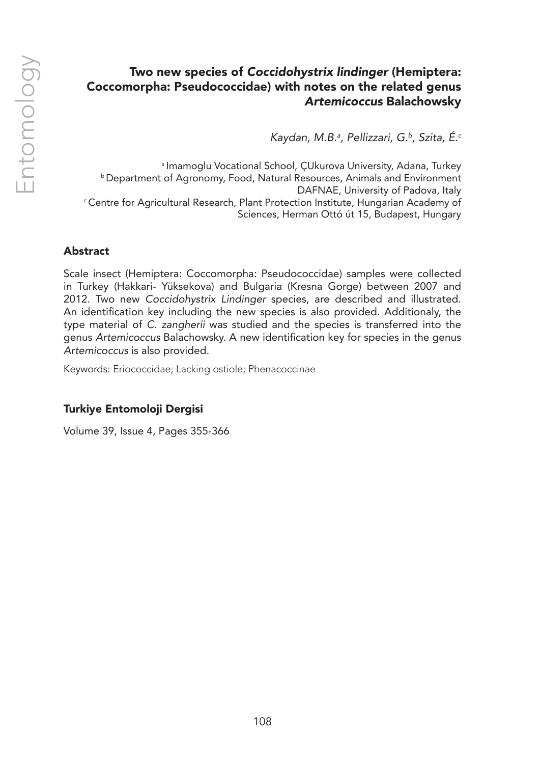# Two new species of *Coccidohystrix lindinger* (Hemiptera: Coccomorpha: Pseudococcidae) with notes on the related genus *Artemicoccus* Balachowsky

*Kaydan, M.B.[a], Pellizzari, G.[b], Szita, É.[c]*

[a] Imamoglu Vocational School, ÇUkurova University, Adana, Turkey
[b] Department of Agronomy, Food, Natural Resources, Animals and Environment DAFNAE, University of Padova, Italy
[c] Centre for Agricultural Research, Plant Protection Institute, Hungarian Academy of Sciences, Herman Ottó út 15, Budapest, Hungary

## Abstract

Scale insect (Hemiptera: Coccomorpha: Pseudococcidae) samples were collected in Turkey (Hakkari- Yüksekova) and Bulgaria (Kresna Gorge) between 2007 and 2012. Two new *Coccidohystrix Lindinger* species, are described and illustrated. An identification key including the new species is also provided. Additionaly, the type material of *C. zangherii* was studied and the species is transferred into the genus *Artemicoccus* Balachowsky. A new identification key for species in the genus *Artemicoccus* is also provided.

Keywords: Eriococcidae; Lacking ostiole; Phenacoccinae

## Turkiye Entomoloji Dergisi

Volume 39, Issue 4, Pages 355-366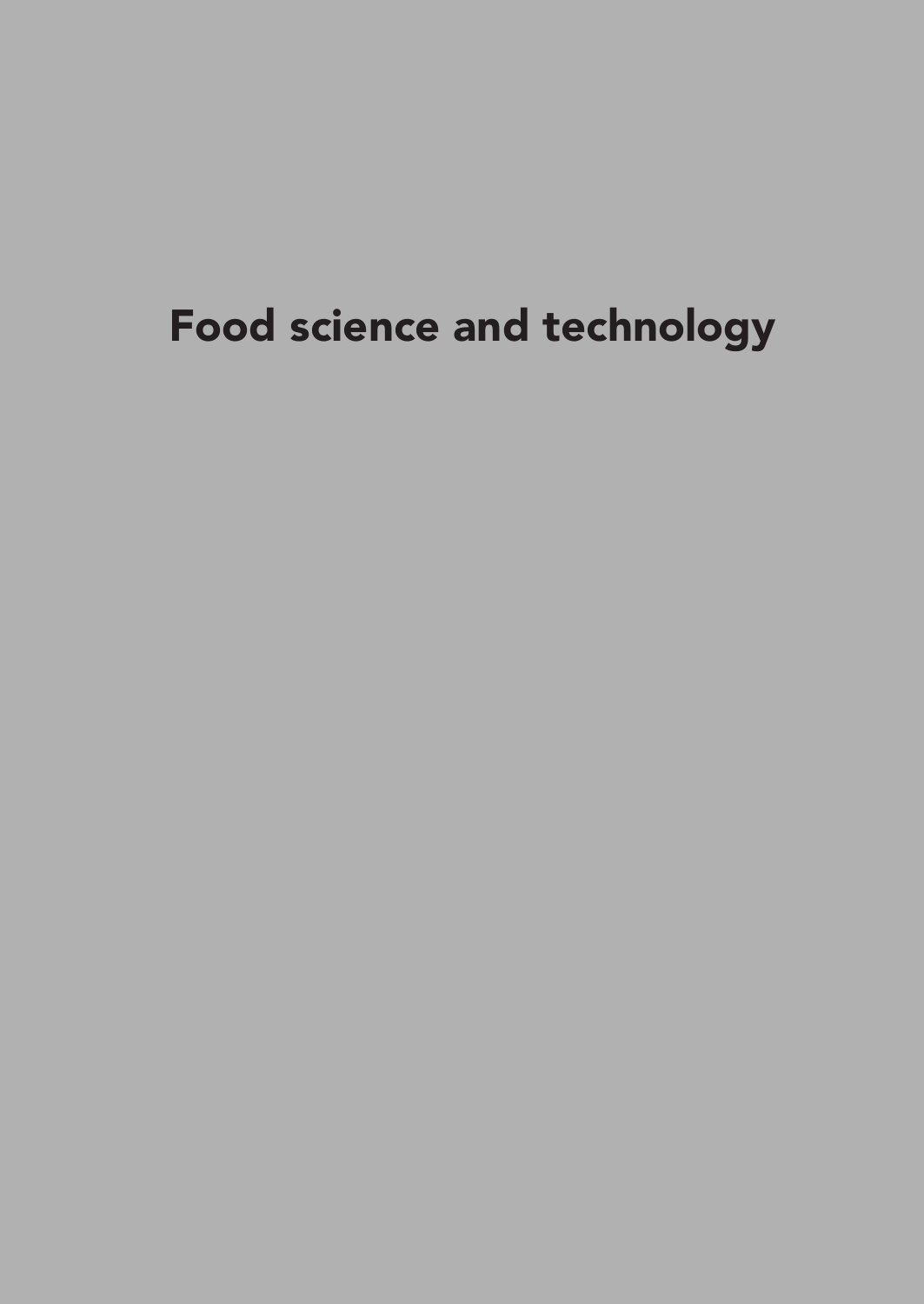# Food science and technology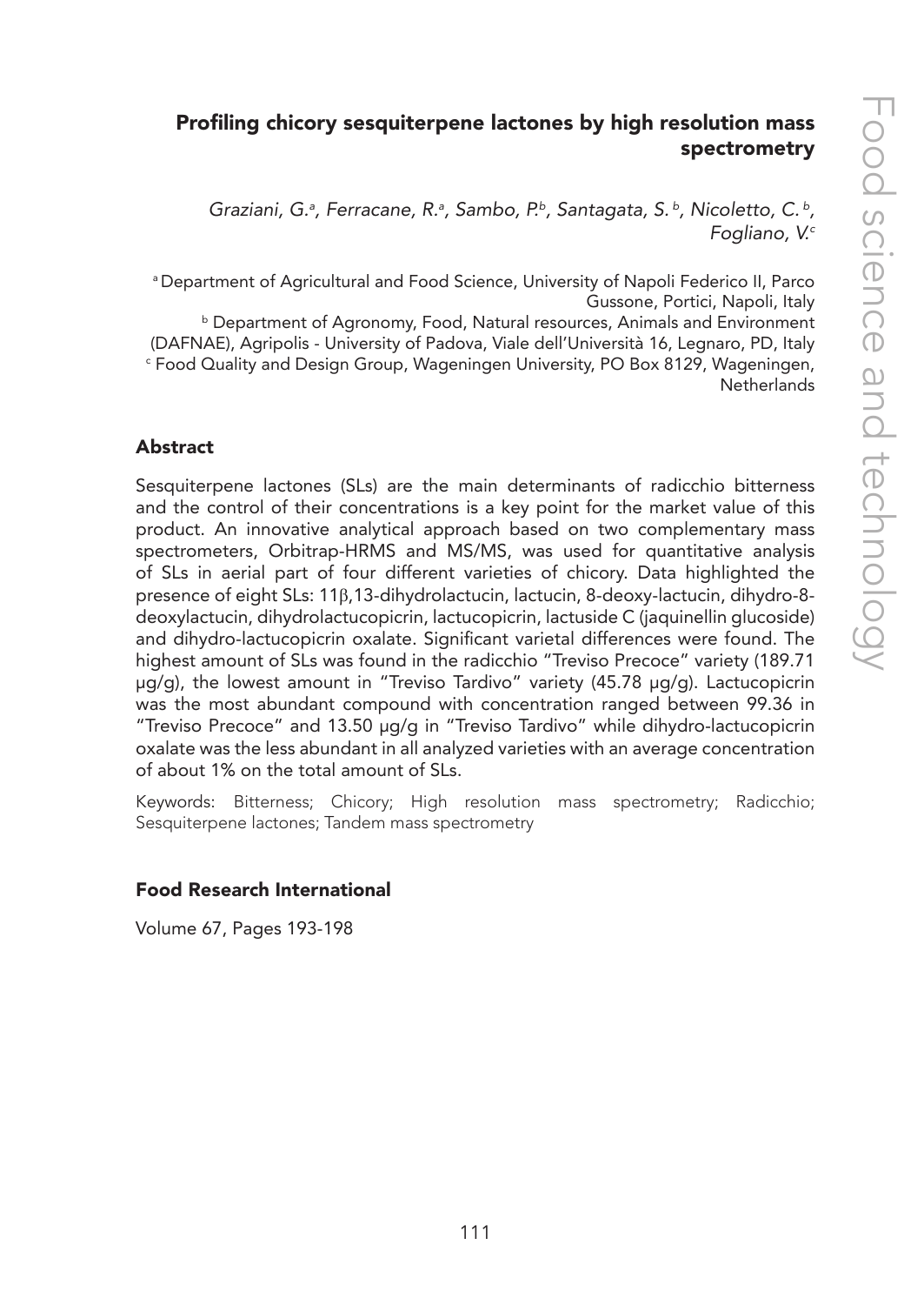# Profiling chicory sesquiterpene lactones by high resolution mass spectrometry

*Graziani, G.[a], Ferracane, R.[a], Sambo, P.[b], Santagata, S.[b], Nicoletto, C.[b], Fogliano, V.[c]*

[a] Department of Agricultural and Food Science, University of Napoli Federico II, Parco Gussone, Portici, Napoli, Italy
[b] Department of Agronomy, Food, Natural resources, Animals and Environment (DAFNAE), Agripolis - University of Padova, Viale dell'Università 16, Legnaro, PD, Italy
[c] Food Quality and Design Group, Wageningen University, PO Box 8129, Wageningen, Netherlands

## Abstract

Sesquiterpene lactones (SLs) are the main determinants of radicchio bitterness and the control of their concentrations is a key point for the market value of this product. An innovative analytical approach based on two complementary mass spectrometers, Orbitrap-HRMS and MS/MS, was used for quantitative analysis of SLs in aerial part of four different varieties of chicory. Data highlighted the presence of eight SLs: 11β,13-dihydrolactucin, lactucin, 8-deoxy-lactucin, dihydro-8-deoxylactucin, dihydrolactucopicrin, lactucopicrin, lactuside C (jaquinellin glucoside) and dihydro-lactucopicrin oxalate. Significant varietal differences were found. The highest amount of SLs was found in the radicchio "Treviso Precoce" variety (189.71 μg/g), the lowest amount in "Treviso Tardivo" variety (45.78 μg/g). Lactucopicrin was the most abundant compound with concentration ranged between 99.36 in "Treviso Precoce" and 13.50 μg/g in "Treviso Tardivo" while dihydro-lactucopicrin oxalate was the less abundant in all analyzed varieties with an average concentration of about 1% on the total amount of SLs.

Keywords: Bitterness; Chicory; High resolution mass spectrometry; Radicchio; Sesquiterpene lactones; Tandem mass spectrometry

## Food Research International

Volume 67, Pages 193-198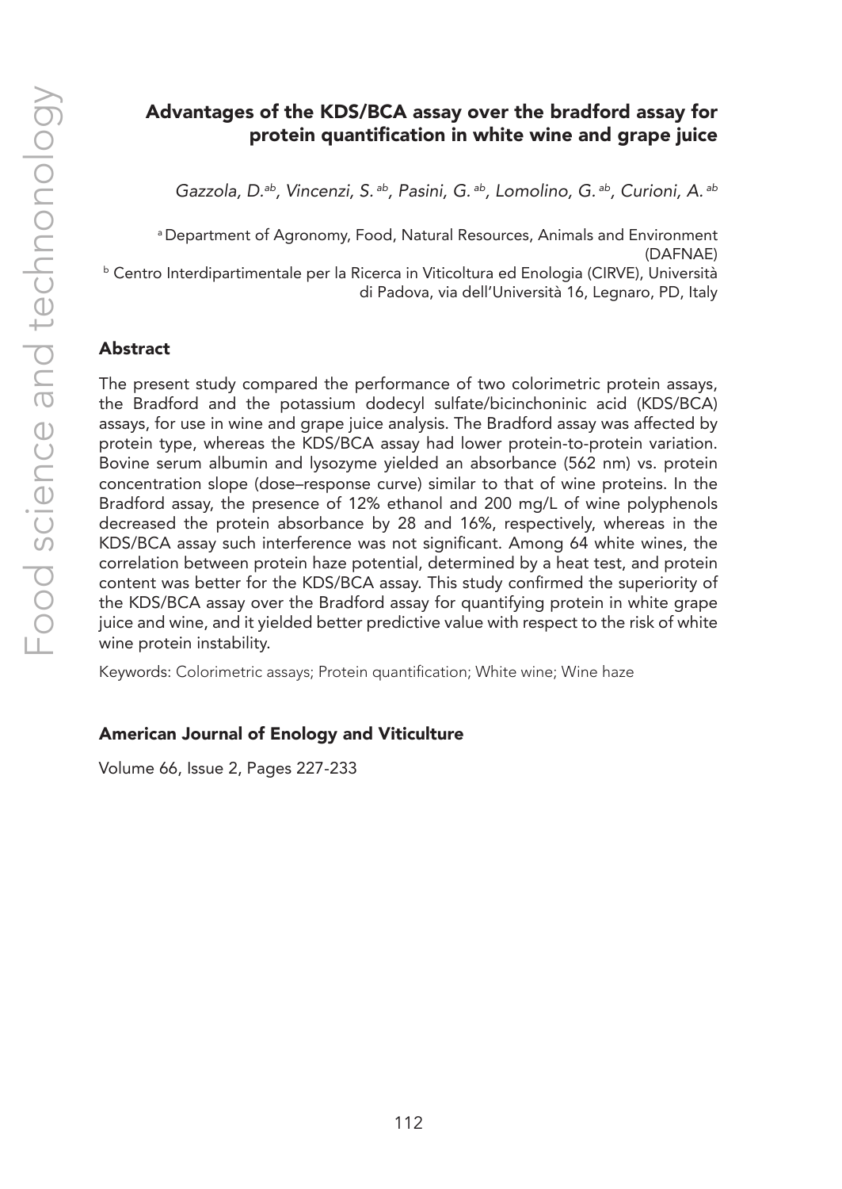## Advantages of the KDS/BCA assay over the bradford assay for protein quantification in white wine and grape juice

*Gazzola, D.[ab], Vincenzi, S.[ab], Pasini, G.[ab], Lomolino, G.[ab], Curioni, A.[ab]*

[a] Department of Agronomy, Food, Natural Resources, Animals and Environment (DAFNAE)

[b] Centro Interdipartimentale per la Ricerca in Viticoltura ed Enologia (CIRVE), Università di Padova, via dell'Università 16, Legnaro, PD, Italy

### Abstract

The present study compared the performance of two colorimetric protein assays, the Bradford and the potassium dodecyl sulfate/bicinchoninic acid (KDS/BCA) assays, for use in wine and grape juice analysis. The Bradford assay was affected by protein type, whereas the KDS/BCA assay had lower protein-to-protein variation. Bovine serum albumin and lysozyme yielded an absorbance (562 nm) vs. protein concentration slope (dose–response curve) similar to that of wine proteins. In the Bradford assay, the presence of 12% ethanol and 200 mg/L of wine polyphenols decreased the protein absorbance by 28 and 16%, respectively, whereas in the KDS/BCA assay such interference was not significant. Among 64 white wines, the correlation between protein haze potential, determined by a heat test, and protein content was better for the KDS/BCA assay. This study confirmed the superiority of the KDS/BCA assay over the Bradford assay for quantifying protein in white grape juice and wine, and it yielded better predictive value with respect to the risk of white wine protein instability.

Keywords: Colorimetric assays; Protein quantification; White wine; Wine haze

### American Journal of Enology and Viticulture

Volume 66, Issue 2, Pages 227-233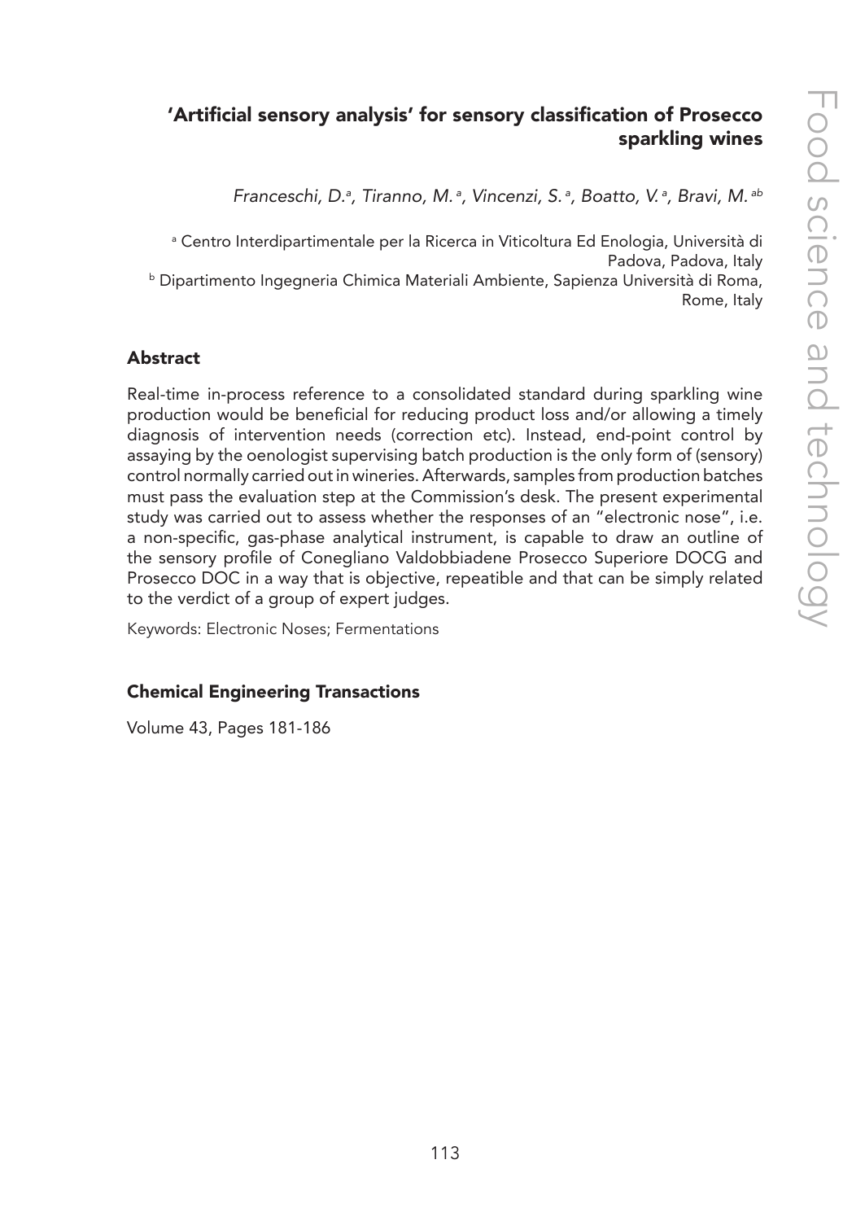## 'Artificial sensory analysis' for sensory classification of Prosecco sparkling wines

*Franceschi, D.[a], Tiranno, M.[a], Vincenzi, S.[a], Boatto, V.[a], Bravi, M.[ab]*

[a] Centro Interdipartimentale per la Ricerca in Viticoltura Ed Enologia, Università di Padova, Padova, Italy
[b] Dipartimento Ingegneria Chimica Materiali Ambiente, Sapienza Università di Roma, Rome, Italy

### Abstract

Real-time in-process reference to a consolidated standard during sparkling wine production would be beneficial for reducing product loss and/or allowing a timely diagnosis of intervention needs (correction etc). Instead, end-point control by assaying by the oenologist supervising batch production is the only form of (sensory) control normally carried out in wineries. Afterwards, samples from production batches must pass the evaluation step at the Commission's desk. The present experimental study was carried out to assess whether the responses of an "electronic nose", i.e. a non-specific, gas-phase analytical instrument, is capable to draw an outline of the sensory profile of Conegliano Valdobbiadene Prosecco Superiore DOCG and Prosecco DOC in a way that is objective, repeatable and that can be simply related to the verdict of a group of expert judges.

Keywords: Electronic Noses; Fermentations

### Chemical Engineering Transactions

Volume 43, Pages 181-186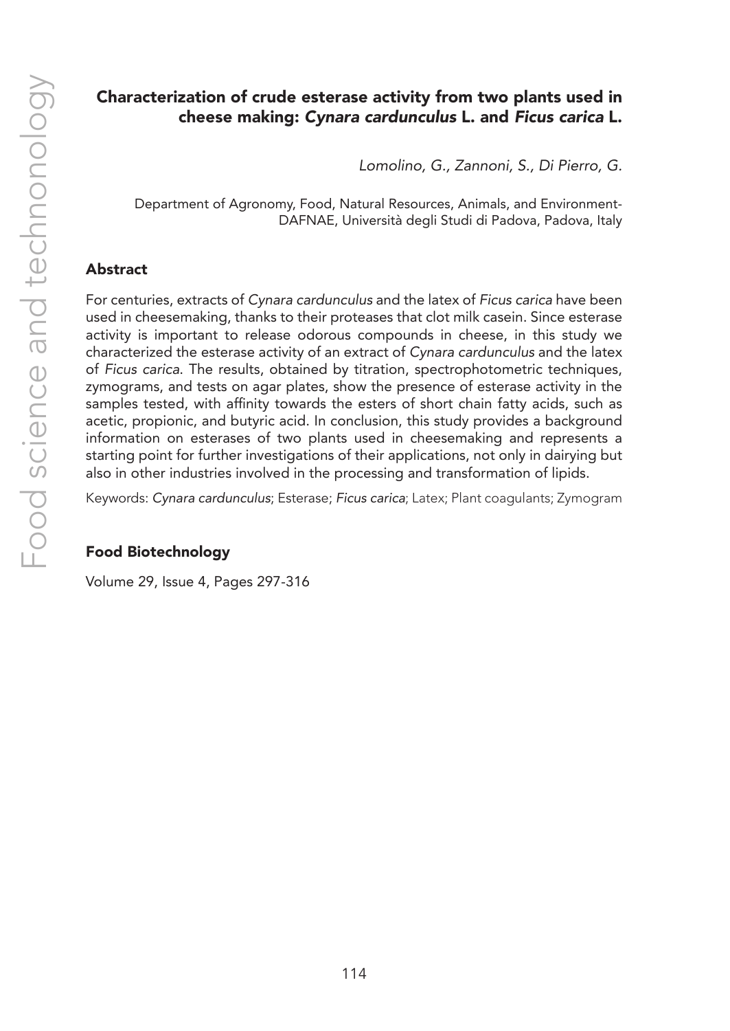## Characterization of crude esterase activity from two plants used in cheese making: *Cynara cardunculus* L. and *Ficus carica* L.

*Lomolino, G., Zannoni, S., Di Pierro, G.*

Department of Agronomy, Food, Natural Resources, Animals, and Environment-DAFNAE, Università degli Studi di Padova, Padova, Italy

### Abstract

For centuries, extracts of *Cynara cardunculus* and the latex of *Ficus carica* have been used in cheesemaking, thanks to their proteases that clot milk casein. Since esterase activity is important to release odorous compounds in cheese, in this study we characterized the esterase activity of an extract of *Cynara cardunculus* and the latex of *Ficus carica*. The results, obtained by titration, spectrophotometric techniques, zymograms, and tests on agar plates, show the presence of esterase activity in the samples tested, with affinity towards the esters of short chain fatty acids, such as acetic, propionic, and butyric acid. In conclusion, this study provides a background information on esterases of two plants used in cheesemaking and represents a starting point for further investigations of their applications, not only in dairying but also in other industries involved in the processing and transformation of lipids.

Keywords: *Cynara cardunculus*; Esterase; *Ficus carica*; Latex; Plant coagulants; Zymogram

### Food Biotechnology

Volume 29, Issue 4, Pages 297-316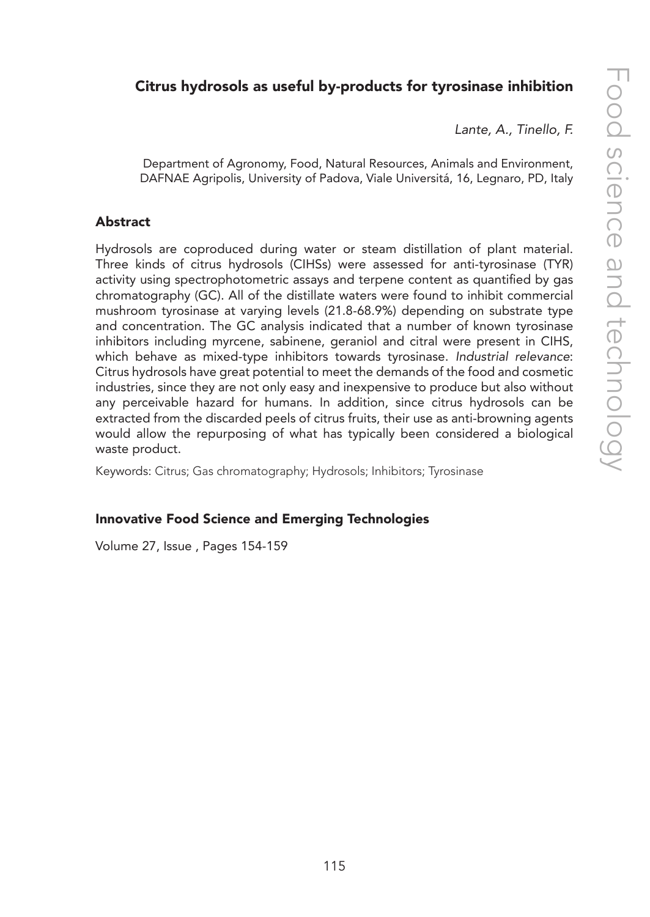## Citrus hydrosols as useful by-products for tyrosinase inhibition

*Lante, A., Tinello, F.*

Department of Agronomy, Food, Natural Resources, Animals and Environment, DAFNAE Agripolis, University of Padova, Viale Universitá, 16, Legnaro, PD, Italy

### Abstract

Hydrosols are coproduced during water or steam distillation of plant material. Three kinds of citrus hydrosols (CIHSs) were assessed for anti-tyrosinase (TYR) activity using spectrophotometric assays and terpene content as quantified by gas chromatography (GC). All of the distillate waters were found to inhibit commercial mushroom tyrosinase at varying levels (21.8-68.9%) depending on substrate type and concentration. The GC analysis indicated that a number of known tyrosinase inhibitors including myrcene, sabinene, geraniol and citral were present in CIHS, which behave as mixed-type inhibitors towards tyrosinase. *Industrial relevance*: Citrus hydrosols have great potential to meet the demands of the food and cosmetic industries, since they are not only easy and inexpensive to produce but also without any perceivable hazard for humans. In addition, since citrus hydrosols can be extracted from the discarded peels of citrus fruits, their use as anti-browning agents would allow the repurposing of what has typically been considered a biological waste product.

Keywords: Citrus; Gas chromatography; Hydrosols; Inhibitors; Tyrosinase

### Innovative Food Science and Emerging Technologies

Volume 27, Issue , Pages 154-159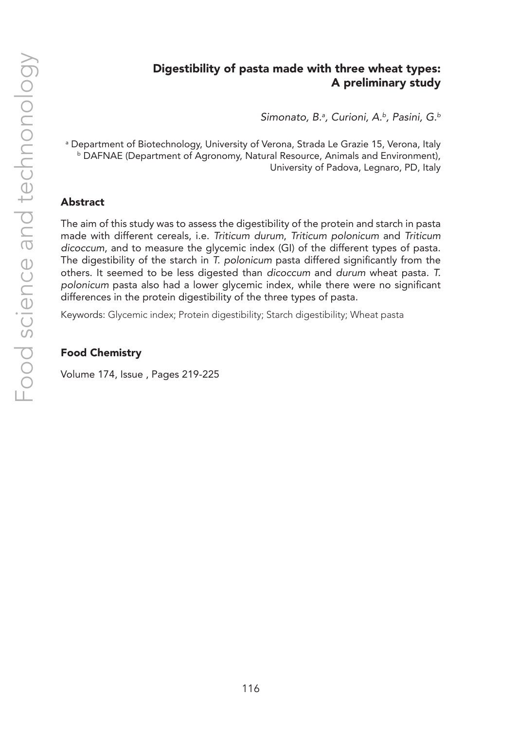# Digestibility of pasta made with three wheat types: A preliminary study

*Simonato, B.*[a], *Curioni, A.*[b], *Pasini, G.*[b]

[a] Department of Biotechnology, University of Verona, Strada Le Grazie 15, Verona, Italy
[b] DAFNAE (Department of Agronomy, Natural Resource, Animals and Environment), University of Padova, Legnaro, PD, Italy

## Abstract

The aim of this study was to assess the digestibility of the protein and starch in pasta made with different cereals, i.e. *Triticum durum*, *Triticum polonicum* and *Triticum dicoccum*, and to measure the glycemic index (GI) of the different types of pasta. The digestibility of the starch in *T. polonicum* pasta differed significantly from the others. It seemed to be less digested than *dicoccum* and *durum* wheat pasta. *T. polonicum* pasta also had a lower glycemic index, while there were no significant differences in the protein digestibility of the three types of pasta.

Keywords: Glycemic index; Protein digestibility; Starch digestibility; Wheat pasta

## Food Chemistry

Volume 174, Issue , Pages 219-225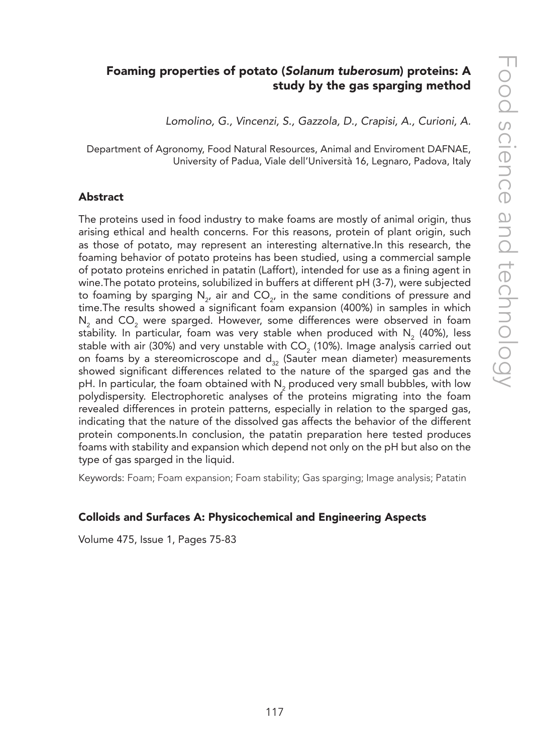## Foaming properties of potato (*Solanum tuberosum*) proteins: A study by the gas sparging method

*Lomolino, G., Vincenzi, S., Gazzola, D., Crapisi, A., Curioni, A.*

Department of Agronomy, Food Natural Resources, Animal and Enviroment DAFNAE, University of Padua, Viale dell'Università 16, Legnaro, Padova, Italy

### Abstract

The proteins used in food industry to make foams are mostly of animal origin, thus arising ethical and health concerns. For this reasons, protein of plant origin, such as those of potato, may represent an interesting alternative.In this research, the foaming behavior of potato proteins has been studied, using a commercial sample of potato proteins enriched in patatin (Laffort), intended for use as a fining agent in wine.The potato proteins, solubilized in buffers at different pH (3-7), were subjected to foaming by sparging $N_2$, air and $CO_2$, in the same conditions of pressure and time.The results showed a significant foam expansion (400%) in samples in which $N_2$ and $CO_2$ were sparged. However, some differences were observed in foam stability. In particular, foam was very stable when produced with $N_2$ (40%), less stable with air (30%) and very unstable with $CO_2$ (10%). Image analysis carried out on foams by a stereomicroscope and $d_{32}$ (Sauter mean diameter) measurements showed significant differences related to the nature of the sparged gas and the pH. In particular, the foam obtained with $N_2$ produced very small bubbles, with low polydispersity. Electrophoretic analyses of the proteins migrating into the foam revealed differences in protein patterns, especially in relation to the sparged gas, indicating that the nature of the dissolved gas affects the behavior of the different protein components.In conclusion, the patatin preparation here tested produces foams with stability and expansion which depend not only on the pH but also on the type of gas sparged in the liquid.

Keywords: Foam; Foam expansion; Foam stability; Gas sparging; Image analysis; Patatin

### Colloids and Surfaces A: Physicochemical and Engineering Aspects

Volume 475, Issue 1, Pages 75-83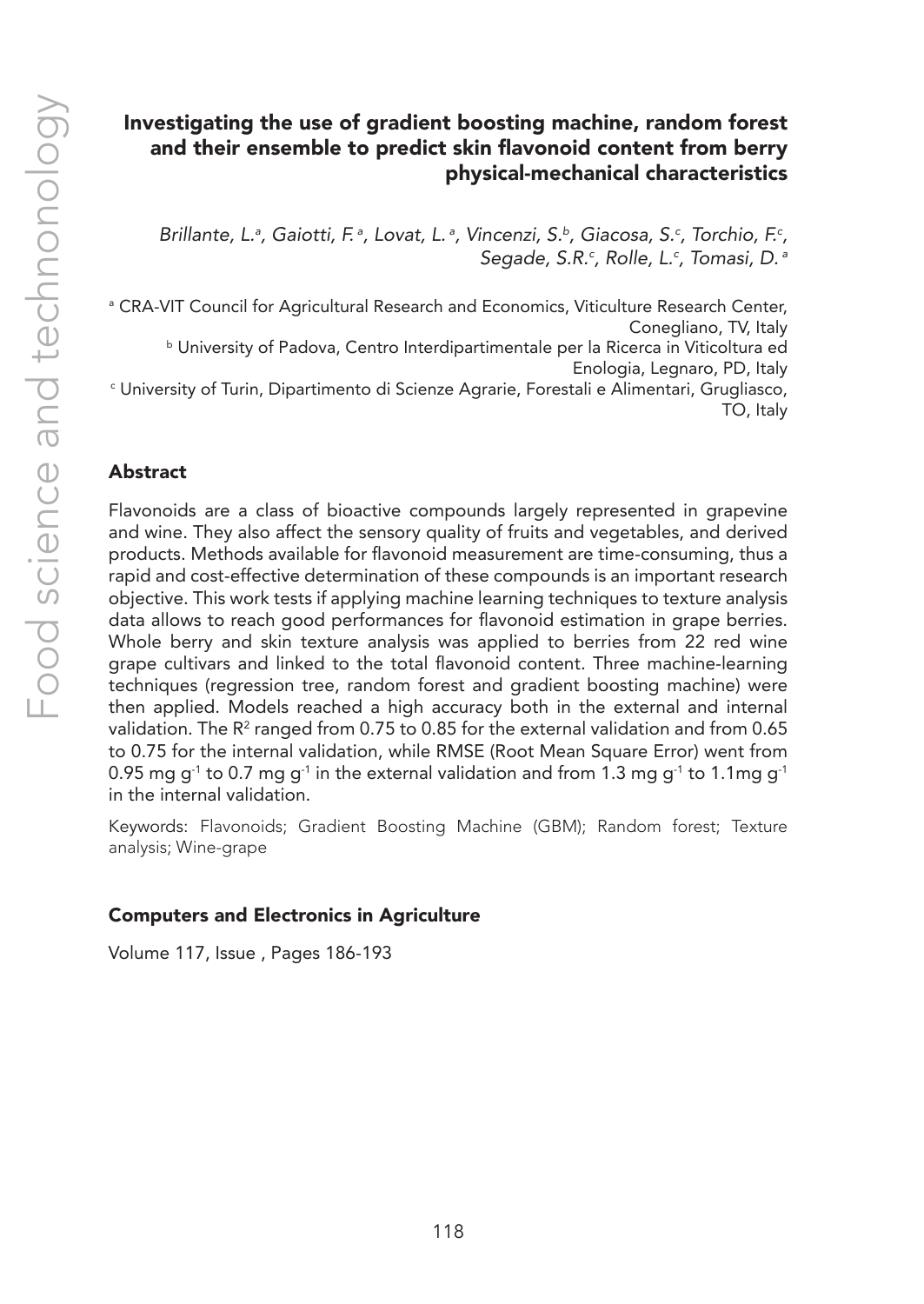# Investigating the use of gradient boosting machine, random forest and their ensemble to predict skin flavonoid content from berry physical-mechanical characteristics

*Brillante, L.[a], Gaiotti, F.[a], Lovat, L.[a], Vincenzi, S.[b], Giacosa, S.[c], Torchio, F.[c], Segade, S.R.[c], Rolle, L.[c], Tomasi, D.[a]*

[a] CRA-VIT Council for Agricultural Research and Economics, Viticulture Research Center, Conegliano, TV, Italy

[b] University of Padova, Centro Interdipartimentale per la Ricerca in Viticoltura ed Enologia, Legnaro, PD, Italy

[c] University of Turin, Dipartimento di Scienze Agrarie, Forestali e Alimentari, Grugliasco, TO, Italy

## Abstract

Flavonoids are a class of bioactive compounds largely represented in grapevine and wine. They also affect the sensory quality of fruits and vegetables, and derived products. Methods available for flavonoid measurement are time-consuming, thus a rapid and cost-effective determination of these compounds is an important research objective. This work tests if applying machine learning techniques to texture analysis data allows to reach good performances for flavonoid estimation in grape berries. Whole berry and skin texture analysis was applied to berries from 22 red wine grape cultivars and linked to the total flavonoid content. Three machine-learning techniques (regression tree, random forest and gradient boosting machine) were then applied. Models reached a high accuracy both in the external and internal validation. The $R^2$ ranged from 0.75 to 0.85 for the external validation and from 0.65 to 0.75 for the internal validation, while RMSE (Root Mean Square Error) went from 0.95 mg $g^{-1}$ to 0.7 mg $g^{-1}$ in the external validation and from 1.3 mg $g^{-1}$ to 1.1mg $g^{-1}$ in the internal validation.

Keywords: Flavonoids; Gradient Boosting Machine (GBM); Random forest; Texture analysis; Wine-grape

### Computers and Electronics in Agriculture

Volume 117, Issue , Pages 186-193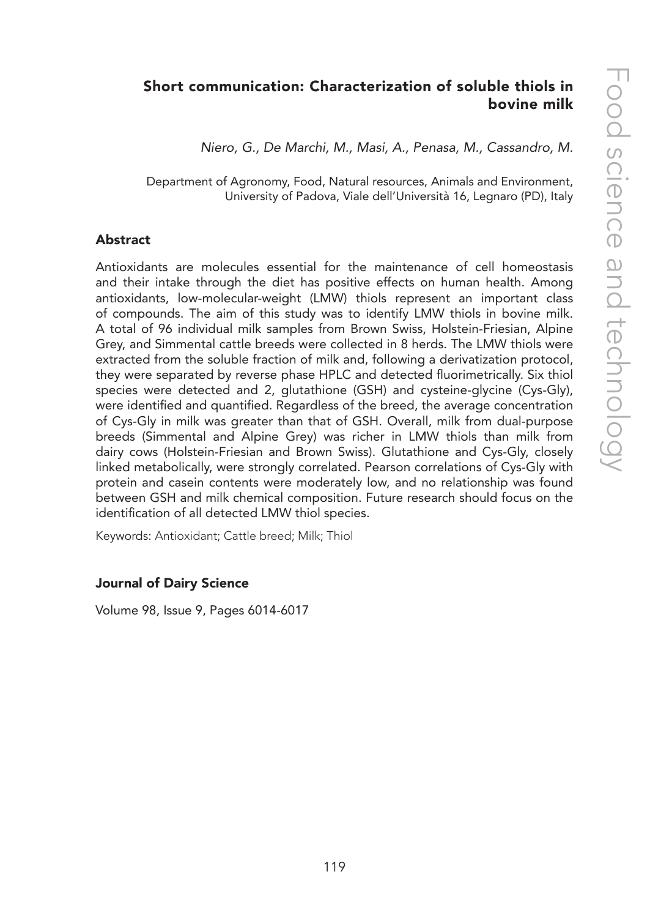## Short communication: Characterization of soluble thiols in bovine milk

*Niero, G., De Marchi, M., Masi, A., Penasa, M., Cassandro, M.*

Department of Agronomy, Food, Natural resources, Animals and Environment, University of Padova, Viale dell'Università 16, Legnaro (PD), Italy

### Abstract

Antioxidants are molecules essential for the maintenance of cell homeostasis and their intake through the diet has positive effects on human health. Among antioxidants, low-molecular-weight (LMW) thiols represent an important class of compounds. The aim of this study was to identify LMW thiols in bovine milk. A total of 96 individual milk samples from Brown Swiss, Holstein-Friesian, Alpine Grey, and Simmental cattle breeds were collected in 8 herds. The LMW thiols were extracted from the soluble fraction of milk and, following a derivatization protocol, they were separated by reverse phase HPLC and detected fluorimetrically. Six thiol species were detected and 2, glutathione (GSH) and cysteine-glycine (Cys-Gly), were identified and quantified. Regardless of the breed, the average concentration of Cys-Gly in milk was greater than that of GSH. Overall, milk from dual-purpose breeds (Simmental and Alpine Grey) was richer in LMW thiols than milk from dairy cows (Holstein-Friesian and Brown Swiss). Glutathione and Cys-Gly, closely linked metabolically, were strongly correlated. Pearson correlations of Cys-Gly with protein and casein contents were moderately low, and no relationship was found between GSH and milk chemical composition. Future research should focus on the identification of all detected LMW thiol species.

Keywords: Antioxidant; Cattle breed; Milk; Thiol

### Journal of Dairy Science

Volume 98, Issue 9, Pages 6014-6017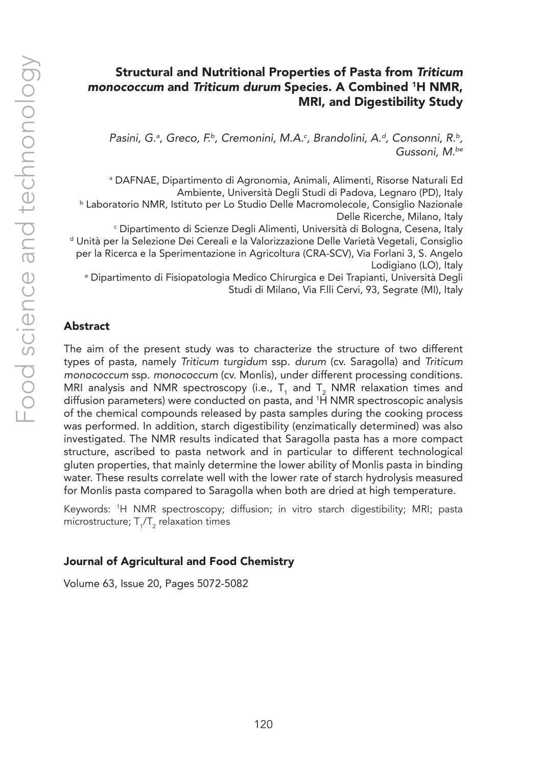## Structural and Nutritional Properties of Pasta from *Triticum monococcum* and *Triticum durum* Species. A Combined $^{1}$H NMR, MRI, and Digestibility Study

*Pasini, G.[a], Greco, F.[b], Cremonini, M.A.[c], Brandolini, A.[d], Consonni, R.[b], Gussoni, M.[be]*

[a] DAFNAE, Dipartimento di Agronomia, Animali, Alimenti, Risorse Naturali Ed Ambiente, Università Degli Studi di Padova, Legnaro (PD), Italy
[b] Laboratorio NMR, Istituto per Lo Studio Delle Macromolecole, Consiglio Nazionale Delle Ricerche, Milano, Italy
[c] Dipartimento di Scienze Degli Alimenti, Università di Bologna, Cesena, Italy
[d] Unità per la Selezione Dei Cereali e la Valorizzazione Delle Varietà Vegetali, Consiglio per la Ricerca e la Sperimentazione in Agricoltura (CRA-SCV), Via Forlani 3, S. Angelo Lodigiano (LO), Italy
[e] Dipartimento di Fisiopatologia Medico Chirurgica e Dei Trapianti, Università Degli Studi di Milano, Via F.lli Cervi, 93, Segrate (MI), Italy

### Abstract

The aim of the present study was to characterize the structure of two different types of pasta, namely *Triticum turgidum* ssp. *durum* (cv. Saragolla) and *Triticum monococcum* ssp. *monococcum* (cv. Monlis), under different processing conditions. MRI analysis and NMR spectroscopy (i.e., $T_1$ and $T_2$ NMR relaxation times and diffusion parameters) were conducted on pasta, and $^{1}$H NMR spectroscopic analysis of the chemical compounds released by pasta samples during the cooking process was performed. In addition, starch digestibility (enzimatically determined) was also investigated. The NMR results indicated that Saragolla pasta has a more compact structure, ascribed to pasta network and in particular to different technological gluten properties, that mainly determine the lower ability of Monlis pasta in binding water. These results correlate well with the lower rate of starch hydrolysis measured for Monlis pasta compared to Saragolla when both are dried at high temperature.

Keywords: $^{1}$H NMR spectroscopy; diffusion; in vitro starch digestibility; MRI; pasta microstructure; $T_1/T_2$ relaxation times

### Journal of Agricultural and Food Chemistry

Volume 63, Issue 20, Pages 5072-5082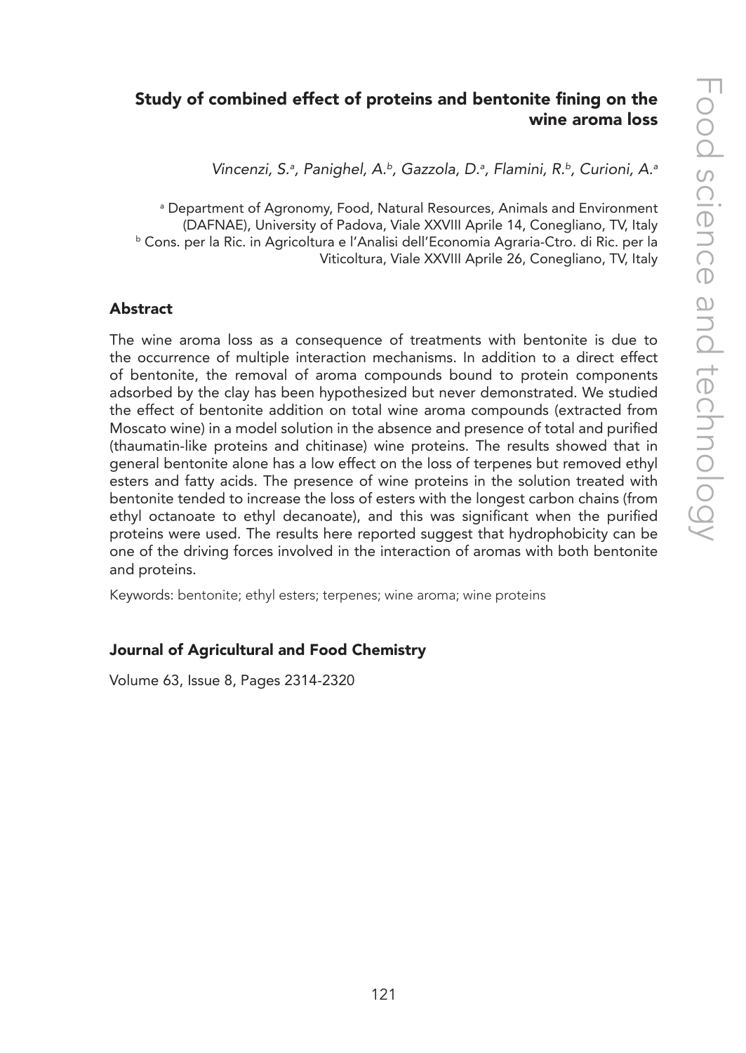## Study of combined effect of proteins and bentonite fining on the wine aroma loss

*Vincenzi, S.[a], Panighel, A.[b], Gazzola, D.[a], Flamini, R.[b], Curioni, A.[a]*

[a] Department of Agronomy, Food, Natural Resources, Animals and Environment (DAFNAE), University of Padova, Viale XXVIII Aprile 14, Conegliano, TV, Italy
[b] Cons. per la Ric. in Agricoltura e l'Analisi dell'Economia Agraria-Ctro. di Ric. per la Viticoltura, Viale XXVIII Aprile 26, Conegliano, TV, Italy

### Abstract

The wine aroma loss as a consequence of treatments with bentonite is due to the occurrence of multiple interaction mechanisms. In addition to a direct effect of bentonite, the removal of aroma compounds bound to protein components adsorbed by the clay has been hypothesized but never demonstrated. We studied the effect of bentonite addition on total wine aroma compounds (extracted from Moscato wine) in a model solution in the absence and presence of total and purified (thaumatin-like proteins and chitinase) wine proteins. The results showed that in general bentonite alone has a low effect on the loss of terpenes but removed ethyl esters and fatty acids. The presence of wine proteins in the solution treated with bentonite tended to increase the loss of esters with the longest carbon chains (from ethyl octanoate to ethyl decanoate), and this was significant when the purified proteins were used. The results here reported suggest that hydrophobicity can be one of the driving forces involved in the interaction of aromas with both bentonite and proteins.

Keywords: bentonite; ethyl esters; terpenes; wine aroma; wine proteins

### Journal of Agricultural and Food Chemistry

Volume 63, Issue 8, Pages 2314-2320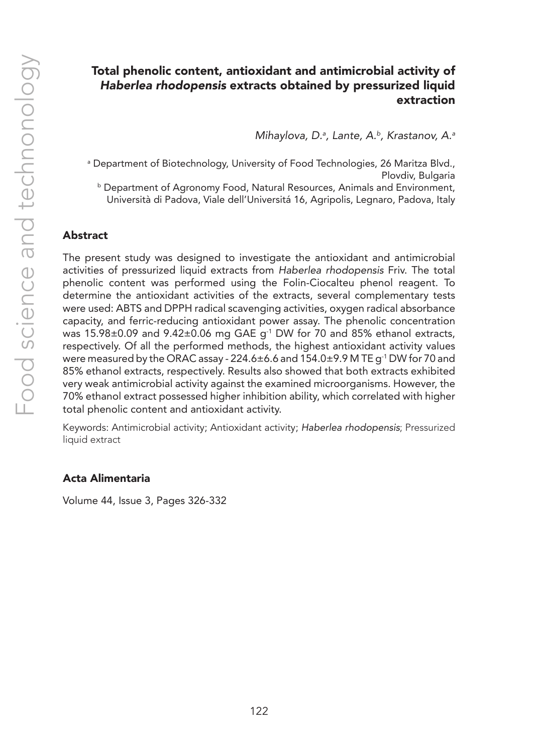# Total phenolic content, antioxidant and antimicrobial activity of *Haberlea rhodopensis* extracts obtained by pressurized liquid extraction

*Mihaylova, D.[a], Lante, A.[b], Krastanov, A.[a]*

[a] Department of Biotechnology, University of Food Technologies, 26 Maritza Blvd., Plovdiv, Bulgaria

[b] Department of Agronomy Food, Natural Resources, Animals and Environment, Università di Padova, Viale dell'Universitá 16, Agripolis, Legnaro, Padova, Italy

## Abstract

The present study was designed to investigate the antioxidant and antimicrobial activities of pressurized liquid extracts from *Haberlea rhodopensis* Friv. The total phenolic content was performed using the Folin-Ciocalteu phenol reagent. To determine the antioxidant activities of the extracts, several complementary tests were used: ABTS and DPPH radical scavenging activities, oxygen radical absorbance capacity, and ferric-reducing antioxidant power assay. The phenolic concentration was 15.98±0.09 and 9.42±0.06 mg GAE $g^{-1}$ DW for 70 and 85% ethanol extracts, respectively. Of all the performed methods, the highest antioxidant activity values were measured by the ORAC assay - 224.6±6.6 and 154.0±9.9 M TE $g^{-1}$ DW for 70 and 85% ethanol extracts, respectively. Results also showed that both extracts exhibited very weak antimicrobial activity against the examined microorganisms. However, the 70% ethanol extract possessed higher inhibition ability, which correlated with higher total phenolic content and antioxidant activity.

Keywords: Antimicrobial activity; Antioxidant activity; *Haberlea rhodopensis*; Pressurized liquid extract

### Acta Alimentaria

Volume 44, Issue 3, Pages 326-332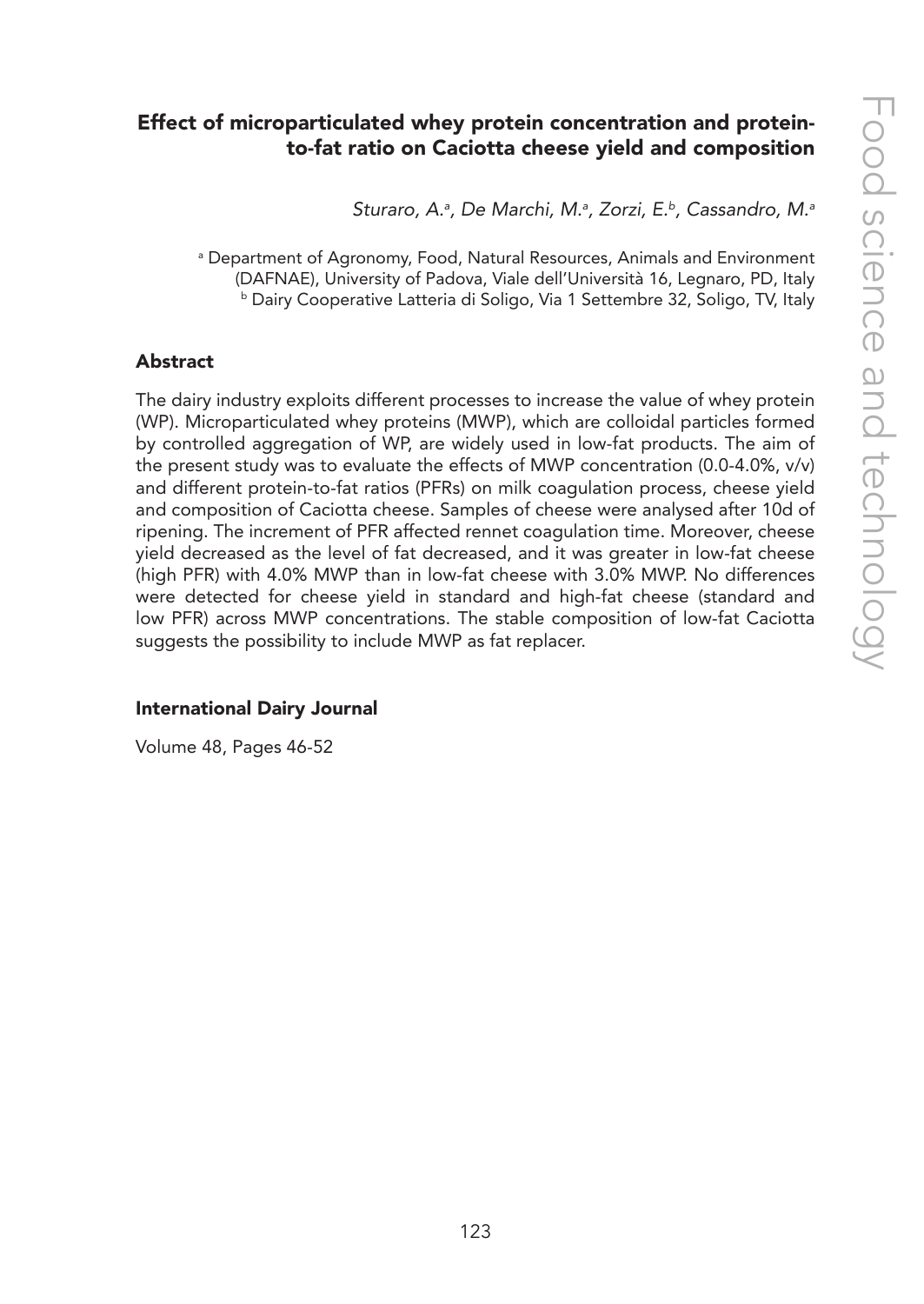## Effect of microparticulated whey protein concentration and protein-to-fat ratio on Caciotta cheese yield and composition

*Sturaro, A.[a], De Marchi, M.[a], Zorzi, E.[b], Cassandro, M.[a]*

[a] Department of Agronomy, Food, Natural Resources, Animals and Environment (DAFNAE), University of Padova, Viale dell'Università 16, Legnaro, PD, Italy
[b] Dairy Cooperative Latteria di Soligo, Via 1 Settembre 32, Soligo, TV, Italy

### Abstract

The dairy industry exploits different processes to increase the value of whey protein (WP). Microparticulated whey proteins (MWP), which are colloidal particles formed by controlled aggregation of WP, are widely used in low-fat products. The aim of the present study was to evaluate the effects of MWP concentration (0.0-4.0%, v/v) and different protein-to-fat ratios (PFRs) on milk coagulation process, cheese yield and composition of Caciotta cheese. Samples of cheese were analysed after 10d of ripening. The increment of PFR affected rennet coagulation time. Moreover, cheese yield decreased as the level of fat decreased, and it was greater in low-fat cheese (high PFR) with 4.0% MWP than in low-fat cheese with 3.0% MWP. No differences were detected for cheese yield in standard and high-fat cheese (standard and low PFR) across MWP concentrations. The stable composition of low-fat Caciotta suggests the possibility to include MWP as fat replacer.

### International Dairy Journal

Volume 48, Pages 46-52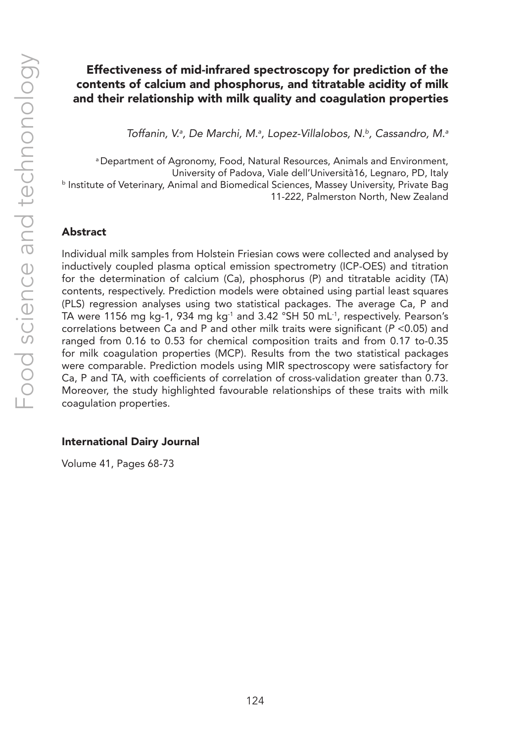## Effectiveness of mid-infrared spectroscopy for prediction of the contents of calcium and phosphorus, and titratable acidity of milk and their relationship with milk quality and coagulation properties

*Toffanin, V.[a], De Marchi, M.[a], Lopez-Villalobos, N.[b], Cassandro, M.[a]*

[a] Department of Agronomy, Food, Natural Resources, Animals and Environment, University of Padova, Viale dell'Università16, Legnaro, PD, Italy
[b] Institute of Veterinary, Animal and Biomedical Sciences, Massey University, Private Bag 11-222, Palmerston North, New Zealand

### Abstract

Individual milk samples from Holstein Friesian cows were collected and analysed by inductively coupled plasma optical emission spectrometry (ICP-OES) and titration for the determination of calcium (Ca), phosphorus (P) and titratable acidity (TA) contents, respectively. Prediction models were obtained using partial least squares (PLS) regression analyses using two statistical packages. The average Ca, P and TA were 1156 mg kg-1, 934 mg $kg^{-1}$ and 3.42 °SH 50 $mL^{-1}$, respectively. Pearson's correlations between Ca and P and other milk traits were significant ($P < 0.05$) and ranged from 0.16 to 0.53 for chemical composition traits and from 0.17 to-0.35 for milk coagulation properties (MCP). Results from the two statistical packages were comparable. Prediction models using MIR spectroscopy were satisfactory for Ca, P and TA, with coefficients of correlation of cross-validation greater than 0.73. Moreover, the study highlighted favourable relationships of these traits with milk coagulation properties.

### International Dairy Journal

Volume 41, Pages 68-73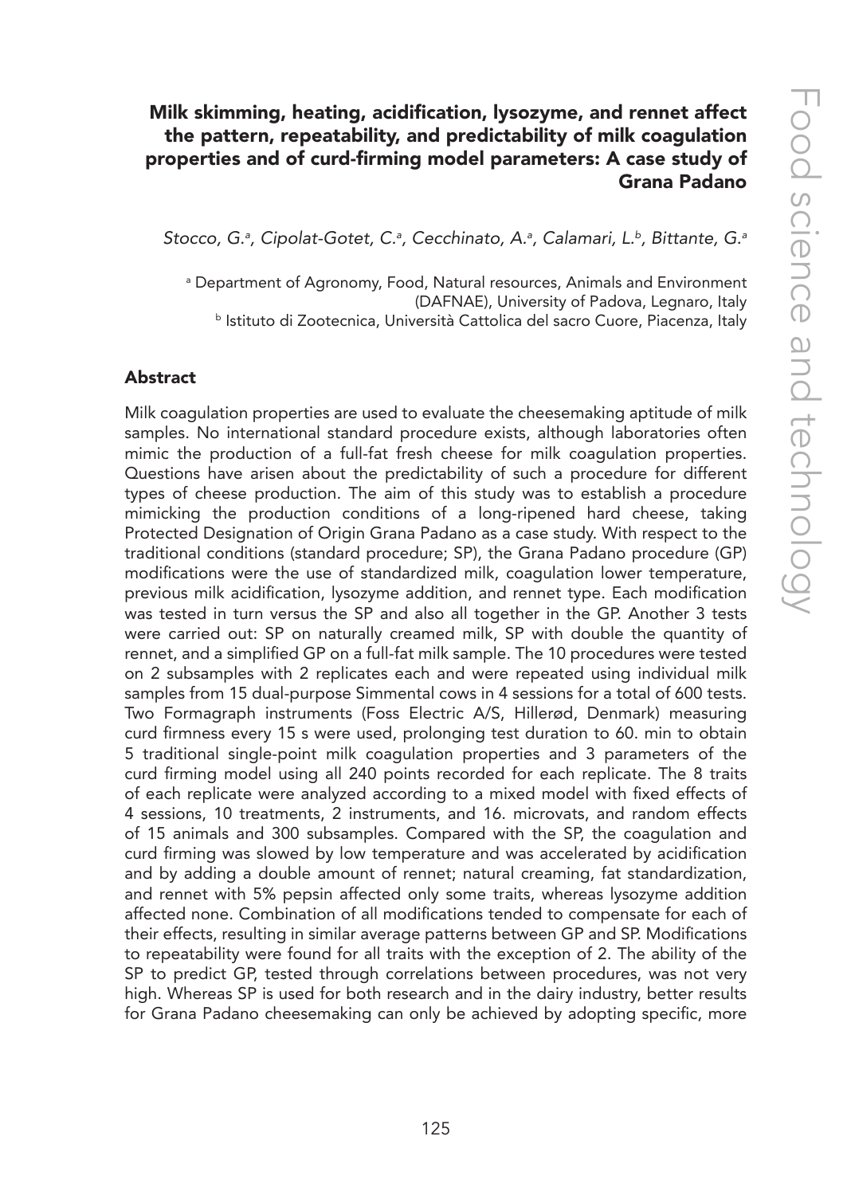# Milk skimming, heating, acidification, lysozyme, and rennet affect the pattern, repeatability, and predictability of milk coagulation properties and of curd-firming model parameters: A case study of Grana Padano

*Stocco, G.[a], Cipolat-Gotet, C.[a], Cecchinato, A.[a], Calamari, L.[b], Bittante, G.[a]*

[a] Department of Agronomy, Food, Natural resources, Animals and Environment (DAFNAE), University of Padova, Legnaro, Italy
[b] Istituto di Zootecnica, Università Cattolica del sacro Cuore, Piacenza, Italy

## Abstract

Milk coagulation properties are used to evaluate the cheesemaking aptitude of milk samples. No international standard procedure exists, although laboratories often mimic the production of a full-fat fresh cheese for milk coagulation properties. Questions have arisen about the predictability of such a procedure for different types of cheese production. The aim of this study was to establish a procedure mimicking the production conditions of a long-ripened hard cheese, taking Protected Designation of Origin Grana Padano as a case study. With respect to the traditional conditions (standard procedure; SP), the Grana Padano procedure (GP) modifications were the use of standardized milk, coagulation lower temperature, previous milk acidification, lysozyme addition, and rennet type. Each modification was tested in turn versus the SP and also all together in the GP. Another 3 tests were carried out: SP on naturally creamed milk, SP with double the quantity of rennet, and a simplified GP on a full-fat milk sample. The 10 procedures were tested on 2 subsamples with 2 replicates each and were repeated using individual milk samples from 15 dual-purpose Simmental cows in 4 sessions for a total of 600 tests. Two Formagraph instruments (Foss Electric A/S, Hillerød, Denmark) measuring curd firmness every 15 s were used, prolonging test duration to 60. min to obtain 5 traditional single-point milk coagulation properties and 3 parameters of the curd firming model using all 240 points recorded for each replicate. The 8 traits of each replicate were analyzed according to a mixed model with fixed effects of 4 sessions, 10 treatments, 2 instruments, and 16. microvats, and random effects of 15 animals and 300 subsamples. Compared with the SP, the coagulation and curd firming was slowed by low temperature and was accelerated by acidification and by adding a double amount of rennet; natural creaming, fat standardization, and rennet with 5% pepsin affected only some traits, whereas lysozyme addition affected none. Combination of all modifications tended to compensate for each of their effects, resulting in similar average patterns between GP and SP. Modifications to repeatability were found for all traits with the exception of 2. The ability of the SP to predict GP, tested through correlations between procedures, was not very high. Whereas SP is used for both research and in the dairy industry, better results for Grana Padano cheesemaking can only be achieved by adopting specific, more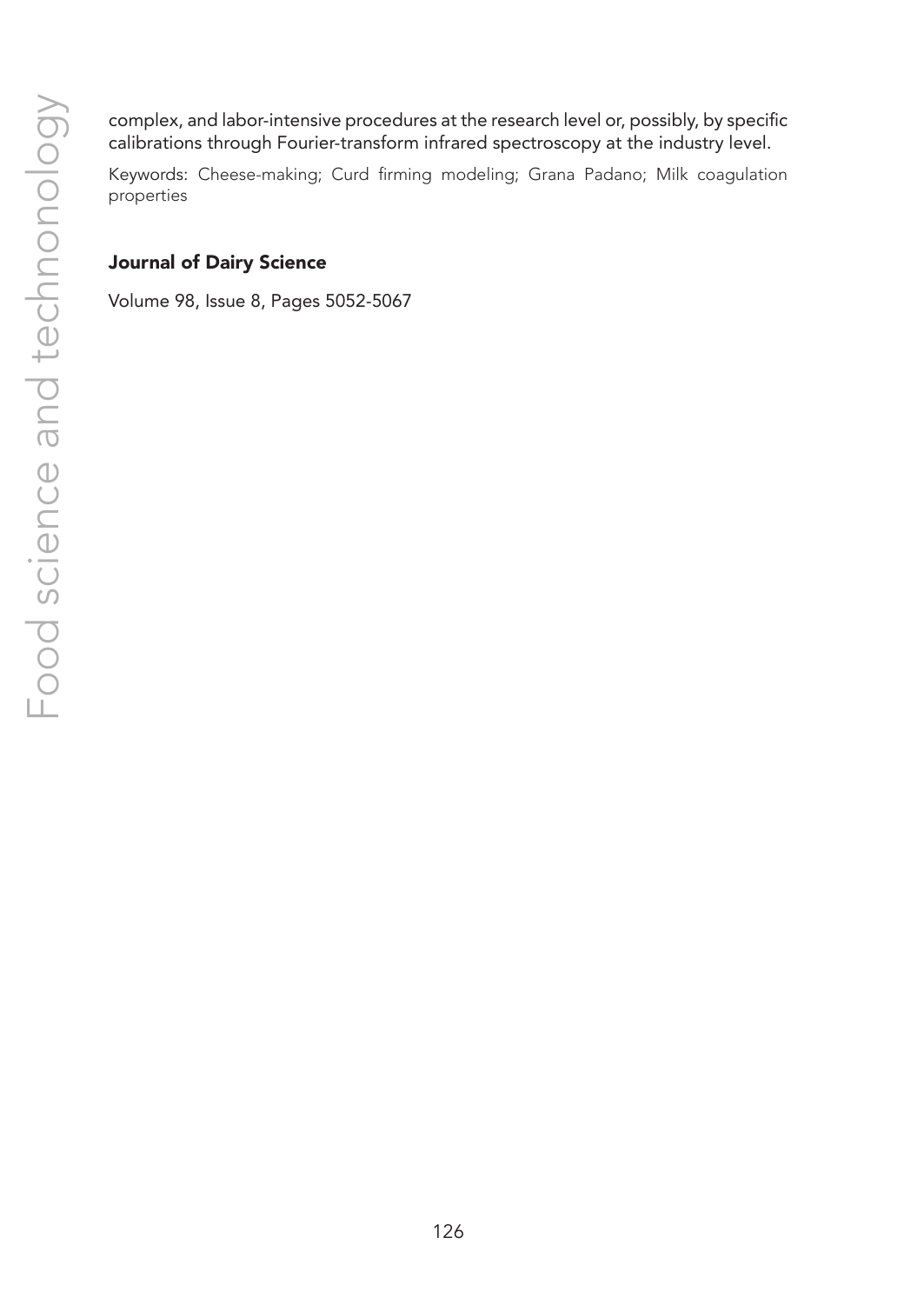complex, and labor-intensive procedures at the research level or, possibly, by specific calibrations through Fourier-transform infrared spectroscopy at the industry level.

Keywords: Cheese-making; Curd firming modeling; Grana Padano; Milk coagulation properties

**Journal of Dairy Science**

Volume 98, Issue 8, Pages 5052-5067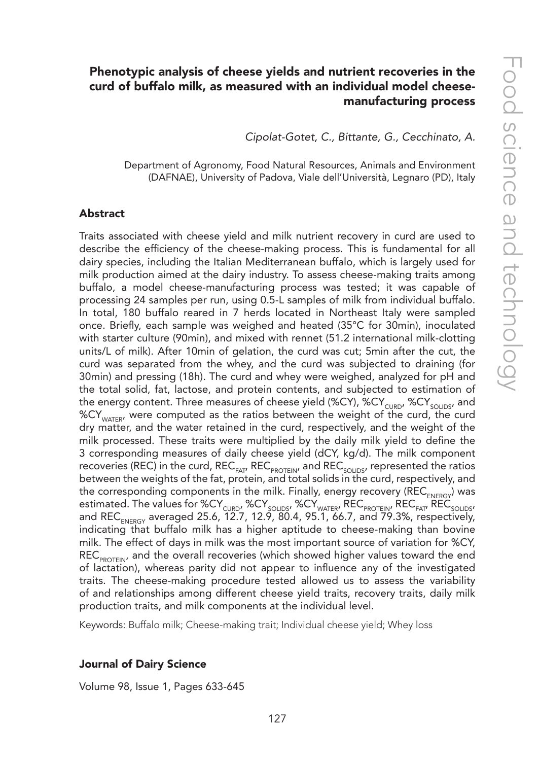# Phenotypic analysis of cheese yields and nutrient recoveries in the curd of buffalo milk, as measured with an individual model cheese-manufacturing process

*Cipolat-Gotet, C., Bittante, G., Cecchinato, A.*

Department of Agronomy, Food Natural Resources, Animals and Environment (DAFNAE), University of Padova, Viale dell'Università, Legnaro (PD), Italy

## Abstract

Traits associated with cheese yield and milk nutrient recovery in curd are used to describe the efficiency of the cheese-making process. This is fundamental for all dairy species, including the Italian Mediterranean buffalo, which is largely used for milk production aimed at the dairy industry. To assess cheese-making traits among buffalo, a model cheese-manufacturing process was tested; it was capable of processing 24 samples per run, using 0.5-L samples of milk from individual buffalo. In total, 180 buffalo reared in 7 herds located in Northeast Italy were sampled once. Briefly, each sample was weighed and heated (35°C for 30min), inoculated with starter culture (90min), and mixed with rennet (51.2 international milk-clotting units/L of milk). After 10min of gelation, the curd was cut; 5min after the cut, the curd was separated from the whey, and the curd was subjected to draining (for 30min) and pressing (18h). The curd and whey were weighed, analyzed for pH and the total solid, fat, lactose, and protein contents, and subjected to estimation of the energy content. Three measures of cheese yield (%CY), $\%CY_{CURD}$, $\%CY_{SOLIDS}$, and $\%CY_{WATER}$, were computed as the ratios between the weight of the curd, the curd dry matter, and the water retained in the curd, respectively, and the weight of the milk processed. These traits were multiplied by the daily milk yield to define the 3 corresponding measures of daily cheese yield (dCY, kg/d). The milk component recoveries (REC) in the curd, $REC_{FAT}$, $REC_{PROTEIN}$, and $REC_{SOLIDS}$, represented the ratios between the weights of the fat, protein, and total solids in the curd, respectively, and the corresponding components in the milk. Finally, energy recovery ($REC_{ENERGY}$) was estimated. The values for $\%CY_{CURD}$, $\%CY_{SOLIDS}$, $\%CY_{WATER}$, $REC_{PROTEIN}$, $REC_{FAT}$, $REC_{SOLIDS}$, and $REC_{ENERGY}$ averaged 25.6, 12.7, 12.9, 80.4, 95.1, 66.7, and 79.3%, respectively, indicating that buffalo milk has a higher aptitude to cheese-making than bovine milk. The effect of days in milk was the most important source of variation for %CY, $REC_{PROTEIN}$, and the overall recoveries (which showed higher values toward the end of lactation), whereas parity did not appear to influence any of the investigated traits. The cheese-making procedure tested allowed us to assess the variability of and relationships among different cheese yield traits, recovery traits, daily milk production traits, and milk components at the individual level.

Keywords: Buffalo milk; Cheese-making trait; Individual cheese yield; Whey loss

**Journal of Dairy Science**

Volume 98, Issue 1, Pages 633-645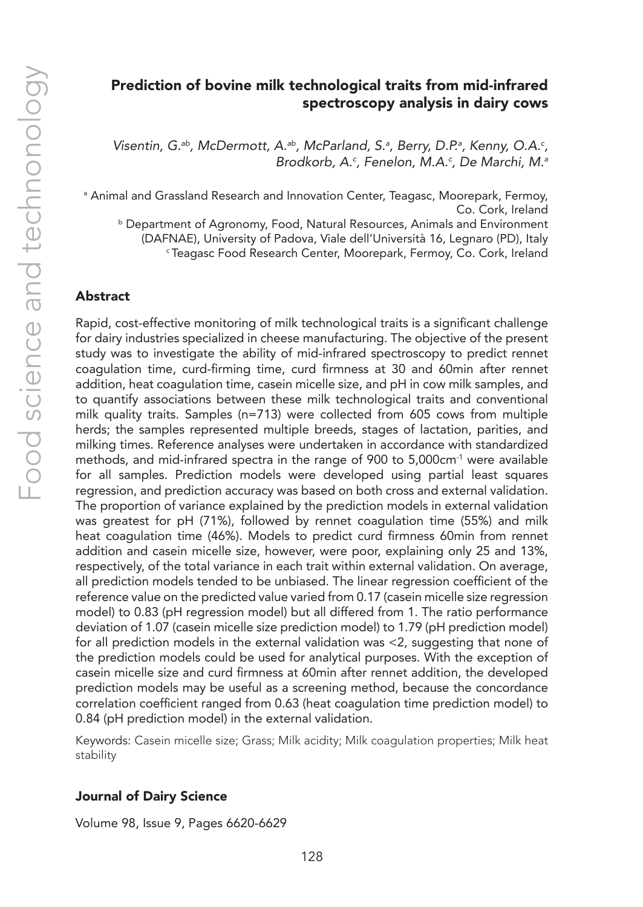## Prediction of bovine milk technological traits from mid-infrared spectroscopy analysis in dairy cows

*Visentin, G.[ab], McDermott, A.[ab], McParland, S.[a], Berry, D.P.[a], Kenny, O.A.[c], Brodkorb, A.[c], Fenelon, M.A.[c], De Marchi, M.[a]*

[a] Animal and Grassland Research and Innovation Center, Teagasc, Moorepark, Fermoy, Co. Cork, Ireland

[b] Department of Agronomy, Food, Natural Resources, Animals and Environment (DAFNAE), University of Padova, Viale dell'Università 16, Legnaro (PD), Italy

[c] Teagasc Food Research Center, Moorepark, Fermoy, Co. Cork, Ireland

### Abstract

Rapid, cost-effective monitoring of milk technological traits is a significant challenge for dairy industries specialized in cheese manufacturing. The objective of the present study was to investigate the ability of mid-infrared spectroscopy to predict rennet coagulation time, curd-firming time, curd firmness at 30 and 60min after rennet addition, heat coagulation time, casein micelle size, and pH in cow milk samples, and to quantify associations between these milk technological traits and conventional milk quality traits. Samples (n=713) were collected from 605 cows from multiple herds; the samples represented multiple breeds, stages of lactation, parities, and milking times. Reference analyses were undertaken in accordance with standardized methods, and mid-infrared spectra in the range of 900 to 5,000cm$^{-1}$ were available for all samples. Prediction models were developed using partial least squares regression, and prediction accuracy was based on both cross and external validation. The proportion of variance explained by the prediction models in external validation was greatest for pH (71%), followed by rennet coagulation time (55%) and milk heat coagulation time (46%). Models to predict curd firmness 60min from rennet addition and casein micelle size, however, were poor, explaining only 25 and 13%, respectively, of the total variance in each trait within external validation. On average, all prediction models tended to be unbiased. The linear regression coefficient of the reference value on the predicted value varied from 0.17 (casein micelle size regression model) to 0.83 (pH regression model) but all differed from 1. The ratio performance deviation of 1.07 (casein micelle size prediction model) to 1.79 (pH prediction model) for all prediction models in the external validation was <2, suggesting that none of the prediction models could be used for analytical purposes. With the exception of casein micelle size and curd firmness at 60min after rennet addition, the developed prediction models may be useful as a screening method, because the concordance correlation coefficient ranged from 0.63 (heat coagulation time prediction model) to 0.84 (pH prediction model) in the external validation.

Keywords: Casein micelle size; Grass; Milk acidity; Milk coagulation properties; Milk heat stability

### Journal of Dairy Science

Volume 98, Issue 9, Pages 6620-6629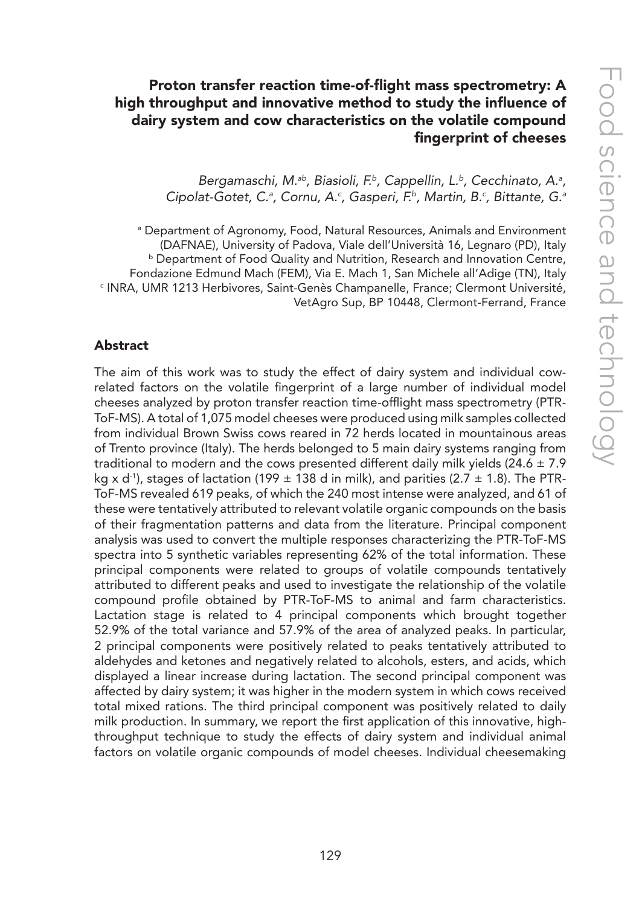## Proton transfer reaction time-of-flight mass spectrometry: A high throughput and innovative method to study the influence of dairy system and cow characteristics on the volatile compound fingerprint of cheeses

*Bergamaschi, M.[ab], Biasioli, F.[b], Cappellin, L.[b], Cecchinato, A.[a], Cipolat-Gotet, C.[a], Cornu, A.[c], Gasperi, F.[b], Martin, B.[c], Bittante, G.[a]*

[a] Department of Agronomy, Food, Natural Resources, Animals and Environment (DAFNAE), University of Padova, Viale dell'Università 16, Legnaro (PD), Italy
[b] Department of Food Quality and Nutrition, Research and Innovation Centre, Fondazione Edmund Mach (FEM), Via E. Mach 1, San Michele all'Adige (TN), Italy
[c] INRA, UMR 1213 Herbivores, Saint-Genès Champanelle, France; Clermont Université, VetAgro Sup, BP 10448, Clermont-Ferrand, France

### Abstract

The aim of this work was to study the effect of dairy system and individual cow-related factors on the volatile fingerprint of a large number of individual model cheeses analyzed by proton transfer reaction time-offlight mass spectrometry (PTR-ToF-MS). A total of 1,075 model cheeses were produced using milk samples collected from individual Brown Swiss cows reared in 72 herds located in mountainous areas of Trento province (Italy). The herds belonged to 5 main dairy systems ranging from traditional to modern and the cows presented different daily milk yields ($24.6 \pm 7.9$ kg x d$^{-1}$), stages of lactation ($199 \pm 138$ d in milk), and parities ($2.7 \pm 1.8$). The PTR-ToF-MS revealed 619 peaks, of which the 240 most intense were analyzed, and 61 of these were tentatively attributed to relevant volatile organic compounds on the basis of their fragmentation patterns and data from the literature. Principal component analysis was used to convert the multiple responses characterizing the PTR-ToF-MS spectra into 5 synthetic variables representing 62% of the total information. These principal components were related to groups of volatile compounds tentatively attributed to different peaks and used to investigate the relationship of the volatile compound profile obtained by PTR-ToF-MS to animal and farm characteristics. Lactation stage is related to 4 principal components which brought together 52.9% of the total variance and 57.9% of the area of analyzed peaks. In particular, 2 principal components were positively related to peaks tentatively attributed to aldehydes and ketones and negatively related to alcohols, esters, and acids, which displayed a linear increase during lactation. The second principal component was affected by dairy system; it was higher in the modern system in which cows received total mixed rations. The third principal component was positively related to daily milk production. In summary, we report the first application of this innovative, high-throughput technique to study the effects of dairy system and individual animal factors on volatile organic compounds of model cheeses. Individual cheesemaking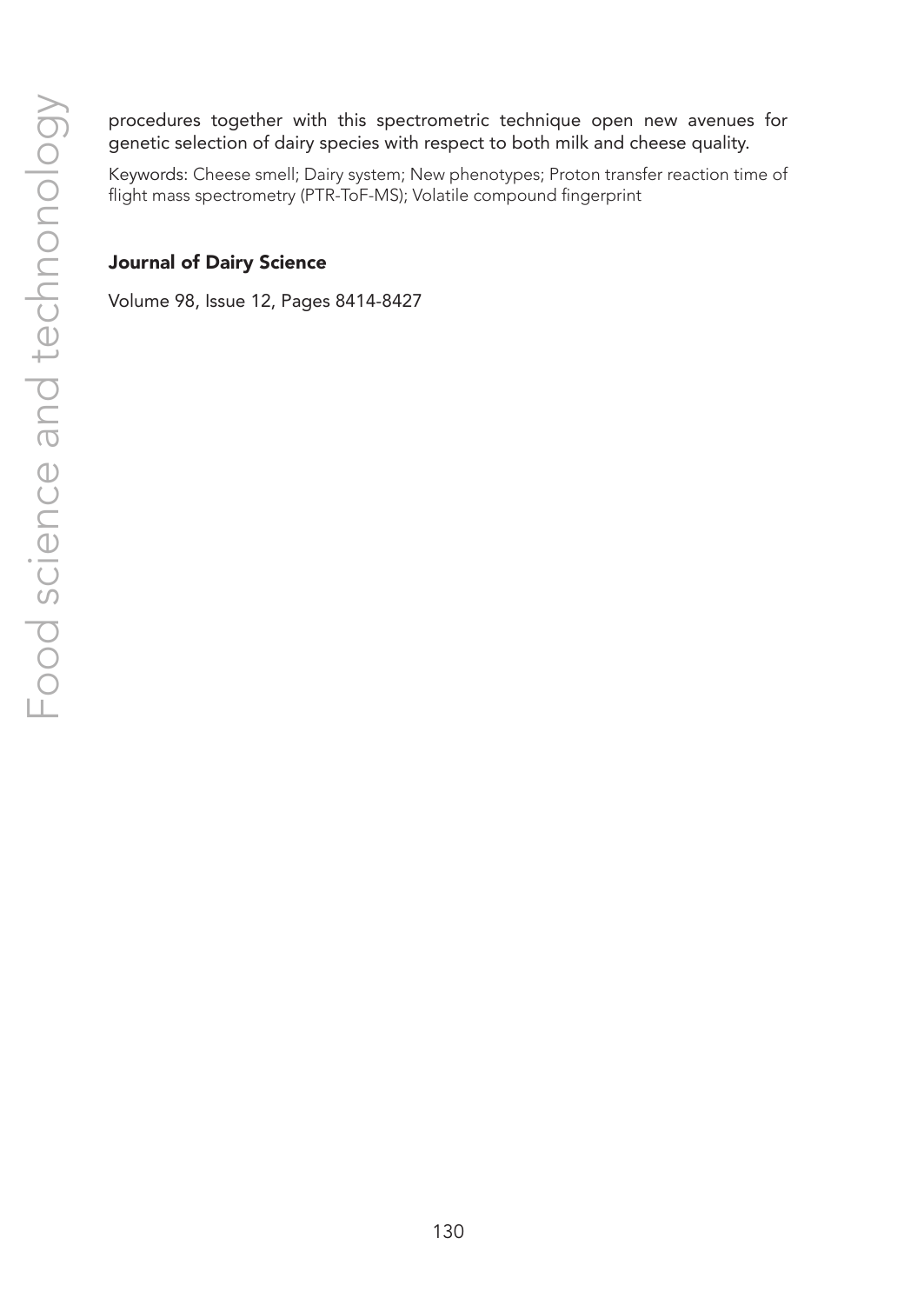procedures together with this spectrometric technique open new avenues for genetic selection of dairy species with respect to both milk and cheese quality.

Keywords: Cheese smell; Dairy system; New phenotypes; Proton transfer reaction time of flight mass spectrometry (PTR-ToF-MS); Volatile compound fingerprint

**Journal of Dairy Science**

Volume 98, Issue 12, Pages 8414-8427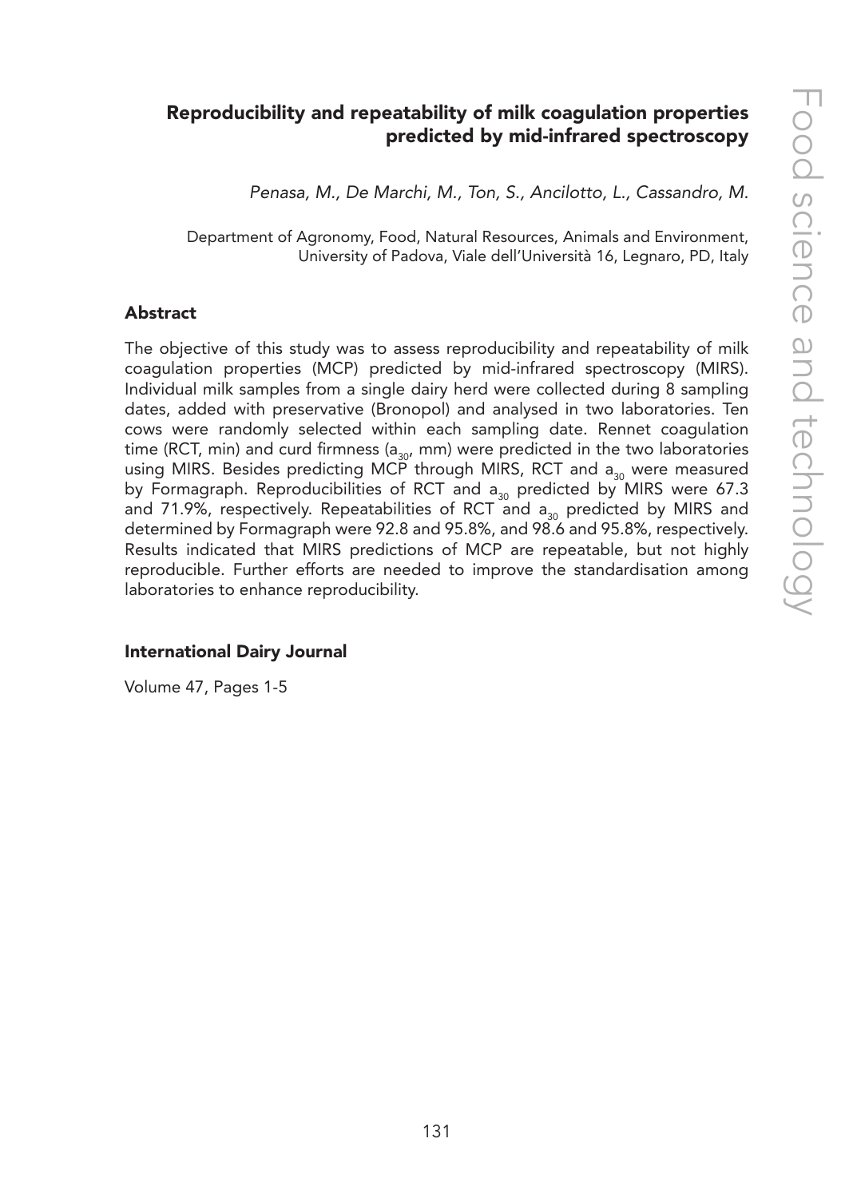## Reproducibility and repeatability of milk coagulation properties predicted by mid-infrared spectroscopy

*Penasa, M., De Marchi, M., Ton, S., Ancilotto, L., Cassandro, M.*

Department of Agronomy, Food, Natural Resources, Animals and Environment, University of Padova, Viale dell'Università 16, Legnaro, PD, Italy

### Abstract

The objective of this study was to assess reproducibility and repeatability of milk coagulation properties (MCP) predicted by mid-infrared spectroscopy (MIRS). Individual milk samples from a single dairy herd were collected during 8 sampling dates, added with preservative (Bronopol) and analysed in two laboratories. Ten cows were randomly selected within each sampling date. Rennet coagulation time (RCT, min) and curd firmness ($a_{30}$, mm) were predicted in the two laboratories using MIRS. Besides predicting MCP through MIRS, RCT and $a_{30}$ were measured by Formagraph. Reproducibilities of RCT and $a_{30}$ predicted by MIRS were 67.3 and 71.9%, respectively. Repeatabilities of RCT and $a_{30}$ predicted by MIRS and determined by Formagraph were 92.8 and 95.8%, and 98.6 and 95.8%, respectively. Results indicated that MIRS predictions of MCP are repeatable, but not highly reproducible. Further efforts are needed to improve the standardisation among laboratories to enhance reproducibility.

### International Dairy Journal

Volume 47, Pages 1-5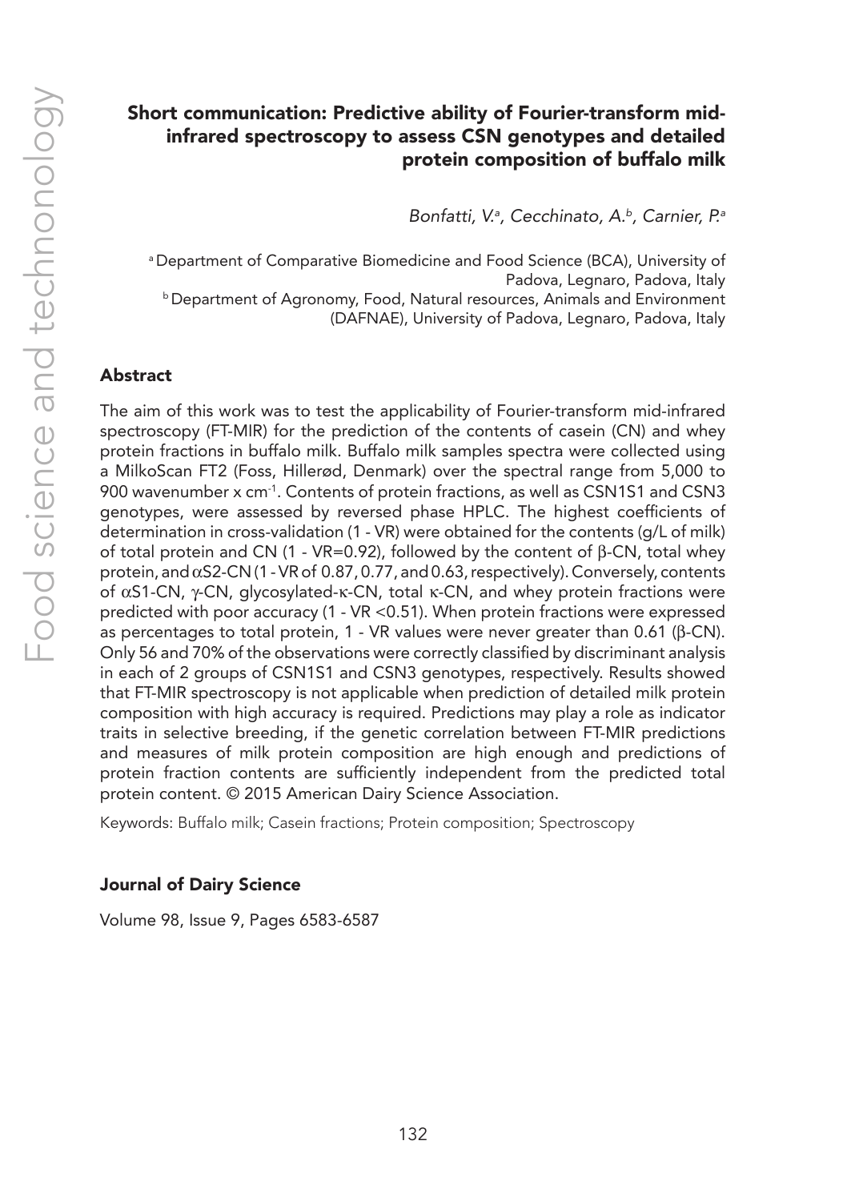## Short communication: Predictive ability of Fourier-transform mid-infrared spectroscopy to assess CSN genotypes and detailed protein composition of buffalo milk

*Bonfatti, V.*[a], *Cecchinato, A.*[b], *Carnier, P.*[a]

[a] Department of Comparative Biomedicine and Food Science (BCA), University of Padova, Legnaro, Padova, Italy
[b] Department of Agronomy, Food, Natural resources, Animals and Environment (DAFNAE), University of Padova, Legnaro, Padova, Italy

### Abstract

The aim of this work was to test the applicability of Fourier-transform mid-infrared spectroscopy (FT-MIR) for the prediction of the contents of casein (CN) and whey protein fractions in buffalo milk. Buffalo milk samples spectra were collected using a MilkoScan FT2 (Foss, Hillerød, Denmark) over the spectral range from 5,000 to 900 wavenumber x $cm^{-1}$. Contents of protein fractions, as well as CSN1S1 and CSN3 genotypes, were assessed by reversed phase HPLC. The highest coefficients of determination in cross-validation (1 - VR) were obtained for the contents (g/L of milk) of total protein and CN (1 - VR=0.92), followed by the content of β-CN, total whey protein, and αS2-CN (1 - VR of 0.87, 0.77, and 0.63, respectively). Conversely, contents of αS1-CN, γ-CN, glycosylated-κ-CN, total κ-CN, and whey protein fractions were predicted with poor accuracy (1 - VR <0.51). When protein fractions were expressed as percentages to total protein, 1 - VR values were never greater than 0.61 (β-CN). Only 56 and 70% of the observations were correctly classified by discriminant analysis in each of 2 groups of CSN1S1 and CSN3 genotypes, respectively. Results showed that FT-MIR spectroscopy is not applicable when prediction of detailed milk protein composition with high accuracy is required. Predictions may play a role as indicator traits in selective breeding, if the genetic correlation between FT-MIR predictions and measures of milk protein composition are high enough and predictions of protein fraction contents are sufficiently independent from the predicted total protein content. © 2015 American Dairy Science Association.

Keywords: Buffalo milk; Casein fractions; Protein composition; Spectroscopy

### Journal of Dairy Science

Volume 98, Issue 9, Pages 6583-6587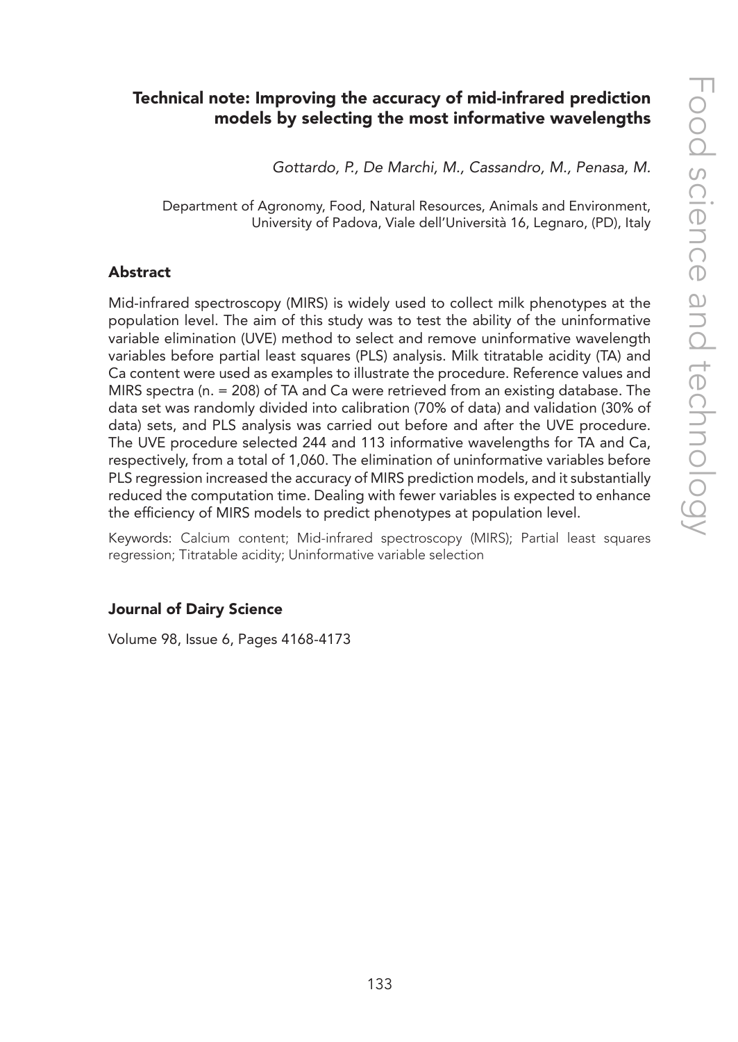## Technical note: Improving the accuracy of mid-infrared prediction models by selecting the most informative wavelengths

*Gottardo, P., De Marchi, M., Cassandro, M., Penasa, M.*

Department of Agronomy, Food, Natural Resources, Animals and Environment, University of Padova, Viale dell'Università 16, Legnaro, (PD), Italy

### Abstract

Mid-infrared spectroscopy (MIRS) is widely used to collect milk phenotypes at the population level. The aim of this study was to test the ability of the uninformative variable elimination (UVE) method to select and remove uninformative wavelength variables before partial least squares (PLS) analysis. Milk titratable acidity (TA) and Ca content were used as examples to illustrate the procedure. Reference values and MIRS spectra (n. = 208) of TA and Ca were retrieved from an existing database. The data set was randomly divided into calibration (70% of data) and validation (30% of data) sets, and PLS analysis was carried out before and after the UVE procedure. The UVE procedure selected 244 and 113 informative wavelengths for TA and Ca, respectively, from a total of 1,060. The elimination of uninformative variables before PLS regression increased the accuracy of MIRS prediction models, and it substantially reduced the computation time. Dealing with fewer variables is expected to enhance the efficiency of MIRS models to predict phenotypes at population level.

Keywords: Calcium content; Mid-infrared spectroscopy (MIRS); Partial least squares regression; Titratable acidity; Uninformative variable selection

### Journal of Dairy Science

Volume 98, Issue 6, Pages 4168-4173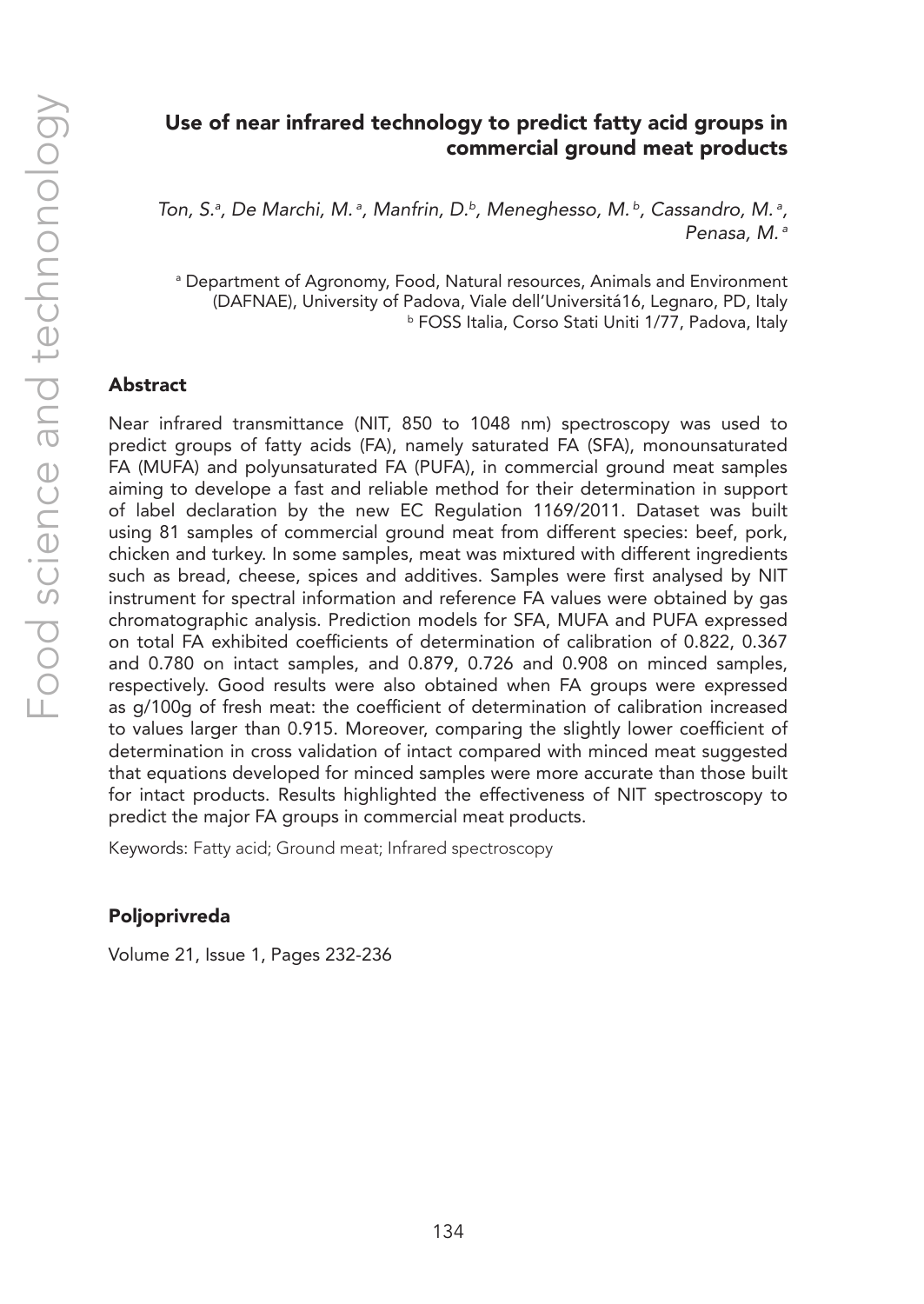# Use of near infrared technology to predict fatty acid groups in commercial ground meat products

*Ton, S.[a], De Marchi, M.[a], Manfrin, D.[b], Meneghesso, M.[b], Cassandro, M.[a], Penasa, M.[a]*

[a] Department of Agronomy, Food, Natural resources, Animals and Environment (DAFNAE), University of Padova, Viale dell'Universitá16, Legnaro, PD, Italy
[b] FOSS Italia, Corso Stati Uniti 1/77, Padova, Italy

## Abstract

Near infrared transmittance (NIT, 850 to 1048 nm) spectroscopy was used to predict groups of fatty acids (FA), namely saturated FA (SFA), monounsaturated FA (MUFA) and polyunsaturated FA (PUFA), in commercial ground meat samples aiming to develope a fast and reliable method for their determination in support of label declaration by the new EC Regulation 1169/2011. Dataset was built using 81 samples of commercial ground meat from different species: beef, pork, chicken and turkey. In some samples, meat was mixtured with different ingredients such as bread, cheese, spices and additives. Samples were first analysed by NIT instrument for spectral information and reference FA values were obtained by gas chromatographic analysis. Prediction models for SFA, MUFA and PUFA expressed on total FA exhibited coefficients of determination of calibration of 0.822, 0.367 and 0.780 on intact samples, and 0.879, 0.726 and 0.908 on minced samples, respectively. Good results were also obtained when FA groups were expressed as g/100g of fresh meat: the coefficient of determination of calibration increased to values larger than 0.915. Moreover, comparing the slightly lower coefficient of determination in cross validation of intact compared with minced meat suggested that equations developed for minced samples were more accurate than those built for intact products. Results highlighted the effectiveness of NIT spectroscopy to predict the major FA groups in commercial meat products.

Keywords: Fatty acid; Ground meat; Infrared spectroscopy

### Poljoprivreda

Volume 21, Issue 1, Pages 232-236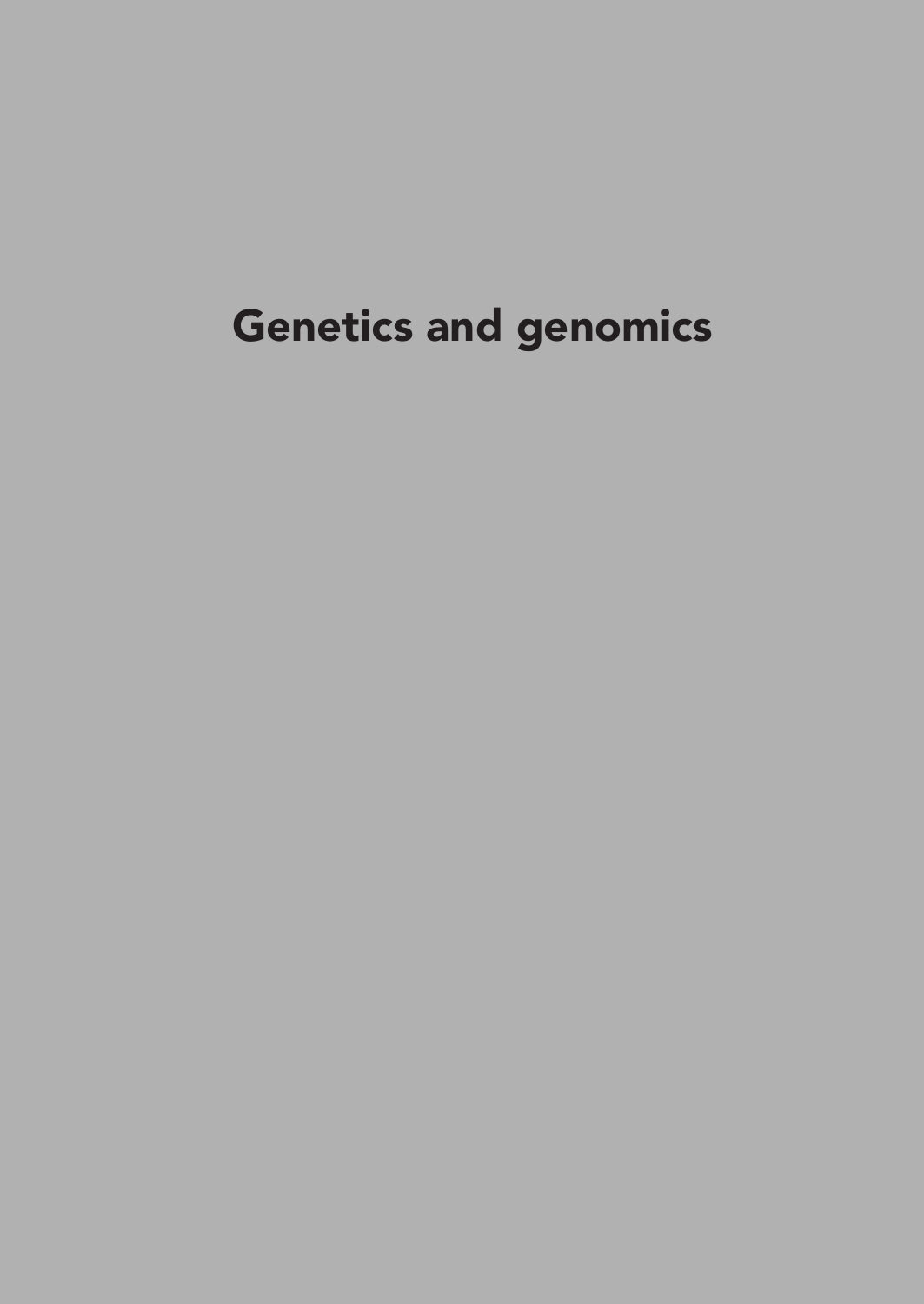# Genetics and genomics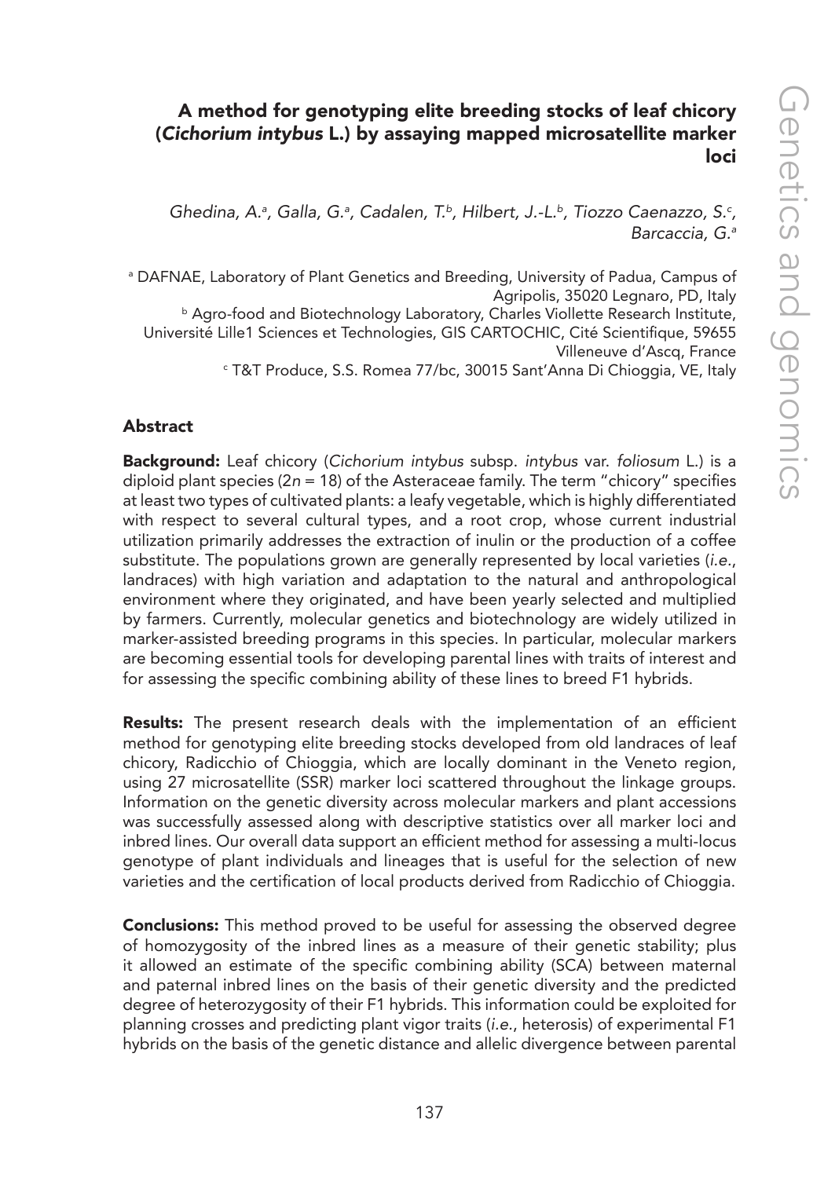# A method for genotyping elite breeding stocks of leaf chicory (*Cichorium intybus* L.) by assaying mapped microsatellite marker loci

*Ghedina, A.[a], Galla, G.[a], Cadalen, T.[b], Hilbert, J.-L.[b], Tiozzo Caenazzo, S.[c], Barcaccia, G.[a]*

[a] DAFNAE, Laboratory of Plant Genetics and Breeding, University of Padua, Campus of Agripolis, 35020 Legnaro, PD, Italy
[b] Agro-food and Biotechnology Laboratory, Charles Viollette Research Institute, Université Lille1 Sciences et Technologies, GIS CARTOCHIC, Cité Scientifique, 59655 Villeneuve d'Ascq, France
[c] T&T Produce, S.S. Romea 77/bc, 30015 Sant'Anna Di Chioggia, VE, Italy

## Abstract

**Background:** Leaf chicory (*Cichorium intybus* subsp. *intybus* var. *foliosum* L.) is a diploid plant species (2*n* = 18) of the Asteraceae family. The term "chicory" specifies at least two types of cultivated plants: a leafy vegetable, which is highly differentiated with respect to several cultural types, and a root crop, whose current industrial utilization primarily addresses the extraction of inulin or the production of a coffee substitute. The populations grown are generally represented by local varieties (*i.e.*, landraces) with high variation and adaptation to the natural and anthropological environment where they originated, and have been yearly selected and multiplied by farmers. Currently, molecular genetics and biotechnology are widely utilized in marker-assisted breeding programs in this species. In particular, molecular markers are becoming essential tools for developing parental lines with traits of interest and for assessing the specific combining ability of these lines to breed F1 hybrids.

**Results:** The present research deals with the implementation of an efficient method for genotyping elite breeding stocks developed from old landraces of leaf chicory, Radicchio of Chioggia, which are locally dominant in the Veneto region, using 27 microsatellite (SSR) marker loci scattered throughout the linkage groups. Information on the genetic diversity across molecular markers and plant accessions was successfully assessed along with descriptive statistics over all marker loci and inbred lines. Our overall data support an efficient method for assessing a multi-locus genotype of plant individuals and lineages that is useful for the selection of new varieties and the certification of local products derived from Radicchio of Chioggia.

**Conclusions:** This method proved to be useful for assessing the observed degree of homozygosity of the inbred lines as a measure of their genetic stability; plus it allowed an estimate of the specific combining ability (SCA) between maternal and paternal inbred lines on the basis of their genetic diversity and the predicted degree of heterozygosity of their F1 hybrids. This information could be exploited for planning crosses and predicting plant vigor traits (*i.e.*, heterosis) of experimental F1 hybrids on the basis of the genetic distance and allelic divergence between parental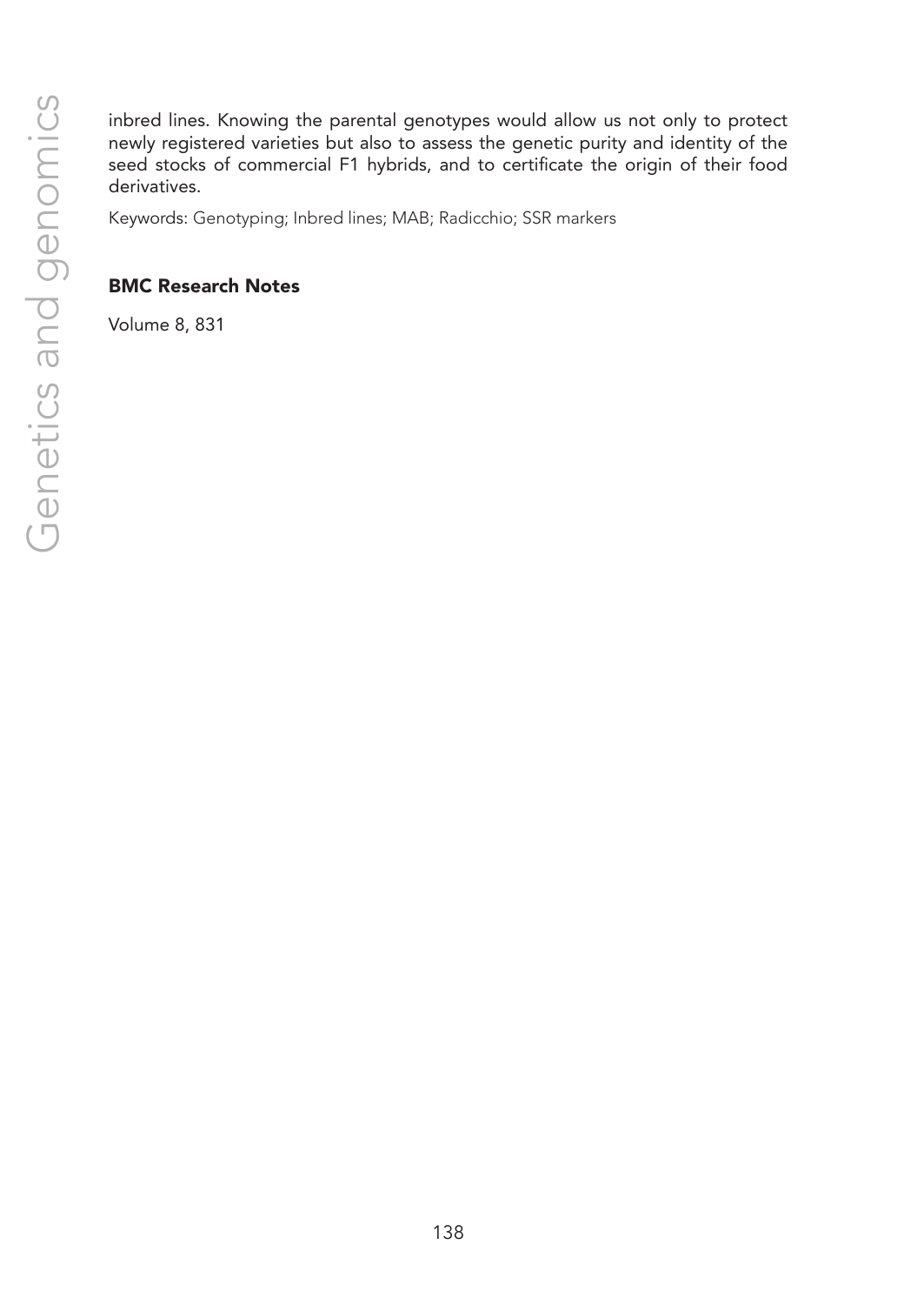inbred lines. Knowing the parental genotypes would allow us not only to protect newly registered varieties but also to assess the genetic purity and identity of the seed stocks of commercial F1 hybrids, and to certificate the origin of their food derivatives.

Keywords: Genotyping; Inbred lines; MAB; Radicchio; SSR markers

**BMC Research Notes**

Volume 8, 831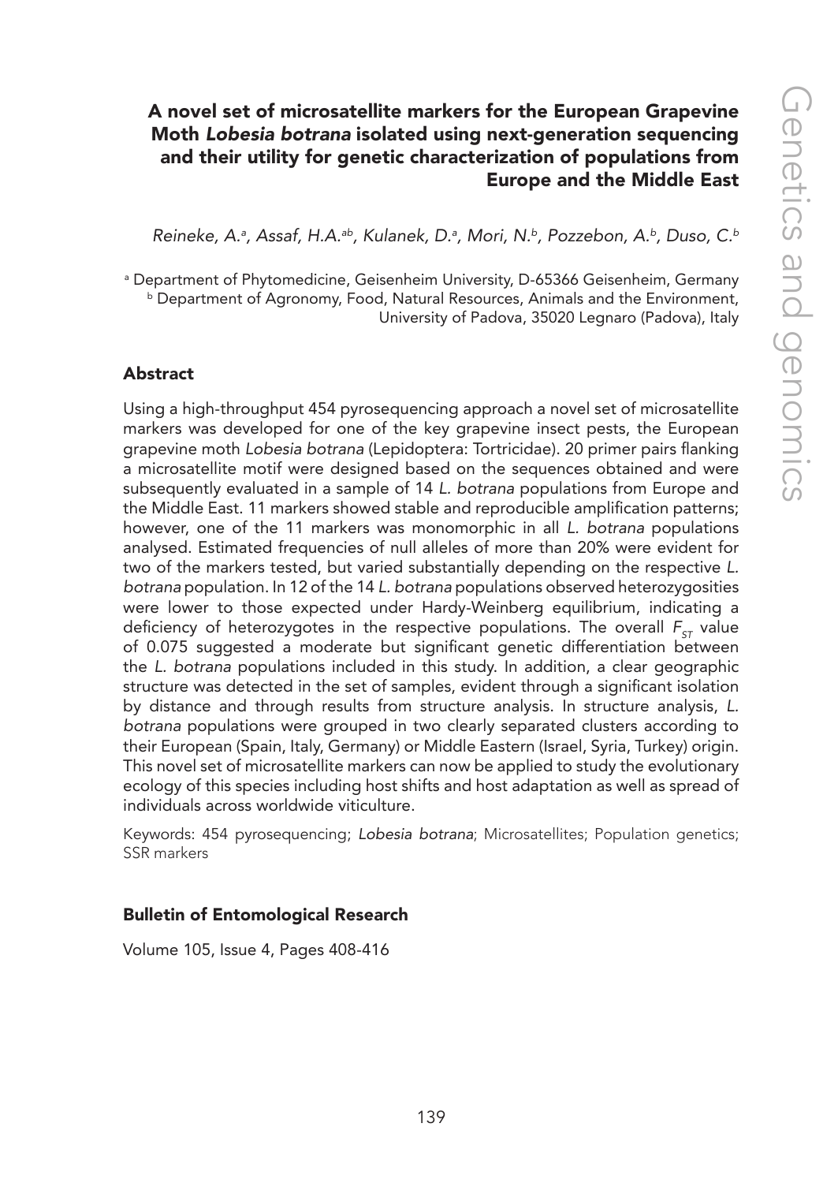# A novel set of microsatellite markers for the European Grapevine Moth *Lobesia botrana* isolated using next-generation sequencing and their utility for genetic characterization of populations from Europe and the Middle East

*Reineke, A.*[a], *Assaf, H.A.*[ab], *Kulanek, D.*[a], *Mori, N.*[b], *Pozzebon, A.*[b], *Duso, C.*[b]

[a] Department of Phytomedicine, Geisenheim University, D-65366 Geisenheim, Germany
[b] Department of Agronomy, Food, Natural Resources, Animals and the Environment, University of Padova, 35020 Legnaro (Padova), Italy

## Abstract

Using a high-throughput 454 pyrosequencing approach a novel set of microsatellite markers was developed for one of the key grapevine insect pests, the European grapevine moth *Lobesia botrana* (Lepidoptera: Tortricidae). 20 primer pairs flanking a microsatellite motif were designed based on the sequences obtained and were subsequently evaluated in a sample of 14 *L. botrana* populations from Europe and the Middle East. 11 markers showed stable and reproducible amplification patterns; however, one of the 11 markers was monomorphic in all *L. botrana* populations analysed. Estimated frequencies of null alleles of more than 20% were evident for two of the markers tested, but varied substantially depending on the respective *L. botrana* population. In 12 of the 14 *L. botrana* populations observed heterozygosities were lower to those expected under Hardy-Weinberg equilibrium, indicating a deficiency of heterozygotes in the respective populations. The overall $F_{ST}$ value of 0.075 suggested a moderate but significant genetic differentiation between the *L. botrana* populations included in this study. In addition, a clear geographic structure was detected in the set of samples, evident through a significant isolation by distance and through results from structure analysis. In structure analysis, *L. botrana* populations were grouped in two clearly separated clusters according to their European (Spain, Italy, Germany) or Middle Eastern (Israel, Syria, Turkey) origin. This novel set of microsatellite markers can now be applied to study the evolutionary ecology of this species including host shifts and host adaptation as well as spread of individuals across worldwide viticulture.

Keywords: 454 pyrosequencing; *Lobesia botrana*; Microsatellites; Population genetics; SSR markers

### Bulletin of Entomological Research

Volume 105, Issue 4, Pages 408-416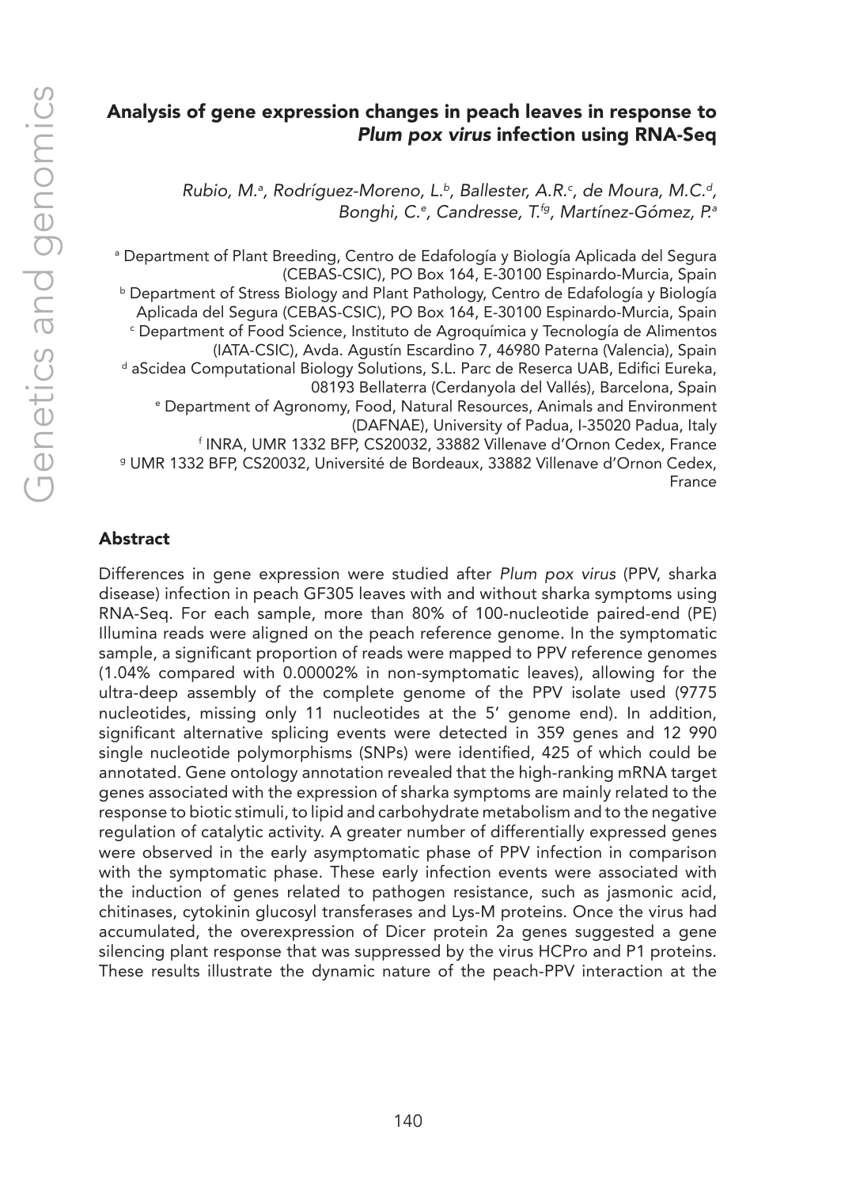# Analysis of gene expression changes in peach leaves in response to *Plum pox virus* infection using RNA-Seq

*Rubio, M.[a], Rodríguez-Moreno, L.[b], Ballester, A.R.[c], de Moura, M.C.[d], Bonghi, C.[e], Candresse, T.[fg], Martínez-Gómez, P.[a]*

[a] Department of Plant Breeding, Centro de Edafología y Biología Aplicada del Segura (CEBAS-CSIC), PO Box 164, E-30100 Espinardo-Murcia, Spain
[b] Department of Stress Biology and Plant Pathology, Centro de Edafología y Biología Aplicada del Segura (CEBAS-CSIC), PO Box 164, E-30100 Espinardo-Murcia, Spain
[c] Department of Food Science, Instituto de Agroquímica y Tecnología de Alimentos (IATA-CSIC), Avda. Agustín Escardino 7, 46980 Paterna (Valencia), Spain
[d] aScidea Computational Biology Solutions, S.L. Parc de Reserca UAB, Edifici Eureka, 08193 Bellaterra (Cerdanyola del Vallés), Barcelona, Spain
[e] Department of Agronomy, Food, Natural Resources, Animals and Environment (DAFNAE), University of Padua, I-35020 Padua, Italy
[f] INRA, UMR 1332 BFP, CS20032, 33882 Villenave d'Ornon Cedex, France
[g] UMR 1332 BFP, CS20032, Université de Bordeaux, 33882 Villenave d'Ornon Cedex, France

## Abstract

Differences in gene expression were studied after *Plum pox virus* (PPV, sharka disease) infection in peach GF305 leaves with and without sharka symptoms using RNA-Seq. For each sample, more than 80% of 100-nucleotide paired-end (PE) Illumina reads were aligned on the peach reference genome. In the symptomatic sample, a significant proportion of reads were mapped to PPV reference genomes (1.04% compared with 0.00002% in non-symptomatic leaves), allowing for the ultra-deep assembly of the complete genome of the PPV isolate used (9775 nucleotides, missing only 11 nucleotides at the 5' genome end). In addition, significant alternative splicing events were detected in 359 genes and 12 990 single nucleotide polymorphisms (SNPs) were identified, 425 of which could be annotated. Gene ontology annotation revealed that the high-ranking mRNA target genes associated with the expression of sharka symptoms are mainly related to the response to biotic stimuli, to lipid and carbohydrate metabolism and to the negative regulation of catalytic activity. A greater number of differentially expressed genes were observed in the early asymptomatic phase of PPV infection in comparison with the symptomatic phase. These early infection events were associated with the induction of genes related to pathogen resistance, such as jasmonic acid, chitinases, cytokinin glucosyl transferases and Lys-M proteins. Once the virus had accumulated, the overexpression of Dicer protein 2a genes suggested a gene silencing plant response that was suppressed by the virus HCPro and P1 proteins. These results illustrate the dynamic nature of the peach-PPV interaction at the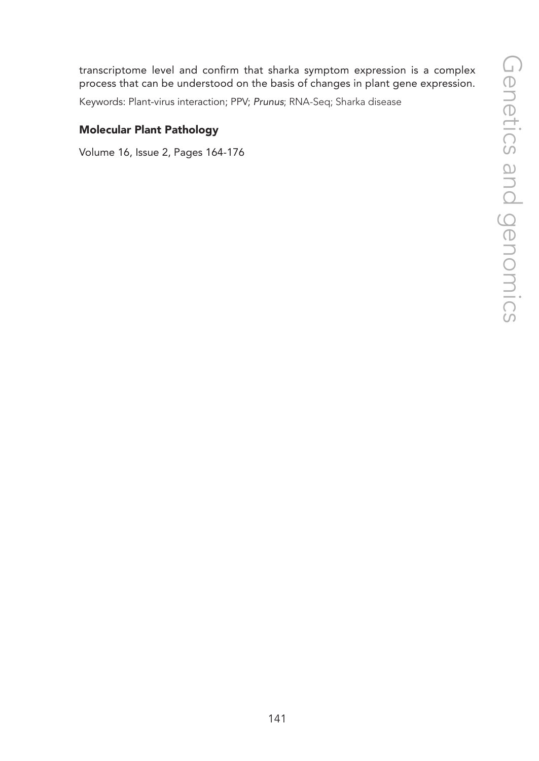transcriptome level and confirm that sharka symptom expression is a complex process that can be understood on the basis of changes in plant gene expression.

Keywords: Plant-virus interaction; PPV; *Prunus*; RNA-Seq; Sharka disease

**Molecular Plant Pathology**

Volume 16, Issue 2, Pages 164-176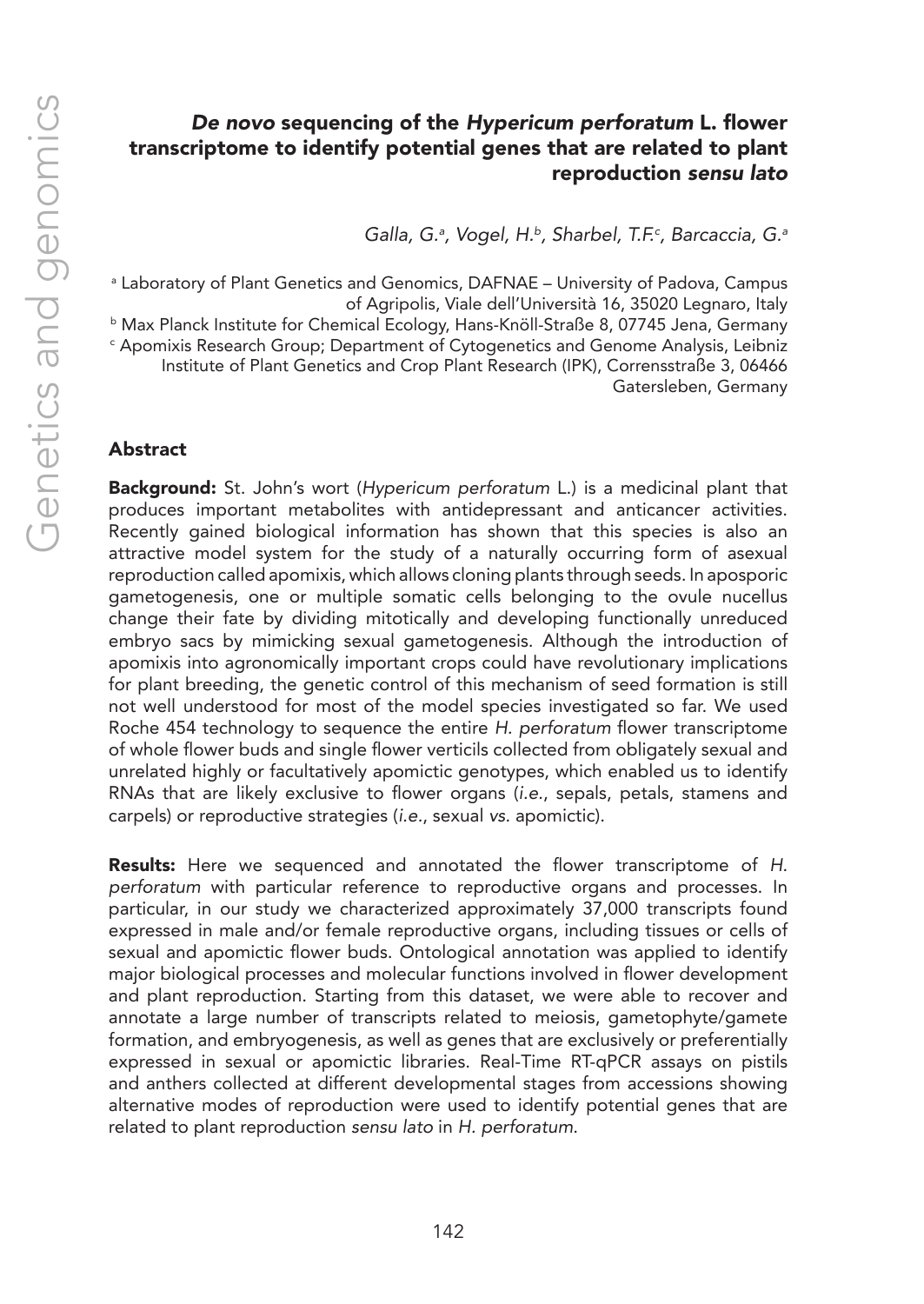# *De novo* sequencing of the *Hypericum perforatum* L. flower transcriptome to identify potential genes that are related to plant reproduction *sensu lato*

*Galla, G.*[a], *Vogel, H.*[b], *Sharbel, T.F.*[c], *Barcaccia, G.*[a]

[a] Laboratory of Plant Genetics and Genomics, DAFNAE – University of Padova, Campus of Agripolis, Viale dell'Università 16, 35020 Legnaro, Italy
[b] Max Planck Institute for Chemical Ecology, Hans-Knöll-Straße 8, 07745 Jena, Germany
[c] Apomixis Research Group; Department of Cytogenetics and Genome Analysis, Leibniz Institute of Plant Genetics and Crop Plant Research (IPK), Corrensstraße 3, 06466 Gatersleben, Germany

## Abstract

**Background:** St. John's wort (*Hypericum perforatum* L.) is a medicinal plant that produces important metabolites with antidepressant and anticancer activities. Recently gained biological information has shown that this species is also an attractive model system for the study of a naturally occurring form of asexual reproduction called apomixis, which allows cloning plants through seeds. In aposporic gametogenesis, one or multiple somatic cells belonging to the ovule nucellus change their fate by dividing mitotically and developing functionally unreduced embryo sacs by mimicking sexual gametogenesis. Although the introduction of apomixis into agronomically important crops could have revolutionary implications for plant breeding, the genetic control of this mechanism of seed formation is still not well understood for most of the model species investigated so far. We used Roche 454 technology to sequence the entire *H. perforatum* flower transcriptome of whole flower buds and single flower verticils collected from obligately sexual and unrelated highly or facultatively apomictic genotypes, which enabled us to identify RNAs that are likely exclusive to flower organs (*i.e.*, sepals, petals, stamens and carpels) or reproductive strategies (*i.e.*, sexual *vs.* apomictic).

**Results:** Here we sequenced and annotated the flower transcriptome of *H. perforatum* with particular reference to reproductive organs and processes. In particular, in our study we characterized approximately 37,000 transcripts found expressed in male and/or female reproductive organs, including tissues or cells of sexual and apomictic flower buds. Ontological annotation was applied to identify major biological processes and molecular functions involved in flower development and plant reproduction. Starting from this dataset, we were able to recover and annotate a large number of transcripts related to meiosis, gametophyte/gamete formation, and embryogenesis, as well as genes that are exclusively or preferentially expressed in sexual or apomictic libraries. Real-Time RT-qPCR assays on pistils and anthers collected at different developmental stages from accessions showing alternative modes of reproduction were used to identify potential genes that are related to plant reproduction *sensu lato* in *H. perforatum*.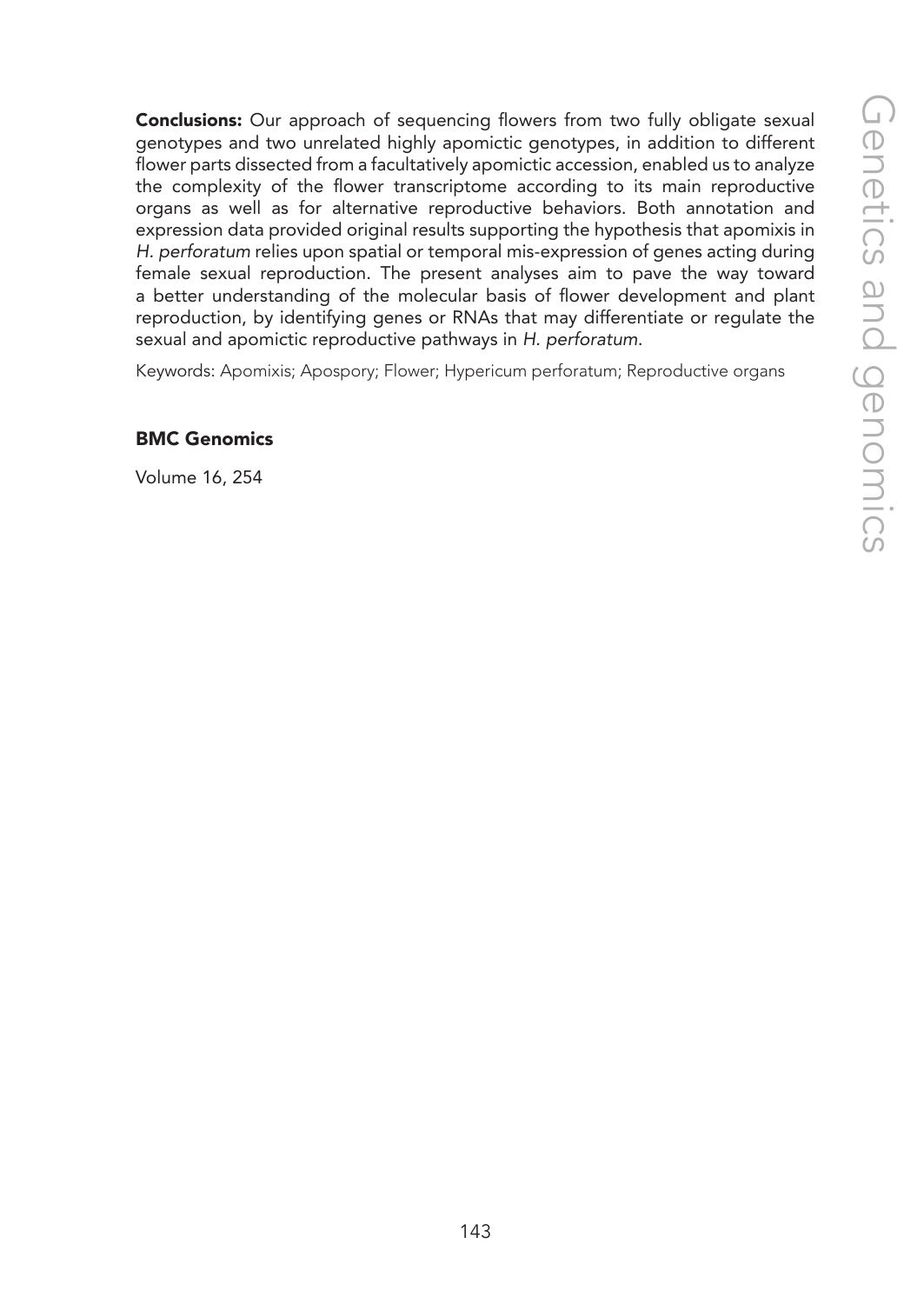**Conclusions:** Our approach of sequencing flowers from two fully obligate sexual genotypes and two unrelated highly apomictic genotypes, in addition to different flower parts dissected from a facultatively apomictic accession, enabled us to analyze the complexity of the flower transcriptome according to its main reproductive organs as well as for alternative reproductive behaviors. Both annotation and expression data provided original results supporting the hypothesis that apomixis in *H. perforatum* relies upon spatial or temporal mis-expression of genes acting during female sexual reproduction. The present analyses aim to pave the way toward a better understanding of the molecular basis of flower development and plant reproduction, by identifying genes or RNAs that may differentiate or regulate the sexual and apomictic reproductive pathways in *H. perforatum*.

Keywords: Apomixis; Apospory; Flower; Hypericum perforatum; Reproductive organs

**BMC Genomics**

Volume 16, 254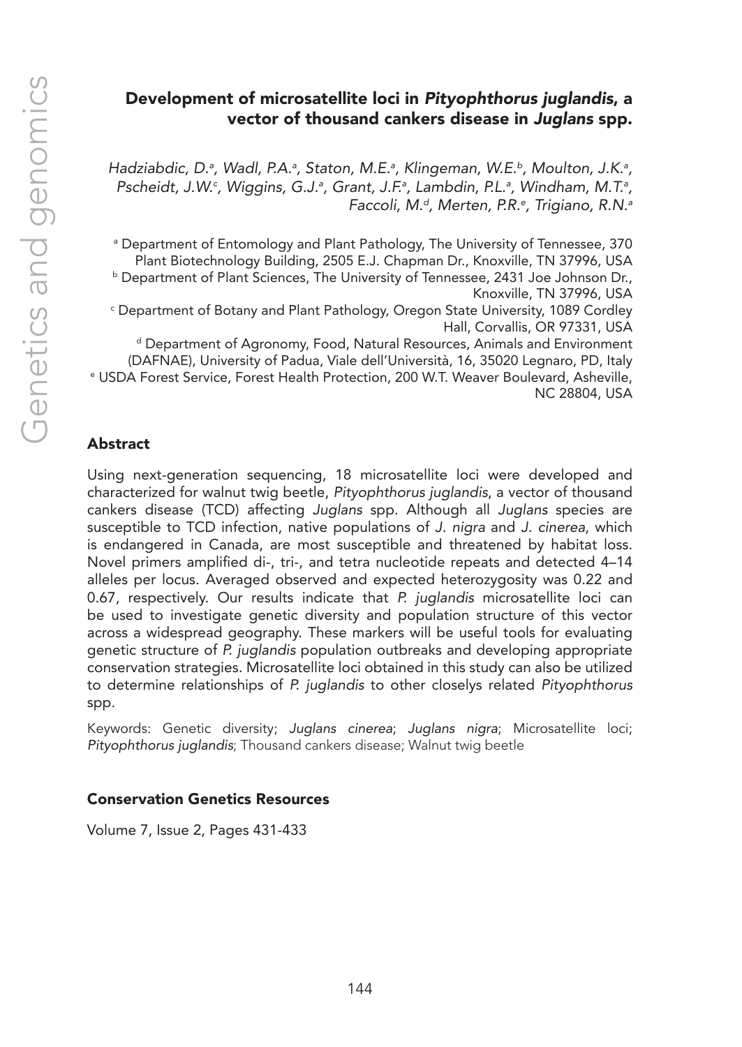## Development of microsatellite loci in *Pityophthorus juglandis*, a vector of thousand cankers disease in *Juglans* spp.

*Hadziabdic, D.[a], Wadl, P.A.[a], Staton, M.E.[a], Klingeman, W.E.[b], Moulton, J.K.[a], Pscheidt, J.W.[c], Wiggins, G.J.[a], Grant, J.F.[a], Lambdin, P.L.[a], Windham, M.T.[a], Faccoli, M.[d], Merten, P.R.[e], Trigiano, R.N.[a]*

[a] Department of Entomology and Plant Pathology, The University of Tennessee, 370 Plant Biotechnology Building, 2505 E.J. Chapman Dr., Knoxville, TN 37996, USA
[b] Department of Plant Sciences, The University of Tennessee, 2431 Joe Johnson Dr., Knoxville, TN 37996, USA
[c] Department of Botany and Plant Pathology, Oregon State University, 1089 Cordley Hall, Corvallis, OR 97331, USA
[d] Department of Agronomy, Food, Natural Resources, Animals and Environment (DAFNAE), University of Padua, Viale dell'Università, 16, 35020 Legnaro, PD, Italy
[e] USDA Forest Service, Forest Health Protection, 200 W.T. Weaver Boulevard, Asheville, NC 28804, USA

### Abstract

Using next-generation sequencing, 18 microsatellite loci were developed and characterized for walnut twig beetle, *Pityophthorus juglandis*, a vector of thousand cankers disease (TCD) affecting *Juglans* spp. Although all *Juglans* species are susceptible to TCD infection, native populations of *J. nigra* and *J. cinerea*, which is endangered in Canada, are most susceptible and threatened by habitat loss. Novel primers amplified di-, tri-, and tetra nucleotide repeats and detected 4–14 alleles per locus. Averaged observed and expected heterozygosity was 0.22 and 0.67, respectively. Our results indicate that *P. juglandis* microsatellite loci can be used to investigate genetic diversity and population structure of this vector across a widespread geography. These markers will be useful tools for evaluating genetic structure of *P. juglandis* population outbreaks and developing appropriate conservation strategies. Microsatellite loci obtained in this study can also be utilized to determine relationships of *P. juglandis* to other closelys related *Pityophthorus* spp.

Keywords: Genetic diversity; *Juglans cinerea*; *Juglans nigra*; Microsatellite loci; *Pityophthorus juglandis*; Thousand cankers disease; Walnut twig beetle

### Conservation Genetics Resources

Volume 7, Issue 2, Pages 431-433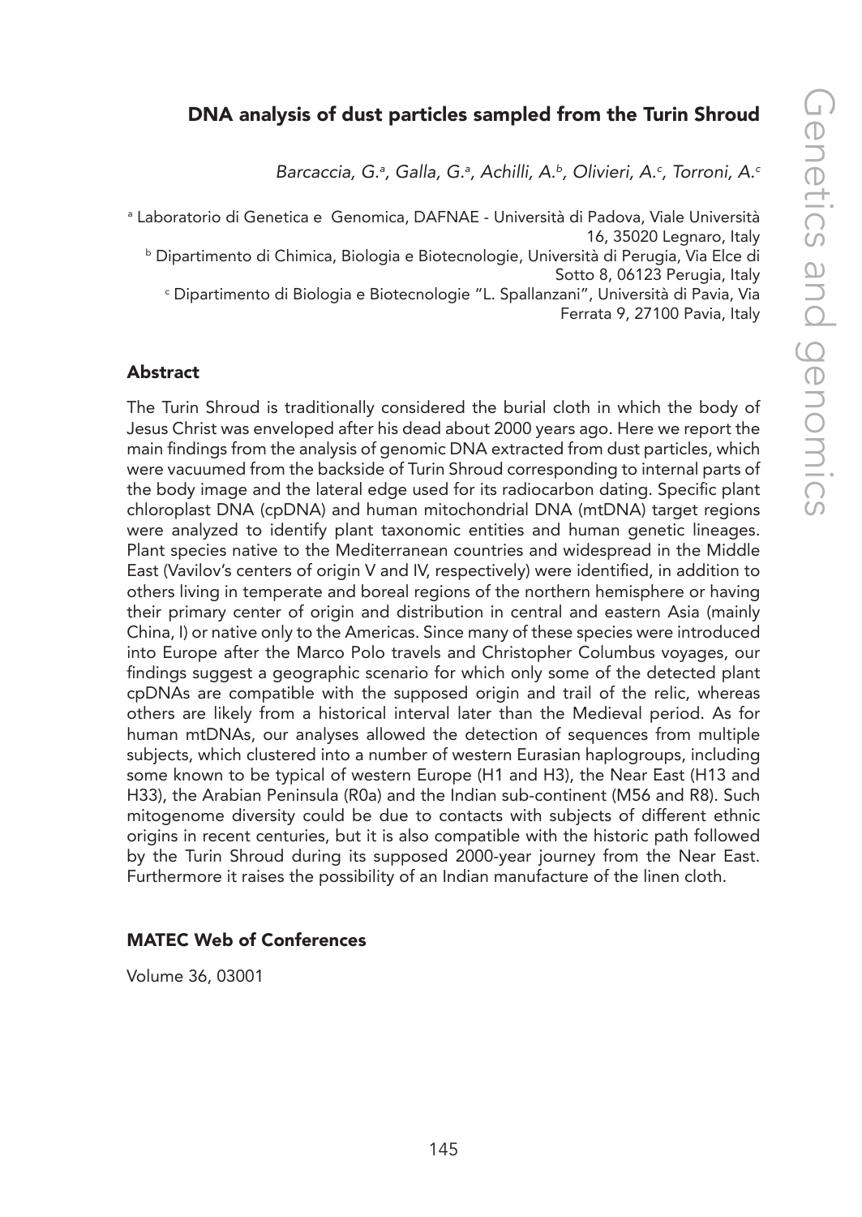# DNA analysis of dust particles sampled from the Turin Shroud

*Barcaccia, G.[a], Galla, G.[a], Achilli, A.[b], Olivieri, A.[c], Torroni, A.[c]*

[a] Laboratorio di Genetica e Genomica, DAFNAE - Università di Padova, Viale Università 16, 35020 Legnaro, Italy

[b] Dipartimento di Chimica, Biologia e Biotecnologie, Università di Perugia, Via Elce di Sotto 8, 06123 Perugia, Italy

[c] Dipartimento di Biologia e Biotecnologie "L. Spallanzani", Università di Pavia, Via Ferrata 9, 27100 Pavia, Italy

## Abstract

The Turin Shroud is traditionally considered the burial cloth in which the body of Jesus Christ was enveloped after his dead about 2000 years ago. Here we report the main findings from the analysis of genomic DNA extracted from dust particles, which were vacuumed from the backside of Turin Shroud corresponding to internal parts of the body image and the lateral edge used for its radiocarbon dating. Specific plant chloroplast DNA (cpDNA) and human mitochondrial DNA (mtDNA) target regions were analyzed to identify plant taxonomic entities and human genetic lineages. Plant species native to the Mediterranean countries and widespread in the Middle East (Vavilov's centers of origin V and IV, respectively) were identified, in addition to others living in temperate and boreal regions of the northern hemisphere or having their primary center of origin and distribution in central and eastern Asia (mainly China, I) or native only to the Americas. Since many of these species were introduced into Europe after the Marco Polo travels and Christopher Columbus voyages, our findings suggest a geographic scenario for which only some of the detected plant cpDNAs are compatible with the supposed origin and trail of the relic, whereas others are likely from a historical interval later than the Medieval period. As for human mtDNAs, our analyses allowed the detection of sequences from multiple subjects, which clustered into a number of western Eurasian haplogroups, including some known to be typical of western Europe (H1 and H3), the Near East (H13 and H33), the Arabian Peninsula (R0a) and the Indian sub-continent (M56 and R8). Such mitogenome diversity could be due to contacts with subjects of different ethnic origins in recent centuries, but it is also compatible with the historic path followed by the Turin Shroud during its supposed 2000-year journey from the Near East. Furthermore it raises the possibility of an Indian manufacture of the linen cloth.

### MATEC Web of Conferences

Volume 36, 03001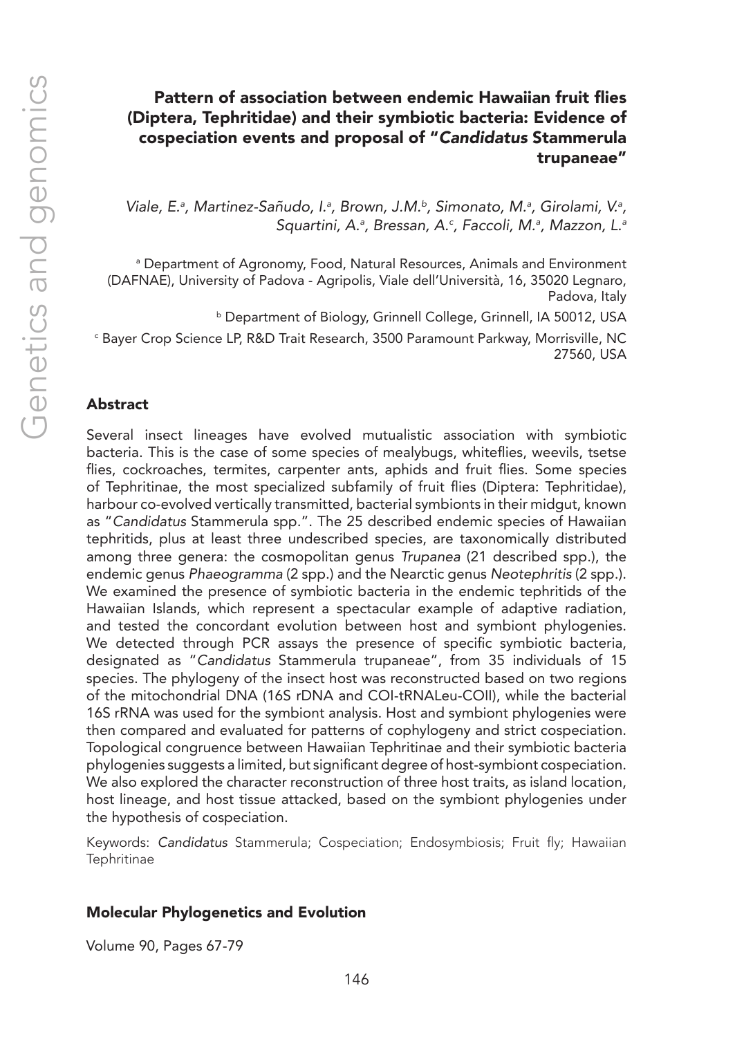# Pattern of association between endemic Hawaiian fruit flies (Diptera, Tephritidae) and their symbiotic bacteria: Evidence of cospeciation events and proposal of "*Candidatus* Stammerula trupaneae"

*Viale, E.[a], Martinez-Sañudo, I.[a], Brown, J.M.[b], Simonato, M.[a], Girolami, V.[a], Squartini, A.[a], Bressan, A.[c], Faccoli, M.[a], Mazzon, L.[a]*

[a] Department of Agronomy, Food, Natural Resources, Animals and Environment (DAFNAE), University of Padova - Agripolis, Viale dell'Università, 16, 35020 Legnaro, Padova, Italy

[b] Department of Biology, Grinnell College, Grinnell, IA 50012, USA

[c] Bayer Crop Science LP, R&D Trait Research, 3500 Paramount Parkway, Morrisville, NC 27560, USA

## Abstract

Several insect lineages have evolved mutualistic association with symbiotic bacteria. This is the case of some species of mealybugs, whiteflies, weevils, tsetse flies, cockroaches, termites, carpenter ants, aphids and fruit flies. Some species of Tephritinae, the most specialized subfamily of fruit flies (Diptera: Tephritidae), harbour co-evolved vertically transmitted, bacterial symbionts in their midgut, known as "*Candidatus* Stammerula spp.". The 25 described endemic species of Hawaiian tephritids, plus at least three undescribed species, are taxonomically distributed among three genera: the cosmopolitan genus *Trupanea* (21 described spp.), the endemic genus *Phaeogramma* (2 spp.) and the Nearctic genus *Neotephritis* (2 spp.). We examined the presence of symbiotic bacteria in the endemic tephritids of the Hawaiian Islands, which represent a spectacular example of adaptive radiation, and tested the concordant evolution between host and symbiont phylogenies. We detected through PCR assays the presence of specific symbiotic bacteria, designated as "*Candidatus* Stammerula trupaneae", from 35 individuals of 15 species. The phylogeny of the insect host was reconstructed based on two regions of the mitochondrial DNA (16S rDNA and COI-tRNALeu-COII), while the bacterial 16S rRNA was used for the symbiont analysis. Host and symbiont phylogenies were then compared and evaluated for patterns of cophylogeny and strict cospeciation. Topological congruence between Hawaiian Tephritinae and their symbiotic bacteria phylogenies suggests a limited, but significant degree of host-symbiont cospeciation. We also explored the character reconstruction of three host traits, as island location, host lineage, and host tissue attacked, based on the symbiont phylogenies under the hypothesis of cospeciation.

Keywords: *Candidatus* Stammerula; Cospeciation; Endosymbiosis; Fruit fly; Hawaiian Tephritinae

### Molecular Phylogenetics and Evolution

Volume 90, Pages 67-79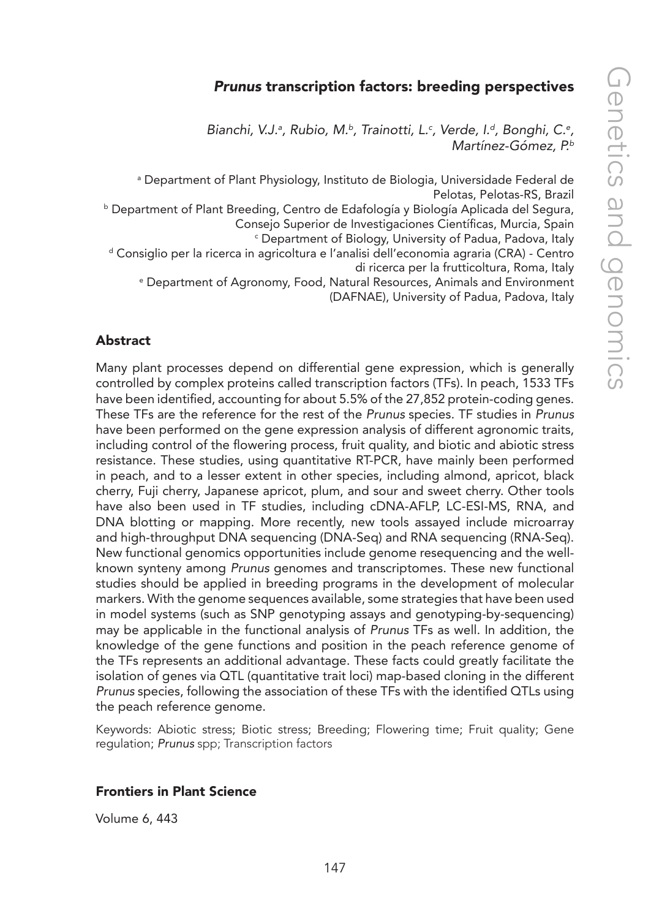# *Prunus* transcription factors: breeding perspectives

*Bianchi, V.J.[a], Rubio, M.[b], Trainotti, L.[c], Verde, I.[d], Bonghi, C.[e], Martínez-Gómez, P.[b]*

[a] Department of Plant Physiology, Instituto de Biologia, Universidade Federal de Pelotas, Pelotas-RS, Brazil
[b] Department of Plant Breeding, Centro de Edafología y Biología Aplicada del Segura, Consejo Superior de Investigaciones Científicas, Murcia, Spain
[c] Department of Biology, University of Padua, Padova, Italy
[d] Consiglio per la ricerca in agricoltura e l'analisi dell'economia agraria (CRA) - Centro di ricerca per la frutticoltura, Roma, Italy
[e] Department of Agronomy, Food, Natural Resources, Animals and Environment (DAFNAE), University of Padua, Padova, Italy

## Abstract

Many plant processes depend on differential gene expression, which is generally controlled by complex proteins called transcription factors (TFs). In peach, 1533 TFs have been identified, accounting for about 5.5% of the 27,852 protein-coding genes. These TFs are the reference for the rest of the *Prunus* species. TF studies in *Prunus* have been performed on the gene expression analysis of different agronomic traits, including control of the flowering process, fruit quality, and biotic and abiotic stress resistance. These studies, using quantitative RT-PCR, have mainly been performed in peach, and to a lesser extent in other species, including almond, apricot, black cherry, Fuji cherry, Japanese apricot, plum, and sour and sweet cherry. Other tools have also been used in TF studies, including cDNA-AFLP, LC-ESI-MS, RNA, and DNA blotting or mapping. More recently, new tools assayed include microarray and high-throughput DNA sequencing (DNA-Seq) and RNA sequencing (RNA-Seq). New functional genomics opportunities include genome resequencing and the well-known synteny among *Prunus* genomes and transcriptomes. These new functional studies should be applied in breeding programs in the development of molecular markers. With the genome sequences available, some strategies that have been used in model systems (such as SNP genotyping assays and genotyping-by-sequencing) may be applicable in the functional analysis of *Prunus* TFs as well. In addition, the knowledge of the gene functions and position in the peach reference genome of the TFs represents an additional advantage. These facts could greatly facilitate the isolation of genes via QTL (quantitative trait loci) map-based cloning in the different *Prunus* species, following the association of these TFs with the identified QTLs using the peach reference genome.

Keywords: Abiotic stress; Biotic stress; Breeding; Flowering time; Fruit quality; Gene regulation; *Prunus* spp; Transcription factors

**Frontiers in Plant Science**

Volume 6, 443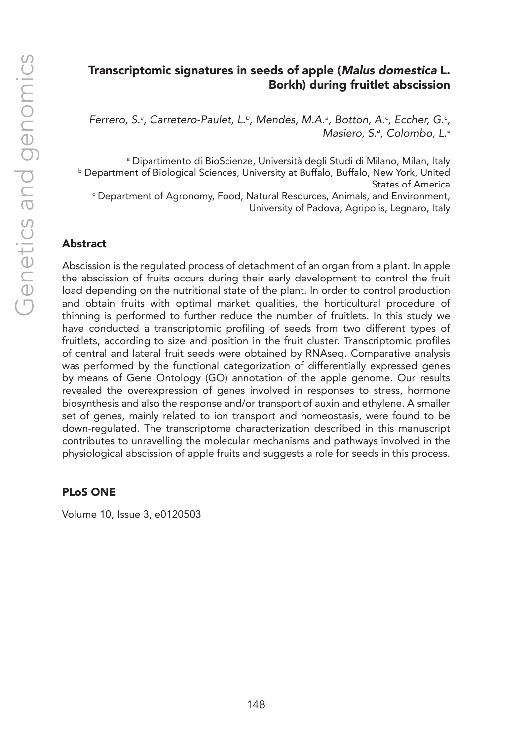# Transcriptomic signatures in seeds of apple (*Malus domestica* L. Borkh) during fruitlet abscission

*Ferrero, S.[a], Carretero-Paulet, L.[b], Mendes, M.A.[a], Botton, A.[c], Eccher, G.[c], Masiero, S.[a], Colombo, L.[a]*

[a] Dipartimento di BioScienze, Università degli Studi di Milano, Milan, Italy
[b] Department of Biological Sciences, University at Buffalo, Buffalo, New York, United States of America
[c] Department of Agronomy, Food, Natural Resources, Animals, and Environment, University of Padova, Agripolis, Legnaro, Italy

## Abstract

Abscission is the regulated process of detachment of an organ from a plant. In apple the abscission of fruits occurs during their early development to control the fruit load depending on the nutritional state of the plant. In order to control production and obtain fruits with optimal market qualities, the horticultural procedure of thinning is performed to further reduce the number of fruitlets. In this study we have conducted a transcriptomic profiling of seeds from two different types of fruitlets, according to size and position in the fruit cluster. Transcriptomic profiles of central and lateral fruit seeds were obtained by RNAseq. Comparative analysis was performed by the functional categorization of differentially expressed genes by means of Gene Ontology (GO) annotation of the apple genome. Our results revealed the overexpression of genes involved in responses to stress, hormone biosynthesis and also the response and/or transport of auxin and ethylene. A smaller set of genes, mainly related to ion transport and homeostasis, were found to be down-regulated. The transcriptome characterization described in this manuscript contributes to unravelling the molecular mechanisms and pathways involved in the physiological abscission of apple fruits and suggests a role for seeds in this process.

**PLoS ONE**

Volume 10, Issue 3, e0120503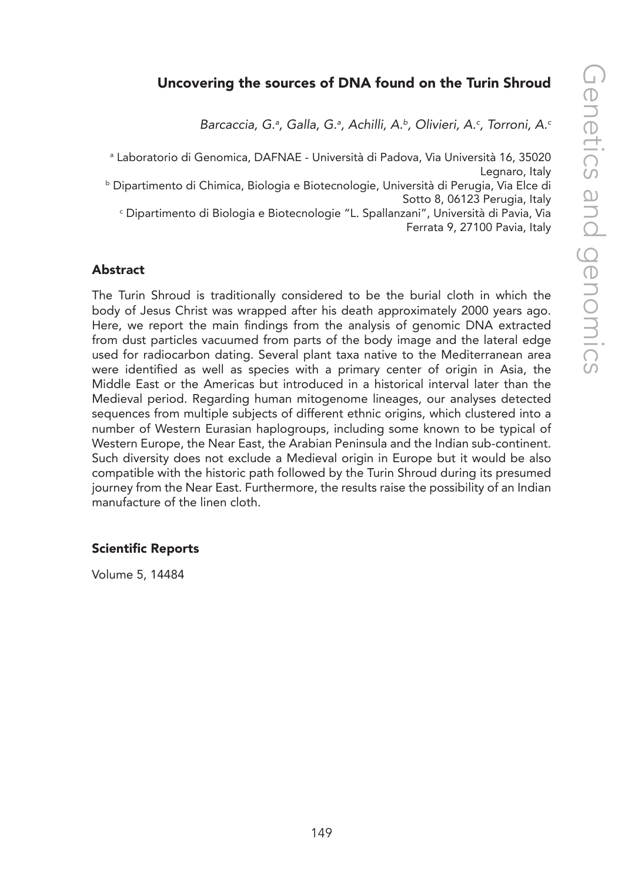## Uncovering the sources of DNA found on the Turin Shroud

*Barcaccia, G.[a], Galla, G.[a], Achilli, A.[b], Olivieri, A.[c], Torroni, A.[c]*

[a] Laboratorio di Genomica, DAFNAE - Università di Padova, Via Università 16, 35020 Legnaro, Italy

[b] Dipartimento di Chimica, Biologia e Biotecnologie, Università di Perugia, Via Elce di Sotto 8, 06123 Perugia, Italy

[c] Dipartimento di Biologia e Biotecnologie "L. Spallanzani", Università di Pavia, Via Ferrata 9, 27100 Pavia, Italy

### Abstract

The Turin Shroud is traditionally considered to be the burial cloth in which the body of Jesus Christ was wrapped after his death approximately 2000 years ago. Here, we report the main findings from the analysis of genomic DNA extracted from dust particles vacuumed from parts of the body image and the lateral edge used for radiocarbon dating. Several plant taxa native to the Mediterranean area were identified as well as species with a primary center of origin in Asia, the Middle East or the Americas but introduced in a historical interval later than the Medieval period. Regarding human mitogenome lineages, our analyses detected sequences from multiple subjects of different ethnic origins, which clustered into a number of Western Eurasian haplogroups, including some known to be typical of Western Europe, the Near East, the Arabian Peninsula and the Indian sub-continent. Such diversity does not exclude a Medieval origin in Europe but it would be also compatible with the historic path followed by the Turin Shroud during its presumed journey from the Near East. Furthermore, the results raise the possibility of an Indian manufacture of the linen cloth.

### Scientific Reports

Volume 5, 14484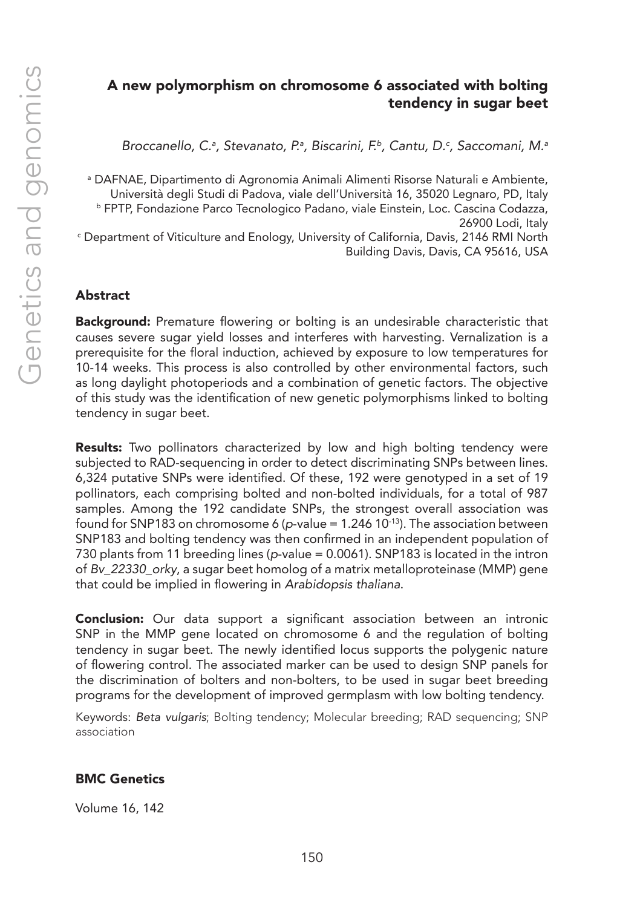# A new polymorphism on chromosome 6 associated with bolting tendency in sugar beet

*Broccanello, C.[a], Stevanato, P.[a], Biscarini, F.[b], Cantu, D.[c], Saccomani, M.[a]*

[a] DAFNAE, Dipartimento di Agronomia Animali Alimenti Risorse Naturali e Ambiente, Università degli Studi di Padova, viale dell'Università 16, 35020 Legnaro, PD, Italy
[b] FPTP, Fondazione Parco Tecnologico Padano, viale Einstein, Loc. Cascina Codazza, 26900 Lodi, Italy
[c] Department of Viticulture and Enology, University of California, Davis, 2146 RMI North Building Davis, Davis, CA 95616, USA

## Abstract

**Background:** Premature flowering or bolting is an undesirable characteristic that causes severe sugar yield losses and interferes with harvesting. Vernalization is a prerequisite for the floral induction, achieved by exposure to low temperatures for 10-14 weeks. This process is also controlled by other environmental factors, such as long daylight photoperiods and a combination of genetic factors. The objective of this study was the identification of new genetic polymorphisms linked to bolting tendency in sugar beet.

**Results:** Two pollinators characterized by low and high bolting tendency were subjected to RAD-sequencing in order to detect discriminating SNPs between lines. 6,324 putative SNPs were identified. Of these, 192 were genotyped in a set of 19 pollinators, each comprising bolted and non-bolted individuals, for a total of 987 samples. Among the 192 candidate SNPs, the strongest overall association was found for SNP183 on chromosome 6 ($p$-value = $1.246\ 10^{-13}$). The association between SNP183 and bolting tendency was then confirmed in an independent population of 730 plants from 11 breeding lines ($p$-value = 0.0061). SNP183 is located in the intron of *Bv_22330_orky*, a sugar beet homolog of a matrix metalloproteinase (MMP) gene that could be implied in flowering in *Arabidopsis thaliana*.

**Conclusion:** Our data support a significant association between an intronic SNP in the MMP gene located on chromosome 6 and the regulation of bolting tendency in sugar beet. The newly identified locus supports the polygenic nature of flowering control. The associated marker can be used to design SNP panels for the discrimination of bolters and non-bolters, to be used in sugar beet breeding programs for the development of improved germplasm with low bolting tendency.

Keywords: *Beta vulgaris*; Bolting tendency; Molecular breeding; RAD sequencing; SNP association

**BMC Genetics**

Volume 16, 142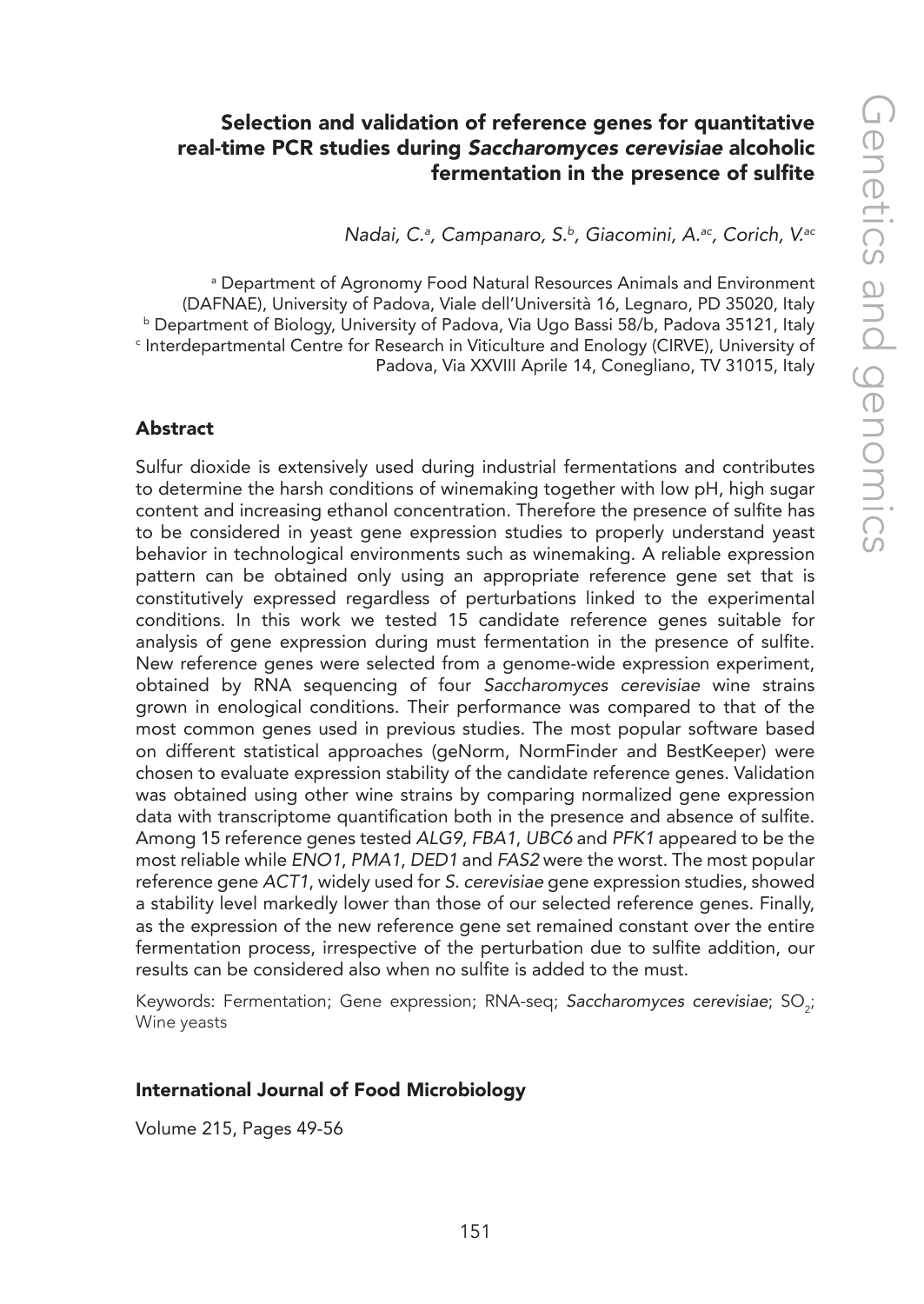# Selection and validation of reference genes for quantitative real-time PCR studies during *Saccharomyces cerevisiae* alcoholic fermentation in the presence of sulfite

*Nadai, C.[a], Campanaro, S.[b], Giacomini, A.[ac], Corich, V.[ac]*

[a] Department of Agronomy Food Natural Resources Animals and Environment (DAFNAE), University of Padova, Viale dell'Università 16, Legnaro, PD 35020, Italy
[b] Department of Biology, University of Padova, Via Ugo Bassi 58/b, Padova 35121, Italy
[c] Interdepartmental Centre for Research in Viticulture and Enology (CIRVE), University of Padova, Via XXVIII Aprile 14, Conegliano, TV 31015, Italy

## Abstract

Sulfur dioxide is extensively used during industrial fermentations and contributes to determine the harsh conditions of winemaking together with low pH, high sugar content and increasing ethanol concentration. Therefore the presence of sulfite has to be considered in yeast gene expression studies to properly understand yeast behavior in technological environments such as winemaking. A reliable expression pattern can be obtained only using an appropriate reference gene set that is constitutively expressed regardless of perturbations linked to the experimental conditions. In this work we tested 15 candidate reference genes suitable for analysis of gene expression during must fermentation in the presence of sulfite. New reference genes were selected from a genome-wide expression experiment, obtained by RNA sequencing of four *Saccharomyces cerevisiae* wine strains grown in enological conditions. Their performance was compared to that of the most common genes used in previous studies. The most popular software based on different statistical approaches (geNorm, NormFinder and BestKeeper) were chosen to evaluate expression stability of the candidate reference genes. Validation was obtained using other wine strains by comparing normalized gene expression data with transcriptome quantification both in the presence and absence of sulfite. Among 15 reference genes tested *ALG9*, *FBA1*, *UBC6* and *PFK1* appeared to be the most reliable while *ENO1*, *PMA1*, *DED1* and *FAS2* were the worst. The most popular reference gene *ACT1*, widely used for *S. cerevisiae* gene expression studies, showed a stability level markedly lower than those of our selected reference genes. Finally, as the expression of the new reference gene set remained constant over the entire fermentation process, irrespective of the perturbation due to sulfite addition, our results can be considered also when no sulfite is added to the must.

Keywords: Fermentation; Gene expression; RNA-seq; *Saccharomyces cerevisiae*; $SO_2$; Wine yeasts

### International Journal of Food Microbiology

Volume 215, Pages 49-56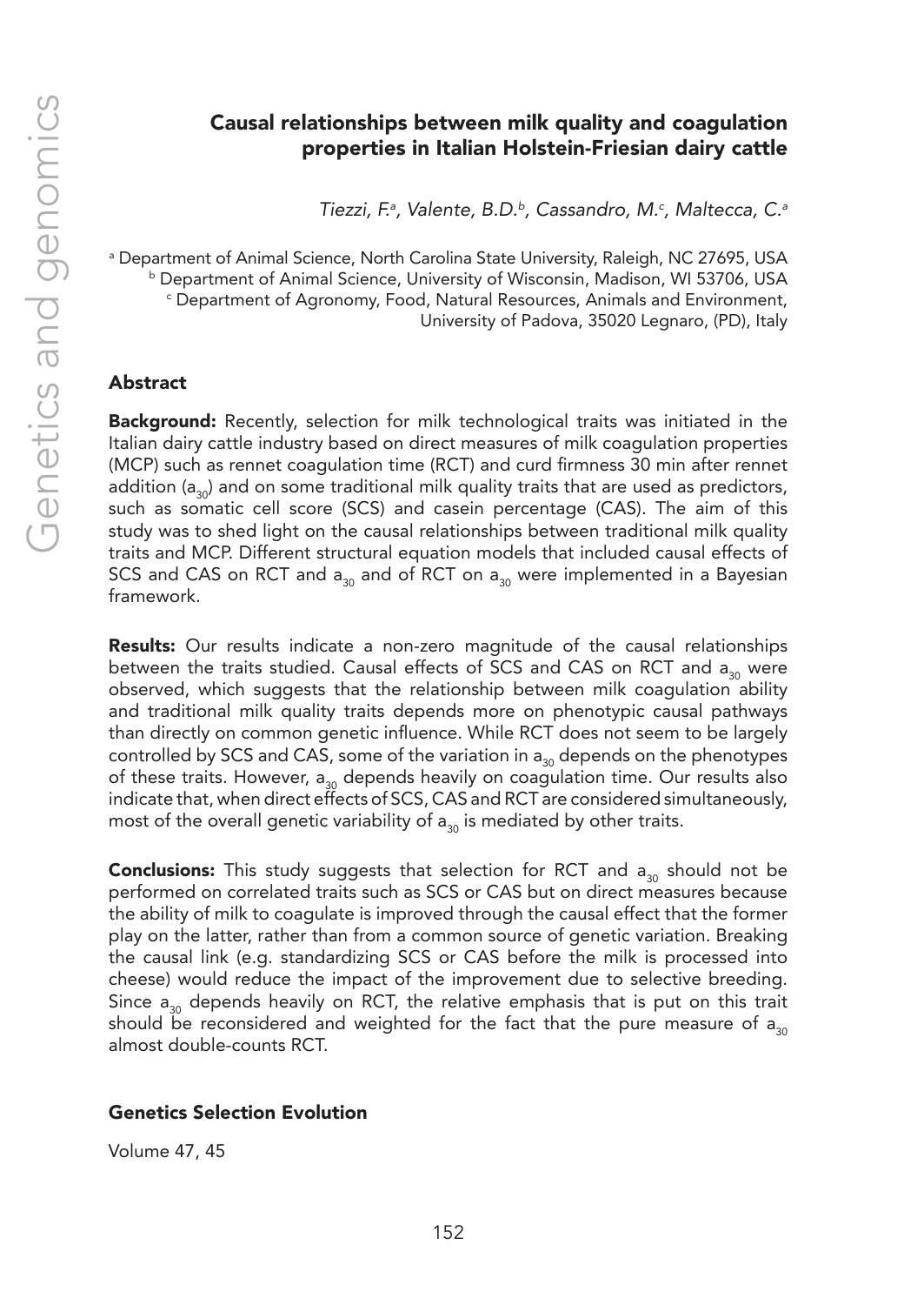# Causal relationships between milk quality and coagulation properties in Italian Holstein-Friesian dairy cattle

*Tiezzi, F.[a], Valente, B.D.[b], Cassandro, M.[c], Maltecca, C.[a]*

[a] Department of Animal Science, North Carolina State University, Raleigh, NC 27695, USA
[b] Department of Animal Science, University of Wisconsin, Madison, WI 53706, USA
[c] Department of Agronomy, Food, Natural Resources, Animals and Environment, University of Padova, 35020 Legnaro, (PD), Italy

## Abstract

**Background:** Recently, selection for milk technological traits was initiated in the Italian dairy cattle industry based on direct measures of milk coagulation properties (MCP) such as rennet coagulation time (RCT) and curd firmness 30 min after rennet addition ($a_{30}$) and on some traditional milk quality traits that are used as predictors, such as somatic cell score (SCS) and casein percentage (CAS). The aim of this study was to shed light on the causal relationships between traditional milk quality traits and MCP. Different structural equation models that included causal effects of SCS and CAS on RCT and $a_{30}$ and of RCT on $a_{30}$ were implemented in a Bayesian framework.

**Results:** Our results indicate a non-zero magnitude of the causal relationships between the traits studied. Causal effects of SCS and CAS on RCT and $a_{30}$ were observed, which suggests that the relationship between milk coagulation ability and traditional milk quality traits depends more on phenotypic causal pathways than directly on common genetic influence. While RCT does not seem to be largely controlled by SCS and CAS, some of the variation in $a_{30}$ depends on the phenotypes of these traits. However, $a_{30}$ depends heavily on coagulation time. Our results also indicate that, when direct effects of SCS, CAS and RCT are considered simultaneously, most of the overall genetic variability of $a_{30}$ is mediated by other traits.

**Conclusions:** This study suggests that selection for RCT and $a_{30}$ should not be performed on correlated traits such as SCS or CAS but on direct measures because the ability of milk to coagulate is improved through the causal effect that the former play on the latter, rather than from a common source of genetic variation. Breaking the causal link (e.g. standardizing SCS or CAS before the milk is processed into cheese) would reduce the impact of the improvement due to selective breeding. Since $a_{30}$ depends heavily on RCT, the relative emphasis that is put on this trait should be reconsidered and weighted for the fact that the pure measure of $a_{30}$ almost double-counts RCT.

### Genetics Selection Evolution

Volume 47, 45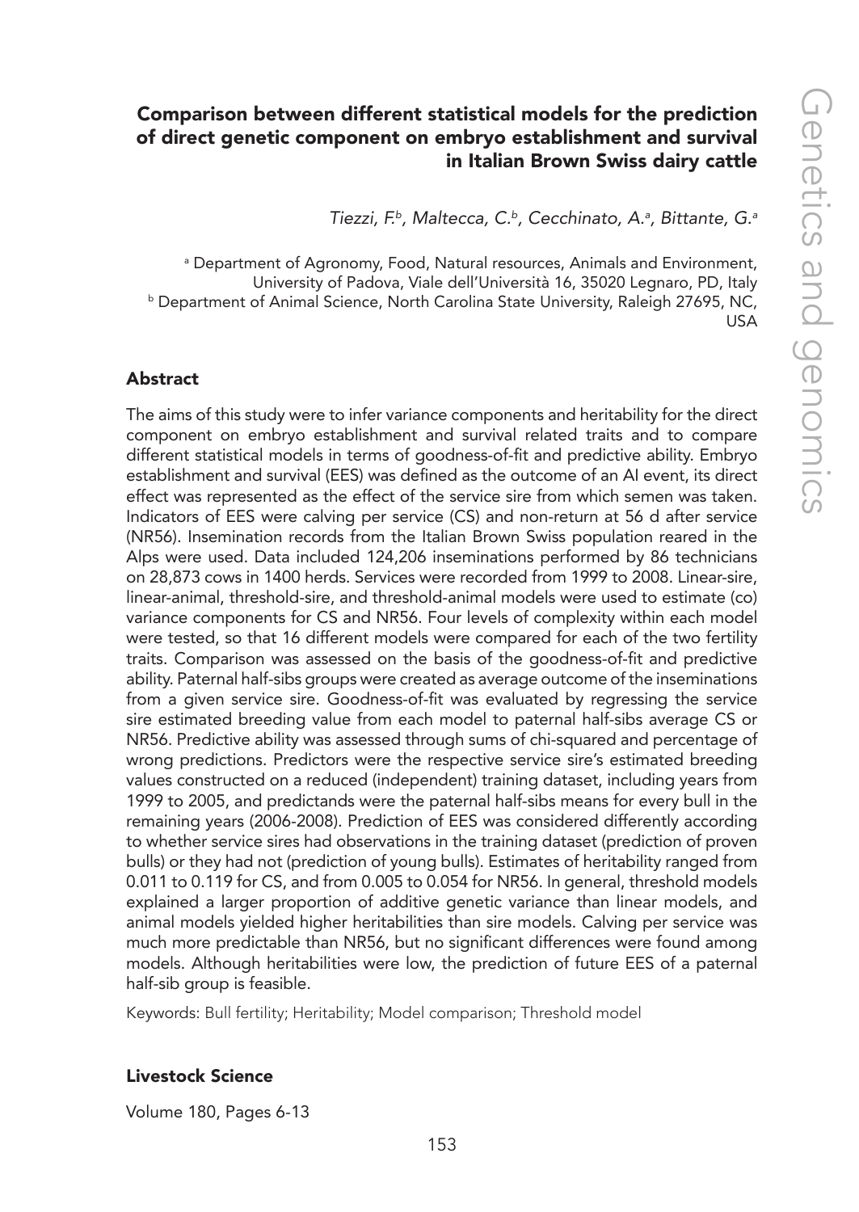## Comparison between different statistical models for the prediction of direct genetic component on embryo establishment and survival in Italian Brown Swiss dairy cattle

*Tiezzi, F.[b], Maltecca, C.[b], Cecchinato, A.[a], Bittante, G.[a]*

[a] Department of Agronomy, Food, Natural resources, Animals and Environment, University of Padova, Viale dell'Università 16, 35020 Legnaro, PD, Italy
[b] Department of Animal Science, North Carolina State University, Raleigh 27695, NC, USA

### Abstract

The aims of this study were to infer variance components and heritability for the direct component on embryo establishment and survival related traits and to compare different statistical models in terms of goodness-of-fit and predictive ability. Embryo establishment and survival (EES) was defined as the outcome of an AI event, its direct effect was represented as the effect of the service sire from which semen was taken. Indicators of EES were calving per service (CS) and non-return at 56 d after service (NR56). Insemination records from the Italian Brown Swiss population reared in the Alps were used. Data included 124,206 inseminations performed by 86 technicians on 28,873 cows in 1400 herds. Services were recorded from 1999 to 2008. Linear-sire, linear-animal, threshold-sire, and threshold-animal models were used to estimate (co) variance components for CS and NR56. Four levels of complexity within each model were tested, so that 16 different models were compared for each of the two fertility traits. Comparison was assessed on the basis of the goodness-of-fit and predictive ability. Paternal half-sibs groups were created as average outcome of the inseminations from a given service sire. Goodness-of-fit was evaluated by regressing the service sire estimated breeding value from each model to paternal half-sibs average CS or NR56. Predictive ability was assessed through sums of chi-squared and percentage of wrong predictions. Predictors were the respective service sire's estimated breeding values constructed on a reduced (independent) training dataset, including years from 1999 to 2005, and predictands were the paternal half-sibs means for every bull in the remaining years (2006-2008). Prediction of EES was considered differently according to whether service sires had observations in the training dataset (prediction of proven bulls) or they had not (prediction of young bulls). Estimates of heritability ranged from 0.011 to 0.119 for CS, and from 0.005 to 0.054 for NR56. In general, threshold models explained a larger proportion of additive genetic variance than linear models, and animal models yielded higher heritabilities than sire models. Calving per service was much more predictable than NR56, but no significant differences were found among models. Although heritabilities were low, the prediction of future EES of a paternal half-sib group is feasible.

Keywords: Bull fertility; Heritability; Model comparison; Threshold model

### Livestock Science

Volume 180, Pages 6-13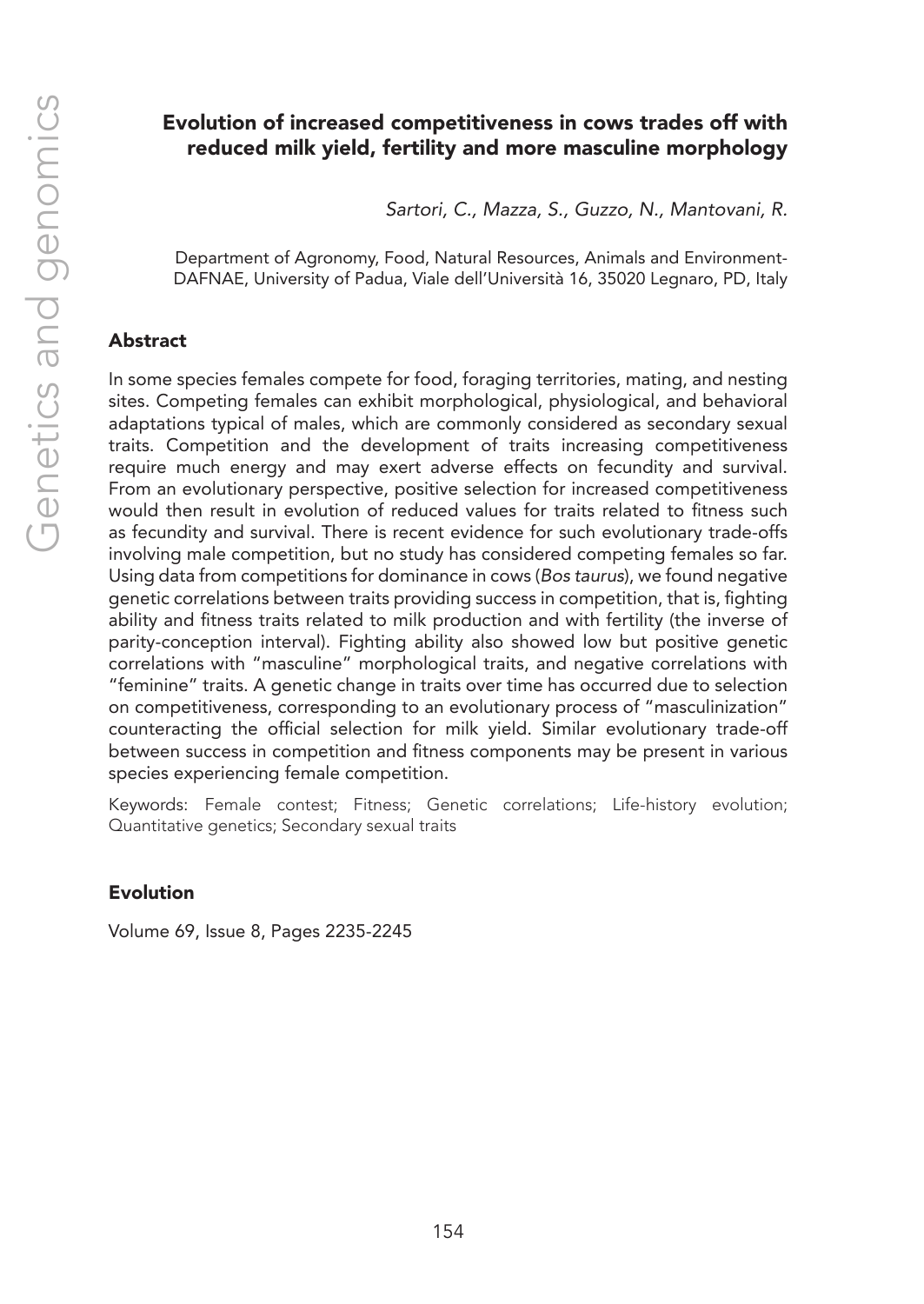# Evolution of increased competitiveness in cows trades off with reduced milk yield, fertility and more masculine morphology

*Sartori, C., Mazza, S., Guzzo, N., Mantovani, R.*

Department of Agronomy, Food, Natural Resources, Animals and Environment-DAFNAE, University of Padua, Viale dell'Università 16, 35020 Legnaro, PD, Italy

## Abstract

In some species females compete for food, foraging territories, mating, and nesting sites. Competing females can exhibit morphological, physiological, and behavioral adaptations typical of males, which are commonly considered as secondary sexual traits. Competition and the development of traits increasing competitiveness require much energy and may exert adverse effects on fecundity and survival. From an evolutionary perspective, positive selection for increased competitiveness would then result in evolution of reduced values for traits related to fitness such as fecundity and survival. There is recent evidence for such evolutionary trade-offs involving male competition, but no study has considered competing females so far. Using data from competitions for dominance in cows (*Bos taurus*), we found negative genetic correlations between traits providing success in competition, that is, fighting ability and fitness traits related to milk production and with fertility (the inverse of parity-conception interval). Fighting ability also showed low but positive genetic correlations with "masculine" morphological traits, and negative correlations with "feminine" traits. A genetic change in traits over time has occurred due to selection on competitiveness, corresponding to an evolutionary process of "masculinization" counteracting the official selection for milk yield. Similar evolutionary trade-off between success in competition and fitness components may be present in various species experiencing female competition.

Keywords: Female contest; Fitness; Genetic correlations; Life-history evolution; Quantitative genetics; Secondary sexual traits

## Evolution

Volume 69, Issue 8, Pages 2235-2245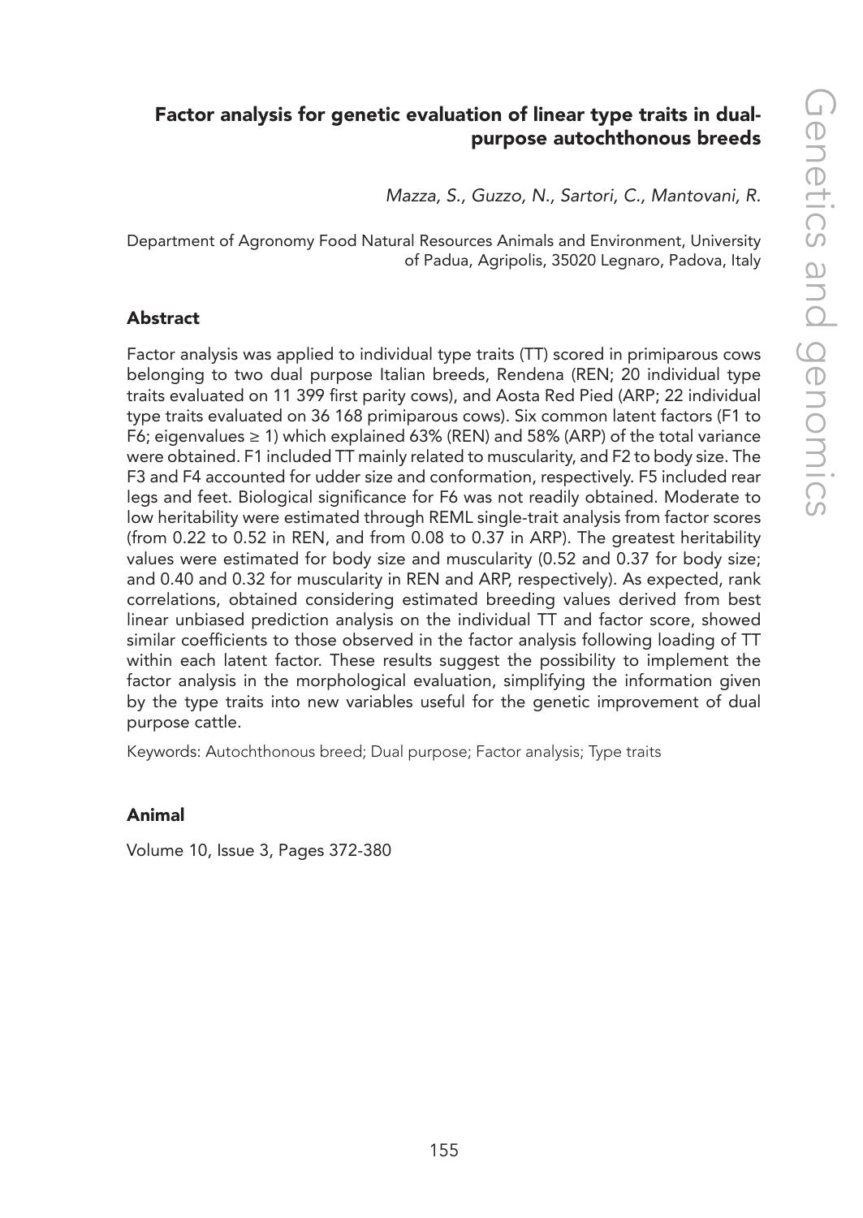## Factor analysis for genetic evaluation of linear type traits in dual-purpose autochthonous breeds

*Mazza, S., Guzzo, N., Sartori, C., Mantovani, R.*

Department of Agronomy Food Natural Resources Animals and Environment, University of Padua, Agripolis, 35020 Legnaro, Padova, Italy

### Abstract

Factor analysis was applied to individual type traits (TT) scored in primiparous cows belonging to two dual purpose Italian breeds, Rendena (REN; 20 individual type traits evaluated on 11 399 first parity cows), and Aosta Red Pied (ARP; 22 individual type traits evaluated on 36 168 primiparous cows). Six common latent factors (F1 to F6; eigenvalues ≥ 1) which explained 63% (REN) and 58% (ARP) of the total variance were obtained. F1 included TT mainly related to muscularity, and F2 to body size. The F3 and F4 accounted for udder size and conformation, respectively. F5 included rear legs and feet. Biological significance for F6 was not readily obtained. Moderate to low heritability were estimated through REML single-trait analysis from factor scores (from 0.22 to 0.52 in REN, and from 0.08 to 0.37 in ARP). The greatest heritability values were estimated for body size and muscularity (0.52 and 0.37 for body size; and 0.40 and 0.32 for muscularity in REN and ARP, respectively). As expected, rank correlations, obtained considering estimated breeding values derived from best linear unbiased prediction analysis on the individual TT and factor score, showed similar coefficients to those observed in the factor analysis following loading of TT within each latent factor. These results suggest the possibility to implement the factor analysis in the morphological evaluation, simplifying the information given by the type traits into new variables useful for the genetic improvement of dual purpose cattle.

Keywords: Autochthonous breed; Dual purpose; Factor analysis; Type traits

### Animal

Volume 10, Issue 3, Pages 372-380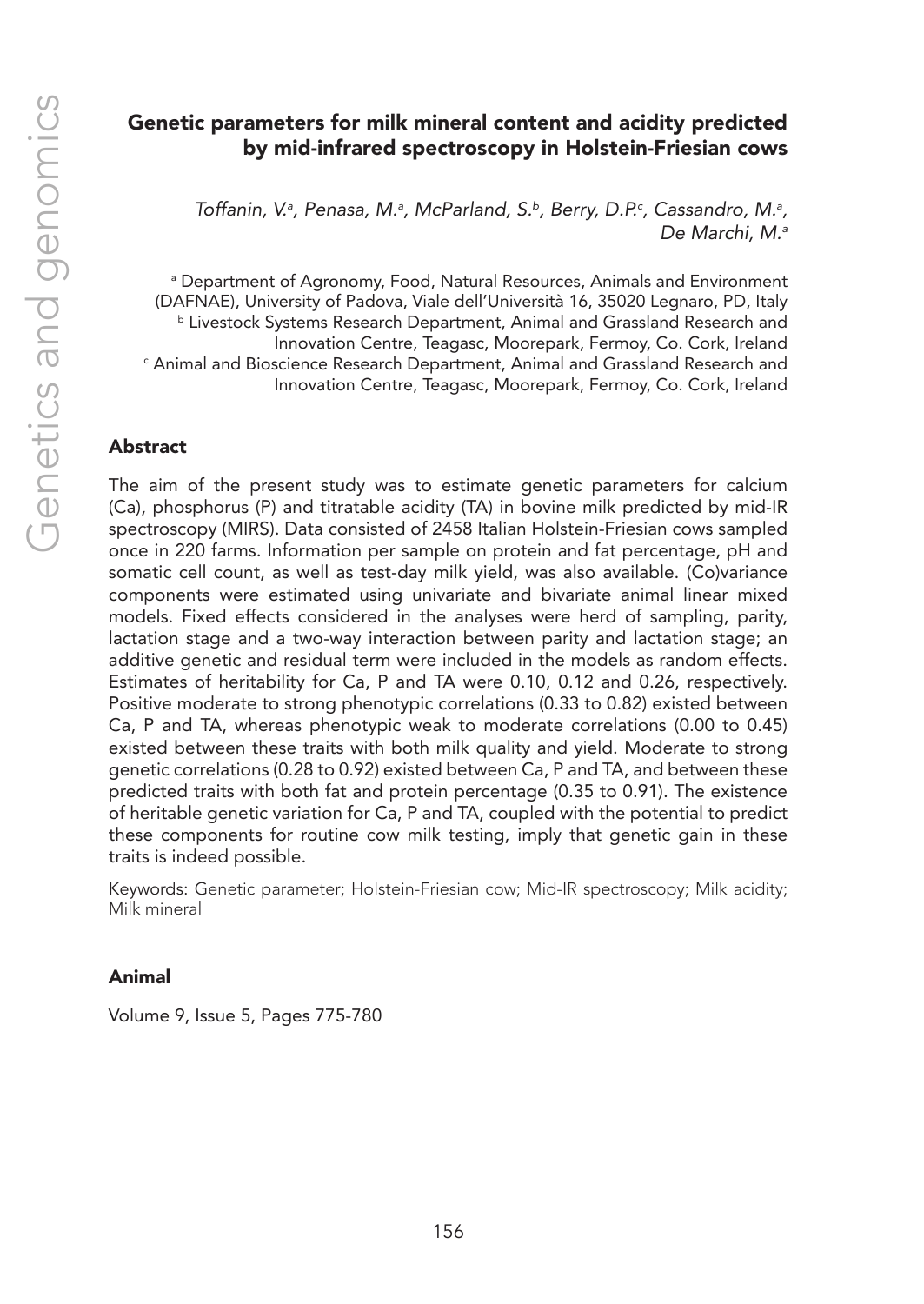## Genetic parameters for milk mineral content and acidity predicted by mid-infrared spectroscopy in Holstein-Friesian cows

*Toffanin, V.[a], Penasa, M.[a], McParland, S.[b], Berry, D.P.[c], Cassandro, M.[a], De Marchi, M.[a]*

[a] Department of Agronomy, Food, Natural Resources, Animals and Environment (DAFNAE), University of Padova, Viale dell'Università 16, 35020 Legnaro, PD, Italy
[b] Livestock Systems Research Department, Animal and Grassland Research and Innovation Centre, Teagasc, Moorepark, Fermoy, Co. Cork, Ireland
[c] Animal and Bioscience Research Department, Animal and Grassland Research and Innovation Centre, Teagasc, Moorepark, Fermoy, Co. Cork, Ireland

### Abstract

The aim of the present study was to estimate genetic parameters for calcium (Ca), phosphorus (P) and titratable acidity (TA) in bovine milk predicted by mid-IR spectroscopy (MIRS). Data consisted of 2458 Italian Holstein-Friesian cows sampled once in 220 farms. Information per sample on protein and fat percentage, pH and somatic cell count, as well as test-day milk yield, was also available. (Co)variance components were estimated using univariate and bivariate animal linear mixed models. Fixed effects considered in the analyses were herd of sampling, parity, lactation stage and a two-way interaction between parity and lactation stage; an additive genetic and residual term were included in the models as random effects. Estimates of heritability for Ca, P and TA were 0.10, 0.12 and 0.26, respectively. Positive moderate to strong phenotypic correlations (0.33 to 0.82) existed between Ca, P and TA, whereas phenotypic weak to moderate correlations (0.00 to 0.45) existed between these traits with both milk quality and yield. Moderate to strong genetic correlations (0.28 to 0.92) existed between Ca, P and TA, and between these predicted traits with both fat and protein percentage (0.35 to 0.91). The existence of heritable genetic variation for Ca, P and TA, coupled with the potential to predict these components for routine cow milk testing, imply that genetic gain in these traits is indeed possible.

Keywords: Genetic parameter; Holstein-Friesian cow; Mid-IR spectroscopy; Milk acidity; Milk mineral

### Animal

Volume 9, Issue 5, Pages 775-780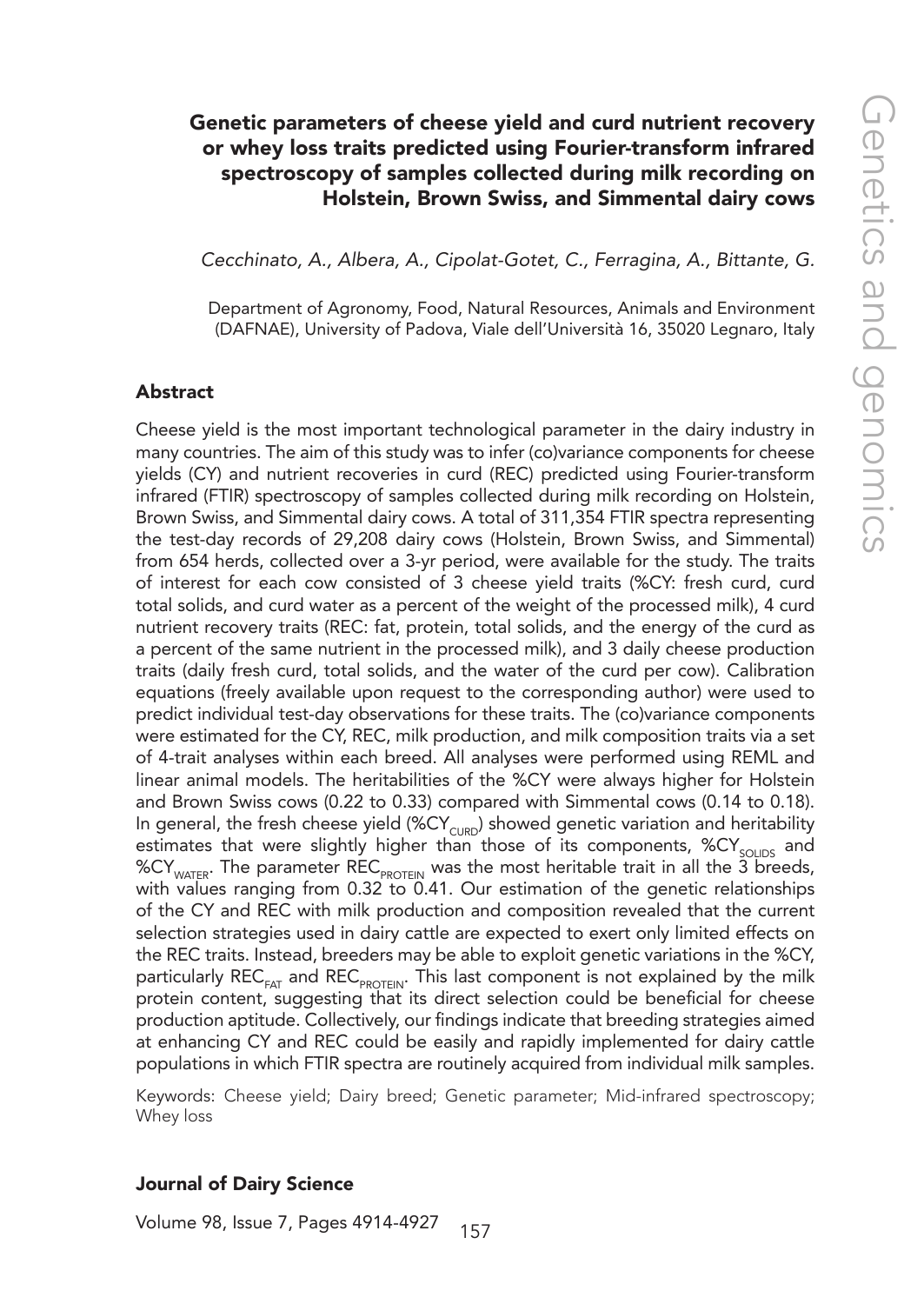## Genetic parameters of cheese yield and curd nutrient recovery or whey loss traits predicted using Fourier-transform infrared spectroscopy of samples collected during milk recording on Holstein, Brown Swiss, and Simmental dairy cows

*Cecchinato, A., Albera, A., Cipolat-Gotet, C., Ferragina, A., Bittante, G.*

Department of Agronomy, Food, Natural Resources, Animals and Environment (DAFNAE), University of Padova, Viale dell'Università 16, 35020 Legnaro, Italy

### Abstract

Cheese yield is the most important technological parameter in the dairy industry in many countries. The aim of this study was to infer (co)variance components for cheese yields (CY) and nutrient recoveries in curd (REC) predicted using Fourier-transform infrared (FTIR) spectroscopy of samples collected during milk recording on Holstein, Brown Swiss, and Simmental dairy cows. A total of 311,354 FTIR spectra representing the test-day records of 29,208 dairy cows (Holstein, Brown Swiss, and Simmental) from 654 herds, collected over a 3-yr period, were available for the study. The traits of interest for each cow consisted of 3 cheese yield traits (%CY: fresh curd, curd total solids, and curd water as a percent of the weight of the processed milk), 4 curd nutrient recovery traits (REC: fat, protein, total solids, and the energy of the curd as a percent of the same nutrient in the processed milk), and 3 daily cheese production traits (daily fresh curd, total solids, and the water of the curd per cow). Calibration equations (freely available upon request to the corresponding author) were used to predict individual test-day observations for these traits. The (co)variance components were estimated for the CY, REC, milk production, and milk composition traits via a set of 4-trait analyses within each breed. All analyses were performed using REML and linear animal models. The heritabilities of the %CY were always higher for Holstein and Brown Swiss cows (0.22 to 0.33) compared with Simmental cows (0.14 to 0.18). In general, the fresh cheese yield ($\%CY_{CURD}$) showed genetic variation and heritability estimates that were slightly higher than those of its components, $\%CY_{SOLIDS}$ and $\%CY_{WATER}$. The parameter $REC_{PROTEIN}$ was the most heritable trait in all the 3 breeds, with values ranging from 0.32 to 0.41. Our estimation of the genetic relationships of the CY and REC with milk production and composition revealed that the current selection strategies used in dairy cattle are expected to exert only limited effects on the REC traits. Instead, breeders may be able to exploit genetic variations in the %CY, particularly $REC_{FAT}$ and $REC_{PROTEIN}$. This last component is not explained by the milk protein content, suggesting that its direct selection could be beneficial for cheese production aptitude. Collectively, our findings indicate that breeding strategies aimed at enhancing CY and REC could be easily and rapidly implemented for dairy cattle populations in which FTIR spectra are routinely acquired from individual milk samples.

Keywords: Cheese yield; Dairy breed; Genetic parameter; Mid-infrared spectroscopy; Whey loss

### Journal of Dairy Science

Volume 98, Issue 7, Pages 4914-4927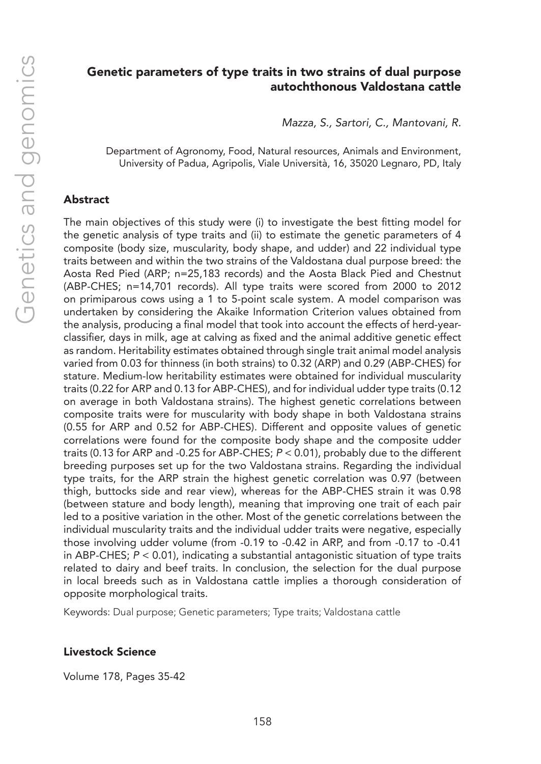## Genetic parameters of type traits in two strains of dual purpose autochthonous Valdostana cattle

*Mazza, S., Sartori, C., Mantovani, R.*

Department of Agronomy, Food, Natural resources, Animals and Environment, University of Padua, Agripolis, Viale Università, 16, 35020 Legnaro, PD, Italy

### Abstract

The main objectives of this study were (i) to investigate the best fitting model for the genetic analysis of type traits and (ii) to estimate the genetic parameters of 4 composite (body size, muscularity, body shape, and udder) and 22 individual type traits between and within the two strains of the Valdostana dual purpose breed: the Aosta Red Pied (ARP; n=25,183 records) and the Aosta Black Pied and Chestnut (ABP-CHES; n=14,701 records). All type traits were scored from 2000 to 2012 on primiparous cows using a 1 to 5-point scale system. A model comparison was undertaken by considering the Akaike Information Criterion values obtained from the analysis, producing a final model that took into account the effects of herd-year-classifier, days in milk, age at calving as fixed and the animal additive genetic effect as random. Heritability estimates obtained through single trait animal model analysis varied from 0.03 for thinness (in both strains) to 0.32 (ARP) and 0.29 (ABP-CHES) for stature. Medium-low heritability estimates were obtained for individual muscularity traits (0.22 for ARP and 0.13 for ABP-CHES), and for individual udder type traits (0.12 on average in both Valdostana strains). The highest genetic correlations between composite traits were for muscularity with body shape in both Valdostana strains (0.55 for ARP and 0.52 for ABP-CHES). Different and opposite values of genetic correlations were found for the composite body shape and the composite udder traits (0.13 for ARP and -0.25 for ABP-CHES; $P < 0.01$), probably due to the different breeding purposes set up for the two Valdostana strains. Regarding the individual type traits, for the ARP strain the highest genetic correlation was 0.97 (between thigh, buttocks side and rear view), whereas for the ABP-CHES strain it was 0.98 (between stature and body length), meaning that improving one trait of each pair led to a positive variation in the other. Most of the genetic correlations between the individual muscularity traits and the individual udder traits were negative, especially those involving udder volume (from -0.19 to -0.42 in ARP, and from -0.17 to -0.41 in ABP-CHES; $P < 0.01$), indicating a substantial antagonistic situation of type traits related to dairy and beef traits. In conclusion, the selection for the dual purpose in local breeds such as in Valdostana cattle implies a thorough consideration of opposite morphological traits.

Keywords: Dual purpose; Genetic parameters; Type traits; Valdostana cattle

**Livestock Science**

Volume 178, Pages 35-42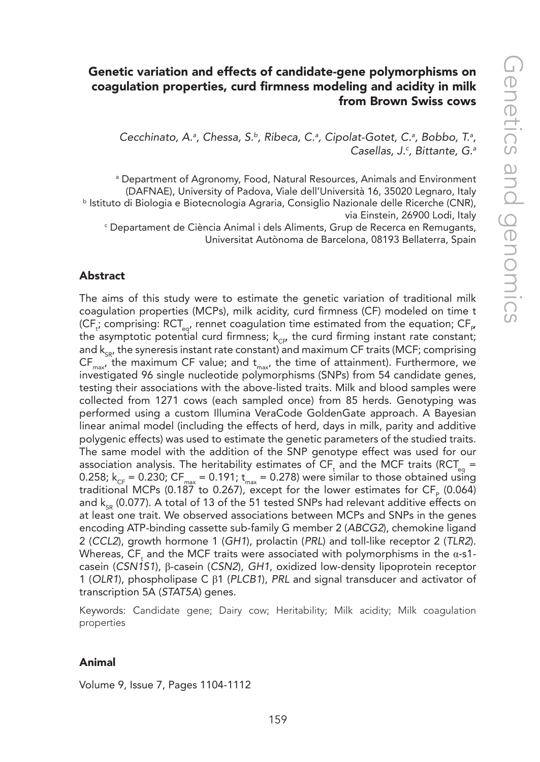# Genetic variation and effects of candidate-gene polymorphisms on coagulation properties, curd firmness modeling and acidity in milk from Brown Swiss cows

*Cecchinato, A.[a], Chessa, S.[b], Ribeca, C.[a], Cipolat-Gotet, C.[a], Bobbo, T.[a], Casellas, J.[c], Bittante, G.[a]*

[a] Department of Agronomy, Food, Natural Resources, Animals and Environment (DAFNAE), University of Padova, Viale dell'Università 16, 35020 Legnaro, Italy
[b] Istituto di Biologia e Biotecnologia Agraria, Consiglio Nazionale delle Ricerche (CNR), via Einstein, 26900 Lodi, Italy
[c] Departament de Ciència Animal i dels Aliments, Grup de Recerca en Remugants, Universitat Autònoma de Barcelona, 08193 Bellaterra, Spain

## Abstract

The aims of this study were to estimate the genetic variation of traditional milk coagulation properties (MCPs), milk acidity, curd firmness (CF) modeled on time t ($CF_t$; comprising: $RCT_{eq}$, rennet coagulation time estimated from the equation; $CF_P$, the asymptotic potential curd firmness; $k_{CF}$, the curd firming instant rate constant; and $k_{SR}$, the syneresis instant rate constant) and maximum CF traits (MCF; comprising $CF_{max}$, the maximum CF value; and $t_{max}$, the time of attainment). Furthermore, we investigated 96 single nucleotide polymorphisms (SNPs) from 54 candidate genes, testing their associations with the above-listed traits. Milk and blood samples were collected from 1271 cows (each sampled once) from 85 herds. Genotyping was performed using a custom Illumina VeraCode GoldenGate approach. A Bayesian linear animal model (including the effects of herd, days in milk, parity and additive polygenic effects) was used to estimate the genetic parameters of the studied traits. The same model with the addition of the SNP genotype effect was used for our association analysis. The heritability estimates of $CF_t$ and the MCF traits ($RCT_{eq}$ = 0.258; $k_{CF}$ = 0.230; $CF_{max}$ = 0.191; $t_{max}$ = 0.278) were similar to those obtained using traditional MCPs (0.187 to 0.267), except for the lower estimates for $CF_P$ (0.064) and $k_{SR}$ (0.077). A total of 13 of the 51 tested SNPs had relevant additive effects on at least one trait. We observed associations between MCPs and SNPs in the genes encoding ATP-binding cassette sub-family G member 2 (*ABCG2*), chemokine ligand 2 (*CCL2*), growth hormone 1 (*GH1*), prolactin (*PRL*) and toll-like receptor 2 (*TLR2*). Whereas, $CF_t$ and the MCF traits were associated with polymorphisms in the α-s1-casein (*CSN1S1*), β-casein (*CSN2*), *GH1*, oxidized low-density lipoprotein receptor 1 (*OLR1*), phospholipase C β1 (*PLCB1*), *PRL* and signal transducer and activator of transcription 5A (*STAT5A*) genes.

Keywords: Candidate gene; Dairy cow; Heritability; Milk acidity; Milk coagulation properties

## Animal

Volume 9, Issue 7, Pages 1104-1112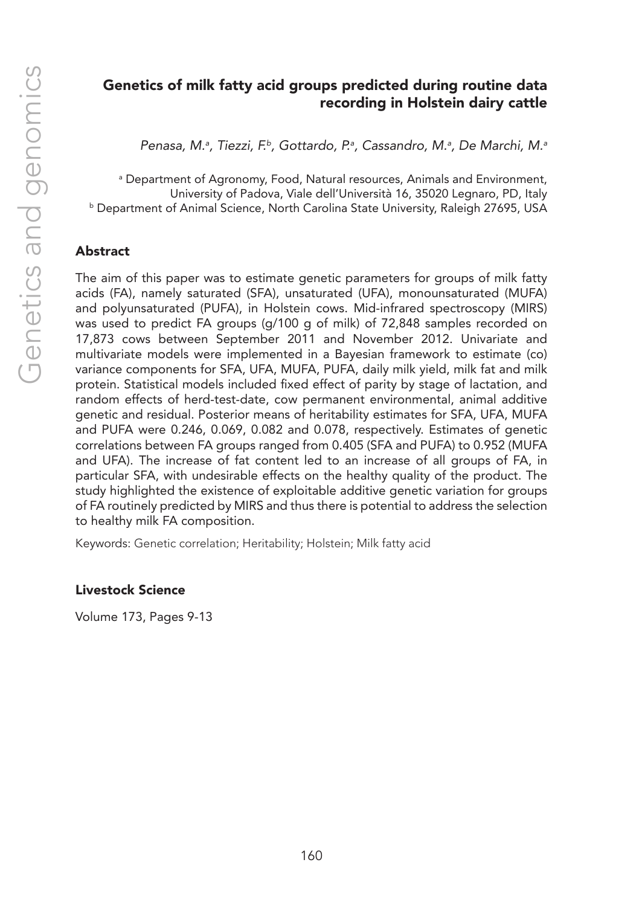## Genetics of milk fatty acid groups predicted during routine data recording in Holstein dairy cattle

*Penasa, M.[a], Tiezzi, F.[b], Gottardo, P.[a], Cassandro, M.[a], De Marchi, M.[a]*

[a] Department of Agronomy, Food, Natural resources, Animals and Environment, University of Padova, Viale dell'Università 16, 35020 Legnaro, PD, Italy
[b] Department of Animal Science, North Carolina State University, Raleigh 27695, USA

### Abstract

The aim of this paper was to estimate genetic parameters for groups of milk fatty acids (FA), namely saturated (SFA), unsaturated (UFA), monounsaturated (MUFA) and polyunsaturated (PUFA), in Holstein cows. Mid-infrared spectroscopy (MIRS) was used to predict FA groups (g/100 g of milk) of 72,848 samples recorded on 17,873 cows between September 2011 and November 2012. Univariate and multivariate models were implemented in a Bayesian framework to estimate (co) variance components for SFA, UFA, MUFA, PUFA, daily milk yield, milk fat and milk protein. Statistical models included fixed effect of parity by stage of lactation, and random effects of herd-test-date, cow permanent environmental, animal additive genetic and residual. Posterior means of heritability estimates for SFA, UFA, MUFA and PUFA were 0.246, 0.069, 0.082 and 0.078, respectively. Estimates of genetic correlations between FA groups ranged from 0.405 (SFA and PUFA) to 0.952 (MUFA and UFA). The increase of fat content led to an increase of all groups of FA, in particular SFA, with undesirable effects on the healthy quality of the product. The study highlighted the existence of exploitable additive genetic variation for groups of FA routinely predicted by MIRS and thus there is potential to address the selection to healthy milk FA composition.

Keywords: Genetic correlation; Heritability; Holstein; Milk fatty acid

### Livestock Science

Volume 173, Pages 9-13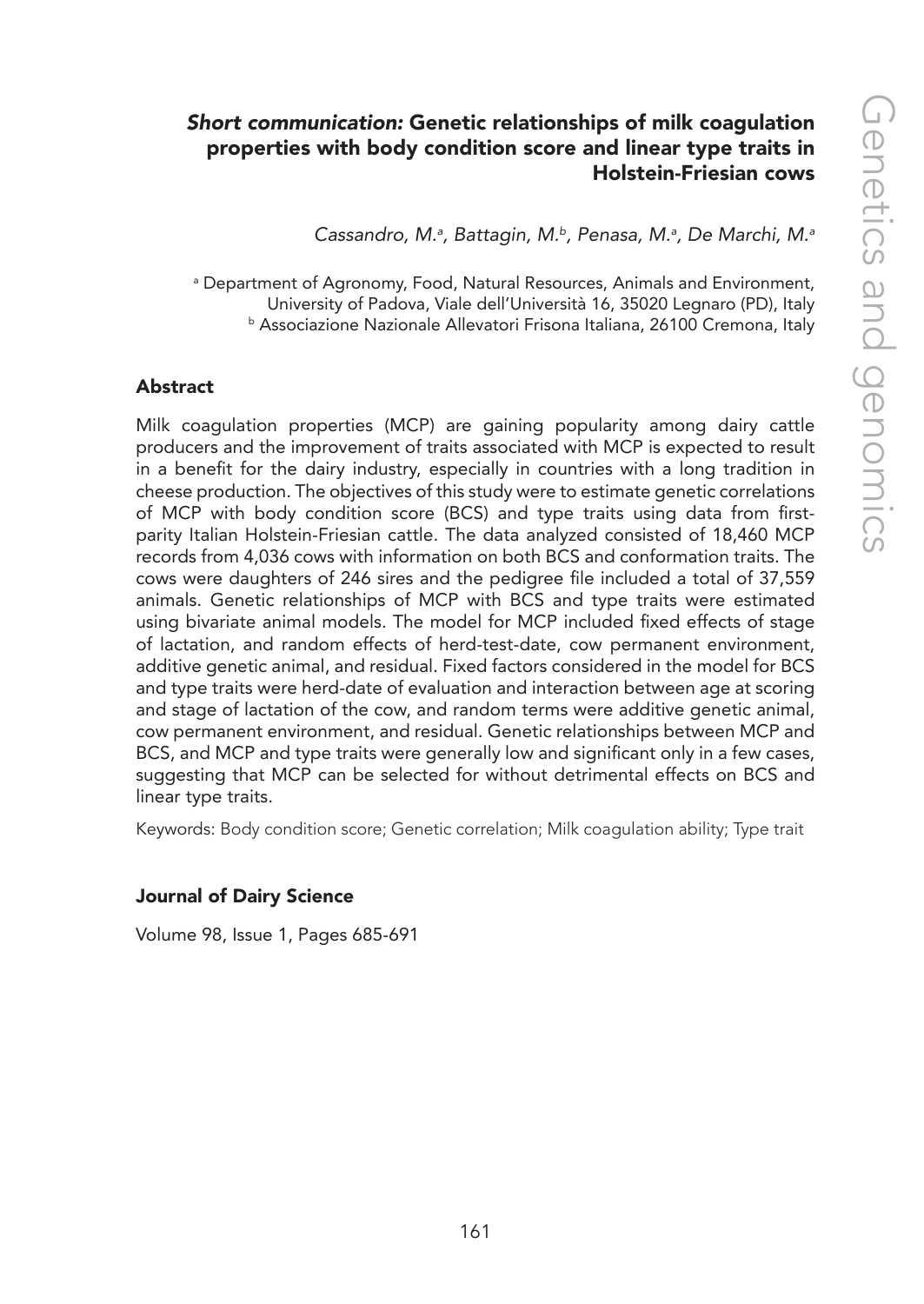# *Short communication:* Genetic relationships of milk coagulation properties with body condition score and linear type traits in Holstein-Friesian cows

*Cassandro, M.[a], Battagin, M.[b], Penasa, M.[a], De Marchi, M.[a]*

[a] Department of Agronomy, Food, Natural Resources, Animals and Environment, University of Padova, Viale dell'Università 16, 35020 Legnaro (PD), Italy
[b] Associazione Nazionale Allevatori Frisona Italiana, 26100 Cremona, Italy

## Abstract

Milk coagulation properties (MCP) are gaining popularity among dairy cattle producers and the improvement of traits associated with MCP is expected to result in a benefit for the dairy industry, especially in countries with a long tradition in cheese production. The objectives of this study were to estimate genetic correlations of MCP with body condition score (BCS) and type traits using data from first-parity Italian Holstein-Friesian cattle. The data analyzed consisted of 18,460 MCP records from 4,036 cows with information on both BCS and conformation traits. The cows were daughters of 246 sires and the pedigree file included a total of 37,559 animals. Genetic relationships of MCP with BCS and type traits were estimated using bivariate animal models. The model for MCP included fixed effects of stage of lactation, and random effects of herd-test-date, cow permanent environment, additive genetic animal, and residual. Fixed factors considered in the model for BCS and type traits were herd-date of evaluation and interaction between age at scoring and stage of lactation of the cow, and random terms were additive genetic animal, cow permanent environment, and residual. Genetic relationships between MCP and BCS, and MCP and type traits were generally low and significant only in a few cases, suggesting that MCP can be selected for without detrimental effects on BCS and linear type traits.

Keywords: Body condition score; Genetic correlation; Milk coagulation ability; Type trait

**Journal of Dairy Science**

Volume 98, Issue 1, Pages 685-691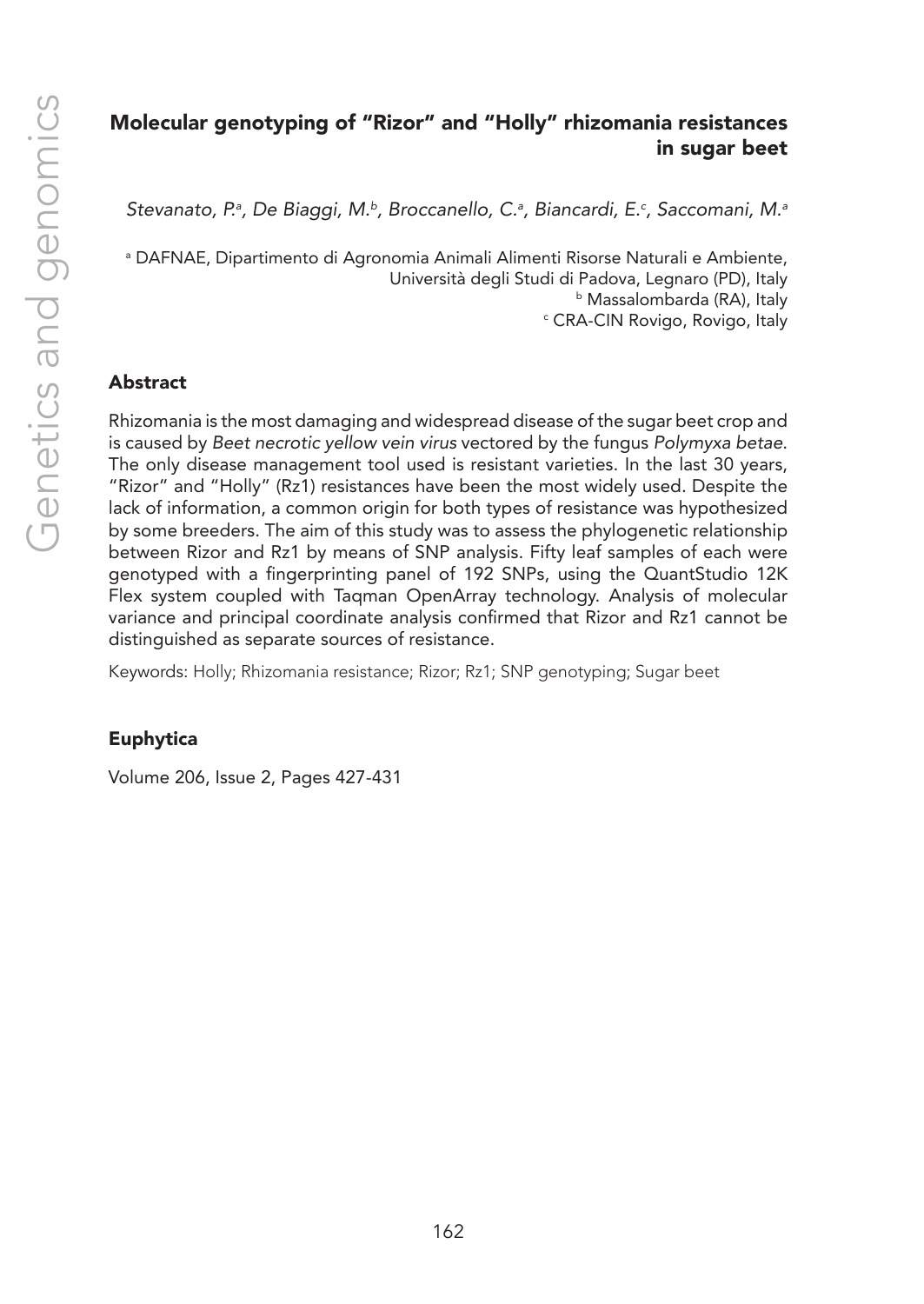# Molecular genotyping of "Rizor" and "Holly" rhizomania resistances in sugar beet

*Stevanato, P.[a], De Biaggi, M.[b], Broccanello, C.[a], Biancardi, E.[c], Saccomani, M.[a]*

[a] DAFNAE, Dipartimento di Agronomia Animali Alimenti Risorse Naturali e Ambiente, Università degli Studi di Padova, Legnaro (PD), Italy
[b] Massalombarda (RA), Italy
[c] CRA-CIN Rovigo, Rovigo, Italy

## Abstract

Rhizomania is the most damaging and widespread disease of the sugar beet crop and is caused by *Beet necrotic yellow vein virus* vectored by the fungus *Polymyxa betae*. The only disease management tool used is resistant varieties. In the last 30 years, "Rizor" and "Holly" (Rz1) resistances have been the most widely used. Despite the lack of information, a common origin for both types of resistance was hypothesized by some breeders. The aim of this study was to assess the phylogenetic relationship between Rizor and Rz1 by means of SNP analysis. Fifty leaf samples of each were genotyped with a fingerprinting panel of 192 SNPs, using the QuantStudio 12K Flex system coupled with Taqman OpenArray technology. Analysis of molecular variance and principal coordinate analysis confirmed that Rizor and Rz1 cannot be distinguished as separate sources of resistance.

Keywords: Holly; Rhizomania resistance; Rizor; Rz1; SNP genotyping; Sugar beet

### Euphytica

Volume 206, Issue 2, Pages 427-431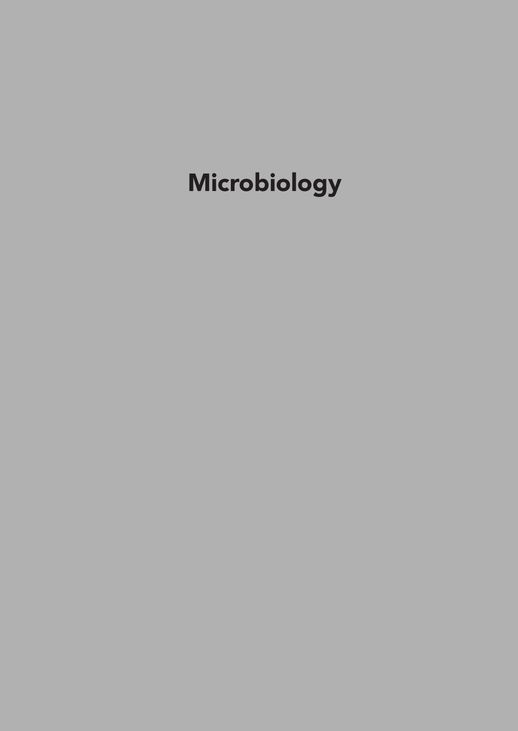# Microbiology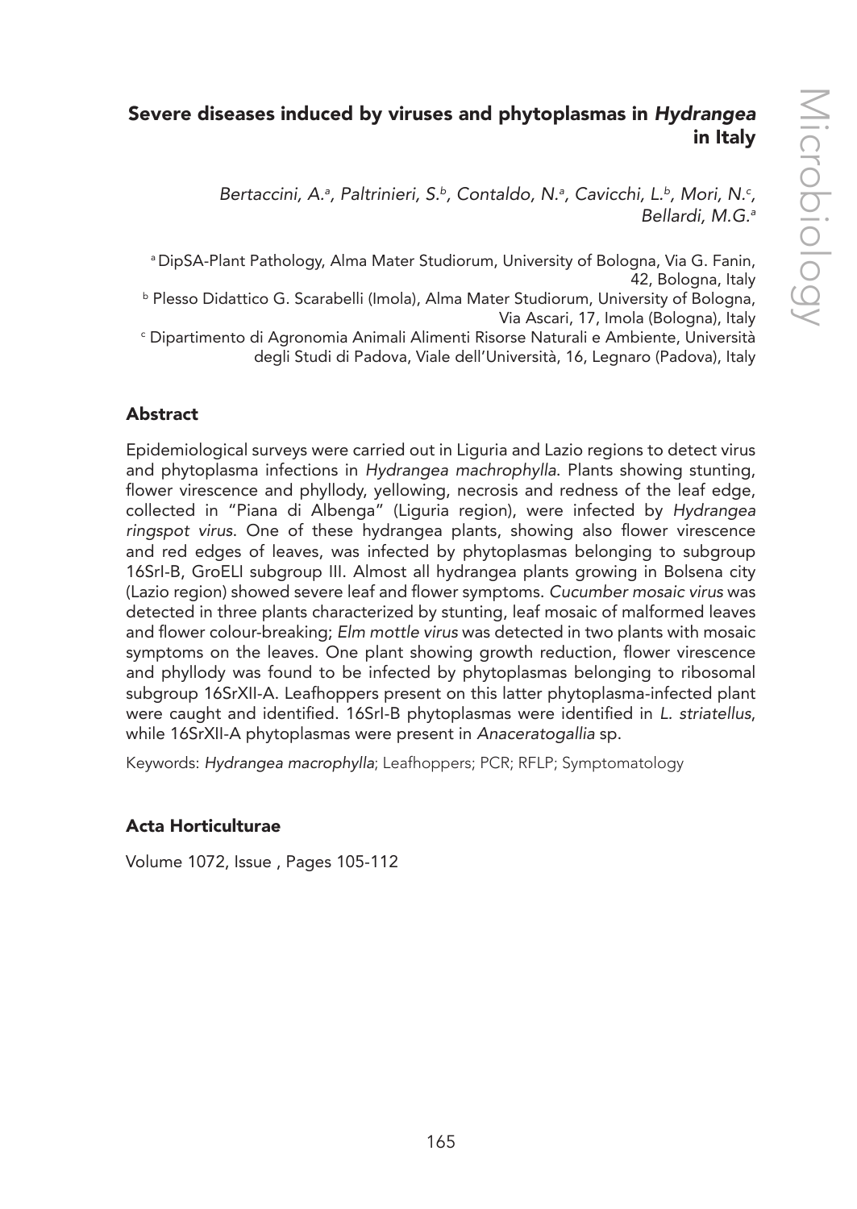## Severe diseases induced by viruses and phytoplasmas in *Hydrangea* in Italy

*Bertaccini, A.*[a]*, Paltrinieri, S.*[b]*, Contaldo, N.*[a]*, Cavicchi, L.*[b]*, Mori, N.*[c]*, Bellardi, M.G.*[a]

[a] DipSA-Plant Pathology, Alma Mater Studiorum, University of Bologna, Via G. Fanin, 42, Bologna, Italy

[b] Plesso Didattico G. Scarabelli (Imola), Alma Mater Studiorum, University of Bologna, Via Ascari, 17, Imola (Bologna), Italy

[c] Dipartimento di Agronomia Animali Alimenti Risorse Naturali e Ambiente, Università degli Studi di Padova, Viale dell'Università, 16, Legnaro (Padova), Italy

### Abstract

Epidemiological surveys were carried out in Liguria and Lazio regions to detect virus and phytoplasma infections in *Hydrangea machrophylla*. Plants showing stunting, flower virescence and phyllody, yellowing, necrosis and redness of the leaf edge, collected in "Piana di Albenga" (Liguria region), were infected by *Hydrangea ringspot virus*. One of these hydrangea plants, showing also flower virescence and red edges of leaves, was infected by phytoplasmas belonging to subgroup 16SrI-B, GroELI subgroup III. Almost all hydrangea plants growing in Bolsena city (Lazio region) showed severe leaf and flower symptoms. *Cucumber mosaic virus* was detected in three plants characterized by stunting, leaf mosaic of malformed leaves and flower colour-breaking; *Elm mottle virus* was detected in two plants with mosaic symptoms on the leaves. One plant showing growth reduction, flower virescence and phyllody was found to be infected by phytoplasmas belonging to ribosomal subgroup 16SrXII-A. Leafhoppers present on this latter phytoplasma-infected plant were caught and identified. 16SrI-B phytoplasmas were identified in *L. striatellus*, while 16SrXII-A phytoplasmas were present in *Anaceratogallia* sp.

Keywords: *Hydrangea macrophylla*; Leafhoppers; PCR; RFLP; Symptomatology

### Acta Horticulturae

Volume 1072, Issue , Pages 105-112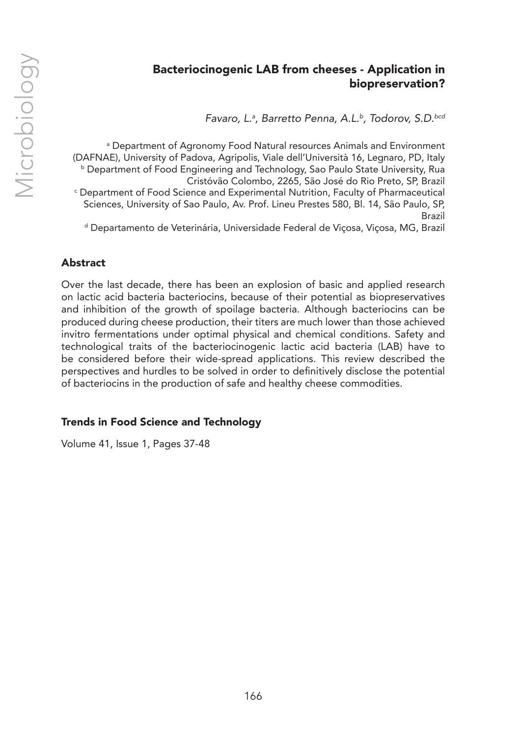# Bacteriocinogenic LAB from cheeses - Application in biopreservation?

*Favaro, L.[a], Barretto Penna, A.L.[b], Todorov, S.D.[bcd]*

[a] Department of Agronomy Food Natural resources Animals and Environment (DAFNAE), University of Padova, Agripolis, Viale dell'Università 16, Legnaro, PD, Italy
[b] Department of Food Engineering and Technology, Sao Paulo State University, Rua Cristóvão Colombo, 2265, São José do Rio Preto, SP, Brazil
[c] Department of Food Science and Experimental Nutrition, Faculty of Pharmaceutical Sciences, University of Sao Paulo, Av. Prof. Lineu Prestes 580, Bl. 14, São Paulo, SP, Brazil
[d] Departamento de Veterinária, Universidade Federal de Viçosa, Viçosa, MG, Brazil

## Abstract

Over the last decade, there has been an explosion of basic and applied research on lactic acid bacteria bacteriocins, because of their potential as biopreservatives and inhibition of the growth of spoilage bacteria. Although bacteriocins can be produced during cheese production, their titers are much lower than those achieved invitro fermentations under optimal physical and chemical conditions. Safety and technological traits of the bacteriocinogenic lactic acid bacteria (LAB) have to be considered before their wide-spread applications. This review described the perspectives and hurdles to be solved in order to definitively disclose the potential of bacteriocins in the production of safe and healthy cheese commodities.

## Trends in Food Science and Technology

Volume 41, Issue 1, Pages 37-48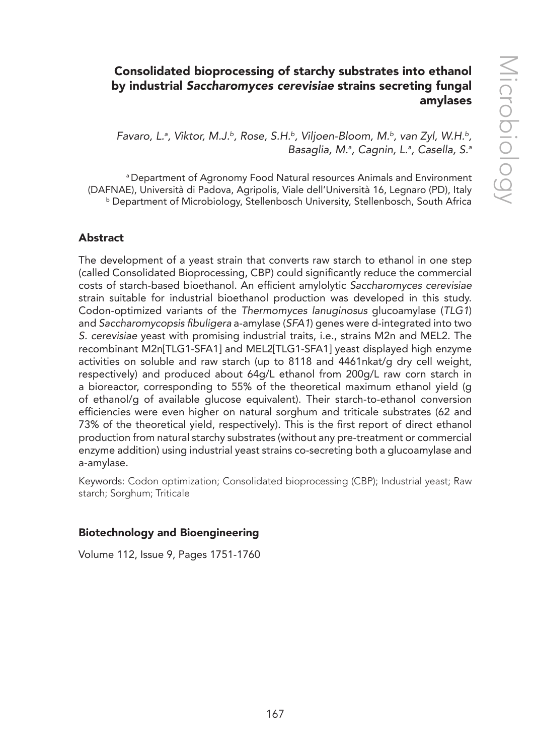# Consolidated bioprocessing of starchy substrates into ethanol by industrial *Saccharomyces cerevisiae* strains secreting fungal amylases

*Favaro, L.[a], Viktor, M.J.[b], Rose, S.H.[b], Viljoen-Bloom, M.[b], van Zyl, W.H.[b], Basaglia, M.[a], Cagnin, L.[a], Casella, S.[a]*

[a] Department of Agronomy Food Natural resources Animals and Environment (DAFNAE), Università di Padova, Agripolis, Viale dell'Università 16, Legnaro (PD), Italy
[b] Department of Microbiology, Stellenbosch University, Stellenbosch, South Africa

## Abstract

The development of a yeast strain that converts raw starch to ethanol in one step (called Consolidated Bioprocessing, CBP) could significantly reduce the commercial costs of starch-based bioethanol. An efficient amylolytic *Saccharomyces cerevisiae* strain suitable for industrial bioethanol production was developed in this study. Codon-optimized variants of the *Thermomyces lanuginosus* glucoamylase (*TLG1*) and *Saccharomycopsis fibuligera* a-amylase (*SFA1*) genes were d-integrated into two *S. cerevisiae* yeast with promising industrial traits, i.e., strains M2n and MEL2. The recombinant M2n[TLG1-SFA1] and MEL2[TLG1-SFA1] yeast displayed high enzyme activities on soluble and raw starch (up to 8118 and 4461nkat/g dry cell weight, respectively) and produced about 64g/L ethanol from 200g/L raw corn starch in a bioreactor, corresponding to 55% of the theoretical maximum ethanol yield (g of ethanol/g of available glucose equivalent). Their starch-to-ethanol conversion efficiencies were even higher on natural sorghum and triticale substrates (62 and 73% of the theoretical yield, respectively). This is the first report of direct ethanol production from natural starchy substrates (without any pre-treatment or commercial enzyme addition) using industrial yeast strains co-secreting both a glucoamylase and a-amylase.

Keywords: Codon optimization; Consolidated bioprocessing (CBP); Industrial yeast; Raw starch; Sorghum; Triticale

### Biotechnology and Bioengineering

Volume 112, Issue 9, Pages 1751-1760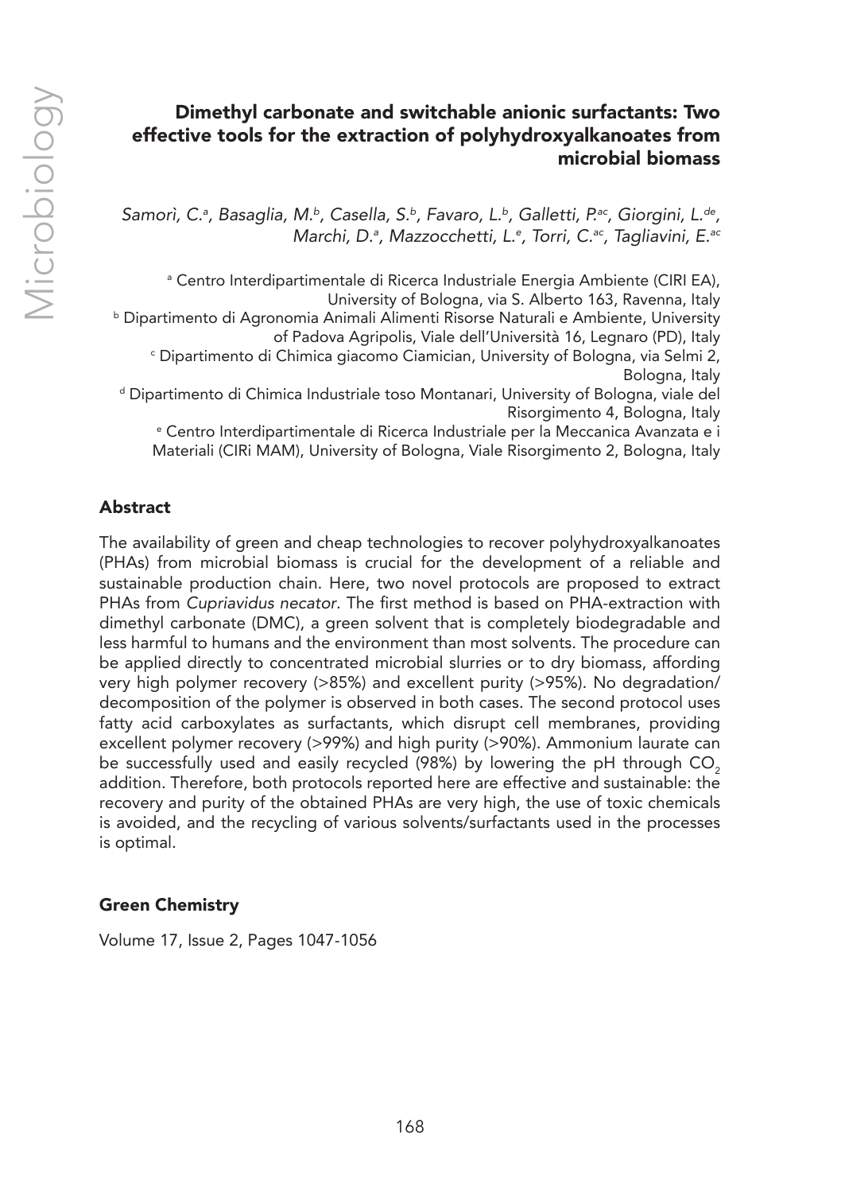## Dimethyl carbonate and switchable anionic surfactants: Two effective tools for the extraction of polyhydroxyalkanoates from microbial biomass

*Samorì, C.[a], Basaglia, M.[b], Casella, S.[b], Favaro, L.[b], Galletti, P.[ac], Giorgini, L.[de], Marchi, D.[a], Mazzocchetti, L.[e], Torri, C.[ac], Tagliavini, E.[ac]*

[a] Centro Interdipartimentale di Ricerca Industriale Energia Ambiente (CIRI EA), University of Bologna, via S. Alberto 163, Ravenna, Italy
[b] Dipartimento di Agronomia Animali Alimenti Risorse Naturali e Ambiente, University of Padova Agripolis, Viale dell'Università 16, Legnaro (PD), Italy
[c] Dipartimento di Chimica giacomo Ciamician, University of Bologna, via Selmi 2, Bologna, Italy
[d] Dipartimento di Chimica Industriale toso Montanari, University of Bologna, viale del Risorgimento 4, Bologna, Italy
[e] Centro Interdipartimentale di Ricerca Industriale per la Meccanica Avanzata e i Materiali (CIRi MAM), University of Bologna, Viale Risorgimento 2, Bologna, Italy

### Abstract

The availability of green and cheap technologies to recover polyhydroxyalkanoates (PHAs) from microbial biomass is crucial for the development of a reliable and sustainable production chain. Here, two novel protocols are proposed to extract PHAs from *Cupriavidus necator*. The first method is based on PHA-extraction with dimethyl carbonate (DMC), a green solvent that is completely biodegradable and less harmful to humans and the environment than most solvents. The procedure can be applied directly to concentrated microbial slurries or to dry biomass, affording very high polymer recovery (>85%) and excellent purity (>95%). No degradation/decomposition of the polymer is observed in both cases. The second protocol uses fatty acid carboxylates as surfactants, which disrupt cell membranes, providing excellent polymer recovery (>99%) and high purity (>90%). Ammonium laurate can be successfully used and easily recycled (98%) by lowering the pH through $CO_2$ addition. Therefore, both protocols reported here are effective and sustainable: the recovery and purity of the obtained PHAs are very high, the use of toxic chemicals is avoided, and the recycling of various solvents/surfactants used in the processes is optimal.

### Green Chemistry

Volume 17, Issue 2, Pages 1047-1056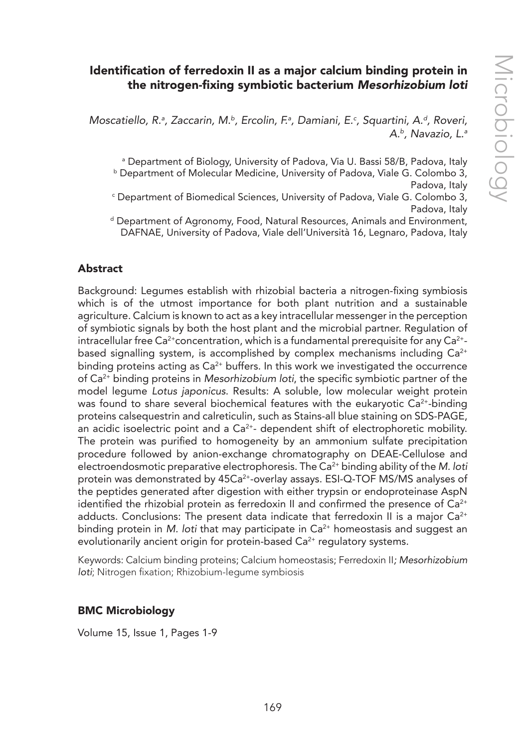## Identification of ferredoxin II as a major calcium binding protein in the nitrogen-fixing symbiotic bacterium *Mesorhizobium loti*

*Moscatiello, R.[a], Zaccarin, M.[b], Ercolin, F.[a], Damiani, E.[c], Squartini, A.[d], Roveri, A.[b], Navazio, L.[a]*

[a] Department of Biology, University of Padova, Via U. Bassi 58/B, Padova, Italy
[b] Department of Molecular Medicine, University of Padova, Viale G. Colombo 3, Padova, Italy
[c] Department of Biomedical Sciences, University of Padova, Viale G. Colombo 3, Padova, Italy
[d] Department of Agronomy, Food, Natural Resources, Animals and Environment, DAFNAE, University of Padova, Viale dell'Università 16, Legnaro, Padova, Italy

### Abstract

Background: Legumes establish with rhizobial bacteria a nitrogen-fixing symbiosis which is of the utmost importance for both plant nutrition and a sustainable agriculture. Calcium is known to act as a key intracellular messenger in the perception of symbiotic signals by both the host plant and the microbial partner. Regulation of intracellular free $Ca^{2+}$concentration, which is a fundamental prerequisite for any $Ca^{2+}$-based signalling system, is accomplished by complex mechanisms including $Ca^{2+}$ binding proteins acting as $Ca^{2+}$ buffers. In this work we investigated the occurrence of $Ca^{2+}$ binding proteins in *Mesorhizobium loti*, the specific symbiotic partner of the model legume *Lotus japonicus*. Results: A soluble, low molecular weight protein was found to share several biochemical features with the eukaryotic $Ca^{2+}$-binding proteins calsequestrin and calreticulin, such as Stains-all blue staining on SDS-PAGE, an acidic isoelectric point and a $Ca^{2+}$- dependent shift of electrophoretic mobility. The protein was purified to homogeneity by an ammonium sulfate precipitation procedure followed by anion-exchange chromatography on DEAE-Cellulose and electroendosmotic preparative electrophoresis. The $Ca^{2+}$ binding ability of the *M. loti* protein was demonstrated by $45Ca^{2+}$-overlay assays. ESI-Q-TOF MS/MS analyses of the peptides generated after digestion with either trypsin or endoproteinase AspN identified the rhizobial protein as ferredoxin II and confirmed the presence of $Ca^{2+}$ adducts. Conclusions: The present data indicate that ferredoxin II is a major $Ca^{2+}$ binding protein in *M. loti* that may participate in $Ca^{2+}$ homeostasis and suggest an evolutionarily ancient origin for protein-based $Ca^{2+}$ regulatory systems.

Keywords: Calcium binding proteins; Calcium homeostasis; Ferredoxin II; *Mesorhizobium loti*; Nitrogen fixation; Rhizobium-legume symbiosis

### BMC Microbiology

Volume 15, Issue 1, Pages 1-9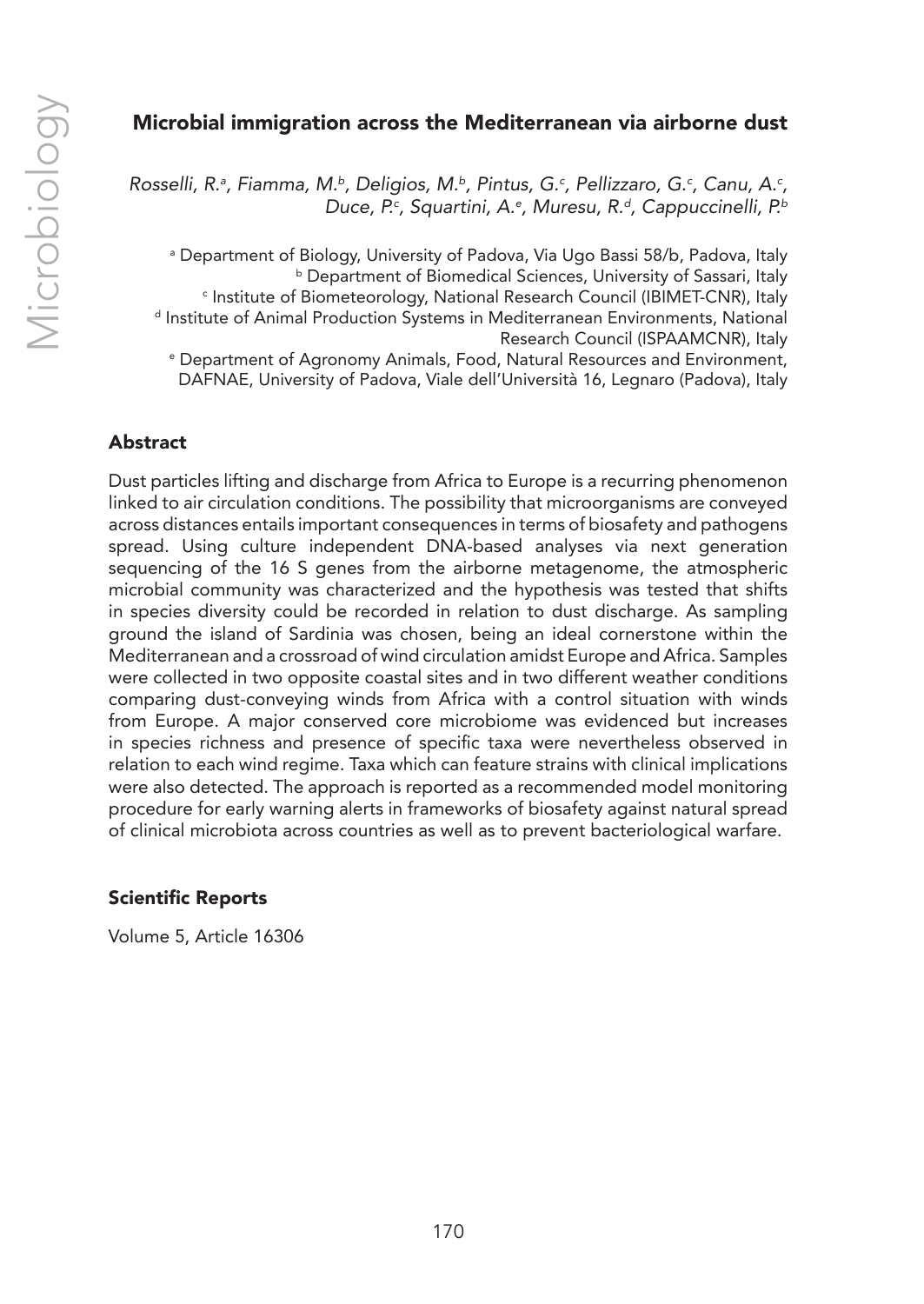## Microbial immigration across the Mediterranean via airborne dust

*Rosselli, R.[a], Fiamma, M.[b], Deligios, M.[b], Pintus, G.[c], Pellizzaro, G.[c], Canu, A.[c], Duce, P.[c], Squartini, A.[e], Muresu, R.[d], Cappuccinelli, P.[b]*

[a] Department of Biology, University of Padova, Via Ugo Bassi 58/b, Padova, Italy
[b] Department of Biomedical Sciences, University of Sassari, Italy
[c] Institute of Biometeorology, National Research Council (IBIMET-CNR), Italy
[d] Institute of Animal Production Systems in Mediterranean Environments, National Research Council (ISPAAMCNR), Italy
[e] Department of Agronomy Animals, Food, Natural Resources and Environment, DAFNAE, University of Padova, Viale dell'Università 16, Legnaro (Padova), Italy

### Abstract

Dust particles lifting and discharge from Africa to Europe is a recurring phenomenon linked to air circulation conditions. The possibility that microorganisms are conveyed across distances entails important consequences in terms of biosafety and pathogens spread. Using culture independent DNA-based analyses via next generation sequencing of the 16 S genes from the airborne metagenome, the atmospheric microbial community was characterized and the hypothesis was tested that shifts in species diversity could be recorded in relation to dust discharge. As sampling ground the island of Sardinia was chosen, being an ideal cornerstone within the Mediterranean and a crossroad of wind circulation amidst Europe and Africa. Samples were collected in two opposite coastal sites and in two different weather conditions comparing dust-conveying winds from Africa with a control situation with winds from Europe. A major conserved core microbiome was evidenced but increases in species richness and presence of specific taxa were nevertheless observed in relation to each wind regime. Taxa which can feature strains with clinical implications were also detected. The approach is reported as a recommended model monitoring procedure for early warning alerts in frameworks of biosafety against natural spread of clinical microbiota across countries as well as to prevent bacteriological warfare.

### Scientific Reports

Volume 5, Article 16306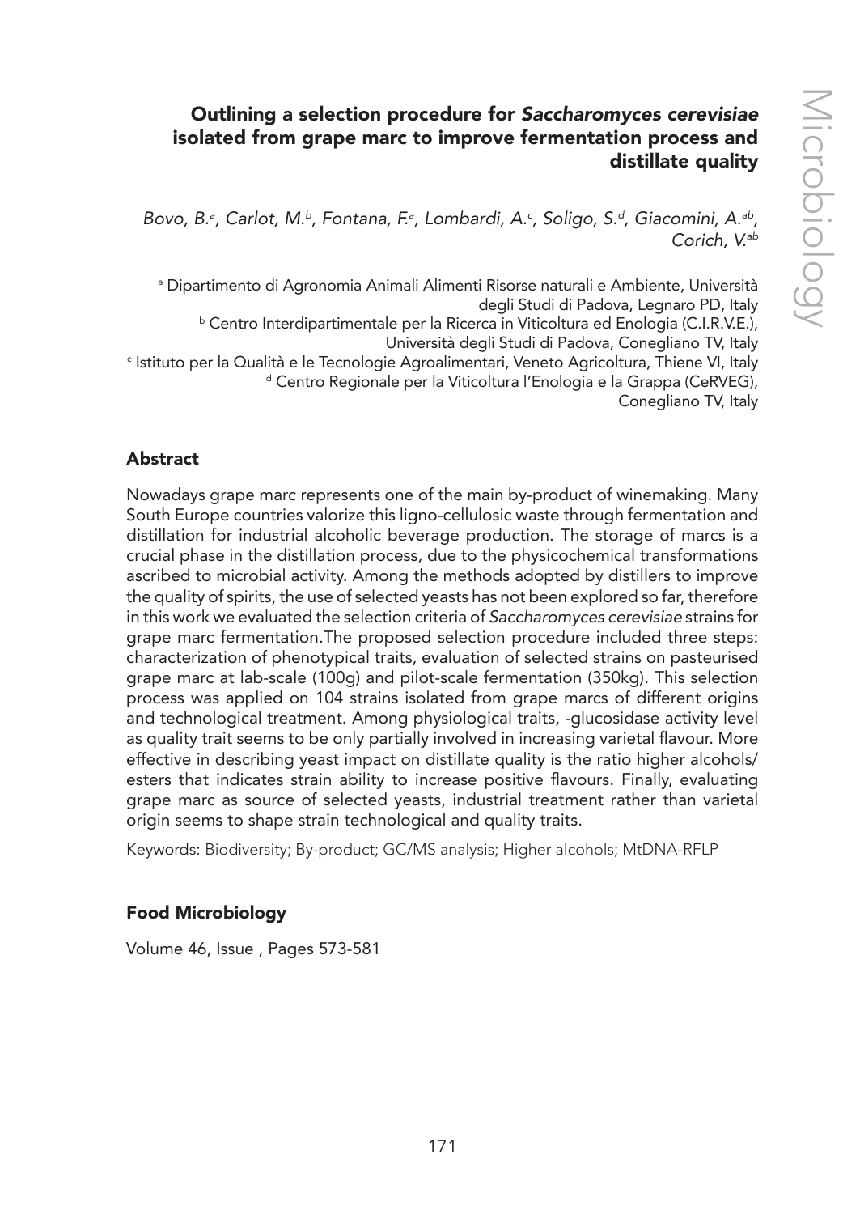## Outlining a selection procedure for *Saccharomyces cerevisiae* isolated from grape marc to improve fermentation process and distillate quality

*Bovo, B.[a], Carlot, M.[b], Fontana, F.[a], Lombardi, A.[c], Soligo, S.[d], Giacomini, A.[ab], Corich, V.[ab]*

[a] Dipartimento di Agronomia Animali Alimenti Risorse naturali e Ambiente, Università degli Studi di Padova, Legnaro PD, Italy
[b] Centro Interdipartimentale per la Ricerca in Viticoltura ed Enologia (C.I.R.V.E.), Università degli Studi di Padova, Conegliano TV, Italy
[c] Istituto per la Qualità e le Tecnologie Agroalimentari, Veneto Agricoltura, Thiene VI, Italy
[d] Centro Regionale per la Viticoltura l'Enologia e la Grappa (CeRVEG), Conegliano TV, Italy

### Abstract

Nowadays grape marc represents one of the main by-product of winemaking. Many South Europe countries valorize this ligno-cellulosic waste through fermentation and distillation for industrial alcoholic beverage production. The storage of marcs is a crucial phase in the distillation process, due to the physicochemical transformations ascribed to microbial activity. Among the methods adopted by distillers to improve the quality of spirits, the use of selected yeasts has not been explored so far, therefore in this work we evaluated the selection criteria of *Saccharomyces cerevisiae* strains for grape marc fermentation.The proposed selection procedure included three steps: characterization of phenotypical traits, evaluation of selected strains on pasteurised grape marc at lab-scale (100g) and pilot-scale fermentation (350kg). This selection process was applied on 104 strains isolated from grape marcs of different origins and technological treatment. Among physiological traits, -glucosidase activity level as quality trait seems to be only partially involved in increasing varietal flavour. More effective in describing yeast impact on distillate quality is the ratio higher alcohols/ esters that indicates strain ability to increase positive flavours. Finally, evaluating grape marc as source of selected yeasts, industrial treatment rather than varietal origin seems to shape strain technological and quality traits.

Keywords: Biodiversity; By-product; GC/MS analysis; Higher alcohols; MtDNA-RFLP

### Food Microbiology

Volume 46, Issue , Pages 573-581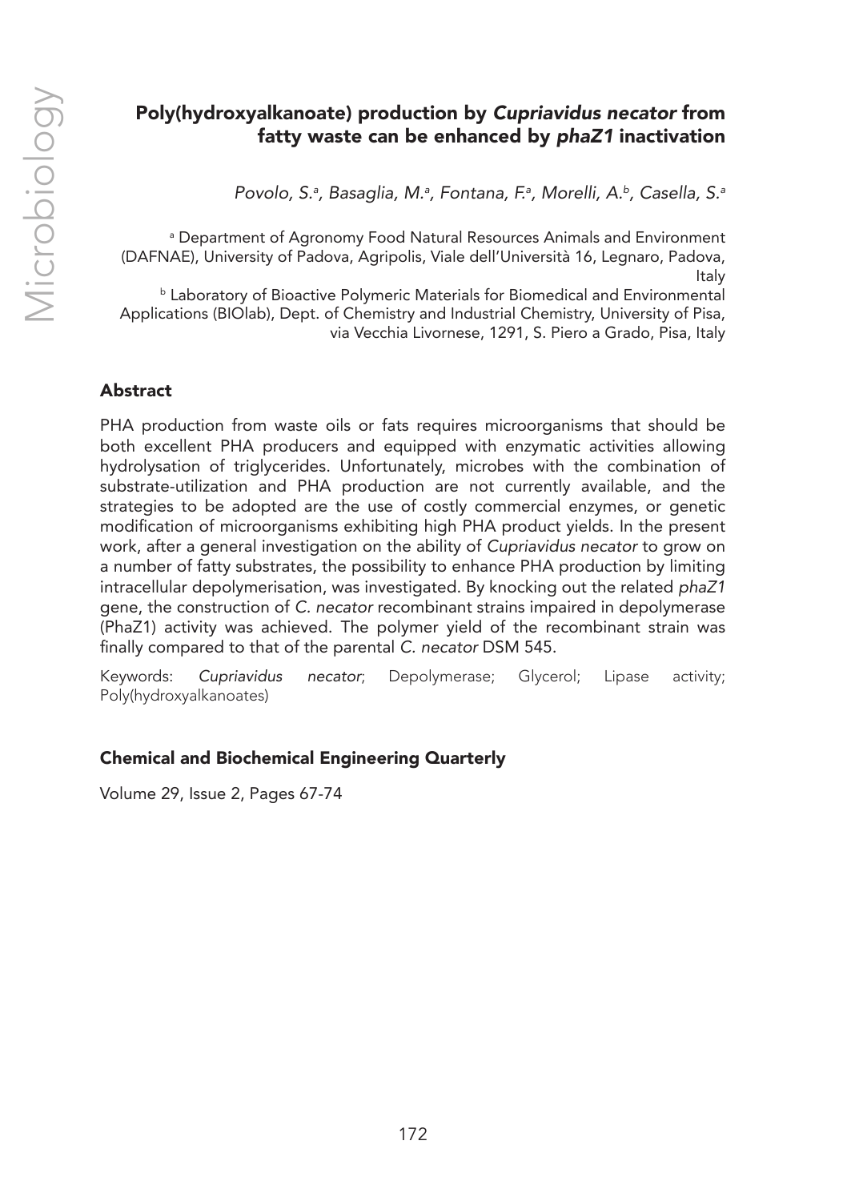## Poly(hydroxyalkanoate) production by *Cupriavidus necator* from fatty waste can be enhanced by *phaZ1* inactivation

*Povolo, S.*[a], *Basaglia, M.*[a], *Fontana, F.*[a], *Morelli, A.*[b], *Casella, S.*[a]

[a] Department of Agronomy Food Natural Resources Animals and Environment (DAFNAE), University of Padova, Agripolis, Viale dell'Università 16, Legnaro, Padova, Italy

[b] Laboratory of Bioactive Polymeric Materials for Biomedical and Environmental Applications (BIOlab), Dept. of Chemistry and Industrial Chemistry, University of Pisa, via Vecchia Livornese, 1291, S. Piero a Grado, Pisa, Italy

### Abstract

PHA production from waste oils or fats requires microorganisms that should be both excellent PHA producers and equipped with enzymatic activities allowing hydrolysation of triglycerides. Unfortunately, microbes with the combination of substrate-utilization and PHA production are not currently available, and the strategies to be adopted are the use of costly commercial enzymes, or genetic modification of microorganisms exhibiting high PHA product yields. In the present work, after a general investigation on the ability of *Cupriavidus necator* to grow on a number of fatty substrates, the possibility to enhance PHA production by limiting intracellular depolymerisation, was investigated. By knocking out the related *phaZ1* gene, the construction of *C. necator* recombinant strains impaired in depolymerase (PhaZ1) activity was achieved. The polymer yield of the recombinant strain was finally compared to that of the parental *C. necator* DSM 545.

Keywords: *Cupriavidus necator*; Depolymerase; Glycerol; Lipase activity; Poly(hydroxyalkanoates)

### Chemical and Biochemical Engineering Quarterly

Volume 29, Issue 2, Pages 67-74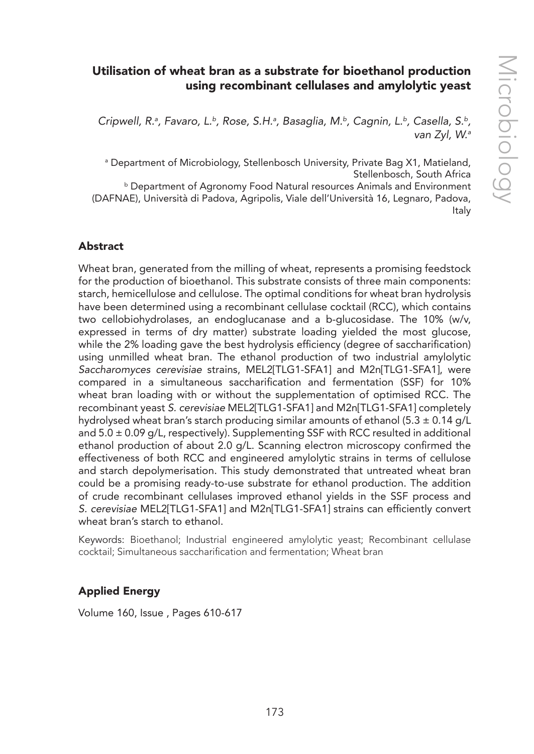## Utilisation of wheat bran as a substrate for bioethanol production using recombinant cellulases and amylolytic yeast

*Cripwell, R.[a], Favaro, L.[b], Rose, S.H.[a], Basaglia, M.[b], Cagnin, L.[b], Casella, S.[b], van Zyl, W.[a]*

[a] Department of Microbiology, Stellenbosch University, Private Bag X1, Matieland, Stellenbosch, South Africa

[b] Department of Agronomy Food Natural resources Animals and Environment (DAFNAE), Università di Padova, Agripolis, Viale dell'Università 16, Legnaro, Padova, Italy

### Abstract

Wheat bran, generated from the milling of wheat, represents a promising feedstock for the production of bioethanol. This substrate consists of three main components: starch, hemicellulose and cellulose. The optimal conditions for wheat bran hydrolysis have been determined using a recombinant cellulase cocktail (RCC), which contains two cellobiohydrolases, an endoglucanase and a b-glucosidase. The 10% (w/v, expressed in terms of dry matter) substrate loading yielded the most glucose, while the 2% loading gave the best hydrolysis efficiency (degree of saccharification) using unmilled wheat bran. The ethanol production of two industrial amylolytic *Saccharomyces cerevisiae* strains, MEL2[TLG1-SFA1] and M2n[TLG1-SFA1], were compared in a simultaneous saccharification and fermentation (SSF) for 10% wheat bran loading with or without the supplementation of optimised RCC. The recombinant yeast *S. cerevisiae* MEL2[TLG1-SFA1] and M2n[TLG1-SFA1] completely hydrolysed wheat bran's starch producing similar amounts of ethanol (5.3 ± 0.14 g/L and 5.0 ± 0.09 g/L, respectively). Supplementing SSF with RCC resulted in additional ethanol production of about 2.0 g/L. Scanning electron microscopy confirmed the effectiveness of both RCC and engineered amylolytic strains in terms of cellulose and starch depolymerisation. This study demonstrated that untreated wheat bran could be a promising ready-to-use substrate for ethanol production. The addition of crude recombinant cellulases improved ethanol yields in the SSF process and *S. cerevisiae* MEL2[TLG1-SFA1] and M2n[TLG1-SFA1] strains can efficiently convert wheat bran's starch to ethanol.

Keywords: Bioethanol; Industrial engineered amylolytic yeast; Recombinant cellulase cocktail; Simultaneous saccharification and fermentation; Wheat bran

### Applied Energy

Volume 160, Issue , Pages 610-617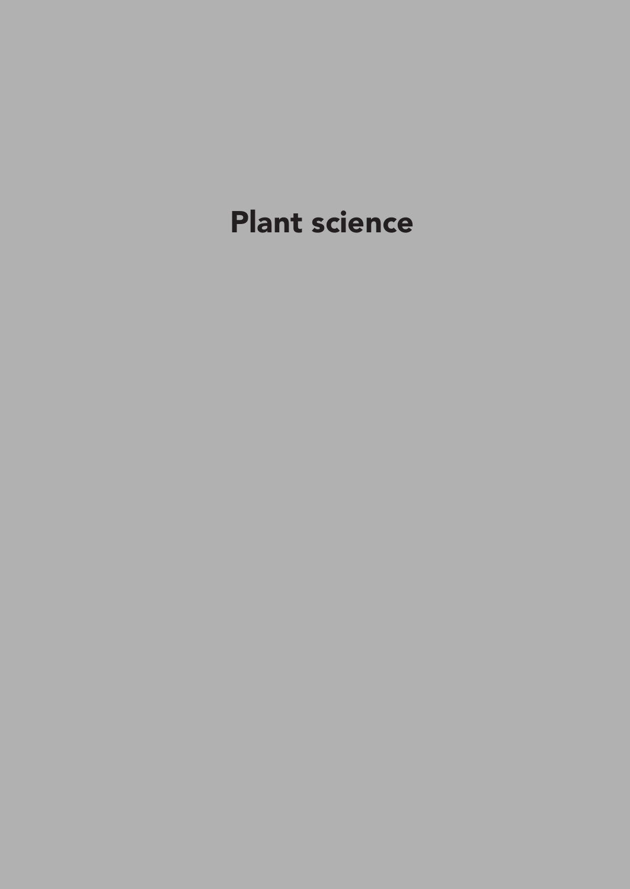# Plant science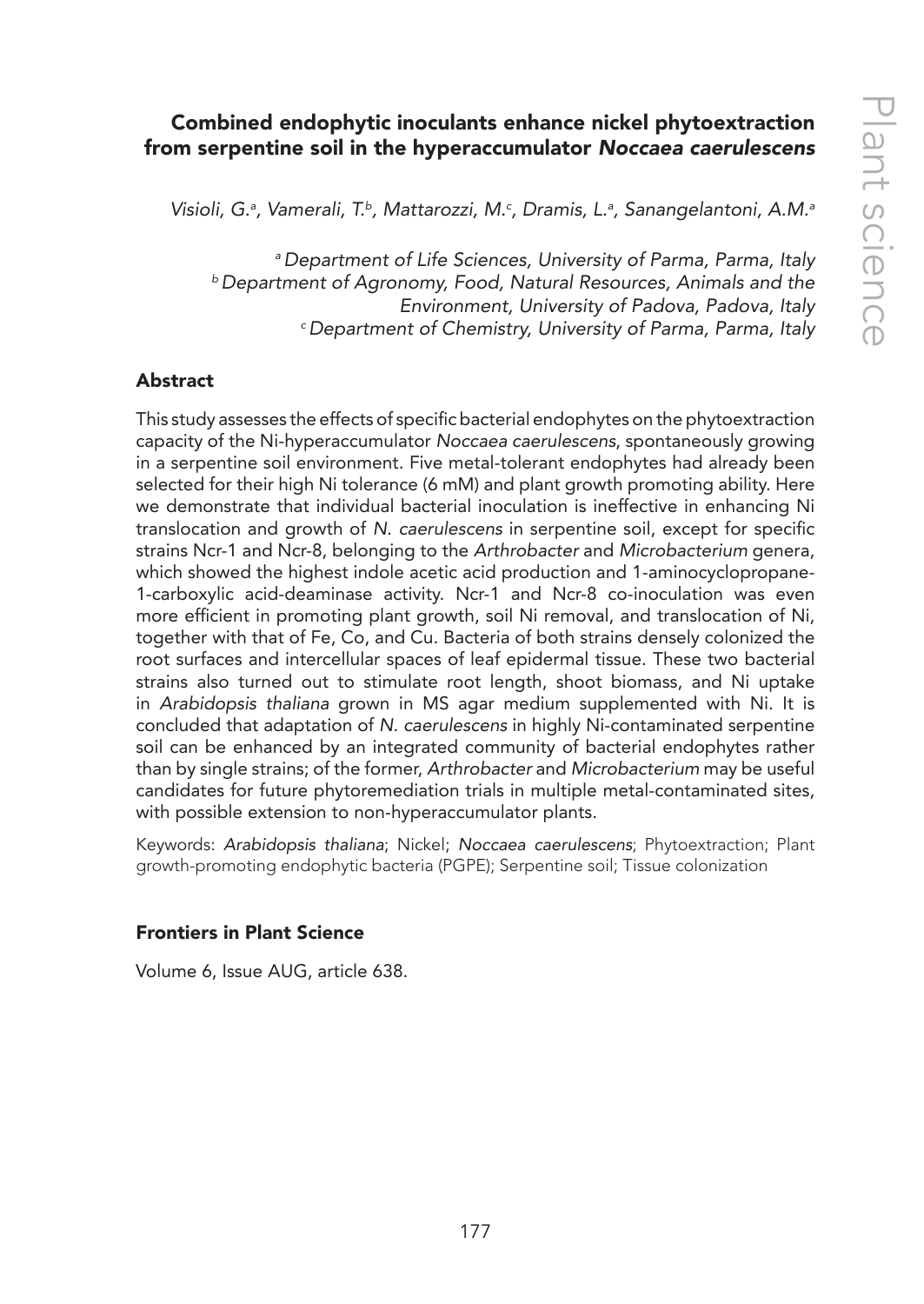## Combined endophytic inoculants enhance nickel phytoextraction from serpentine soil in the hyperaccumulator *Noccaea caerulescens*

*Visioli, G.[a], Vamerali, T.[b], Mattarozzi, M.[c], Dramis, L.[a], Sanangelantoni, A.M.[a]*

*[a] Department of Life Sciences, University of Parma, Parma, Italy*
*[b] Department of Agronomy, Food, Natural Resources, Animals and the Environment, University of Padova, Padova, Italy*
*[c] Department of Chemistry, University of Parma, Parma, Italy*

### Abstract

This study assesses the effects of specific bacterial endophytes on the phytoextraction capacity of the Ni-hyperaccumulator *Noccaea caerulescens*, spontaneously growing in a serpentine soil environment. Five metal-tolerant endophytes had already been selected for their high Ni tolerance (6 mM) and plant growth promoting ability. Here we demonstrate that individual bacterial inoculation is ineffective in enhancing Ni translocation and growth of *N. caerulescens* in serpentine soil, except for specific strains Ncr-1 and Ncr-8, belonging to the *Arthrobacter* and *Microbacterium* genera, which showed the highest indole acetic acid production and 1-aminocyclopropane-1-carboxylic acid-deaminase activity. Ncr-1 and Ncr-8 co-inoculation was even more efficient in promoting plant growth, soil Ni removal, and translocation of Ni, together with that of Fe, Co, and Cu. Bacteria of both strains densely colonized the root surfaces and intercellular spaces of leaf epidermal tissue. These two bacterial strains also turned out to stimulate root length, shoot biomass, and Ni uptake in *Arabidopsis thaliana* grown in MS agar medium supplemented with Ni. It is concluded that adaptation of *N. caerulescens* in highly Ni-contaminated serpentine soil can be enhanced by an integrated community of bacterial endophytes rather than by single strains; of the former, *Arthrobacter* and *Microbacterium* may be useful candidates for future phytoremediation trials in multiple metal-contaminated sites, with possible extension to non-hyperaccumulator plants.

Keywords: *Arabidopsis thaliana*; Nickel; *Noccaea caerulescens*; Phytoextraction; Plant growth-promoting endophytic bacteria (PGPE); Serpentine soil; Tissue colonization

#### Frontiers in Plant Science

Volume 6, Issue AUG, article 638.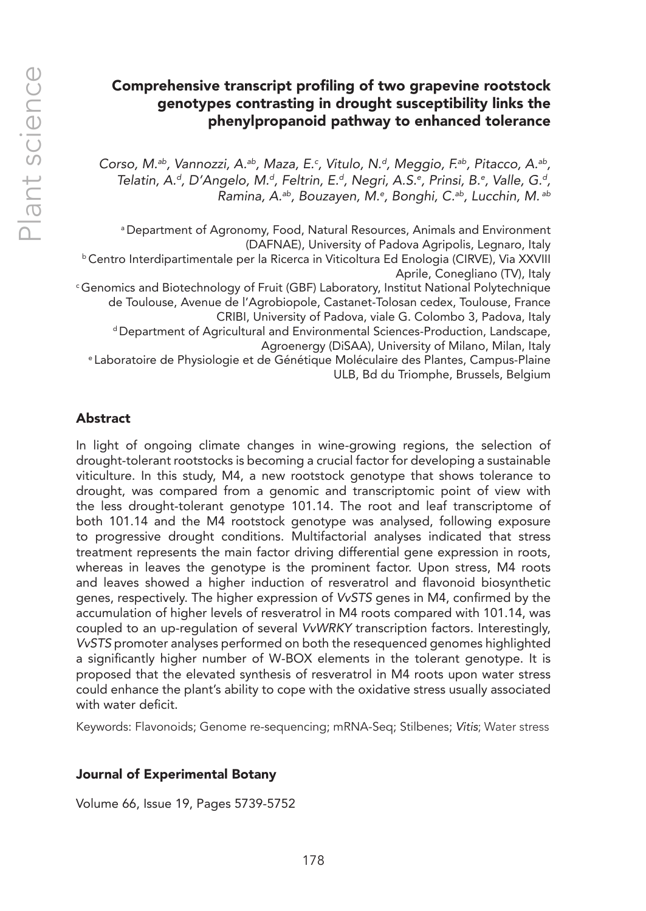# Comprehensive transcript profiling of two grapevine rootstock genotypes contrasting in drought susceptibility links the phenylpropanoid pathway to enhanced tolerance

*Corso, M.[ab], Vannozzi, A.[ab], Maza, E.[c], Vitulo, N.[d], Meggio, F.[ab], Pitacco, A.[ab], Telatin, A.[d], D'Angelo, M.[d], Feltrin, E.[d], Negri, A.S.[e], Prinsi, B.[e], Valle, G.[d], Ramina, A.[ab], Bouzayen, M.[e], Bonghi, C.[ab], Lucchin, M.[ab]*

[a] Department of Agronomy, Food, Natural Resources, Animals and Environment (DAFNAE), University of Padova Agripolis, Legnaro, Italy
[b] Centro Interdipartimentale per la Ricerca in Viticoltura Ed Enologia (CIRVE), Via XXVIII Aprile, Conegliano (TV), Italy
[c] Genomics and Biotechnology of Fruit (GBF) Laboratory, Institut National Polytechnique de Toulouse, Avenue de l'Agrobiopole, Castanet-Tolosan cedex, Toulouse, France CRIBI, University of Padova, viale G. Colombo 3, Padova, Italy
[d] Department of Agricultural and Environmental Sciences-Production, Landscape, Agroenergy (DiSAA), University of Milano, Milan, Italy
[e] Laboratoire de Physiologie et de Génétique Moléculaire des Plantes, Campus-Plaine ULB, Bd du Triomphe, Brussels, Belgium

## Abstract

In light of ongoing climate changes in wine-growing regions, the selection of drought-tolerant rootstocks is becoming a crucial factor for developing a sustainable viticulture. In this study, M4, a new rootstock genotype that shows tolerance to drought, was compared from a genomic and transcriptomic point of view with the less drought-tolerant genotype 101.14. The root and leaf transcriptome of both 101.14 and the M4 rootstock genotype was analysed, following exposure to progressive drought conditions. Multifactorial analyses indicated that stress treatment represents the main factor driving differential gene expression in roots, whereas in leaves the genotype is the prominent factor. Upon stress, M4 roots and leaves showed a higher induction of resveratrol and flavonoid biosynthetic genes, respectively. The higher expression of *VvSTS* genes in M4, confirmed by the accumulation of higher levels of resveratrol in M4 roots compared with 101.14, was coupled to an up-regulation of several *VvWRKY* transcription factors. Interestingly, *VvSTS* promoter analyses performed on both the resequenced genomes highlighted a significantly higher number of W-BOX elements in the tolerant genotype. It is proposed that the elevated synthesis of resveratrol in M4 roots upon water stress could enhance the plant's ability to cope with the oxidative stress usually associated with water deficit.

Keywords: Flavonoids; Genome re-sequencing; mRNA-Seq; Stilbenes; *Vitis*; Water stress

### Journal of Experimental Botany

Volume 66, Issue 19, Pages 5739-5752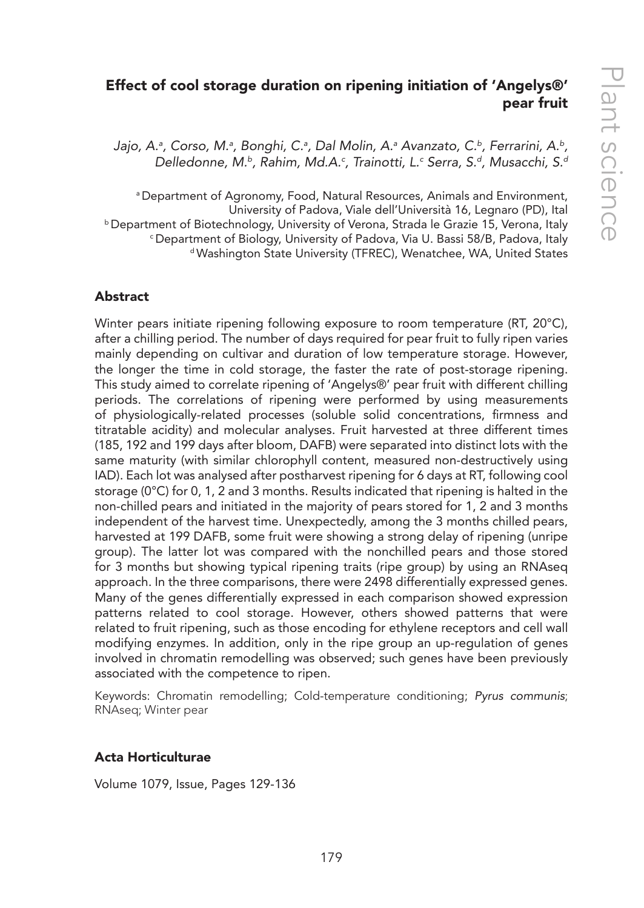# Effect of cool storage duration on ripening initiation of 'Angelys®' pear fruit

*Jajo, A.[a], Corso, M.[a], Bonghi, C.[a], Dal Molin, A.[a] Avanzato, C.[b], Ferrarini, A.[b], Delledonne, M.[b], Rahim, Md.A.[c], Trainotti, L.[c] Serra, S.[d], Musacchi, S.[d]*

[a] Department of Agronomy, Food, Natural Resources, Animals and Environment, University of Padova, Viale dell'Università 16, Legnaro (PD), Ital
[b] Department of Biotechnology, University of Verona, Strada le Grazie 15, Verona, Italy
[c] Department of Biology, University of Padova, Via U. Bassi 58/B, Padova, Italy
[d] Washington State University (TFREC), Wenatchee, WA, United States

## Abstract

Winter pears initiate ripening following exposure to room temperature (RT, 20°C), after a chilling period. The number of days required for pear fruit to fully ripen varies mainly depending on cultivar and duration of low temperature storage. However, the longer the time in cold storage, the faster the rate of post-storage ripening. This study aimed to correlate ripening of 'Angelys®' pear fruit with different chilling periods. The correlations of ripening were performed by using measurements of physiologically-related processes (soluble solid concentrations, firmness and titratable acidity) and molecular analyses. Fruit harvested at three different times (185, 192 and 199 days after bloom, DAFB) were separated into distinct lots with the same maturity (with similar chlorophyll content, measured non-destructively using IAD). Each lot was analysed after postharvest ripening for 6 days at RT, following cool storage (0°C) for 0, 1, 2 and 3 months. Results indicated that ripening is halted in the non-chilled pears and initiated in the majority of pears stored for 1, 2 and 3 months independent of the harvest time. Unexpectedly, among the 3 months chilled pears, harvested at 199 DAFB, some fruit were showing a strong delay of ripening (unripe group). The latter lot was compared with the nonchilled pears and those stored for 3 months but showing typical ripening traits (ripe group) by using an RNAseq approach. In the three comparisons, there were 2498 differentially expressed genes. Many of the genes differentially expressed in each comparison showed expression patterns related to cool storage. However, others showed patterns that were related to fruit ripening, such as those encoding for ethylene receptors and cell wall modifying enzymes. In addition, only in the ripe group an up-regulation of genes involved in chromatin remodelling was observed; such genes have been previously associated with the competence to ripen.

Keywords: Chromatin remodelling; Cold-temperature conditioning; *Pyrus communis*; RNAseq; Winter pear

### Acta Horticulturae

Volume 1079, Issue, Pages 129-136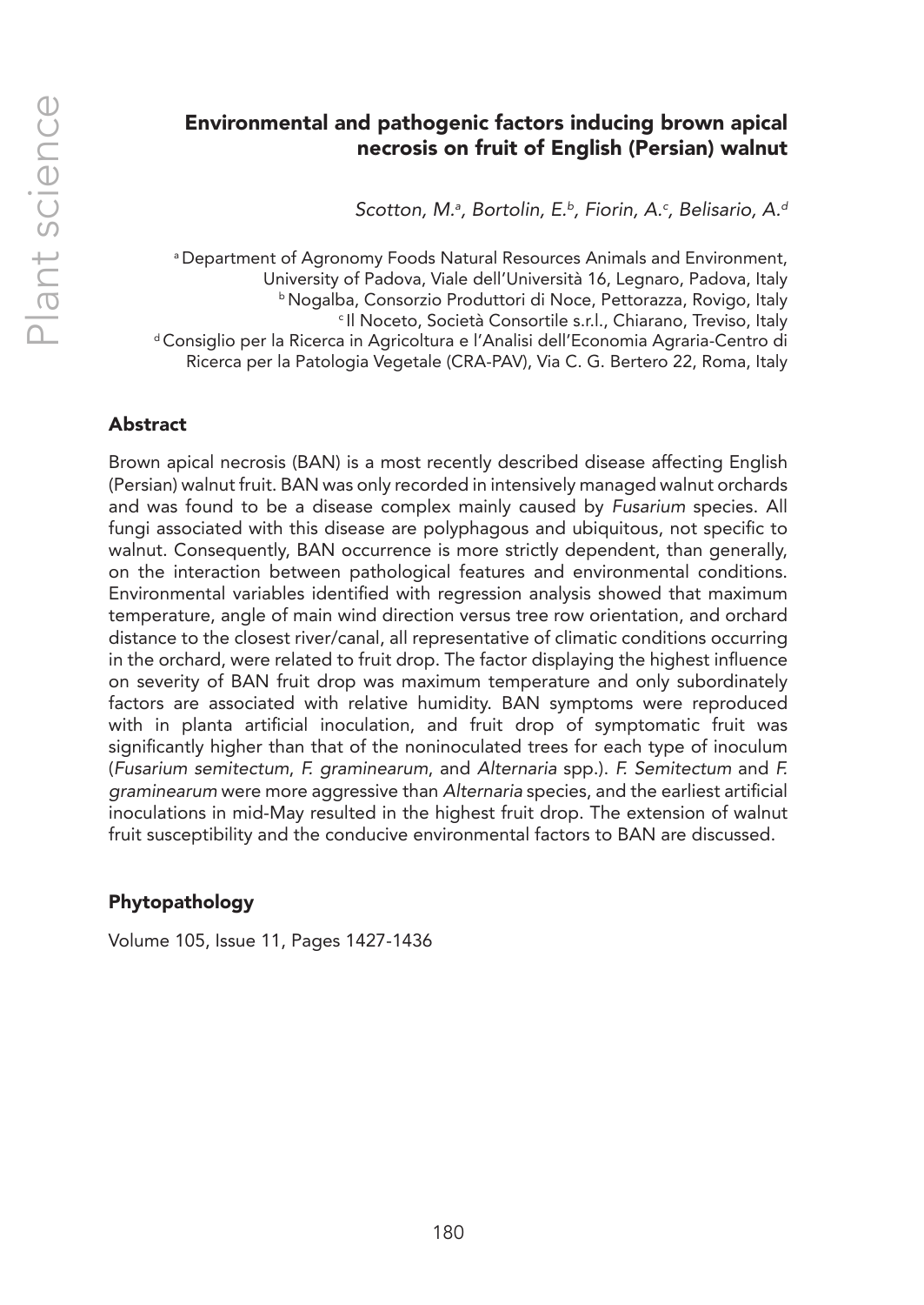# Environmental and pathogenic factors inducing brown apical necrosis on fruit of English (Persian) walnut

*Scotton, M.[a], Bortolin, E.[b], Fiorin, A.[c], Belisario, A.[d]*

[a] Department of Agronomy Foods Natural Resources Animals and Environment, University of Padova, Viale dell'Università 16, Legnaro, Padova, Italy
[b] Nogalba, Consorzio Produttori di Noce, Pettorazza, Rovigo, Italy
[c] Il Noceto, Società Consortile s.r.l., Chiarano, Treviso, Italy
[d] Consiglio per la Ricerca in Agricoltura e l'Analisi dell'Economia Agraria-Centro di Ricerca per la Patologia Vegetale (CRA-PAV), Via C. G. Bertero 22, Roma, Italy

## Abstract

Brown apical necrosis (BAN) is a most recently described disease affecting English (Persian) walnut fruit. BAN was only recorded in intensively managed walnut orchards and was found to be a disease complex mainly caused by *Fusarium* species. All fungi associated with this disease are polyphagous and ubiquitous, not specific to walnut. Consequently, BAN occurrence is more strictly dependent, than generally, on the interaction between pathological features and environmental conditions. Environmental variables identified with regression analysis showed that maximum temperature, angle of main wind direction versus tree row orientation, and orchard distance to the closest river/canal, all representative of climatic conditions occurring in the orchard, were related to fruit drop. The factor displaying the highest influence on severity of BAN fruit drop was maximum temperature and only subordinately factors are associated with relative humidity. BAN symptoms were reproduced with in planta artificial inoculation, and fruit drop of symptomatic fruit was significantly higher than that of the noninoculated trees for each type of inoculum (*Fusarium semitectum*, *F. graminearum*, and *Alternaria* spp.). *F. Semitectum* and *F. graminearum* were more aggressive than *Alternaria* species, and the earliest artificial inoculations in mid-May resulted in the highest fruit drop. The extension of walnut fruit susceptibility and the conducive environmental factors to BAN are discussed.

## Phytopathology

Volume 105, Issue 11, Pages 1427-1436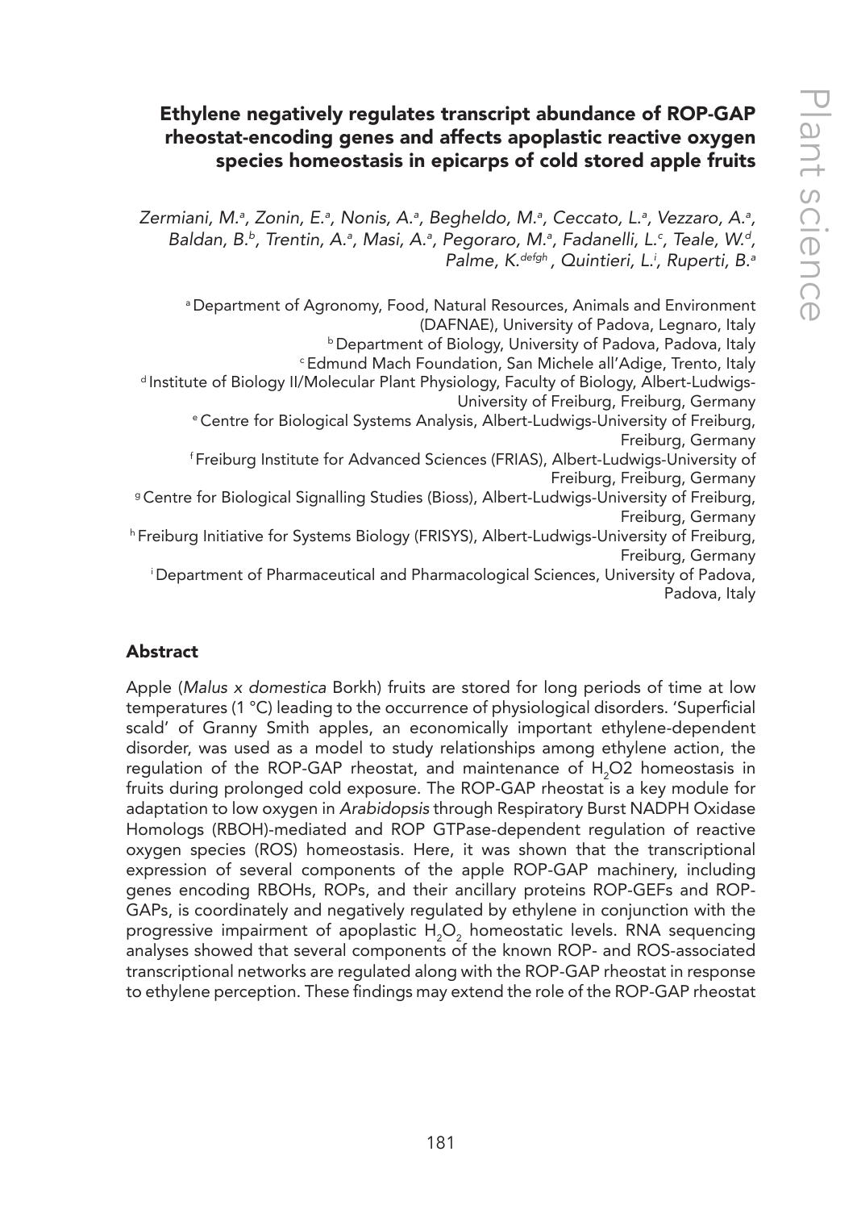## Ethylene negatively regulates transcript abundance of ROP-GAP rheostat-encoding genes and affects apoplastic reactive oxygen species homeostasis in epicarps of cold stored apple fruits

*Zermiani, M.[a], Zonin, E.[a], Nonis, A.[a], Begheldo, M.[a], Ceccato, L.[a], Vezzaro, A.[a], Baldan, B.[b], Trentin, A.[a], Masi, A.[a], Pegoraro, M.[a], Fadanelli, L.[c], Teale, W.[d], Palme, K.[defgh], Quintieri, L.[i], Ruperti, B.[a]*

[a] Department of Agronomy, Food, Natural Resources, Animals and Environment (DAFNAE), University of Padova, Legnaro, Italy
[b] Department of Biology, University of Padova, Padova, Italy
[c] Edmund Mach Foundation, San Michele all'Adige, Trento, Italy
[d] Institute of Biology II/Molecular Plant Physiology, Faculty of Biology, Albert-Ludwigs-University of Freiburg, Freiburg, Germany
[e] Centre for Biological Systems Analysis, Albert-Ludwigs-University of Freiburg, Freiburg, Germany
[f] Freiburg Institute for Advanced Sciences (FRIAS), Albert-Ludwigs-University of Freiburg, Freiburg, Germany
[g] Centre for Biological Signalling Studies (Bioss), Albert-Ludwigs-University of Freiburg, Freiburg, Germany
[h] Freiburg Initiative for Systems Biology (FRISYS), Albert-Ludwigs-University of Freiburg, Freiburg, Germany
[i] Department of Pharmaceutical and Pharmacological Sciences, University of Padova, Padova, Italy

### Abstract

Apple (*Malus x domestica* Borkh) fruits are stored for long periods of time at low temperatures (1 °C) leading to the occurrence of physiological disorders. 'Superficial scald' of Granny Smith apples, an economically important ethylene-dependent disorder, was used as a model to study relationships among ethylene action, the regulation of the ROP-GAP rheostat, and maintenance of $H_2O2$ homeostasis in fruits during prolonged cold exposure. The ROP-GAP rheostat is a key module for adaptation to low oxygen in *Arabidopsis* through Respiratory Burst NADPH Oxidase Homologs (RBOH)-mediated and ROP GTPase-dependent regulation of reactive oxygen species (ROS) homeostasis. Here, it was shown that the transcriptional expression of several components of the apple ROP-GAP machinery, including genes encoding RBOHs, ROPs, and their ancillary proteins ROP-GEFs and ROP-GAPs, is coordinately and negatively regulated by ethylene in conjunction with the progressive impairment of apoplastic $H_2O_2$ homeostatic levels. RNA sequencing analyses showed that several components of the known ROP- and ROS-associated transcriptional networks are regulated along with the ROP-GAP rheostat in response to ethylene perception. These findings may extend the role of the ROP-GAP rheostat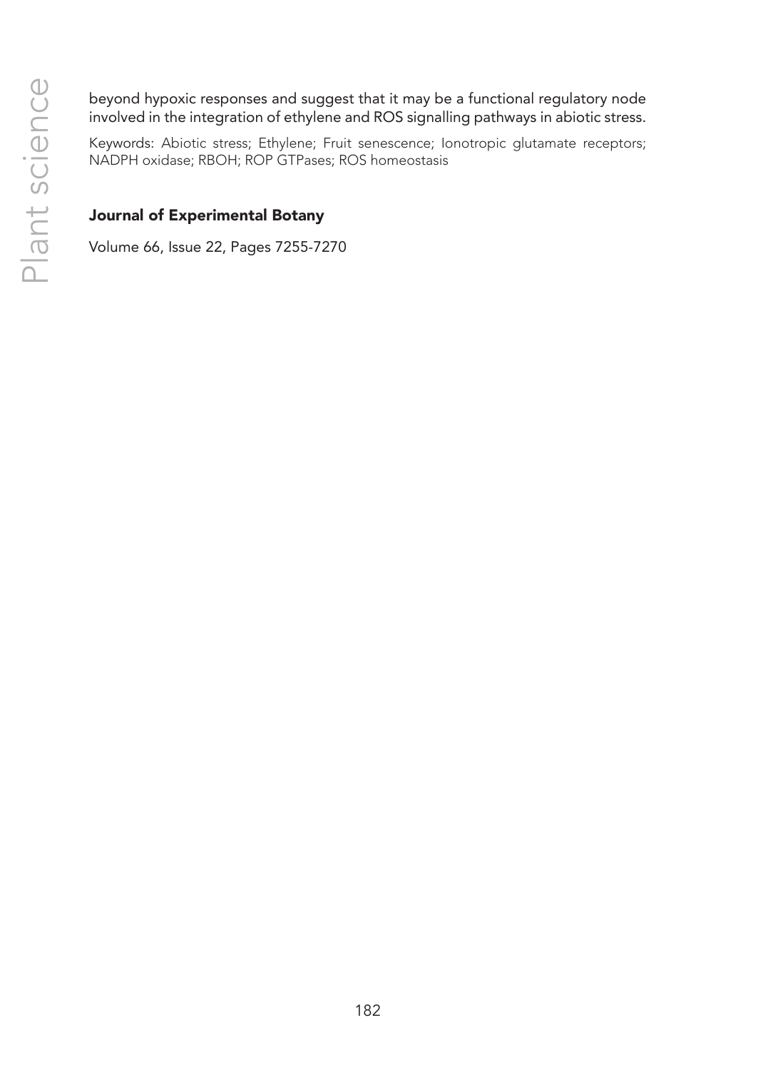beyond hypoxic responses and suggest that it may be a functional regulatory node involved in the integration of ethylene and ROS signalling pathways in abiotic stress.

Keywords: Abiotic stress; Ethylene; Fruit senescence; Ionotropic glutamate receptors; NADPH oxidase; RBOH; ROP GTPases; ROS homeostasis

**Journal of Experimental Botany**

Volume 66, Issue 22, Pages 7255-7270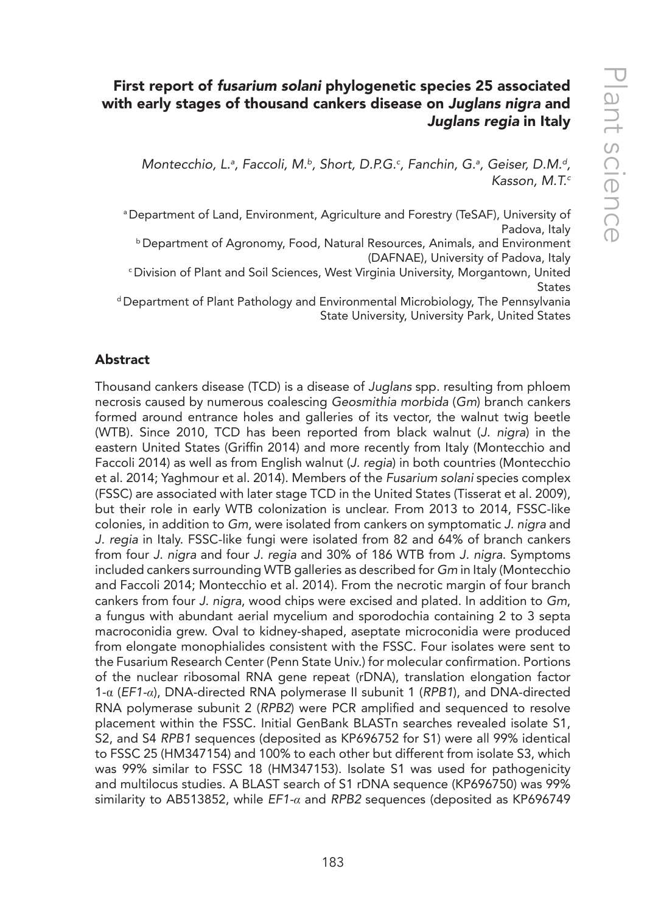# First report of *fusarium solani* phylogenetic species 25 associated with early stages of thousand cankers disease on *Juglans nigra* and *Juglans regia* in Italy

*Montecchio, L.[a], Faccoli, M.[b], Short, D.P.G.[c], Fanchin, G.[a], Geiser, D.M.[d], Kasson, M.T.[c]*

[a] Department of Land, Environment, Agriculture and Forestry (TeSAF), University of Padova, Italy

[b] Department of Agronomy, Food, Natural Resources, Animals, and Environment (DAFNAE), University of Padova, Italy

[c] Division of Plant and Soil Sciences, West Virginia University, Morgantown, United States

[d] Department of Plant Pathology and Environmental Microbiology, The Pennsylvania State University, University Park, United States

## Abstract

Thousand cankers disease (TCD) is a disease of *Juglans* spp. resulting from phloem necrosis caused by numerous coalescing *Geosmithia morbida* (*Gm*) branch cankers formed around entrance holes and galleries of its vector, the walnut twig beetle (WTB). Since 2010, TCD has been reported from black walnut (*J. nigra*) in the eastern United States (Griffin 2014) and more recently from Italy (Montecchio and Faccoli 2014) as well as from English walnut (*J. regia*) in both countries (Montecchio et al. 2014; Yaghmour et al. 2014). Members of the *Fusarium solani* species complex (FSSC) are associated with later stage TCD in the United States (Tisserat et al. 2009), but their role in early WTB colonization is unclear. From 2013 to 2014, FSSC-like colonies, in addition to *Gm*, were isolated from cankers on symptomatic *J. nigra* and *J. regia* in Italy. FSSC-like fungi were isolated from 82 and 64% of branch cankers from four *J. nigra* and four *J. regia* and 30% of 186 WTB from *J. nigra*. Symptoms included cankers surrounding WTB galleries as described for *Gm* in Italy (Montecchio and Faccoli 2014; Montecchio et al. 2014). From the necrotic margin of four branch cankers from four *J. nigra*, wood chips were excised and plated. In addition to *Gm*, a fungus with abundant aerial mycelium and sporodochia containing 2 to 3 septa macroconidia grew. Oval to kidney-shaped, aseptate microconidia were produced from elongate monophialides consistent with the FSSC. Four isolates were sent to the Fusarium Research Center (Penn State Univ.) for molecular confirmation. Portions of the nuclear ribosomal RNA gene repeat (rDNA), translation elongation factor 1-α (*EF1-α*), DNA-directed RNA polymerase II subunit 1 (*RPB1*), and DNA-directed RNA polymerase subunit 2 (*RPB2*) were PCR amplified and sequenced to resolve placement within the FSSC. Initial GenBank BLASTn searches revealed isolate S1, S2, and S4 *RPB1* sequences (deposited as KP696752 for S1) were all 99% identical to FSSC 25 (HM347154) and 100% to each other but different from isolate S3, which was 99% similar to FSSC 18 (HM347153). Isolate S1 was used for pathogenicity and multilocus studies. A BLAST search of S1 rDNA sequence (KP696750) was 99% similarity to AB513852, while *EF1-α* and *RPB2* sequences (deposited as KP696749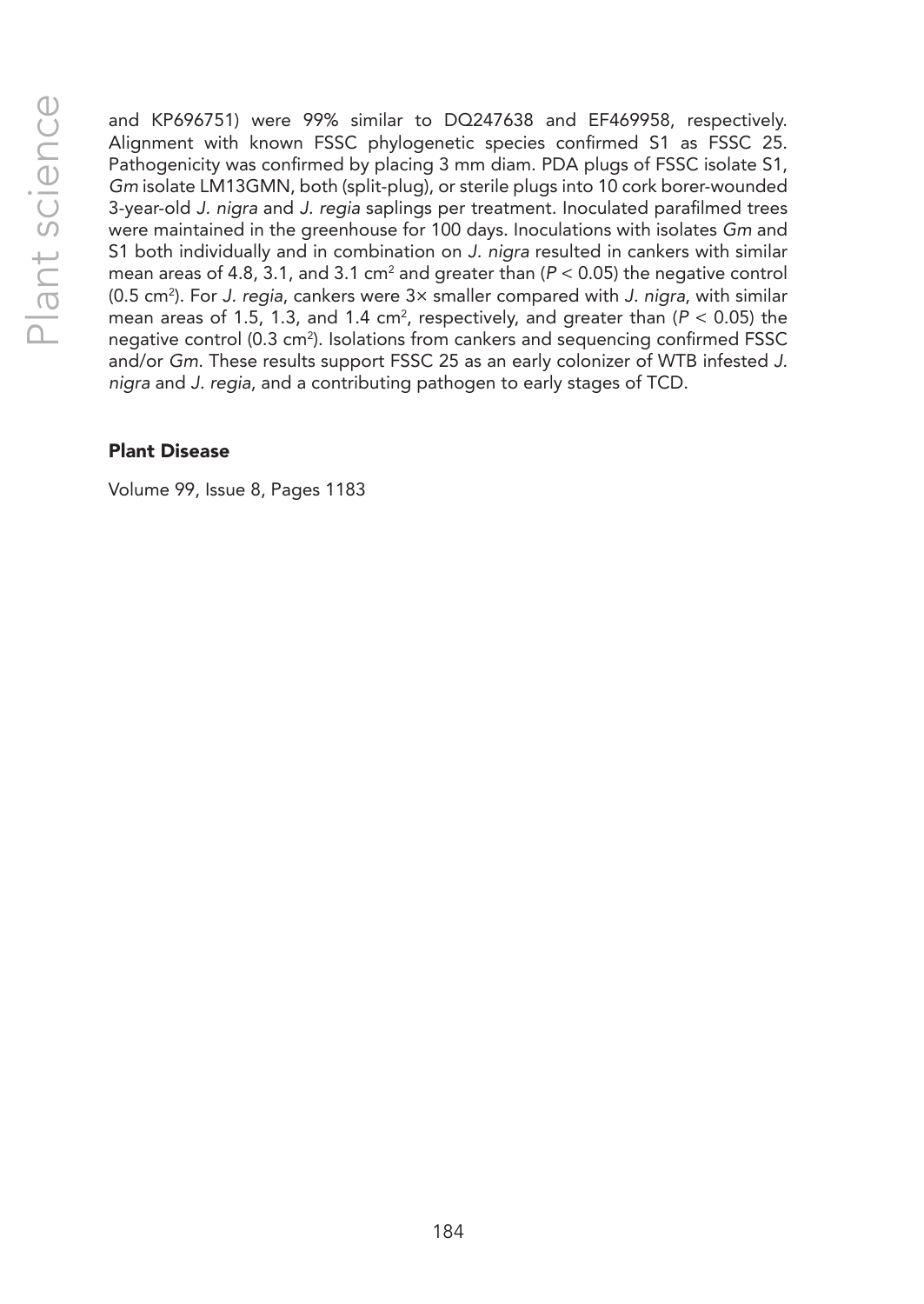and KP696751) were 99% similar to DQ247638 and EF469958, respectively. Alignment with known FSSC phylogenetic species confirmed S1 as FSSC 25. Pathogenicity was confirmed by placing 3 mm diam. PDA plugs of FSSC isolate S1, *Gm* isolate LM13GMN, both (split-plug), or sterile plugs into 10 cork borer-wounded 3-year-old *J. nigra* and *J. regia* saplings per treatment. Inoculated parafilmed trees were maintained in the greenhouse for 100 days. Inoculations with isolates *Gm* and S1 both individually and in combination on *J. nigra* resulted in cankers with similar mean areas of 4.8, 3.1, and 3.1 $cm^2$ and greater than ($P < 0.05$) the negative control (0.5 $cm^2$). For *J. regia*, cankers were 3× smaller compared with *J. nigra*, with similar mean areas of 1.5, 1.3, and 1.4 $cm^2$, respectively, and greater than ($P < 0.05$) the negative control (0.3 $cm^2$). Isolations from cankers and sequencing confirmed FSSC and/or *Gm*. These results support FSSC 25 as an early colonizer of WTB infested *J. nigra* and *J. regia*, and a contributing pathogen to early stages of TCD.

**Plant Disease**

Volume 99, Issue 8, Pages 1183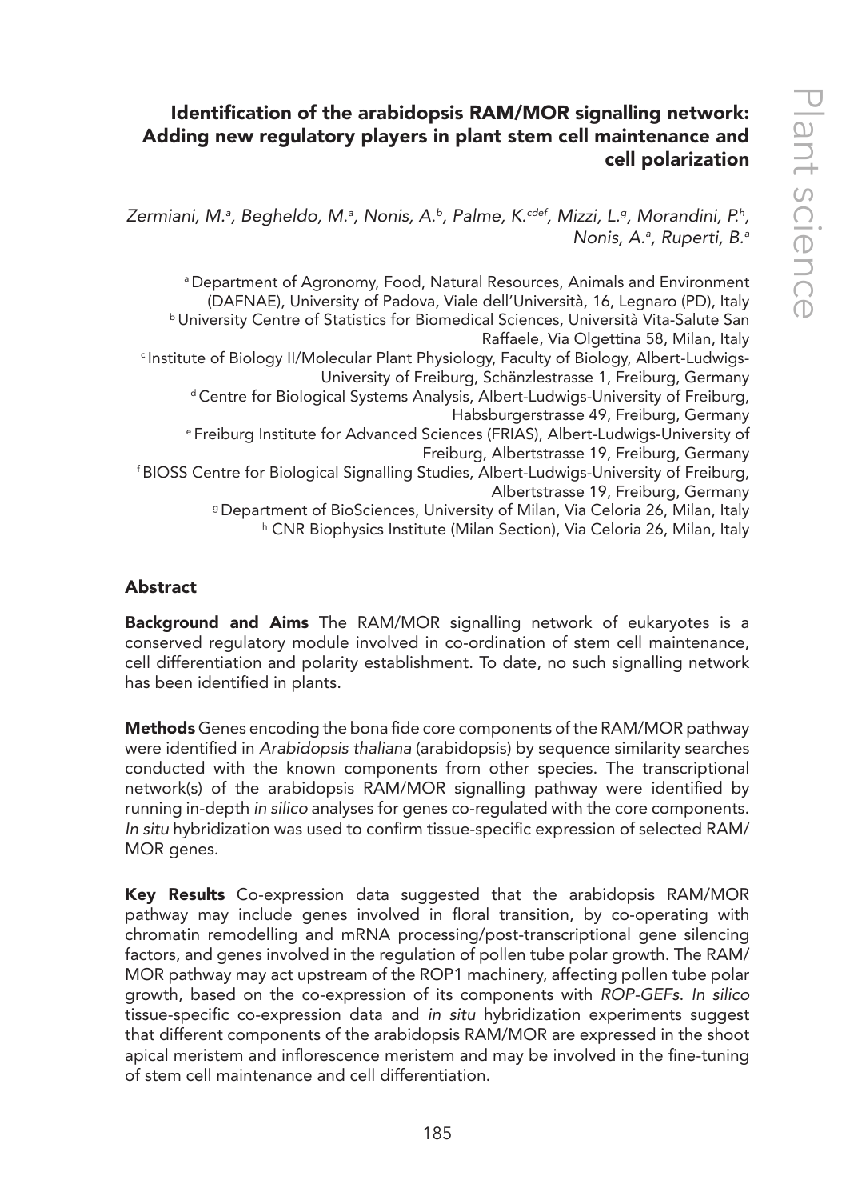# Identification of the arabidopsis RAM/MOR signalling network: Adding new regulatory players in plant stem cell maintenance and cell polarization

*Zermiani, M.[a], Begheldo, M.[a], Nonis, A.[b], Palme, K.[cdef], Mizzi, L.[g], Morandini, P.[h], Nonis, A.[a], Ruperti, B.[a]*

[a] Department of Agronomy, Food, Natural Resources, Animals and Environment (DAFNAE), University of Padova, Viale dell'Università, 16, Legnaro (PD), Italy
[b] University Centre of Statistics for Biomedical Sciences, Università Vita-Salute San Raffaele, Via Olgettina 58, Milan, Italy
[c] Institute of Biology II/Molecular Plant Physiology, Faculty of Biology, Albert-Ludwigs-University of Freiburg, Schänzlestrasse 1, Freiburg, Germany
[d] Centre for Biological Systems Analysis, Albert-Ludwigs-University of Freiburg, Habsburgerstrasse 49, Freiburg, Germany
[e] Freiburg Institute for Advanced Sciences (FRIAS), Albert-Ludwigs-University of Freiburg, Albertstrasse 19, Freiburg, Germany
[f] BIOSS Centre for Biological Signalling Studies, Albert-Ludwigs-University of Freiburg, Albertstrasse 19, Freiburg, Germany
[g] Department of BioSciences, University of Milan, Via Celoria 26, Milan, Italy
[h] CNR Biophysics Institute (Milan Section), Via Celoria 26, Milan, Italy

## Abstract

**Background and Aims** The RAM/MOR signalling network of eukaryotes is a conserved regulatory module involved in co-ordination of stem cell maintenance, cell differentiation and polarity establishment. To date, no such signalling network has been identified in plants.

**Methods** Genes encoding the bona fide core components of the RAM/MOR pathway were identified in *Arabidopsis thaliana* (arabidopsis) by sequence similarity searches conducted with the known components from other species. The transcriptional network(s) of the arabidopsis RAM/MOR signalling pathway were identified by running in-depth *in silico* analyses for genes co-regulated with the core components. *In situ* hybridization was used to confirm tissue-specific expression of selected RAM/MOR genes.

**Key Results** Co-expression data suggested that the arabidopsis RAM/MOR pathway may include genes involved in floral transition, by co-operating with chromatin remodelling and mRNA processing/post-transcriptional gene silencing factors, and genes involved in the regulation of pollen tube polar growth. The RAM/MOR pathway may act upstream of the ROP1 machinery, affecting pollen tube polar growth, based on the co-expression of its components with *ROP-GEFs*. *In silico* tissue-specific co-expression data and *in situ* hybridization experiments suggest that different components of the arabidopsis RAM/MOR are expressed in the shoot apical meristem and inflorescence meristem and may be involved in the fine-tuning of stem cell maintenance and cell differentiation.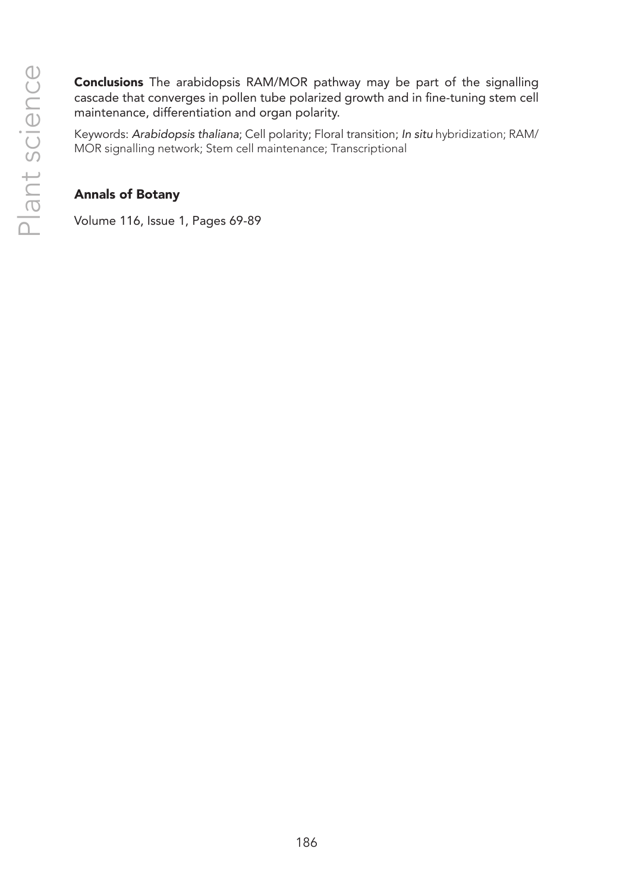**Conclusions** The arabidopsis RAM/MOR pathway may be part of the signalling cascade that converges in pollen tube polarized growth and in fine-tuning stem cell maintenance, differentiation and organ polarity.

Keywords: *Arabidopsis thaliana*; Cell polarity; Floral transition; *In situ* hybridization; RAM/MOR signalling network; Stem cell maintenance; Transcriptional

**Annals of Botany**

Volume 116, Issue 1, Pages 69-89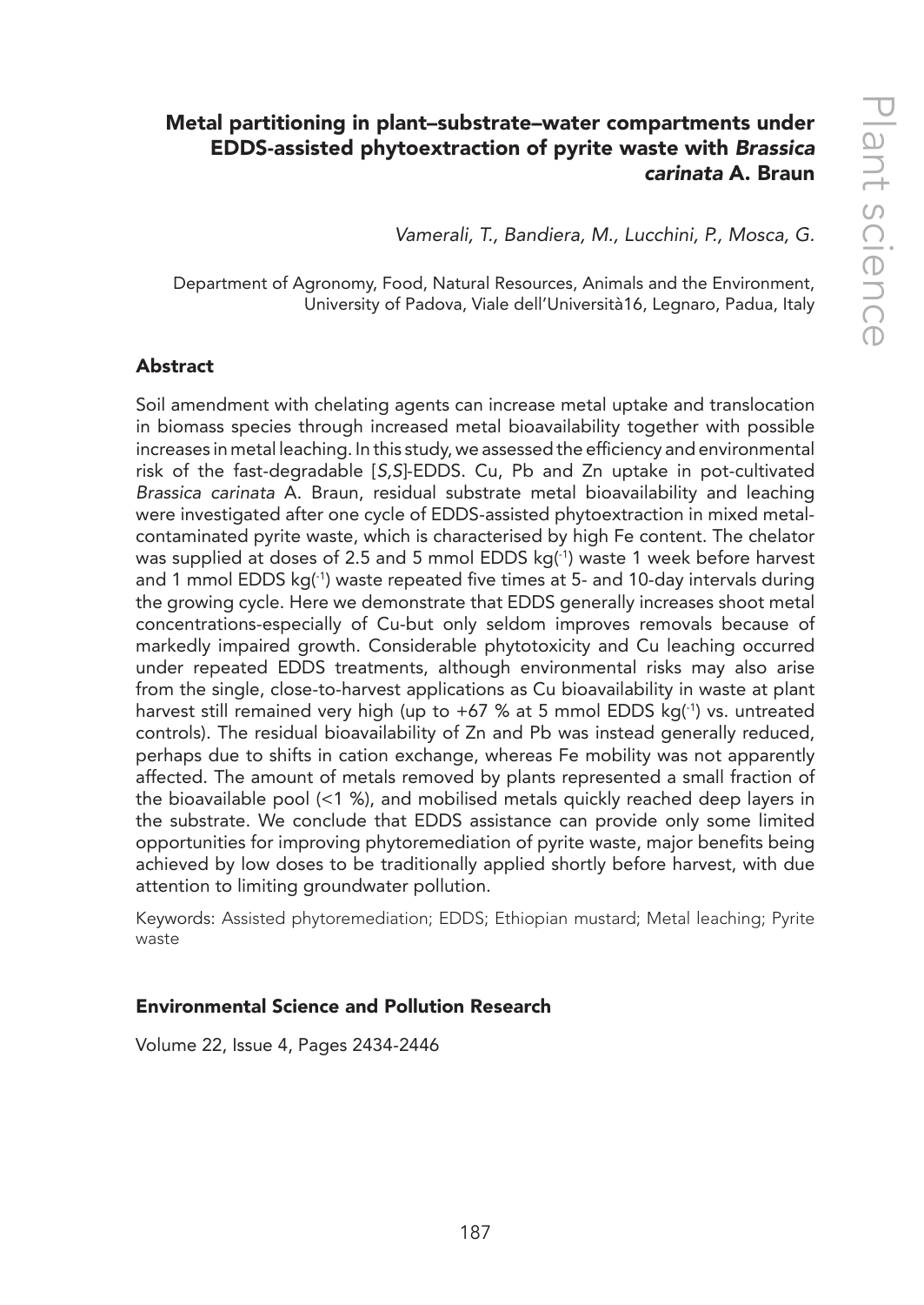## Metal partitioning in plant–substrate–water compartments under EDDS-assisted phytoextraction of pyrite waste with *Brassica carinata* A. Braun

*Vamerali, T., Bandiera, M., Lucchini, P., Mosca, G.*

Department of Agronomy, Food, Natural Resources, Animals and the Environment, University of Padova, Viale dell'Università16, Legnaro, Padua, Italy

### Abstract

Soil amendment with chelating agents can increase metal uptake and translocation in biomass species through increased metal bioavailability together with possible increases in metal leaching. In this study, we assessed the efficiency and environmental risk of the fast-degradable [*S,S*]-EDDS. Cu, Pb and Zn uptake in pot-cultivated *Brassica carinata* A. Braun, residual substrate metal bioavailability and leaching were investigated after one cycle of EDDS-assisted phytoextraction in mixed metal-contaminated pyrite waste, which is characterised by high Fe content. The chelator was supplied at doses of 2.5 and 5 mmol EDDS kg($^{-1}$) waste 1 week before harvest and 1 mmol EDDS kg($^{-1}$) waste repeated five times at 5- and 10-day intervals during the growing cycle. Here we demonstrate that EDDS generally increases shoot metal concentrations-especially of Cu-but only seldom improves removals because of markedly impaired growth. Considerable phytotoxicity and Cu leaching occurred under repeated EDDS treatments, although environmental risks may also arise from the single, close-to-harvest applications as Cu bioavailability in waste at plant harvest still remained very high (up to +67 % at 5 mmol EDDS kg($^{-1}$) vs. untreated controls). The residual bioavailability of Zn and Pb was instead generally reduced, perhaps due to shifts in cation exchange, whereas Fe mobility was not apparently affected. The amount of metals removed by plants represented a small fraction of the bioavailable pool (<1 %), and mobilised metals quickly reached deep layers in the substrate. We conclude that EDDS assistance can provide only some limited opportunities for improving phytoremediation of pyrite waste, major benefits being achieved by low doses to be traditionally applied shortly before harvest, with due attention to limiting groundwater pollution.

Keywords: Assisted phytoremediation; EDDS; Ethiopian mustard; Metal leaching; Pyrite waste

### Environmental Science and Pollution Research

Volume 22, Issue 4, Pages 2434-2446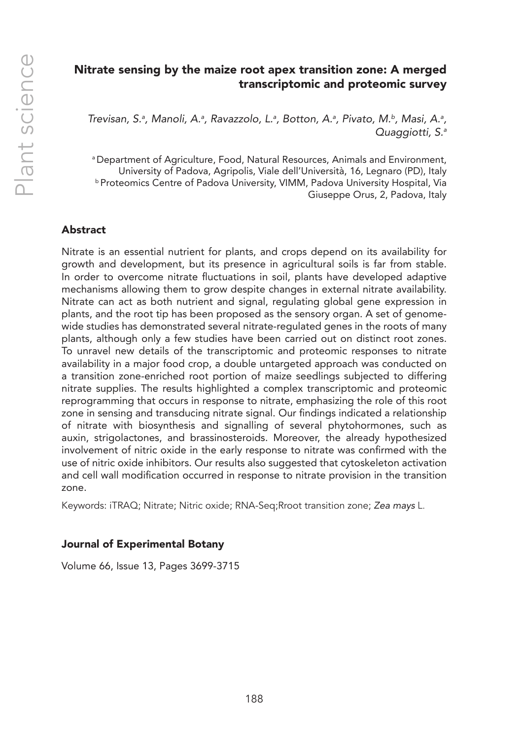## Nitrate sensing by the maize root apex transition zone: A merged transcriptomic and proteomic survey

*Trevisan, S.[a], Manoli, A.[a], Ravazzolo, L.[a], Botton, A.[a], Pivato, M.[b], Masi, A.[a], Quaggiotti, S.[a]*

[a] Department of Agriculture, Food, Natural Resources, Animals and Environment, University of Padova, Agripolis, Viale dell'Università, 16, Legnaro (PD), Italy
[b] Proteomics Centre of Padova University, VIMM, Padova University Hospital, Via Giuseppe Orus, 2, Padova, Italy

### Abstract

Nitrate is an essential nutrient for plants, and crops depend on its availability for growth and development, but its presence in agricultural soils is far from stable. In order to overcome nitrate fluctuations in soil, plants have developed adaptive mechanisms allowing them to grow despite changes in external nitrate availability. Nitrate can act as both nutrient and signal, regulating global gene expression in plants, and the root tip has been proposed as the sensory organ. A set of genome-wide studies has demonstrated several nitrate-regulated genes in the roots of many plants, although only a few studies have been carried out on distinct root zones. To unravel new details of the transcriptomic and proteomic responses to nitrate availability in a major food crop, a double untargeted approach was conducted on a transition zone-enriched root portion of maize seedlings subjected to differing nitrate supplies. The results highlighted a complex transcriptomic and proteomic reprogramming that occurs in response to nitrate, emphasizing the role of this root zone in sensing and transducing nitrate signal. Our findings indicated a relationship of nitrate with biosynthesis and signalling of several phytohormones, such as auxin, strigolactones, and brassinosteroids. Moreover, the already hypothesized involvement of nitric oxide in the early response to nitrate was confirmed with the use of nitric oxide inhibitors. Our results also suggested that cytoskeleton activation and cell wall modification occurred in response to nitrate provision in the transition zone.

Keywords: iTRAQ; Nitrate; Nitric oxide; RNA-Seq;Rroot transition zone; *Zea mays* L.

### Journal of Experimental Botany

Volume 66, Issue 13, Pages 3699-3715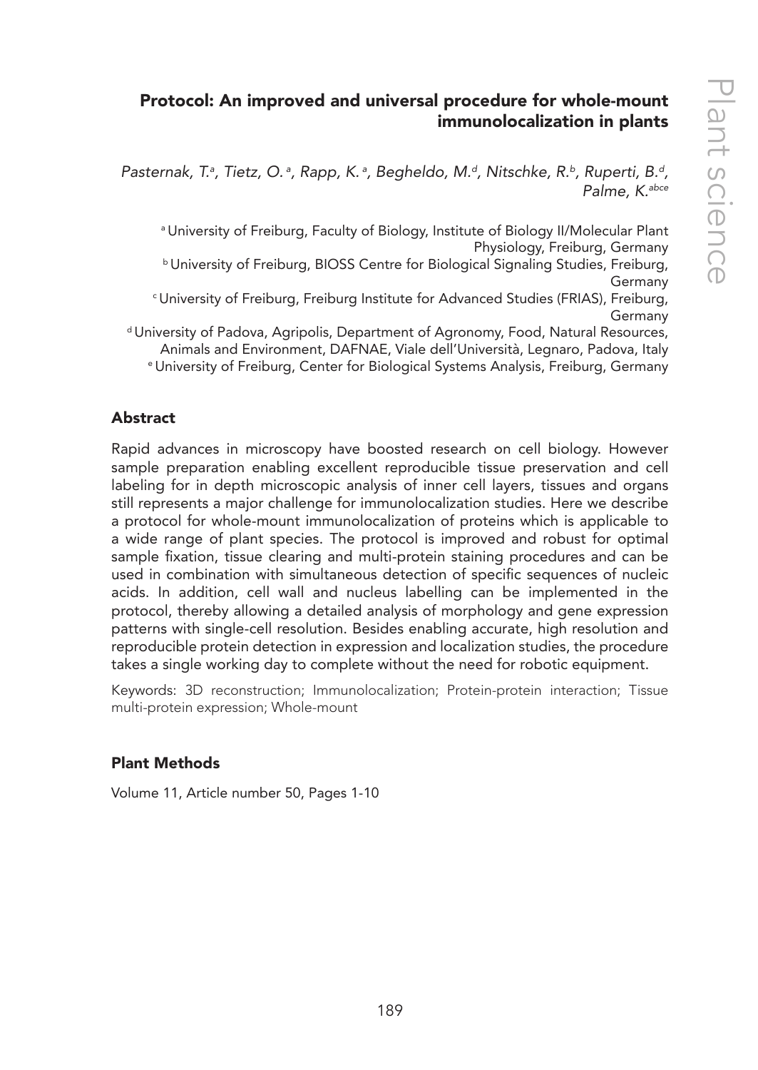## Protocol: An improved and universal procedure for whole-mount immunolocalization in plants

*Pasternak, T.[a], Tietz, O.[a], Rapp, K.[a], Begheldo, M.[d], Nitschke, R.[b], Ruperti, B.[d], Palme, K.[abce]*

[a] University of Freiburg, Faculty of Biology, Institute of Biology II/Molecular Plant Physiology, Freiburg, Germany
[b] University of Freiburg, BIOSS Centre for Biological Signaling Studies, Freiburg, Germany
[c] University of Freiburg, Freiburg Institute for Advanced Studies (FRIAS), Freiburg, Germany
[d] University of Padova, Agripolis, Department of Agronomy, Food, Natural Resources, Animals and Environment, DAFNAE, Viale dell'Università, Legnaro, Padova, Italy
[e] University of Freiburg, Center for Biological Systems Analysis, Freiburg, Germany

### Abstract

Rapid advances in microscopy have boosted research on cell biology. However sample preparation enabling excellent reproducible tissue preservation and cell labeling for in depth microscopic analysis of inner cell layers, tissues and organs still represents a major challenge for immunolocalization studies. Here we describe a protocol for whole-mount immunolocalization of proteins which is applicable to a wide range of plant species. The protocol is improved and robust for optimal sample fixation, tissue clearing and multi-protein staining procedures and can be used in combination with simultaneous detection of specific sequences of nucleic acids. In addition, cell wall and nucleus labelling can be implemented in the protocol, thereby allowing a detailed analysis of morphology and gene expression patterns with single-cell resolution. Besides enabling accurate, high resolution and reproducible protein detection in expression and localization studies, the procedure takes a single working day to complete without the need for robotic equipment.

Keywords: 3D reconstruction; Immunolocalization; Protein-protein interaction; Tissue multi-protein expression; Whole-mount

### Plant Methods

Volume 11, Article number 50, Pages 1-10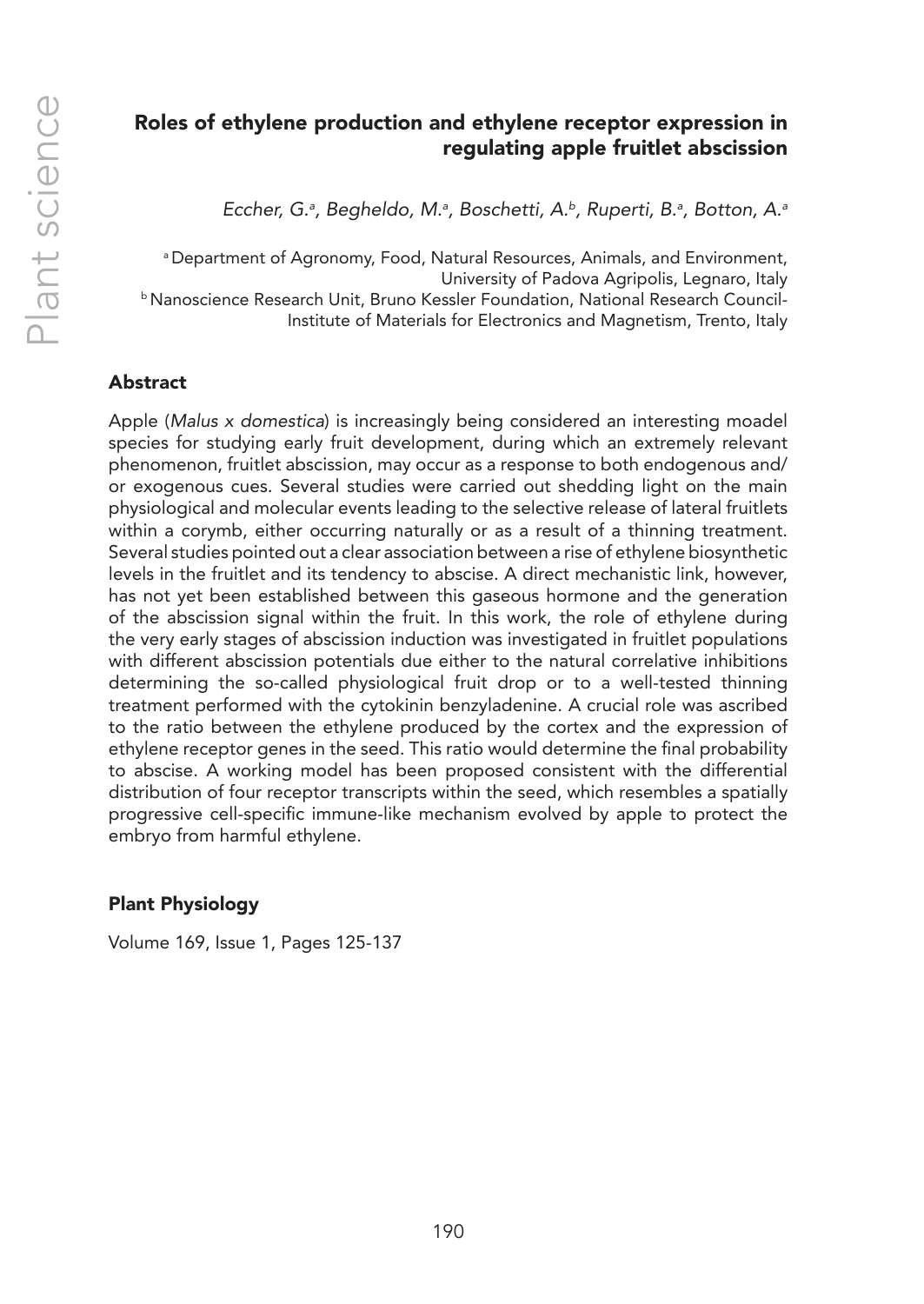## Roles of ethylene production and ethylene receptor expression in regulating apple fruitlet abscission

*Eccher, G.[a], Begheldo, M.[a], Boschetti, A.[b], Ruperti, B.[a], Botton, A.[a]*

[a] Department of Agronomy, Food, Natural Resources, Animals, and Environment, University of Padova Agripolis, Legnaro, Italy
[b] Nanoscience Research Unit, Bruno Kessler Foundation, National Research Council-Institute of Materials for Electronics and Magnetism, Trento, Italy

### Abstract

Apple (*Malus x domestica*) is increasingly being considered an interesting moadel species for studying early fruit development, during which an extremely relevant phenomenon, fruitlet abscission, may occur as a response to both endogenous and/or exogenous cues. Several studies were carried out shedding light on the main physiological and molecular events leading to the selective release of lateral fruitlets within a corymb, either occurring naturally or as a result of a thinning treatment. Several studies pointed out a clear association between a rise of ethylene biosynthetic levels in the fruitlet and its tendency to abscise. A direct mechanistic link, however, has not yet been established between this gaseous hormone and the generation of the abscission signal within the fruit. In this work, the role of ethylene during the very early stages of abscission induction was investigated in fruitlet populations with different abscission potentials due either to the natural correlative inhibitions determining the so-called physiological fruit drop or to a well-tested thinning treatment performed with the cytokinin benzyladenine. A crucial role was ascribed to the ratio between the ethylene produced by the cortex and the expression of ethylene receptor genes in the seed. This ratio would determine the final probability to abscise. A working model has been proposed consistent with the differential distribution of four receptor transcripts within the seed, which resembles a spatially progressive cell-specific immune-like mechanism evolved by apple to protect the embryo from harmful ethylene.

### Plant Physiology

Volume 169, Issue 1, Pages 125-137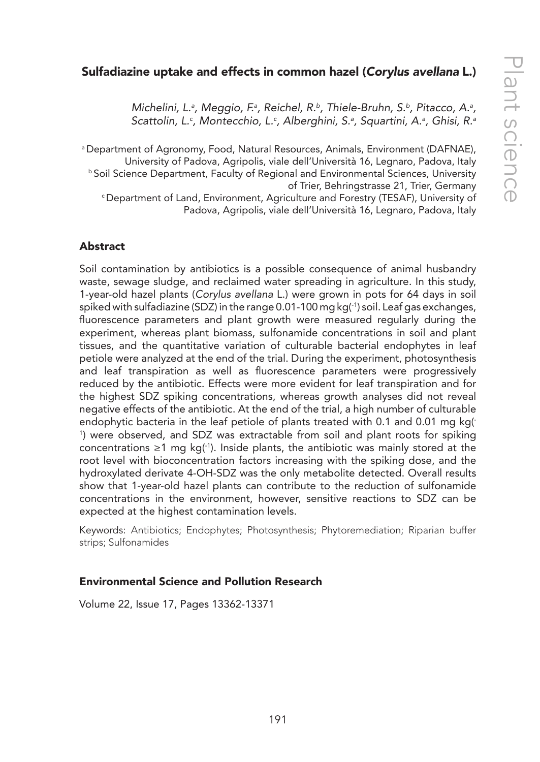## Sulfadiazine uptake and effects in common hazel (*Corylus avellana* L.)

*Michelini, L.[a], Meggio, F.[a], Reichel, R.[b], Thiele-Bruhn, S.[b], Pitacco, A.[a], Scattolin, L.[c], Montecchio, L.[c], Alberghini, S.[a], Squartini, A.[a], Ghisi, R.[a]*

[a] Department of Agronomy, Food, Natural Resources, Animals, Environment (DAFNAE), University of Padova, Agripolis, viale dell'Università 16, Legnaro, Padova, Italy
[b] Soil Science Department, Faculty of Regional and Environmental Sciences, University of Trier, Behringstrasse 21, Trier, Germany
[c] Department of Land, Environment, Agriculture and Forestry (TESAF), University of Padova, Agripolis, viale dell'Università 16, Legnaro, Padova, Italy

### Abstract

Soil contamination by antibiotics is a possible consequence of animal husbandry waste, sewage sludge, and reclaimed water spreading in agriculture. In this study, 1-year-old hazel plants (*Corylus avellana* L.) were grown in pots for 64 days in soil spiked with sulfadiazine (SDZ) in the range 0.01-100 mg $kg^{(-1)}$ soil. Leaf gas exchanges, fluorescence parameters and plant growth were measured regularly during the experiment, whereas plant biomass, sulfonamide concentrations in soil and plant tissues, and the quantitative variation of culturable bacterial endophytes in leaf petiole were analyzed at the end of the trial. During the experiment, photosynthesis and leaf transpiration as well as fluorescence parameters were progressively reduced by the antibiotic. Effects were more evident for leaf transpiration and for the highest SDZ spiking concentrations, whereas growth analyses did not reveal negative effects of the antibiotic. At the end of the trial, a high number of culturable endophytic bacteria in the leaf petiole of plants treated with 0.1 and 0.01 mg $kg^{(-1)}$ were observed, and SDZ was extractable from soil and plant roots for spiking concentrations ≥1 mg $kg^{(-1)}$. Inside plants, the antibiotic was mainly stored at the root level with bioconcentration factors increasing with the spiking dose, and the hydroxylated derivate 4-OH-SDZ was the only metabolite detected. Overall results show that 1-year-old hazel plants can contribute to the reduction of sulfonamide concentrations in the environment, however, sensitive reactions to SDZ can be expected at the highest contamination levels.

Keywords: Antibiotics; Endophytes; Photosynthesis; Phytoremediation; Riparian buffer strips; Sulfonamides

### Environmental Science and Pollution Research

Volume 22, Issue 17, Pages 13362-13371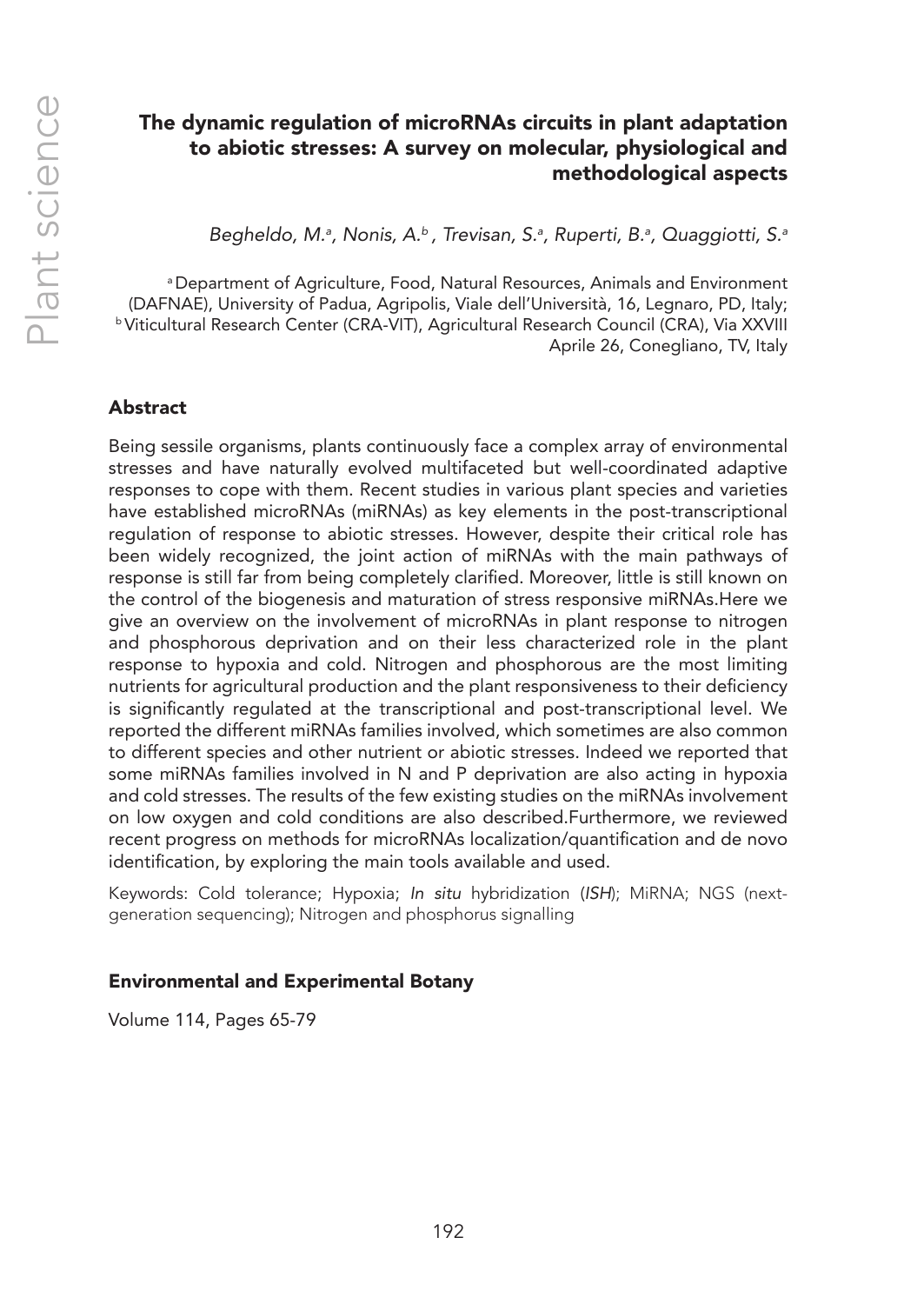## The dynamic regulation of microRNAs circuits in plant adaptation to abiotic stresses: A survey on molecular, physiological and methodological aspects

*Begheldo, M.[a], Nonis, A.[b], Trevisan, S.[a], Ruperti, B.[a], Quaggiotti, S.[a]*

[a] Department of Agriculture, Food, Natural Resources, Animals and Environment (DAFNAE), University of Padua, Agripolis, Viale dell'Università, 16, Legnaro, PD, Italy; [b] Viticultural Research Center (CRA-VIT), Agricultural Research Council (CRA), Via XXVIII Aprile 26, Conegliano, TV, Italy

### Abstract

Being sessile organisms, plants continuously face a complex array of environmental stresses and have naturally evolved multifaceted but well-coordinated adaptive responses to cope with them. Recent studies in various plant species and varieties have established microRNAs (miRNAs) as key elements in the post-transcriptional regulation of response to abiotic stresses. However, despite their critical role has been widely recognized, the joint action of miRNAs with the main pathways of response is still far from being completely clarified. Moreover, little is still known on the control of the biogenesis and maturation of stress responsive miRNAs.Here we give an overview on the involvement of microRNAs in plant response to nitrogen and phosphorous deprivation and on their less characterized role in the plant response to hypoxia and cold. Nitrogen and phosphorous are the most limiting nutrients for agricultural production and the plant responsiveness to their deficiency is significantly regulated at the transcriptional and post-transcriptional level. We reported the different miRNAs families involved, which sometimes are also common to different species and other nutrient or abiotic stresses. Indeed we reported that some miRNAs families involved in N and P deprivation are also acting in hypoxia and cold stresses. The results of the few existing studies on the miRNAs involvement on low oxygen and cold conditions are also described.Furthermore, we reviewed recent progress on methods for microRNAs localization/quantification and de novo identification, by exploring the main tools available and used.

Keywords: Cold tolerance; Hypoxia; *In situ* hybridization (*ISH*); MiRNA; NGS (next-generation sequencing); Nitrogen and phosphorus signalling

### Environmental and Experimental Botany

Volume 114, Pages 65-79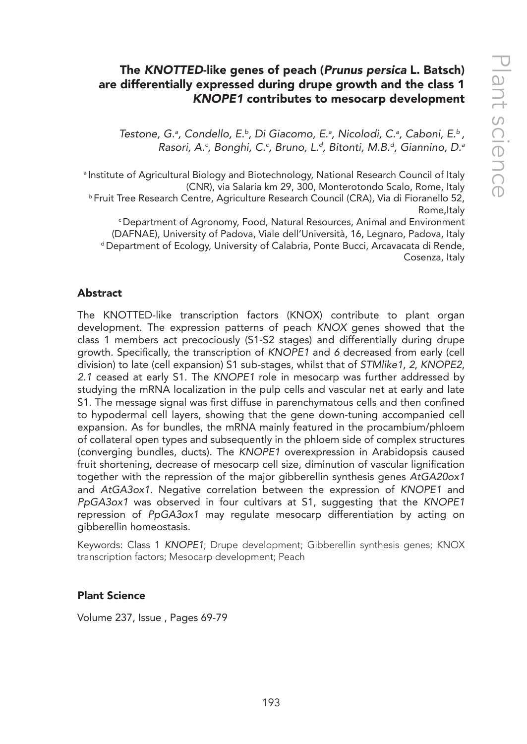# The *KNOTTED*-like genes of peach (*Prunus persica* L. Batsch) are differentially expressed during drupe growth and the class 1 *KNOPE1* contributes to mesocarp development

*Testone, G.[a], Condello, E.[b], Di Giacomo, E.[a], Nicolodi, C.[a], Caboni, E.[b], Rasori, A.[c], Bonghi, C.[c], Bruno, L.[d], Bitonti, M.B.[d], Giannino, D.[a]*

[a] Institute of Agricultural Biology and Biotechnology, National Research Council of Italy (CNR), via Salaria km 29, 300, Monterotondo Scalo, Rome, Italy
[b] Fruit Tree Research Centre, Agriculture Research Council (CRA), Via di Fioranello 52, Rome,Italy
[c] Department of Agronomy, Food, Natural Resources, Animal and Environment (DAFNAE), University of Padova, Viale dell'Università, 16, Legnaro, Padova, Italy
[d] Department of Ecology, University of Calabria, Ponte Bucci, Arcavacata di Rende, Cosenza, Italy

## Abstract

The KNOTTED-like transcription factors (KNOX) contribute to plant organ development. The expression patterns of peach *KNOX* genes showed that the class 1 members act precociously (S1-S2 stages) and differentially during drupe growth. Specifically, the transcription of *KNOPE1* and *6* decreased from early (cell division) to late (cell expansion) S1 sub-stages, whilst that of *STMlike1*, *2*, *KNOPE2*, *2.1* ceased at early S1. The *KNOPE1* role in mesocarp was further addressed by studying the mRNA localization in the pulp cells and vascular net at early and late S1. The message signal was first diffuse in parenchymatous cells and then confined to hypodermal cell layers, showing that the gene down-tuning accompanied cell expansion. As for bundles, the mRNA mainly featured in the procambium/phloem of collateral open types and subsequently in the phloem side of complex structures (converging bundles, ducts). The *KNOPE1* overexpression in Arabidopsis caused fruit shortening, decrease of mesocarp cell size, diminution of vascular lignification together with the repression of the major gibberellin synthesis genes *AtGA20ox1* and *AtGA3ox1*. Negative correlation between the expression of *KNOPE1* and *PpGA3ox1* was observed in four cultivars at S1, suggesting that the *KNOPE1* repression of *PpGA3ox1* may regulate mesocarp differentiation by acting on gibberellin homeostasis.

Keywords: Class 1 *KNOPE1*; Drupe development; Gibberellin synthesis genes; KNOX transcription factors; Mesocarp development; Peach

### Plant Science

Volume 237, Issue , Pages 69-79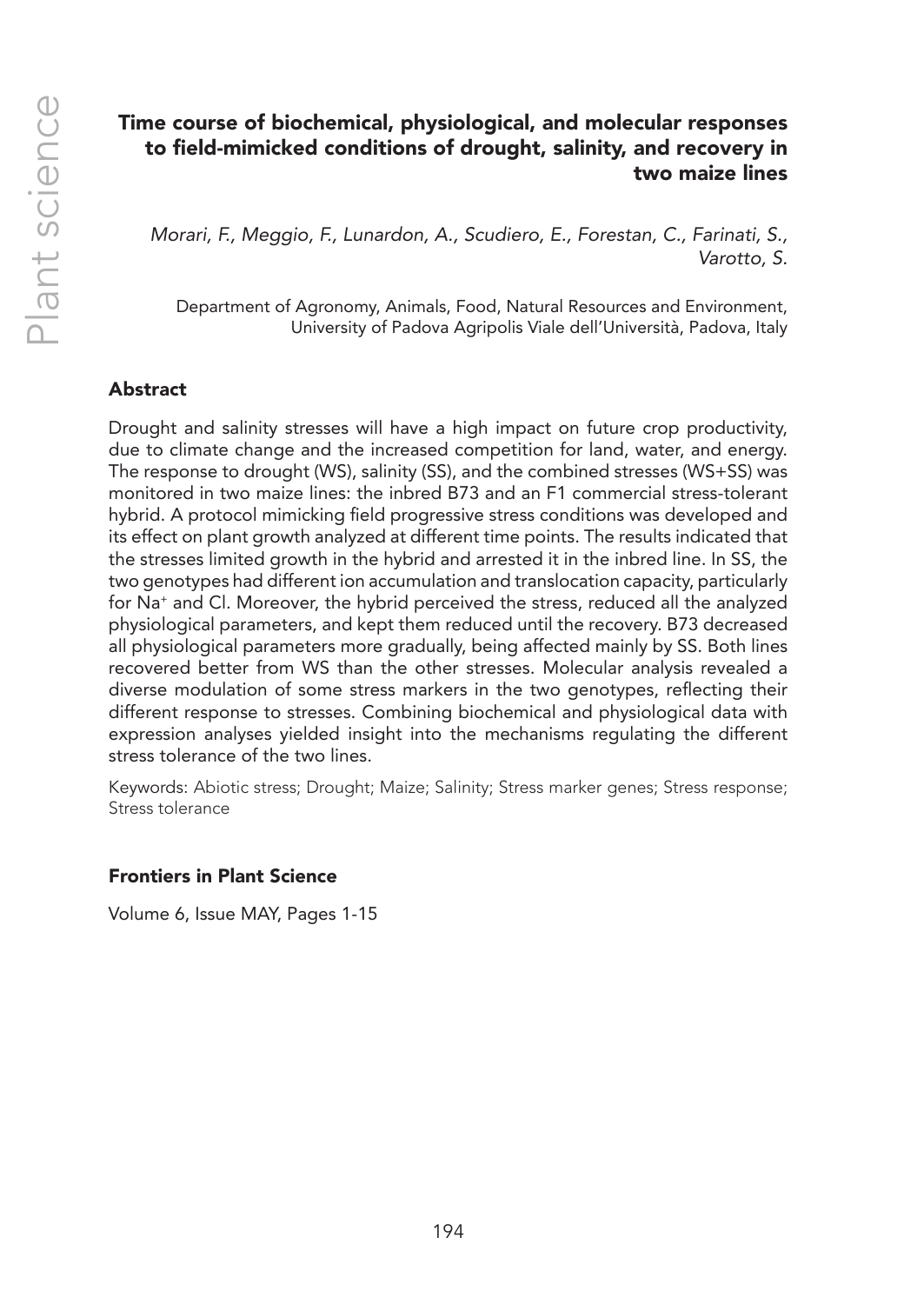# Time course of biochemical, physiological, and molecular responses to field-mimicked conditions of drought, salinity, and recovery in two maize lines

*Morari, F., Meggio, F., Lunardon, A., Scudiero, E., Forestan, C., Farinati, S., Varotto, S.*

Department of Agronomy, Animals, Food, Natural Resources and Environment, University of Padova Agripolis Viale dell'Università, Padova, Italy

## Abstract

Drought and salinity stresses will have a high impact on future crop productivity, due to climate change and the increased competition for land, water, and energy. The response to drought (WS), salinity (SS), and the combined stresses (WS+SS) was monitored in two maize lines: the inbred B73 and an F1 commercial stress-tolerant hybrid. A protocol mimicking field progressive stress conditions was developed and its effect on plant growth analyzed at different time points. The results indicated that the stresses limited growth in the hybrid and arrested it in the inbred line. In SS, the two genotypes had different ion accumulation and translocation capacity, particularly for $Na^+$ and Cl. Moreover, the hybrid perceived the stress, reduced all the analyzed physiological parameters, and kept them reduced until the recovery. B73 decreased all physiological parameters more gradually, being affected mainly by SS. Both lines recovered better from WS than the other stresses. Molecular analysis revealed a diverse modulation of some stress markers in the two genotypes, reflecting their different response to stresses. Combining biochemical and physiological data with expression analyses yielded insight into the mechanisms regulating the different stress tolerance of the two lines.

Keywords: Abiotic stress; Drought; Maize; Salinity; Stress marker genes; Stress response; Stress tolerance

### Frontiers in Plant Science

Volume 6, Issue MAY, Pages 1-15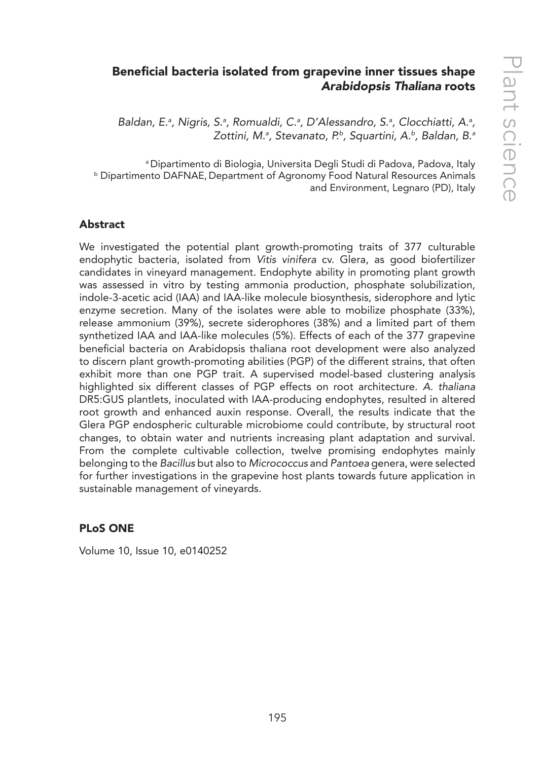# Beneficial bacteria isolated from grapevine inner tissues shape *Arabidopsis Thaliana* roots

*Baldan, E.[a], Nigris, S.[a], Romualdi, C.[a], D'Alessandro, S.[a], Clocchiatti, A.[a], Zottini, M.[a], Stevanato, P.[b], Squartini, A.[b], Baldan, B.[a]*

[a] Dipartimento di Biologia, Universita Degli Studi di Padova, Padova, Italy
[b] Dipartimento DAFNAE, Department of Agronomy Food Natural Resources Animals and Environment, Legnaro (PD), Italy

## Abstract

We investigated the potential plant growth-promoting traits of 377 culturable endophytic bacteria, isolated from *Vitis vinifera* cv. Glera, as good biofertilizer candidates in vineyard management. Endophyte ability in promoting plant growth was assessed in vitro by testing ammonia production, phosphate solubilization, indole-3-acetic acid (IAA) and IAA-like molecule biosynthesis, siderophore and lytic enzyme secretion. Many of the isolates were able to mobilize phosphate (33%), release ammonium (39%), secrete siderophores (38%) and a limited part of them synthetized IAA and IAA-like molecules (5%). Effects of each of the 377 grapevine beneficial bacteria on Arabidopsis thaliana root development were also analyzed to discern plant growth-promoting abilities (PGP) of the different strains, that often exhibit more than one PGP trait. A supervised model-based clustering analysis highlighted six different classes of PGP effects on root architecture. *A. thaliana* DR5:GUS plantlets, inoculated with IAA-producing endophytes, resulted in altered root growth and enhanced auxin response. Overall, the results indicate that the Glera PGP endospheric culturable microbiome could contribute, by structural root changes, to obtain water and nutrients increasing plant adaptation and survival. From the complete cultivable collection, twelve promising endophytes mainly belonging to the *Bacillus* but also to *Micrococcus* and *Pantoea* genera, were selected for further investigations in the grapevine host plants towards future application in sustainable management of vineyards.

## PLoS ONE

Volume 10, Issue 10, e0140252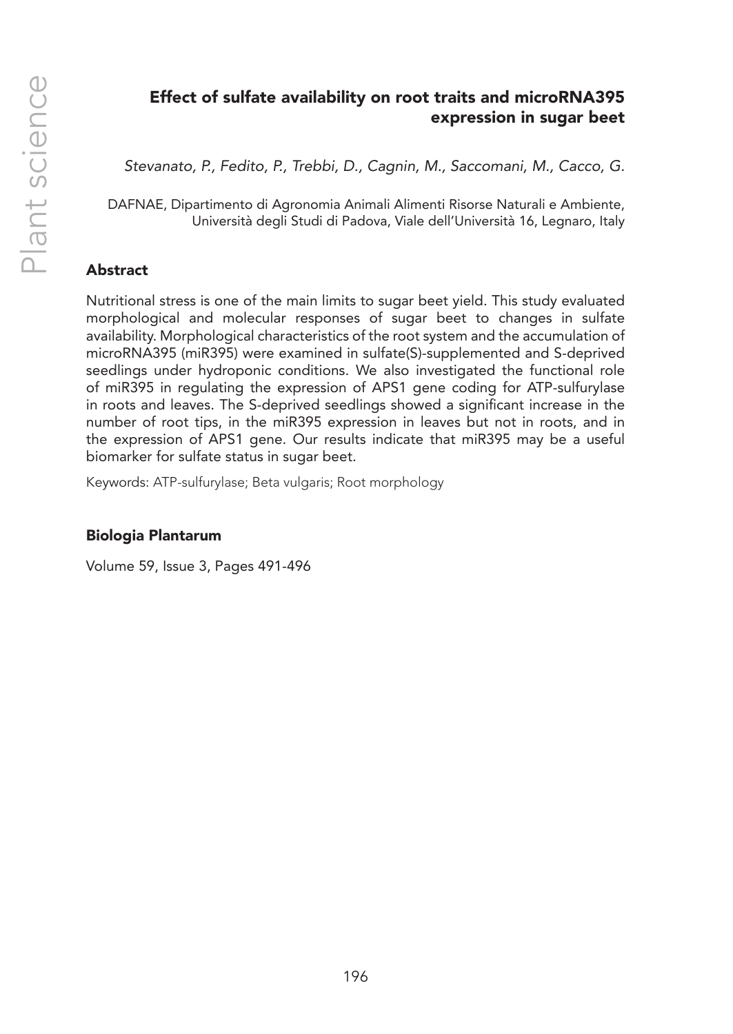## Effect of sulfate availability on root traits and microRNA395 expression in sugar beet

*Stevanato, P., Fedito, P., Trebbi, D., Cagnin, M., Saccomani, M., Cacco, G.*

DAFNAE, Dipartimento di Agronomia Animali Alimenti Risorse Naturali e Ambiente, Università degli Studi di Padova, Viale dell'Università 16, Legnaro, Italy

### Abstract

Nutritional stress is one of the main limits to sugar beet yield. This study evaluated morphological and molecular responses of sugar beet to changes in sulfate availability. Morphological characteristics of the root system and the accumulation of microRNA395 (miR395) were examined in sulfate(S)-supplemented and S-deprived seedlings under hydroponic conditions. We also investigated the functional role of miR395 in regulating the expression of APS1 gene coding for ATP-sulfurylase in roots and leaves. The S-deprived seedlings showed a significant increase in the number of root tips, in the miR395 expression in leaves but not in roots, and in the expression of APS1 gene. Our results indicate that miR395 may be a useful biomarker for sulfate status in sugar beet.

Keywords: ATP-sulfurylase; Beta vulgaris; Root morphology

### Biologia Plantarum

Volume 59, Issue 3, Pages 491-496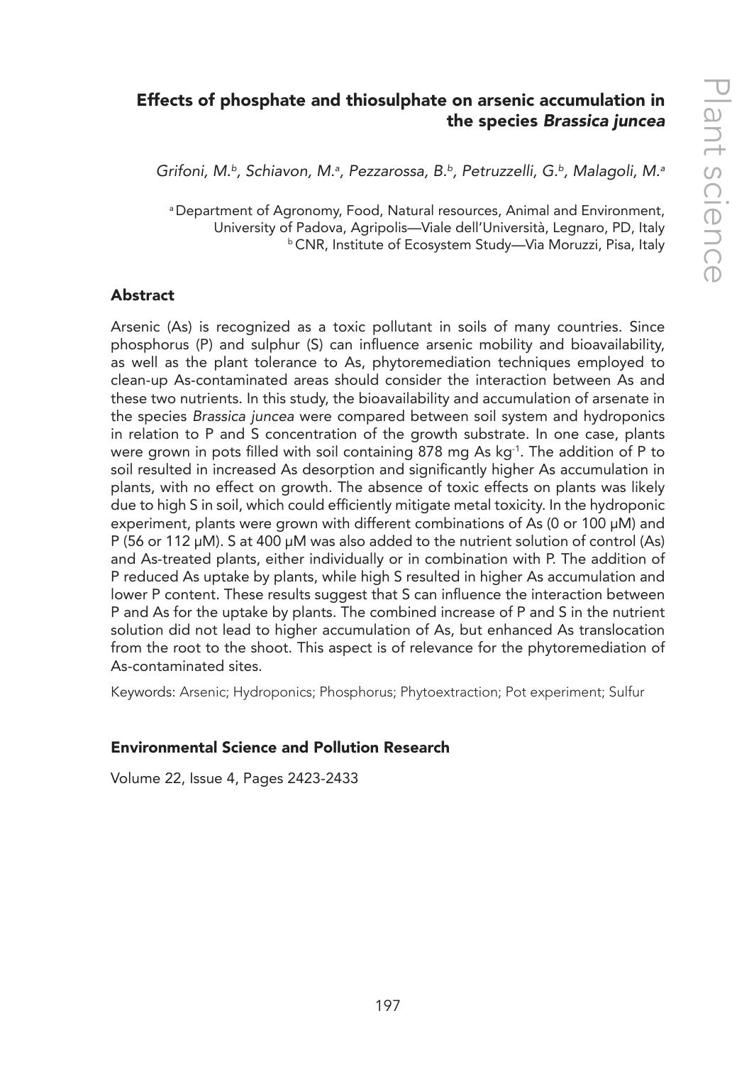## Effects of phosphate and thiosulphate on arsenic accumulation in the species *Brassica juncea*

*Grifoni, M.[b], Schiavon, M.[a], Pezzarossa, B.[b], Petruzzelli, G.[b], Malagoli, M.[a]*

[a] Department of Agronomy, Food, Natural resources, Animal and Environment, University of Padova, Agripolis—Viale dell'Università, Legnaro, PD, Italy
[b] CNR, Institute of Ecosystem Study—Via Moruzzi, Pisa, Italy

### Abstract

Arsenic (As) is recognized as a toxic pollutant in soils of many countries. Since phosphorus (P) and sulphur (S) can influence arsenic mobility and bioavailability, as well as the plant tolerance to As, phytoremediation techniques employed to clean-up As-contaminated areas should consider the interaction between As and these two nutrients. In this study, the bioavailability and accumulation of arsenate in the species *Brassica juncea* were compared between soil system and hydroponics in relation to P and S concentration of the growth substrate. In one case, plants were grown in pots filled with soil containing 878 mg As $kg^{-1}$. The addition of P to soil resulted in increased As desorption and significantly higher As accumulation in plants, with no effect on growth. The absence of toxic effects on plants was likely due to high S in soil, which could efficiently mitigate metal toxicity. In the hydroponic experiment, plants were grown with different combinations of As (0 or 100 μM) and P (56 or 112 μM). S at 400 μM was also added to the nutrient solution of control (As) and As-treated plants, either individually or in combination with P. The addition of P reduced As uptake by plants, while high S resulted in higher As accumulation and lower P content. These results suggest that S can influence the interaction between P and As for the uptake by plants. The combined increase of P and S in the nutrient solution did not lead to higher accumulation of As, but enhanced As translocation from the root to the shoot. This aspect is of relevance for the phytoremediation of As-contaminated sites.

Keywords: Arsenic; Hydroponics; Phosphorus; Phytoextraction; Pot experiment; Sulfur

### Environmental Science and Pollution Research

Volume 22, Issue 4, Pages 2423-2433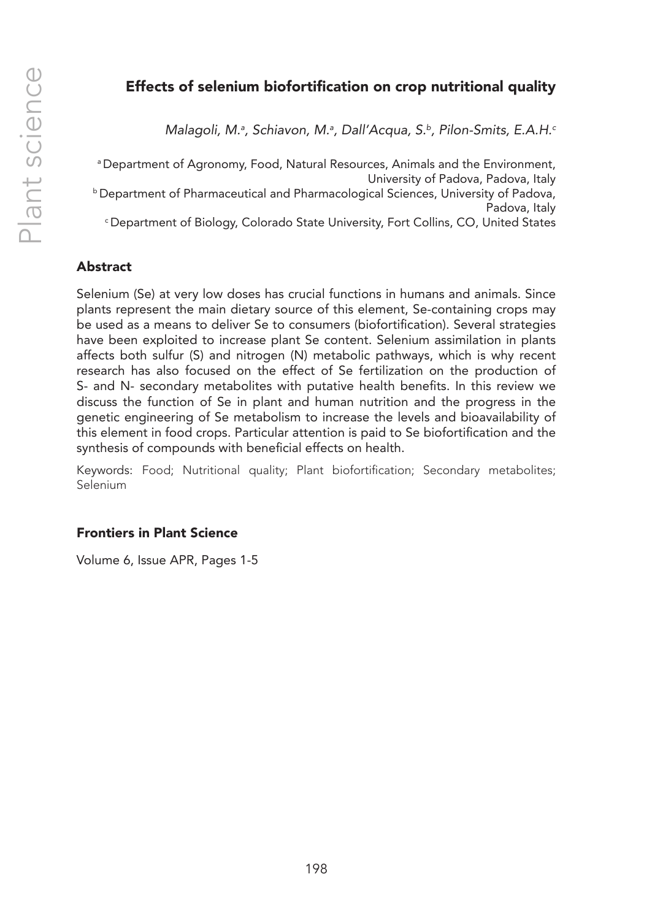## Effects of selenium biofortification on crop nutritional quality

*Malagoli, M.[a], Schiavon, M.[a], Dall'Acqua, S.[b], Pilon-Smits, E.A.H.[c]*

[a] Department of Agronomy, Food, Natural Resources, Animals and the Environment, University of Padova, Padova, Italy
[b] Department of Pharmaceutical and Pharmacological Sciences, University of Padova, Padova, Italy
[c] Department of Biology, Colorado State University, Fort Collins, CO, United States

### Abstract

Selenium (Se) at very low doses has crucial functions in humans and animals. Since plants represent the main dietary source of this element, Se-containing crops may be used as a means to deliver Se to consumers (biofortification). Several strategies have been exploited to increase plant Se content. Selenium assimilation in plants affects both sulfur (S) and nitrogen (N) metabolic pathways, which is why recent research has also focused on the effect of Se fertilization on the production of S- and N- secondary metabolites with putative health benefits. In this review we discuss the function of Se in plant and human nutrition and the progress in the genetic engineering of Se metabolism to increase the levels and bioavailability of this element in food crops. Particular attention is paid to Se biofortification and the synthesis of compounds with beneficial effects on health.

Keywords: Food; Nutritional quality; Plant biofortification; Secondary metabolites; Selenium

### Frontiers in Plant Science

Volume 6, Issue APR, Pages 1-5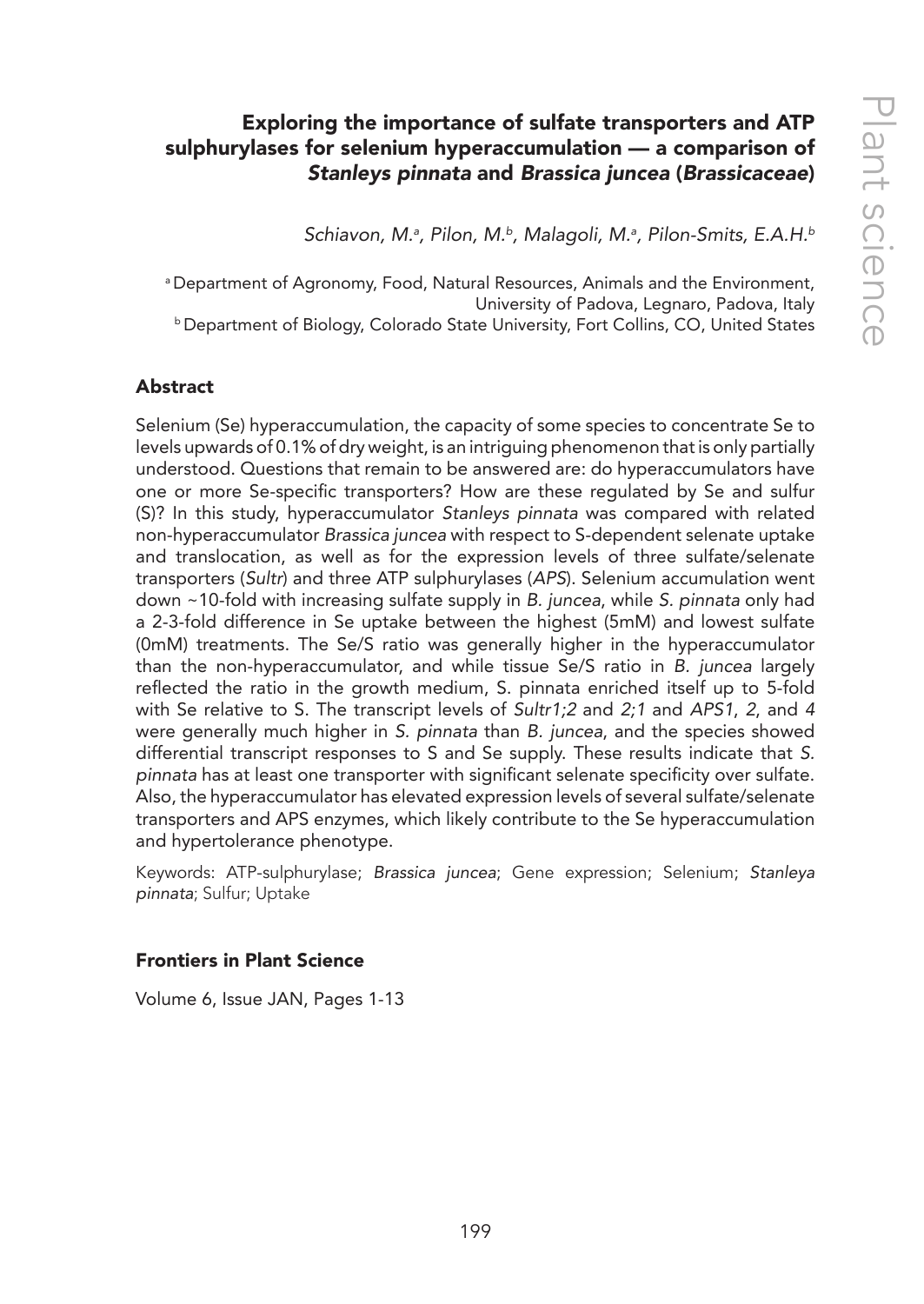# Exploring the importance of sulfate transporters and ATP sulphurylases for selenium hyperaccumulation — a comparison of *Stanleys pinnata* and *Brassica juncea* (*Brassicaceae*)

*Schiavon, M.[a], Pilon, M.[b], Malagoli, M.[a], Pilon-Smits, E.A.H.[b]*

[a] Department of Agronomy, Food, Natural Resources, Animals and the Environment, University of Padova, Legnaro, Padova, Italy
[b] Department of Biology, Colorado State University, Fort Collins, CO, United States

## Abstract

Selenium (Se) hyperaccumulation, the capacity of some species to concentrate Se to levels upwards of 0.1% of dry weight, is an intriguing phenomenon that is only partially understood. Questions that remain to be answered are: do hyperaccumulators have one or more Se-specific transporters? How are these regulated by Se and sulfur (S)? In this study, hyperaccumulator *Stanleys pinnata* was compared with related non-hyperaccumulator *Brassica juncea* with respect to S-dependent selenate uptake and translocation, as well as for the expression levels of three sulfate/selenate transporters (*Sultr*) and three ATP sulphurylases (*APS*). Selenium accumulation went down ~10-fold with increasing sulfate supply in *B. juncea*, while *S. pinnata* only had a 2-3-fold difference in Se uptake between the highest (5mM) and lowest sulfate (0mM) treatments. The Se/S ratio was generally higher in the hyperaccumulator than the non-hyperaccumulator, and while tissue Se/S ratio in *B. juncea* largely reflected the ratio in the growth medium, S. pinnata enriched itself up to 5-fold with Se relative to S. The transcript levels of *Sultr1;2* and *2;1* and *APS1*, *2*, and *4* were generally much higher in *S. pinnata* than *B. juncea*, and the species showed differential transcript responses to S and Se supply. These results indicate that *S. pinnata* has at least one transporter with significant selenate specificity over sulfate. Also, the hyperaccumulator has elevated expression levels of several sulfate/selenate transporters and APS enzymes, which likely contribute to the Se hyperaccumulation and hypertolerance phenotype.

Keywords: ATP-sulphurylase; *Brassica juncea*; Gene expression; Selenium; *Stanleya pinnata*; Sulfur; Uptake

### Frontiers in Plant Science

Volume 6, Issue JAN, Pages 1-13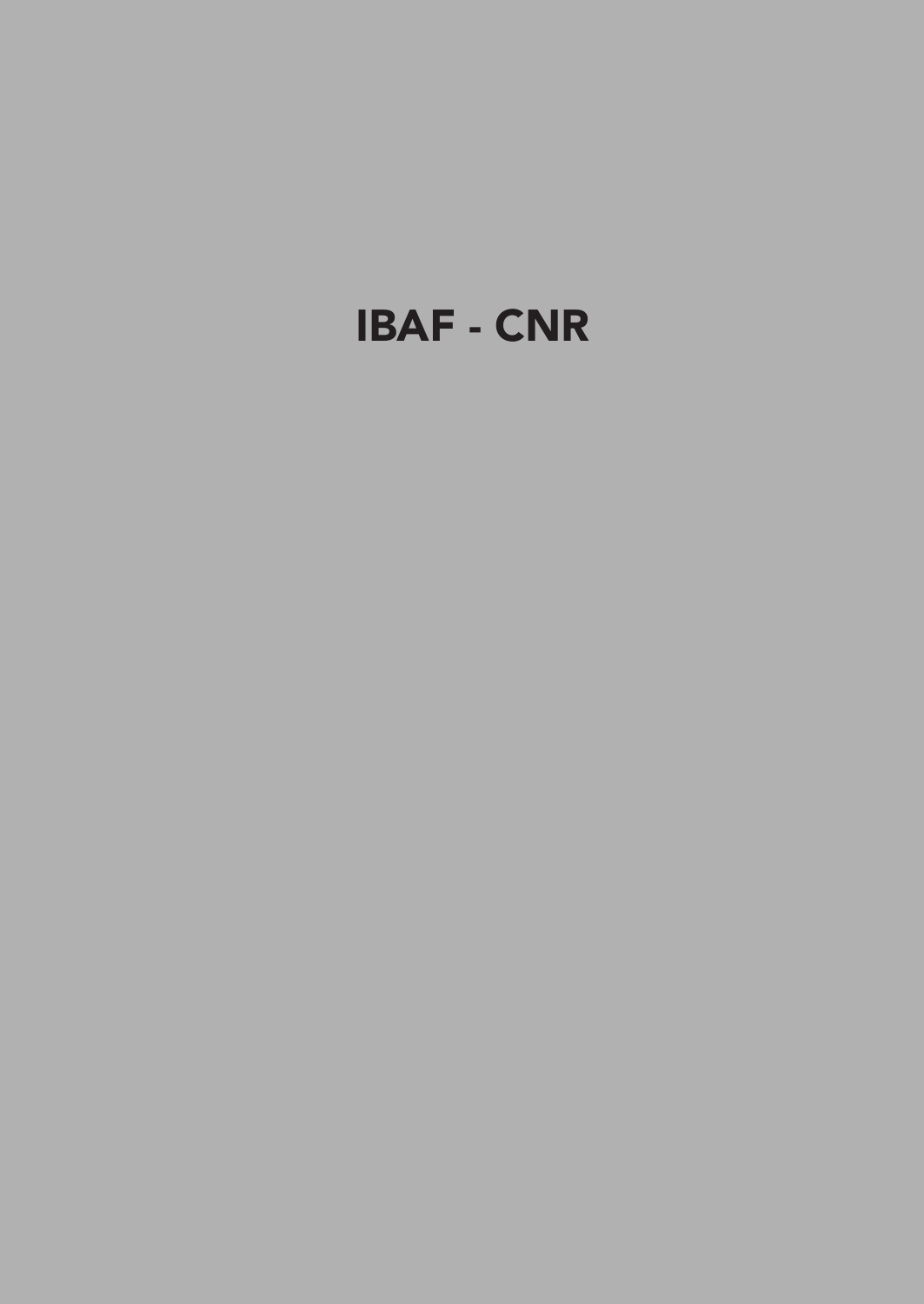# IBAF - CNR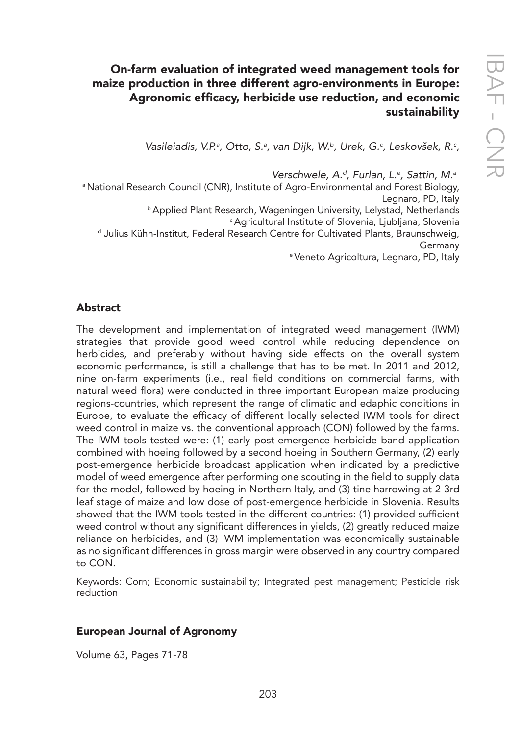## On-farm evaluation of integrated weed management tools for maize production in three different agro-environments in Europe: Agronomic efficacy, herbicide use reduction, and economic sustainability

*Vasileiadis, V.P.[a], Otto, S.[a], van Dijk, W.[b], Urek, G.[c], Leskovšek, R.[c], Verschwele, A.[d], Furlan, L.[e], Sattin, M.[a]*

[a] National Research Council (CNR), Institute of Agro-Environmental and Forest Biology, Legnaro, PD, Italy

[b] Applied Plant Research, Wageningen University, Lelystad, Netherlands

[c] Agricultural Institute of Slovenia, Ljubljana, Slovenia

[d] Julius Kühn-Institut, Federal Research Centre for Cultivated Plants, Braunschweig, Germany

[e] Veneto Agricoltura, Legnaro, PD, Italy

### Abstract

The development and implementation of integrated weed management (IWM) strategies that provide good weed control while reducing dependence on herbicides, and preferably without having side effects on the overall system economic performance, is still a challenge that has to be met. In 2011 and 2012, nine on-farm experiments (i.e., real field conditions on commercial farms, with natural weed flora) were conducted in three important European maize producing regions-countries, which represent the range of climatic and edaphic conditions in Europe, to evaluate the efficacy of different locally selected IWM tools for direct weed control in maize vs. the conventional approach (CON) followed by the farms. The IWM tools tested were: (1) early post-emergence herbicide band application combined with hoeing followed by a second hoeing in Southern Germany, (2) early post-emergence herbicide broadcast application when indicated by a predictive model of weed emergence after performing one scouting in the field to supply data for the model, followed by hoeing in Northern Italy, and (3) tine harrowing at 2-3rd leaf stage of maize and low dose of post-emergence herbicide in Slovenia. Results showed that the IWM tools tested in the different countries: (1) provided sufficient weed control without any significant differences in yields, (2) greatly reduced maize reliance on herbicides, and (3) IWM implementation was economically sustainable as no significant differences in gross margin were observed in any country compared to CON.

Keywords: Corn; Economic sustainability; Integrated pest management; Pesticide risk reduction

### European Journal of Agronomy

Volume 63, Pages 71-78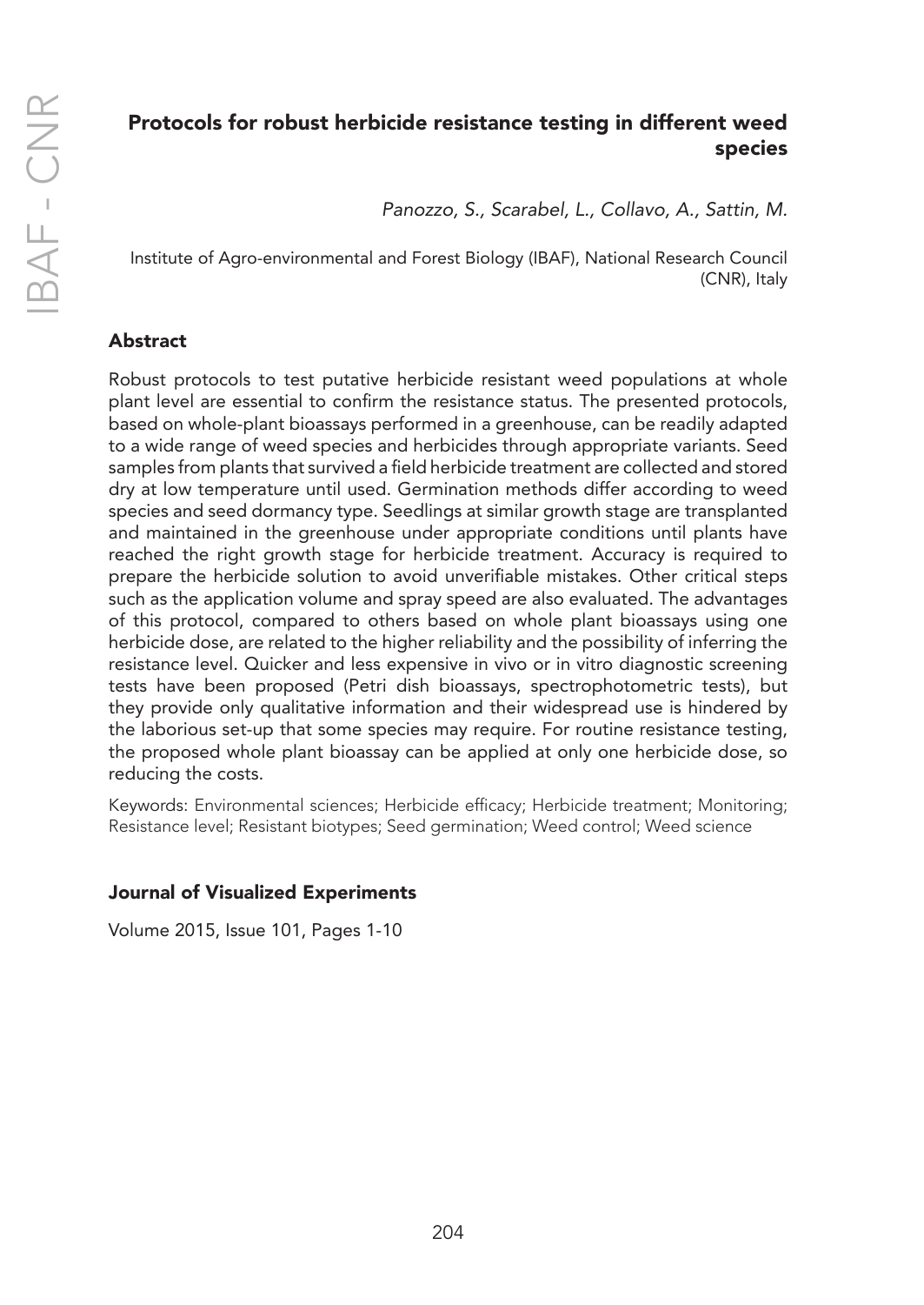## Protocols for robust herbicide resistance testing in different weed species

*Panozzo, S., Scarabel, L., Collavo, A., Sattin, M.*

Institute of Agro-environmental and Forest Biology (IBAF), National Research Council (CNR), Italy

### Abstract

Robust protocols to test putative herbicide resistant weed populations at whole plant level are essential to confirm the resistance status. The presented protocols, based on whole-plant bioassays performed in a greenhouse, can be readily adapted to a wide range of weed species and herbicides through appropriate variants. Seed samples from plants that survived a field herbicide treatment are collected and stored dry at low temperature until used. Germination methods differ according to weed species and seed dormancy type. Seedlings at similar growth stage are transplanted and maintained in the greenhouse under appropriate conditions until plants have reached the right growth stage for herbicide treatment. Accuracy is required to prepare the herbicide solution to avoid unverifiable mistakes. Other critical steps such as the application volume and spray speed are also evaluated. The advantages of this protocol, compared to others based on whole plant bioassays using one herbicide dose, are related to the higher reliability and the possibility of inferring the resistance level. Quicker and less expensive in vivo or in vitro diagnostic screening tests have been proposed (Petri dish bioassays, spectrophotometric tests), but they provide only qualitative information and their widespread use is hindered by the laborious set-up that some species may require. For routine resistance testing, the proposed whole plant bioassay can be applied at only one herbicide dose, so reducing the costs.

Keywords: Environmental sciences; Herbicide efficacy; Herbicide treatment; Monitoring; Resistance level; Resistant biotypes; Seed germination; Weed control; Weed science

### Journal of Visualized Experiments

Volume 2015, Issue 101, Pages 1-10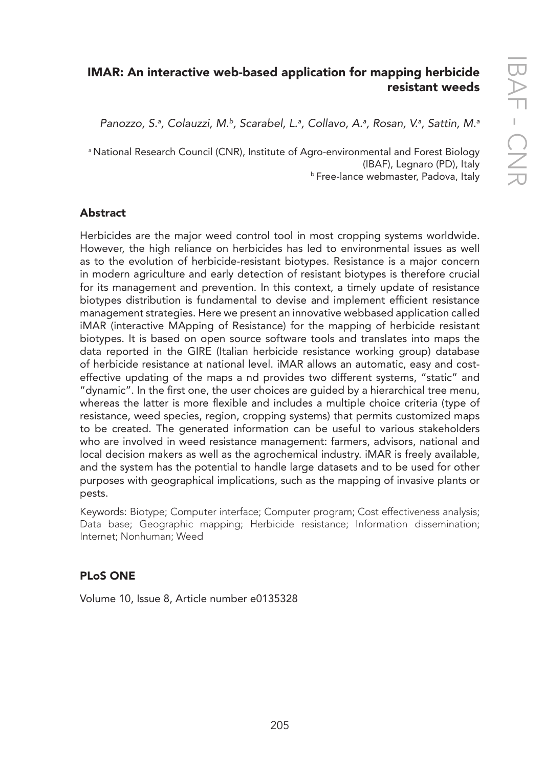## IMAR: An interactive web-based application for mapping herbicide resistant weeds

*Panozzo, S.[a], Colauzzi, M.[b], Scarabel, L.[a], Collavo, A.[a], Rosan, V.[a], Sattin, M.[a]*

[a] National Research Council (CNR), Institute of Agro-environmental and Forest Biology (IBAF), Legnaro (PD), Italy
[b] Free-lance webmaster, Padova, Italy

### Abstract

Herbicides are the major weed control tool in most cropping systems worldwide. However, the high reliance on herbicides has led to environmental issues as well as to the evolution of herbicide-resistant biotypes. Resistance is a major concern in modern agriculture and early detection of resistant biotypes is therefore crucial for its management and prevention. In this context, a timely update of resistance biotypes distribution is fundamental to devise and implement efficient resistance management strategies. Here we present an innovative webbased application called iMAR (interactive MApping of Resistance) for the mapping of herbicide resistant biotypes. It is based on open source software tools and translates into maps the data reported in the GIRE (Italian herbicide resistance working group) database of herbicide resistance at national level. iMAR allows an automatic, easy and cost-effective updating of the maps a nd provides two different systems, "static" and "dynamic". In the first one, the user choices are guided by a hierarchical tree menu, whereas the latter is more flexible and includes a multiple choice criteria (type of resistance, weed species, region, cropping systems) that permits customized maps to be created. The generated information can be useful to various stakeholders who are involved in weed resistance management: farmers, advisors, national and local decision makers as well as the agrochemical industry. iMAR is freely available, and the system has the potential to handle large datasets and to be used for other purposes with geographical implications, such as the mapping of invasive plants or pests.

Keywords: Biotype; Computer interface; Computer program; Cost effectiveness analysis; Data base; Geographic mapping; Herbicide resistance; Information dissemination; Internet; Nonhuman; Weed

### PLoS ONE

Volume 10, Issue 8, Article number e0135328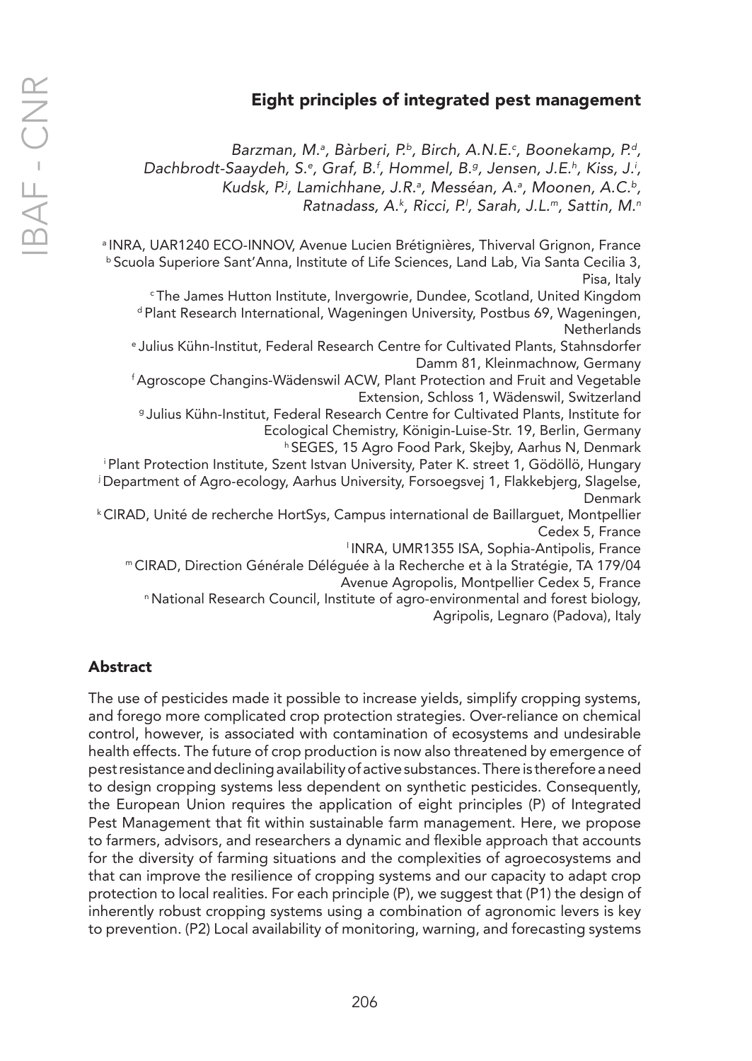# Eight principles of integrated pest management

*Barzman, M.[a], Bàrberi, P.[b], Birch, A.N.E.[c], Boonekamp, P.[d], Dachbrodt-Saaydeh, S.[e], Graf, B.[f], Hommel, B.[g], Jensen, J.E.[h], Kiss, J.[i], Kudsk, P.[j], Lamichhane, J.R.[a], Messéan, A.[a], Moonen, A.C.[b], Ratnadass, A.[k], Ricci, P.[l], Sarah, J.L.[m], Sattin, M.[n]*

[a] INRA, UAR1240 ECO-INNOV, Avenue Lucien Brétignières, Thiverval Grignon, France
[b] Scuola Superiore Sant'Anna, Institute of Life Sciences, Land Lab, Via Santa Cecilia 3, Pisa, Italy
[c] The James Hutton Institute, Invergowrie, Dundee, Scotland, United Kingdom
[d] Plant Research International, Wageningen University, Postbus 69, Wageningen, Netherlands
[e] Julius Kühn-Institut, Federal Research Centre for Cultivated Plants, Stahnsdorfer Damm 81, Kleinmachnow, Germany
[f] Agroscope Changins-Wädenswil ACW, Plant Protection and Fruit and Vegetable Extension, Schloss 1, Wädenswil, Switzerland
[g] Julius Kühn-Institut, Federal Research Centre for Cultivated Plants, Institute for Ecological Chemistry, Königin-Luise-Str. 19, Berlin, Germany
[h] SEGES, 15 Agro Food Park, Skejby, Aarhus N, Denmark
[i] Plant Protection Institute, Szent Istvan University, Pater K. street 1, Gödöllö, Hungary
[j] Department of Agro-ecology, Aarhus University, Forsoegsvej 1, Flakkebjerg, Slagelse, Denmark
[k] CIRAD, Unité de recherche HortSys, Campus international de Baillarguet, Montpellier Cedex 5, France
[l] INRA, UMR1355 ISA, Sophia-Antipolis, France
[m] CIRAD, Direction Générale Déléguée à la Recherche et à la Stratégie, TA 179/04 Avenue Agropolis, Montpellier Cedex 5, France
[n] National Research Council, Institute of agro-environmental and forest biology, Agripolis, Legnaro (Padova), Italy

## Abstract

The use of pesticides made it possible to increase yields, simplify cropping systems, and forego more complicated crop protection strategies. Over-reliance on chemical control, however, is associated with contamination of ecosystems and undesirable health effects. The future of crop production is now also threatened by emergence of pest resistance and declining availability of active substances. There is therefore a need to design cropping systems less dependent on synthetic pesticides. Consequently, the European Union requires the application of eight principles (P) of Integrated Pest Management that fit within sustainable farm management. Here, we propose to farmers, advisors, and researchers a dynamic and flexible approach that accounts for the diversity of farming situations and the complexities of agroecosystems and that can improve the resilience of cropping systems and our capacity to adapt crop protection to local realities. For each principle (P), we suggest that (P1) the design of inherently robust cropping systems using a combination of agronomic levers is key to prevention. (P2) Local availability of monitoring, warning, and forecasting systems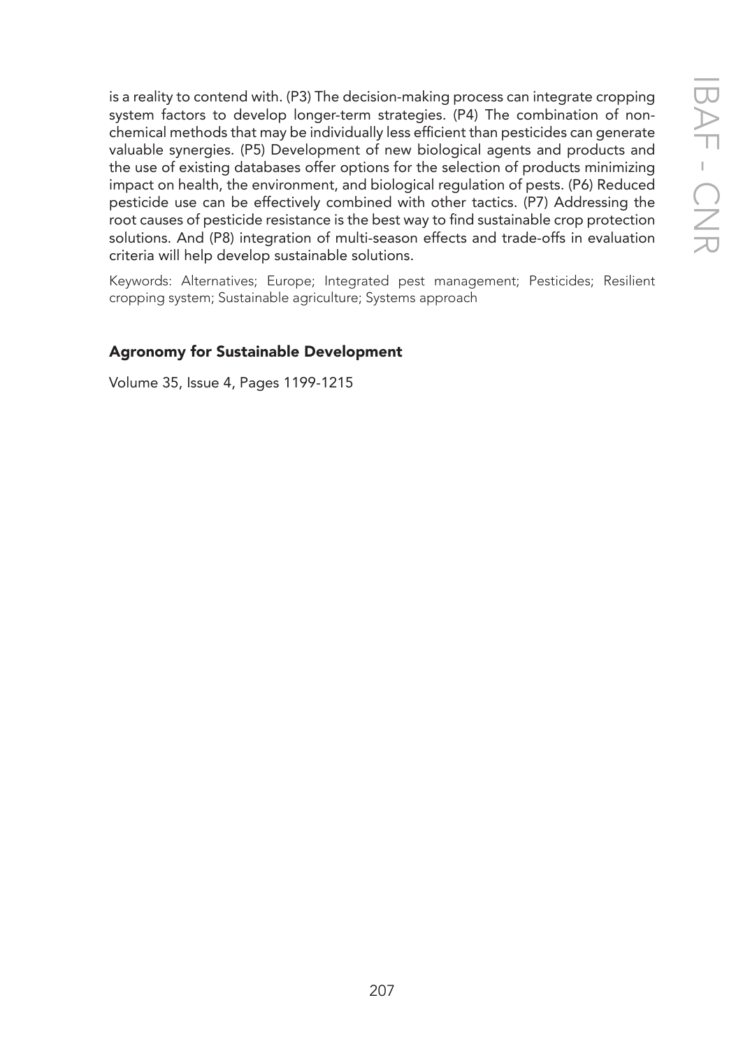is a reality to contend with. (P3) The decision-making process can integrate cropping system factors to develop longer-term strategies. (P4) The combination of non-chemical methods that may be individually less efficient than pesticides can generate valuable synergies. (P5) Development of new biological agents and products and the use of existing databases offer options for the selection of products minimizing impact on health, the environment, and biological regulation of pests. (P6) Reduced pesticide use can be effectively combined with other tactics. (P7) Addressing the root causes of pesticide resistance is the best way to find sustainable crop protection solutions. And (P8) integration of multi-season effects and trade-offs in evaluation criteria will help develop sustainable solutions.

Keywords: Alternatives; Europe; Integrated pest management; Pesticides; Resilient cropping system; Sustainable agriculture; Systems approach

**Agronomy for Sustainable Development**

Volume 35, Issue 4, Pages 1199-1215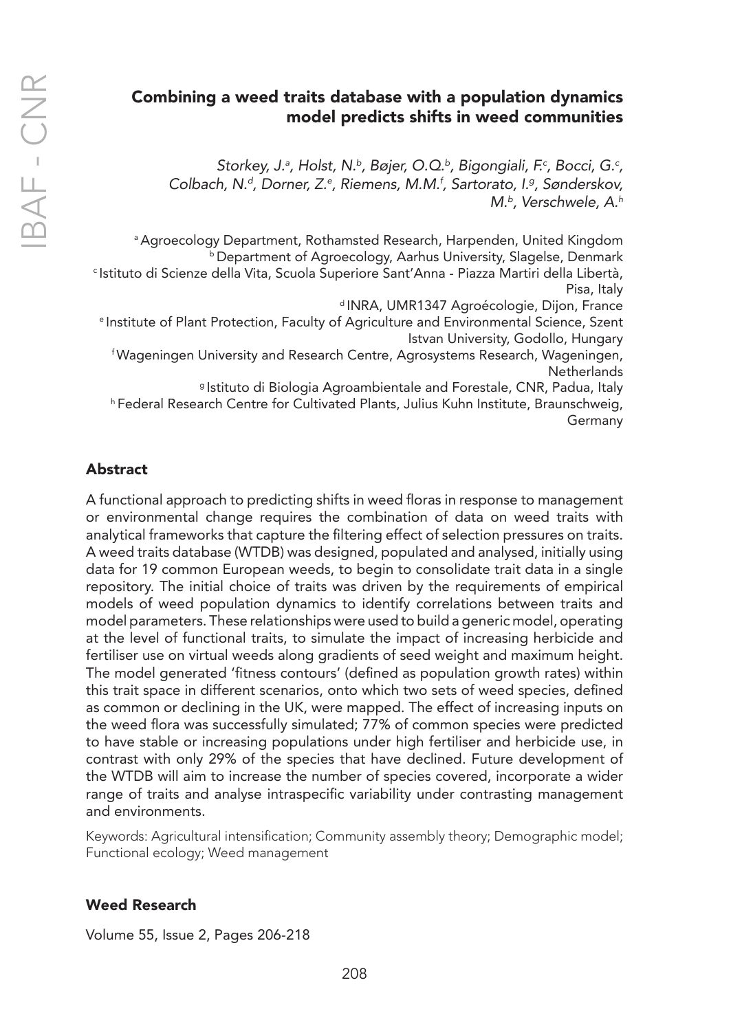# Combining a weed traits database with a population dynamics model predicts shifts in weed communities

*Storkey, J.[a], Holst, N.[b], Bøjer, O.Q.[b], Bigongiali, F.[c], Bocci, G.[c], Colbach, N.[d], Dorner, Z.[e], Riemens, M.M.[f], Sartorato, I.[g], Sønderskov, M.[b], Verschwele, A.[h]*

[a] Agroecology Department, Rothamsted Research, Harpenden, United Kingdom
[b] Department of Agroecology, Aarhus University, Slagelse, Denmark
[c] Istituto di Scienze della Vita, Scuola Superiore Sant'Anna - Piazza Martiri della Libertà, Pisa, Italy
[d] INRA, UMR1347 Agroécologie, Dijon, France
[e] Institute of Plant Protection, Faculty of Agriculture and Environmental Science, Szent Istvan University, Godollo, Hungary
[f] Wageningen University and Research Centre, Agrosystems Research, Wageningen, Netherlands
[g] Istituto di Biologia Agroambientale and Forestale, CNR, Padua, Italy
[h] Federal Research Centre for Cultivated Plants, Julius Kuhn Institute, Braunschweig, Germany

## Abstract

A functional approach to predicting shifts in weed floras in response to management or environmental change requires the combination of data on weed traits with analytical frameworks that capture the filtering effect of selection pressures on traits. A weed traits database (WTDB) was designed, populated and analysed, initially using data for 19 common European weeds, to begin to consolidate trait data in a single repository. The initial choice of traits was driven by the requirements of empirical models of weed population dynamics to identify correlations between traits and model parameters. These relationships were used to build a generic model, operating at the level of functional traits, to simulate the impact of increasing herbicide and fertiliser use on virtual weeds along gradients of seed weight and maximum height. The model generated 'fitness contours' (defined as population growth rates) within this trait space in different scenarios, onto which two sets of weed species, defined as common or declining in the UK, were mapped. The effect of increasing inputs on the weed flora was successfully simulated; 77% of common species were predicted to have stable or increasing populations under high fertiliser and herbicide use, in contrast with only 29% of the species that have declined. Future development of the WTDB will aim to increase the number of species covered, incorporate a wider range of traits and analyse intraspecific variability under contrasting management and environments.

Keywords: Agricultural intensification; Community assembly theory; Demographic model; Functional ecology; Weed management

### Weed Research

Volume 55, Issue 2, Pages 206-218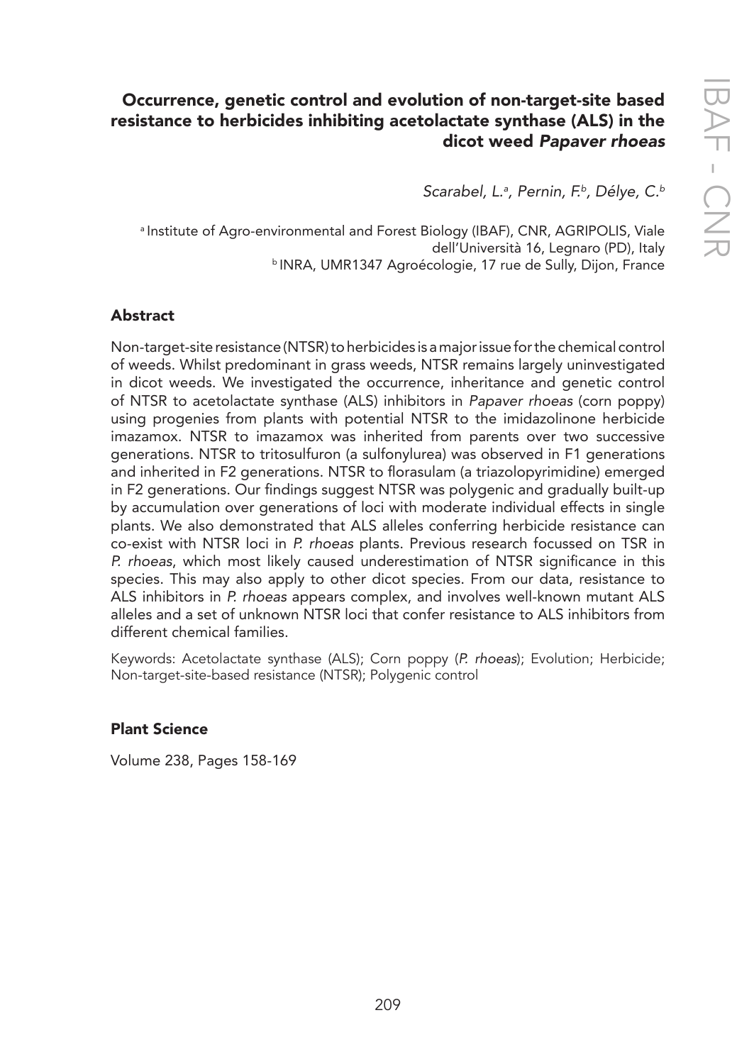# Occurrence, genetic control and evolution of non-target-site based resistance to herbicides inhibiting acetolactate synthase (ALS) in the dicot weed *Papaver rhoeas*

*Scarabel, L.[a], Pernin, F.[b], Délye, C.[b]*

[a] Institute of Agro-environmental and Forest Biology (IBAF), CNR, AGRIPOLIS, Viale dell'Università 16, Legnaro (PD), Italy
[b] INRA, UMR1347 Agroécologie, 17 rue de Sully, Dijon, France

## Abstract

Non-target-site resistance (NTSR) to herbicides is a major issue for the chemical control of weeds. Whilst predominant in grass weeds, NTSR remains largely uninvestigated in dicot weeds. We investigated the occurrence, inheritance and genetic control of NTSR to acetolactate synthase (ALS) inhibitors in *Papaver rhoeas* (corn poppy) using progenies from plants with potential NTSR to the imidazolinone herbicide imazamox. NTSR to imazamox was inherited from parents over two successive generations. NTSR to tritosulfuron (a sulfonylurea) was observed in F1 generations and inherited in F2 generations. NTSR to florasulam (a triazolopyrimidine) emerged in F2 generations. Our findings suggest NTSR was polygenic and gradually built-up by accumulation over generations of loci with moderate individual effects in single plants. We also demonstrated that ALS alleles conferring herbicide resistance can co-exist with NTSR loci in *P. rhoeas* plants. Previous research focussed on TSR in *P. rhoeas*, which most likely caused underestimation of NTSR significance in this species. This may also apply to other dicot species. From our data, resistance to ALS inhibitors in *P. rhoeas* appears complex, and involves well-known mutant ALS alleles and a set of unknown NTSR loci that confer resistance to ALS inhibitors from different chemical families.

Keywords: Acetolactate synthase (ALS); Corn poppy (*P. rhoeas*); Evolution; Herbicide; Non-target-site-based resistance (NTSR); Polygenic control

### Plant Science

Volume 238, Pages 158-169